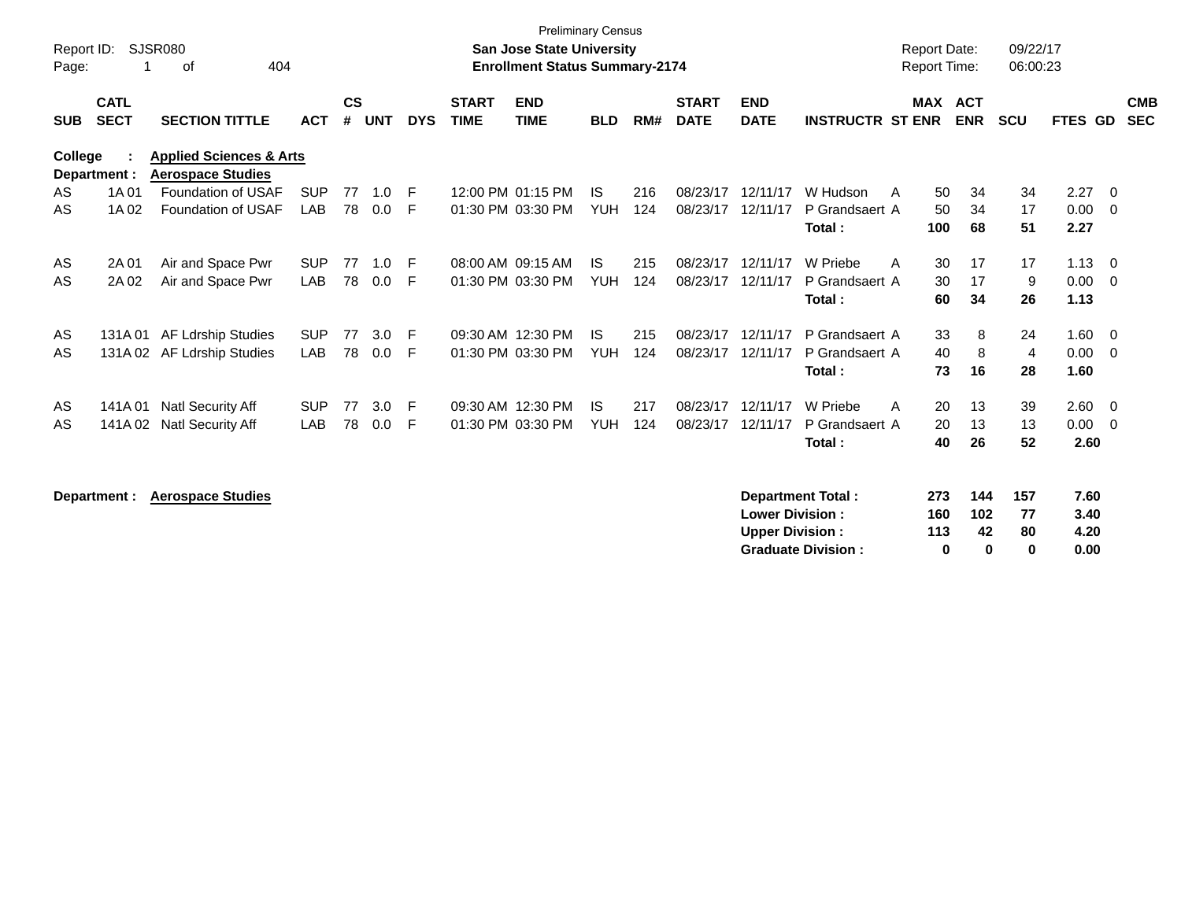Preliminary Census

**San Jose State University**

**Enrollment Status Summary-2174**

Report ID: SJSR080

Report Date: 09/22/17

Report Time: 06:00:23

| SUB | CATL SECT | SECTION TITTLE | ACT | CS # | UNT | DYS | START TIME | END TIME | BLD | RM# | START DATE | END DATE | INSTRUCTR | ST | MAX ENR | ACT ENR | SCU | FTES | GD | CMB SEC |
|---|---|---|---|---|---|---|---|---|---|---|---|---|---|---|---|---|---|---|---|---|
| **College :** | | **Applied Sciences & Arts** | | | | | | | | | | | | | | | | | | |
| **Department :** | | **Aerospace Studies** | | | | | | | | | | | | | | | | | | |
| AS | 1A 01 | Foundation of USAF | SUP | 77 | 1.0 | F | 12:00 PM | 01:15 PM | IS | 216 | 08/23/17 | 12/11/17 | W Hudson | A | 50 | 34 | 34 | 2.27 | 0 | |
| AS | 1A 02 | Foundation of USAF | LAB | 78 | 0.0 | F | 01:30 PM | 03:30 PM | YUH | 124 | 08/23/17 | 12/11/17 | P Grandsaert | A | 50 | 34 | 17 | 0.00 | 0 | |
| | | | | | | | | | | | | | **Total :** | | **100** | **68** | **51** | **2.27** | | |
| AS | 2A 01 | Air and Space Pwr | SUP | 77 | 1.0 | F | 08:00 AM | 09:15 AM | IS | 215 | 08/23/17 | 12/11/17 | W Priebe | A | 30 | 17 | 17 | 1.13 | 0 | |
| AS | 2A 02 | Air and Space Pwr | LAB | 78 | 0.0 | F | 01:30 PM | 03:30 PM | YUH | 124 | 08/23/17 | 12/11/17 | P Grandsaert | A | 30 | 17 | 9 | 0.00 | 0 | |
| | | | | | | | | | | | | | **Total :** | | **60** | **34** | **26** | **1.13** | | |
| AS | 131A 01 | AF Ldrship Studies | SUP | 77 | 3.0 | F | 09:30 AM | 12:30 PM | IS | 215 | 08/23/17 | 12/11/17 | P Grandsaert | A | 33 | 8 | 24 | 1.60 | 0 | |
| AS | 131A 02 | AF Ldrship Studies | LAB | 78 | 0.0 | F | 01:30 PM | 03:30 PM | YUH | 124 | 08/23/17 | 12/11/17 | P Grandsaert | A | 40 | 8 | 4 | 0.00 | 0 | |
| | | | | | | | | | | | | | **Total :** | | **73** | **16** | **28** | **1.60** | | |
| AS | 141A 01 | Natl Security Aff | SUP | 77 | 3.0 | F | 09:30 AM | 12:30 PM | IS | 217 | 08/23/17 | 12/11/17 | W Priebe | A | 20 | 13 | 39 | 2.60 | 0 | |
| AS | 141A 02 | Natl Security Aff | LAB | 78 | 0.0 | F | 01:30 PM | 03:30 PM | YUH | 124 | 08/23/17 | 12/11/17 | P Grandsaert | A | 20 | 13 | 13 | 0.00 | 0 | |
| | | | | | | | | | | | | | **Total :** | | **40** | **26** | **52** | **2.60** | | |

**Department : Aerospace Studies**

| | MAX ENR | ACT ENR | SCU | FTES |
|---|---|---|---|---|
| **Department Total :** | **273** | **144** | **157** | **7.60** |
| **Lower Division :** | **160** | **102** | **77** | **3.40** |
| **Upper Division :** | **113** | **42** | **80** | **4.20** |
| **Graduate Division :** | **0** | **0** | **0** | **0.00** |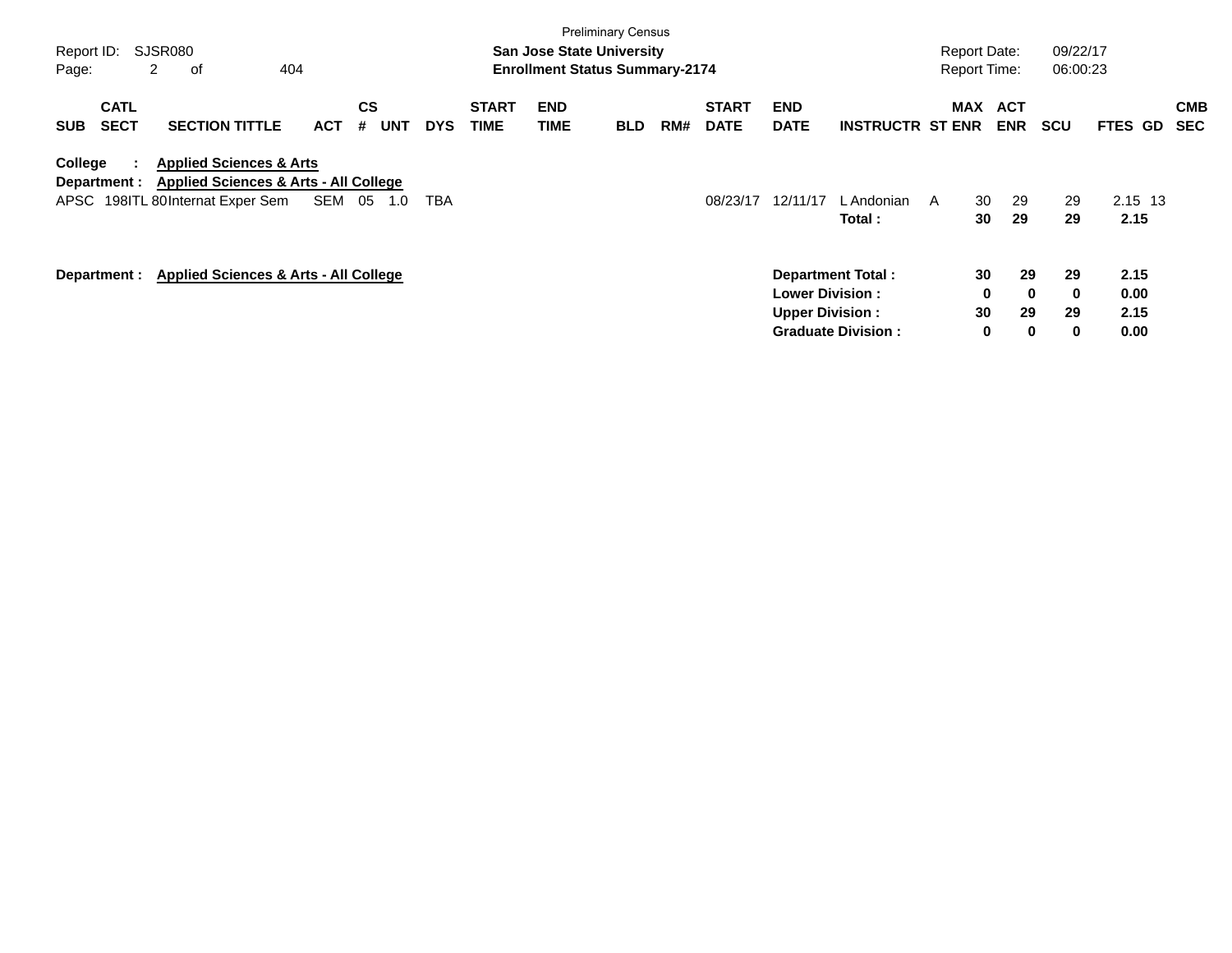Preliminary Census

**San Jose State University**
**Enrollment Status Summary-2174**

Report ID: SJSR080
Report Date: 09/22/17
Report Time: 06:00:23

| SUB | CATL SECT | SECTION TITTLE | ACT | CS # | UNT | DYS | START TIME | END TIME | BLD | RM# | START DATE | END DATE | INSTRUCTR | ST | MAX ENR | ACT ENR | SCU | FTES | GD | CMB SEC |
|---|---|---|---|---|---|---|---|---|---|---|---|---|---|---|---|---|---|---|---|---|

**College : Applied Sciences & Arts**
**Department : Applied Sciences & Arts - All College**

| SUB | CATL SECT | SECTION TITTLE | ACT | CS # | UNT | DYS | START TIME | END TIME | BLD | RM# | START DATE | END DATE | INSTRUCTR | ST | MAX ENR | ACT ENR | SCU | FTES | GD | CMB SEC |
|---|---|---|---|---|---|---|---|---|---|---|---|---|---|---|---|---|---|---|---|---|
| APSC | 198ITL 80 | Internat Exper Sem | SEM | 05 | 1.0 | TBA | | | | | 08/23/17 | 12/11/17 | L Andonian | A | 30 | 29 | 29 | 2.15 | 13 | |
| | | | | | | | | | | | | | **Total :** | | **30** | **29** | **29** | **2.15** | | |

**Department : Applied Sciences & Arts - All College**

| | MAX ENR | ACT ENR | SCU | FTES |
|---|---|---|---|---|
| **Department Total :** | **30** | **29** | **29** | **2.15** |
| **Lower Division :** | **0** | **0** | **0** | **0.00** |
| **Upper Division :** | **30** | **29** | **29** | **2.15** |
| **Graduate Division :** | **0** | **0** | **0** | **0.00** |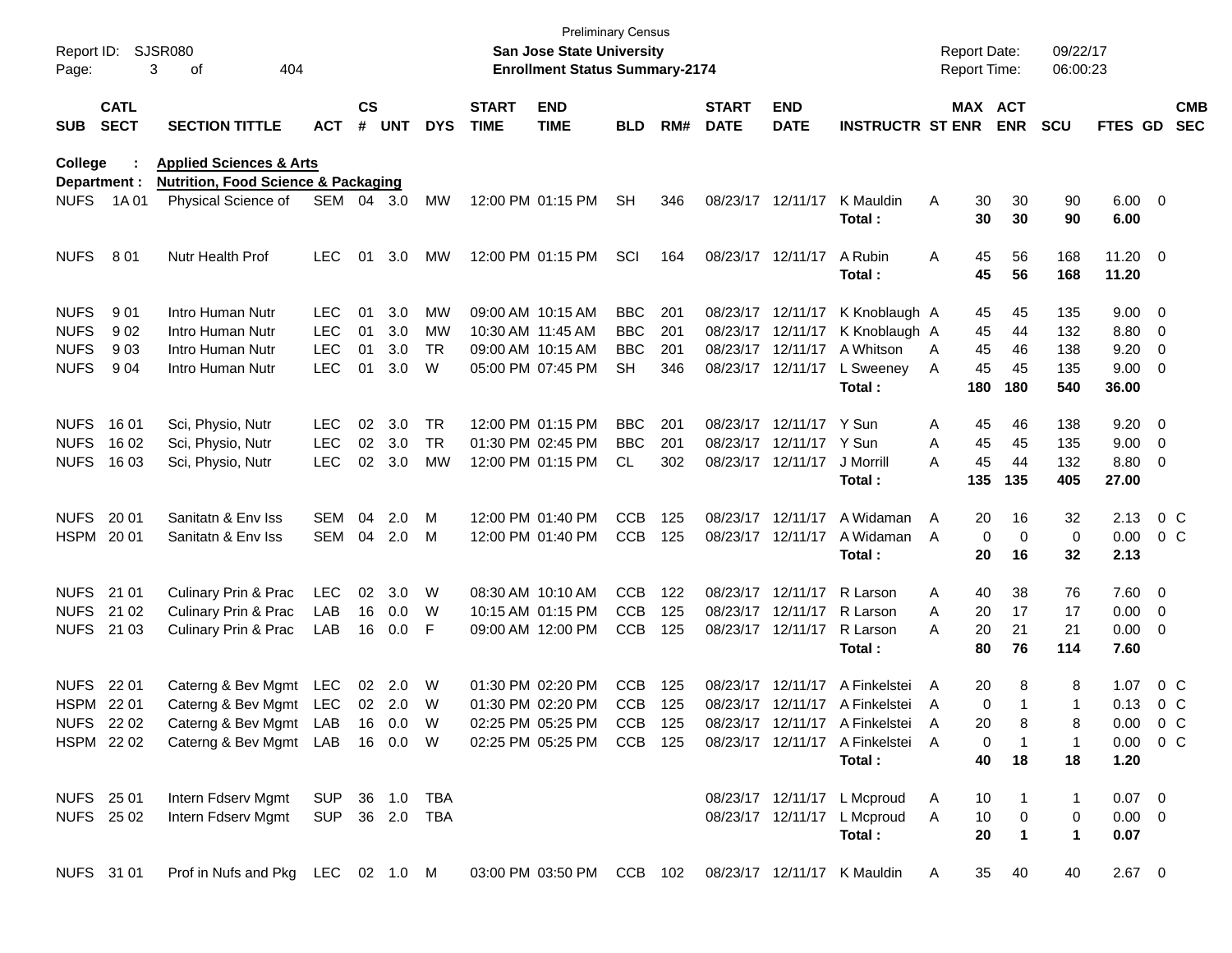Preliminary Census

Report ID: SJSR080 — **San Jose State University** — Report Date: 09/22/17

**Enrollment Status Summary-2174** — Report Time: 06:00:23

**College : Applied Sciences & Arts**

**Department : Nutrition, Food Science & Packaging**

| SUB | CATL SECT | SECTION TITTLE | ACT | CS # | UNT | DYS | START TIME | END TIME | BLD | RM# | START DATE | END DATE | INSTRUCTR | ST | MAX ENR | ACT ENR | SCU | FTES | GD | CMB SEC |
|---|---|---|---|---|---|---|---|---|---|---|---|---|---|---|---|---|---|---|---|---|
| NUFS | 1A 01 | Physical Science of | SEM | 04 | 3.0 | MW | 12:00 PM | 01:15 PM | SH | 346 | 08/23/17 | 12/11/17 | K Mauldin | A | 30 | 30 | 90 | 6.00 | 0 | |
| | | | | | | | | | | | | | **Total :** | | **30** | **30** | **90** | **6.00** | | |
| NUFS | 8 01 | Nutr Health Prof | LEC | 01 | 3.0 | MW | 12:00 PM | 01:15 PM | SCI | 164 | 08/23/17 | 12/11/17 | A Rubin | A | 45 | 56 | 168 | 11.20 | 0 | |
| | | | | | | | | | | | | | **Total :** | | **45** | **56** | **168** | **11.20** | | |
| NUFS | 9 01 | Intro Human Nutr | LEC | 01 | 3.0 | MW | 09:00 AM | 10:15 AM | BBC | 201 | 08/23/17 | 12/11/17 | K Knoblaugh | A | 45 | 45 | 135 | 9.00 | 0 | |
| NUFS | 9 02 | Intro Human Nutr | LEC | 01 | 3.0 | MW | 10:30 AM | 11:45 AM | BBC | 201 | 08/23/17 | 12/11/17 | K Knoblaugh | A | 45 | 44 | 132 | 8.80 | 0 | |
| NUFS | 9 03 | Intro Human Nutr | LEC | 01 | 3.0 | TR | 09:00 AM | 10:15 AM | BBC | 201 | 08/23/17 | 12/11/17 | A Whitson | A | 45 | 46 | 138 | 9.20 | 0 | |
| NUFS | 9 04 | Intro Human Nutr | LEC | 01 | 3.0 | W | 05:00 PM | 07:45 PM | SH | 346 | 08/23/17 | 12/11/17 | L Sweeney | A | 45 | 45 | 135 | 9.00 | 0 | |
| | | | | | | | | | | | | | **Total :** | | **180** | **180** | **540** | **36.00** | | |
| NUFS | 16 01 | Sci, Physio, Nutr | LEC | 02 | 3.0 | TR | 12:00 PM | 01:15 PM | BBC | 201 | 08/23/17 | 12/11/17 | Y Sun | A | 45 | 46 | 138 | 9.20 | 0 | |
| NUFS | 16 02 | Sci, Physio, Nutr | LEC | 02 | 3.0 | TR | 01:30 PM | 02:45 PM | BBC | 201 | 08/23/17 | 12/11/17 | Y Sun | A | 45 | 45 | 135 | 9.00 | 0 | |
| NUFS | 16 03 | Sci, Physio, Nutr | LEC | 02 | 3.0 | MW | 12:00 PM | 01:15 PM | CL | 302 | 08/23/17 | 12/11/17 | J Morrill | A | 45 | 44 | 132 | 8.80 | 0 | |
| | | | | | | | | | | | | | **Total :** | | **135** | **135** | **405** | **27.00** | | |
| NUFS | 20 01 | Sanitatn & Env Iss | SEM | 04 | 2.0 | M | 12:00 PM | 01:40 PM | CCB | 125 | 08/23/17 | 12/11/17 | A Widaman | A | 20 | 16 | 32 | 2.13 | 0 | C |
| HSPM | 20 01 | Sanitatn & Env Iss | SEM | 04 | 2.0 | M | 12:00 PM | 01:40 PM | CCB | 125 | 08/23/17 | 12/11/17 | A Widaman | A | 0 | 0 | 0 | 0.00 | 0 | C |
| | | | | | | | | | | | | | **Total :** | | **20** | **16** | **32** | **2.13** | | |
| NUFS | 21 01 | Culinary Prin & Prac | LEC | 02 | 3.0 | W | 08:30 AM | 10:10 AM | CCB | 122 | 08/23/17 | 12/11/17 | R Larson | A | 40 | 38 | 76 | 7.60 | 0 | |
| NUFS | 21 02 | Culinary Prin & Prac | LAB | 16 | 0.0 | W | 10:15 AM | 01:15 PM | CCB | 125 | 08/23/17 | 12/11/17 | R Larson | A | 20 | 17 | 17 | 0.00 | 0 | |
| NUFS | 21 03 | Culinary Prin & Prac | LAB | 16 | 0.0 | F | 09:00 AM | 12:00 PM | CCB | 125 | 08/23/17 | 12/11/17 | R Larson | A | 20 | 21 | 21 | 0.00 | 0 | |
| | | | | | | | | | | | | | **Total :** | | **80** | **76** | **114** | **7.60** | | |
| NUFS | 22 01 | Caterng & Bev Mgmt | LEC | 02 | 2.0 | W | 01:30 PM | 02:20 PM | CCB | 125 | 08/23/17 | 12/11/17 | A Finkelstei | A | 20 | 8 | 8 | 1.07 | 0 | C |
| HSPM | 22 01 | Caterng & Bev Mgmt | LEC | 02 | 2.0 | W | 01:30 PM | 02:20 PM | CCB | 125 | 08/23/17 | 12/11/17 | A Finkelstei | A | 0 | 1 | 1 | 0.13 | 0 | C |
| NUFS | 22 02 | Caterng & Bev Mgmt | LAB | 16 | 0.0 | W | 02:25 PM | 05:25 PM | CCB | 125 | 08/23/17 | 12/11/17 | A Finkelstei | A | 20 | 8 | 8 | 0.00 | 0 | C |
| HSPM | 22 02 | Caterng & Bev Mgmt | LAB | 16 | 0.0 | W | 02:25 PM | 05:25 PM | CCB | 125 | 08/23/17 | 12/11/17 | A Finkelstei | A | 0 | 1 | 1 | 0.00 | 0 | C |
| | | | | | | | | | | | | | **Total :** | | **40** | **18** | **18** | **1.20** | | |
| NUFS | 25 01 | Intern Fdserv Mgmt | SUP | 36 | 1.0 | TBA | | | | | 08/23/17 | 12/11/17 | L Mcproud | A | 10 | 1 | 1 | 0.07 | 0 | |
| NUFS | 25 02 | Intern Fdserv Mgmt | SUP | 36 | 2.0 | TBA | | | | | 08/23/17 | 12/11/17 | L Mcproud | A | 10 | 0 | 0 | 0.00 | 0 | |
| | | | | | | | | | | | | | **Total :** | | **20** | **1** | **1** | **0.07** | | |
| NUFS | 31 01 | Prof in Nufs and Pkg | LEC | 02 | 1.0 | M | 03:00 PM | 03:50 PM | CCB | 102 | 08/23/17 | 12/11/17 | K Mauldin | A | 35 | 40 | 40 | 2.67 | 0 | |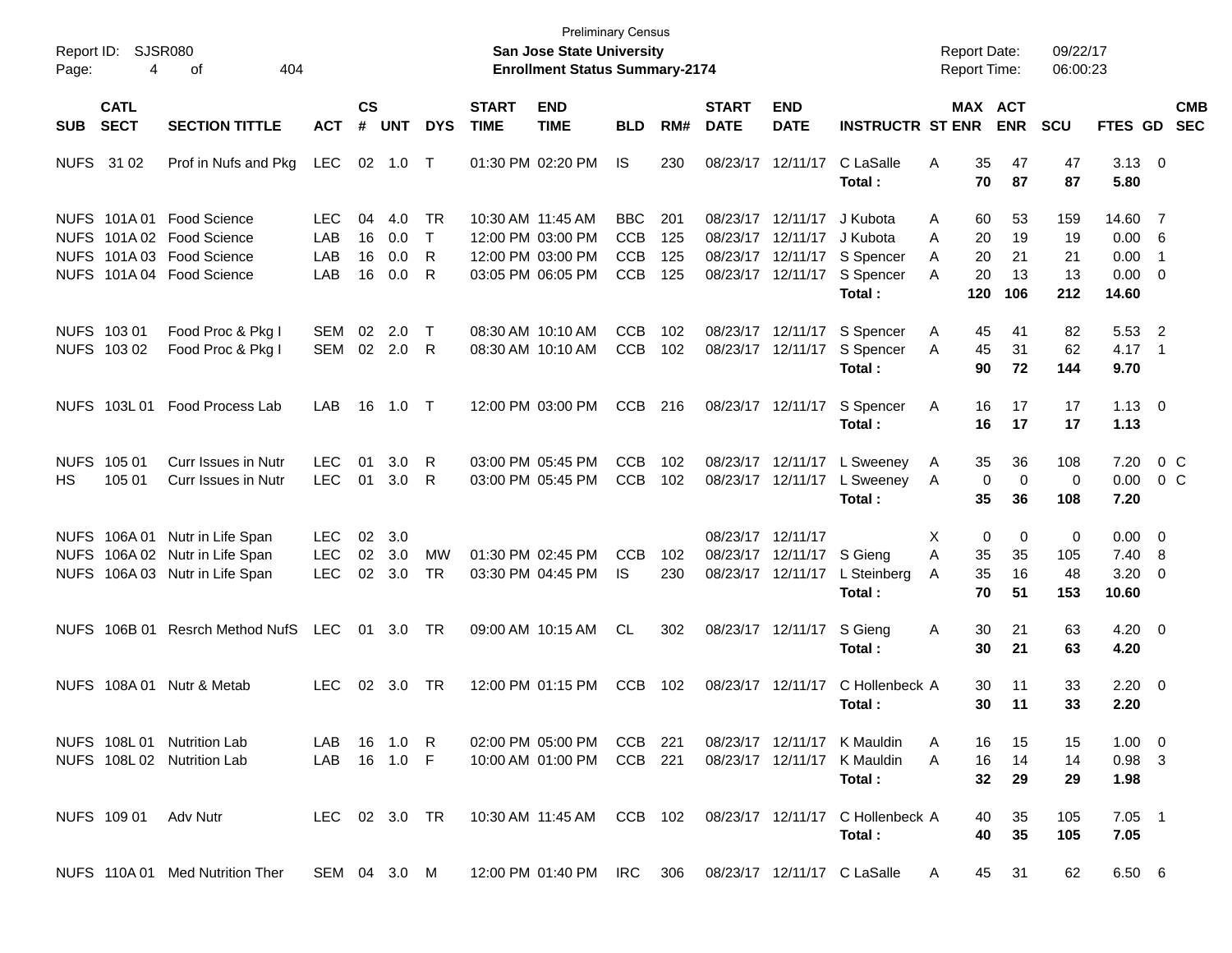Preliminary Census
**San Jose State University**
**Enrollment Status Summary-2174**

Report ID: SJSR080
Report Date: 09/22/17
Report Time: 06:00:23

| SUB | CATL SECT | SECTION TITTLE | ACT | CS # | UNT | DYS | START TIME | END TIME | BLD | RM# | START DATE | END DATE | INSTRUCTR | ST | MAX ENR | ACT ENR | SCU | FTES | GD | CMB SEC |
|---|---|---|---|---|---|---|---|---|---|---|---|---|---|---|---|---|---|---|---|---|
| NUFS | 31 02 | Prof in Nufs and Pkg | LEC | 02 | 1.0 | T | 01:30 PM | 02:20 PM | IS | 230 | 08/23/17 | 12/11/17 | C LaSalle | A | 35 | 47 | 47 | 3.13 | 0 | |
| | | | | | | | | | | | | | **Total :** | | **70** | **87** | **87** | **5.80** | | |
| NUFS | 101A 01 | Food Science | LEC | 04 | 4.0 | TR | 10:30 AM | 11:45 AM | BBC | 201 | 08/23/17 | 12/11/17 | J Kubota | A | 60 | 53 | 159 | 14.60 | 7 | |
| NUFS | 101A 02 | Food Science | LAB | 16 | 0.0 | T | 12:00 PM | 03:00 PM | CCB | 125 | 08/23/17 | 12/11/17 | J Kubota | A | 20 | 19 | 19 | 0.00 | 6 | |
| NUFS | 101A 03 | Food Science | LAB | 16 | 0.0 | R | 12:00 PM | 03:00 PM | CCB | 125 | 08/23/17 | 12/11/17 | S Spencer | A | 20 | 21 | 21 | 0.00 | 1 | |
| NUFS | 101A 04 | Food Science | LAB | 16 | 0.0 | R | 03:05 PM | 06:05 PM | CCB | 125 | 08/23/17 | 12/11/17 | S Spencer | A | 20 | 13 | 13 | 0.00 | 0 | |
| | | | | | | | | | | | | | **Total :** | | **120** | **106** | **212** | **14.60** | | |
| NUFS | 103 01 | Food Proc & Pkg I | SEM | 02 | 2.0 | T | 08:30 AM | 10:10 AM | CCB | 102 | 08/23/17 | 12/11/17 | S Spencer | A | 45 | 41 | 82 | 5.53 | 2 | |
| NUFS | 103 02 | Food Proc & Pkg I | SEM | 02 | 2.0 | R | 08:30 AM | 10:10 AM | CCB | 102 | 08/23/17 | 12/11/17 | S Spencer | A | 45 | 31 | 62 | 4.17 | 1 | |
| | | | | | | | | | | | | | **Total :** | | **90** | **72** | **144** | **9.70** | | |
| NUFS | 103L 01 | Food Process Lab | LAB | 16 | 1.0 | T | 12:00 PM | 03:00 PM | CCB | 216 | 08/23/17 | 12/11/17 | S Spencer | A | 16 | 17 | 17 | 1.13 | 0 | |
| | | | | | | | | | | | | | **Total :** | | **16** | **17** | **17** | **1.13** | | |
| NUFS | 105 01 | Curr Issues in Nutr | LEC | 01 | 3.0 | R | 03:00 PM | 05:45 PM | CCB | 102 | 08/23/17 | 12/11/17 | L Sweeney | A | 35 | 36 | 108 | 7.20 | 0 | C |
| HS | 105 01 | Curr Issues in Nutr | LEC | 01 | 3.0 | R | 03:00 PM | 05:45 PM | CCB | 102 | 08/23/17 | 12/11/17 | L Sweeney | A | 0 | 0 | 0 | 0.00 | 0 | C |
| | | | | | | | | | | | | | **Total :** | | **35** | **36** | **108** | **7.20** | | |
| NUFS | 106A 01 | Nutr in Life Span | LEC | 02 | 3.0 | | | | | | 08/23/17 | 12/11/17 | | X | 0 | 0 | 0 | 0.00 | 0 | |
| NUFS | 106A 02 | Nutr in Life Span | LEC | 02 | 3.0 | MW | 01:30 PM | 02:45 PM | CCB | 102 | 08/23/17 | 12/11/17 | S Gieng | A | 35 | 35 | 105 | 7.40 | 8 | |
| NUFS | 106A 03 | Nutr in Life Span | LEC | 02 | 3.0 | TR | 03:30 PM | 04:45 PM | IS | 230 | 08/23/17 | 12/11/17 | L Steinberg | A | 35 | 16 | 48 | 3.20 | 0 | |
| | | | | | | | | | | | | | **Total :** | | **70** | **51** | **153** | **10.60** | | |
| NUFS | 106B 01 | Resrch Method NufS | LEC | 01 | 3.0 | TR | 09:00 AM | 10:15 AM | CL | 302 | 08/23/17 | 12/11/17 | S Gieng | A | 30 | 21 | 63 | 4.20 | 0 | |
| | | | | | | | | | | | | | **Total :** | | **30** | **21** | **63** | **4.20** | | |
| NUFS | 108A 01 | Nutr & Metab | LEC | 02 | 3.0 | TR | 12:00 PM | 01:15 PM | CCB | 102 | 08/23/17 | 12/11/17 | C Hollenbeck | A | 30 | 11 | 33 | 2.20 | 0 | |
| | | | | | | | | | | | | | **Total :** | | **30** | **11** | **33** | **2.20** | | |
| NUFS | 108L 01 | Nutrition Lab | LAB | 16 | 1.0 | R | 02:00 PM | 05:00 PM | CCB | 221 | 08/23/17 | 12/11/17 | K Mauldin | A | 16 | 15 | 15 | 1.00 | 0 | |
| NUFS | 108L 02 | Nutrition Lab | LAB | 16 | 1.0 | F | 10:00 AM | 01:00 PM | CCB | 221 | 08/23/17 | 12/11/17 | K Mauldin | A | 16 | 14 | 14 | 0.98 | 3 | |
| | | | | | | | | | | | | | **Total :** | | **32** | **29** | **29** | **1.98** | | |
| NUFS | 109 01 | Adv Nutr | LEC | 02 | 3.0 | TR | 10:30 AM | 11:45 AM | CCB | 102 | 08/23/17 | 12/11/17 | C Hollenbeck | A | 40 | 35 | 105 | 7.05 | 1 | |
| | | | | | | | | | | | | | **Total :** | | **40** | **35** | **105** | **7.05** | | |
| NUFS | 110A 01 | Med Nutrition Ther | SEM | 04 | 3.0 | M | 12:00 PM | 01:40 PM | IRC | 306 | 08/23/17 | 12/11/17 | C LaSalle | A | 45 | 31 | 62 | 6.50 | 6 | |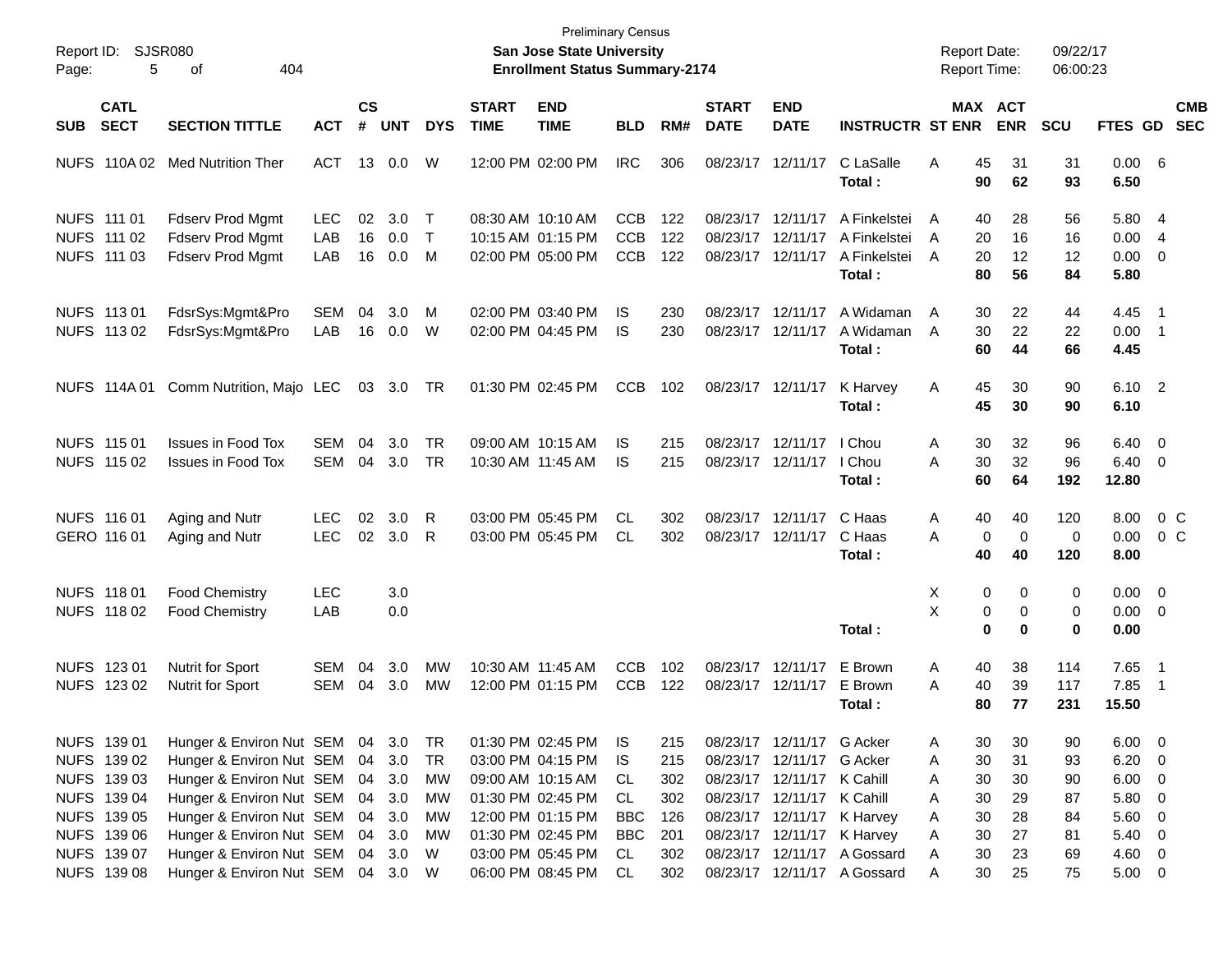Preliminary Census

Report ID: SJSR080

**San Jose State University**

**Enrollment Status Summary-2174**

Report Date: 09/22/17
Report Time: 06:00:23

| SUB | CATL SECT | SECTION TITTLE | ACT | CS # | UNT | DYS | START TIME | END TIME | BLD | RM# | START DATE | END DATE | INSTRUCTR | ST | MAX ENR | ACT ENR | SCU | FTES | GD | CMB SEC |
|---|---|---|---|---|---|---|---|---|---|---|---|---|---|---|---|---|---|---|---|---|
| NUFS | 110A 02 | Med Nutrition Ther | ACT | 13 | 0.0 | W | 12:00 PM | 02:00 PM | IRC | 306 | 08/23/17 | 12/11/17 | C LaSalle | A | 45 | 31 | 31 | 0.00 | 6 | |
| | | | | | | | | | | | | | **Total :** | | **90** | **62** | **93** | **6.50** | | |
| NUFS | 111 01 | Fdserv Prod Mgmt | LEC | 02 | 3.0 | T | 08:30 AM | 10:10 AM | CCB | 122 | 08/23/17 | 12/11/17 | A Finkelstei | A | 40 | 28 | 56 | 5.80 | 4 | |
| NUFS | 111 02 | Fdserv Prod Mgmt | LAB | 16 | 0.0 | T | 10:15 AM | 01:15 PM | CCB | 122 | 08/23/17 | 12/11/17 | A Finkelstei | A | 20 | 16 | 16 | 0.00 | 4 | |
| NUFS | 111 03 | Fdserv Prod Mgmt | LAB | 16 | 0.0 | M | 02:00 PM | 05:00 PM | CCB | 122 | 08/23/17 | 12/11/17 | A Finkelstei | A | 20 | 12 | 12 | 0.00 | 0 | |
| | | | | | | | | | | | | | **Total :** | | **80** | **56** | **84** | **5.80** | | |
| NUFS | 113 01 | FdsrSys:Mgmt&Pro | SEM | 04 | 3.0 | M | 02:00 PM | 03:40 PM | IS | 230 | 08/23/17 | 12/11/17 | A Widaman | A | 30 | 22 | 44 | 4.45 | 1 | |
| NUFS | 113 02 | FdsrSys:Mgmt&Pro | LAB | 16 | 0.0 | W | 02:00 PM | 04:45 PM | IS | 230 | 08/23/17 | 12/11/17 | A Widaman | A | 30 | 22 | 22 | 0.00 | 1 | |
| | | | | | | | | | | | | | **Total :** | | **60** | **44** | **66** | **4.45** | | |
| NUFS | 114A 01 | Comm Nutrition, Majo | LEC | 03 | 3.0 | TR | 01:30 PM | 02:45 PM | CCB | 102 | 08/23/17 | 12/11/17 | K Harvey | A | 45 | 30 | 90 | 6.10 | 2 | |
| | | | | | | | | | | | | | **Total :** | | **45** | **30** | **90** | **6.10** | | |
| NUFS | 115 01 | Issues in Food Tox | SEM | 04 | 3.0 | TR | 09:00 AM | 10:15 AM | IS | 215 | 08/23/17 | 12/11/17 | I Chou | A | 30 | 32 | 96 | 6.40 | 0 | |
| NUFS | 115 02 | Issues in Food Tox | SEM | 04 | 3.0 | TR | 10:30 AM | 11:45 AM | IS | 215 | 08/23/17 | 12/11/17 | I Chou | A | 30 | 32 | 96 | 6.40 | 0 | |
| | | | | | | | | | | | | | **Total :** | | **60** | **64** | **192** | **12.80** | | |
| NUFS | 116 01 | Aging and Nutr | LEC | 02 | 3.0 | R | 03:00 PM | 05:45 PM | CL | 302 | 08/23/17 | 12/11/17 | C Haas | A | 40 | 40 | 120 | 8.00 | 0 | C |
| GERO | 116 01 | Aging and Nutr | LEC | 02 | 3.0 | R | 03:00 PM | 05:45 PM | CL | 302 | 08/23/17 | 12/11/17 | C Haas | A | 0 | 0 | 0 | 0.00 | 0 | C |
| | | | | | | | | | | | | | **Total :** | | **40** | **40** | **120** | **8.00** | | |
| NUFS | 118 01 | Food Chemistry | LEC | | 3.0 | | | | | | | | | X | 0 | 0 | 0 | 0.00 | 0 | |
| NUFS | 118 02 | Food Chemistry | LAB | | 0.0 | | | | | | | | | X | 0 | 0 | 0 | 0.00 | 0 | |
| | | | | | | | | | | | | | **Total :** | | **0** | **0** | **0** | **0.00** | | |
| NUFS | 123 01 | Nutrit for Sport | SEM | 04 | 3.0 | MW | 10:30 AM | 11:45 AM | CCB | 102 | 08/23/17 | 12/11/17 | E Brown | A | 40 | 38 | 114 | 7.65 | 1 | |
| NUFS | 123 02 | Nutrit for Sport | SEM | 04 | 3.0 | MW | 12:00 PM | 01:15 PM | CCB | 122 | 08/23/17 | 12/11/17 | E Brown | A | 40 | 39 | 117 | 7.85 | 1 | |
| | | | | | | | | | | | | | **Total :** | | **80** | **77** | **231** | **15.50** | | |
| NUFS | 139 01 | Hunger & Environ Nut | SEM | 04 | 3.0 | TR | 01:30 PM | 02:45 PM | IS | 215 | 08/23/17 | 12/11/17 | G Acker | A | 30 | 30 | 90 | 6.00 | 0 | |
| NUFS | 139 02 | Hunger & Environ Nut | SEM | 04 | 3.0 | TR | 03:00 PM | 04:15 PM | IS | 215 | 08/23/17 | 12/11/17 | G Acker | A | 30 | 31 | 93 | 6.20 | 0 | |
| NUFS | 139 03 | Hunger & Environ Nut | SEM | 04 | 3.0 | MW | 09:00 AM | 10:15 AM | CL | 302 | 08/23/17 | 12/11/17 | K Cahill | A | 30 | 30 | 90 | 6.00 | 0 | |
| NUFS | 139 04 | Hunger & Environ Nut | SEM | 04 | 3.0 | MW | 01:30 PM | 02:45 PM | CL | 302 | 08/23/17 | 12/11/17 | K Cahill | A | 30 | 29 | 87 | 5.80 | 0 | |
| NUFS | 139 05 | Hunger & Environ Nut | SEM | 04 | 3.0 | MW | 12:00 PM | 01:15 PM | BBC | 126 | 08/23/17 | 12/11/17 | K Harvey | A | 30 | 28 | 84 | 5.60 | 0 | |
| NUFS | 139 06 | Hunger & Environ Nut | SEM | 04 | 3.0 | MW | 01:30 PM | 02:45 PM | BBC | 201 | 08/23/17 | 12/11/17 | K Harvey | A | 30 | 27 | 81 | 5.40 | 0 | |
| NUFS | 139 07 | Hunger & Environ Nut | SEM | 04 | 3.0 | W | 03:00 PM | 05:45 PM | CL | 302 | 08/23/17 | 12/11/17 | A Gossard | A | 30 | 23 | 69 | 4.60 | 0 | |
| NUFS | 139 08 | Hunger & Environ Nut | SEM | 04 | 3.0 | W | 06:00 PM | 08:45 PM | CL | 302 | 08/23/17 | 12/11/17 | A Gossard | A | 30 | 25 | 75 | 5.00 | 0 | |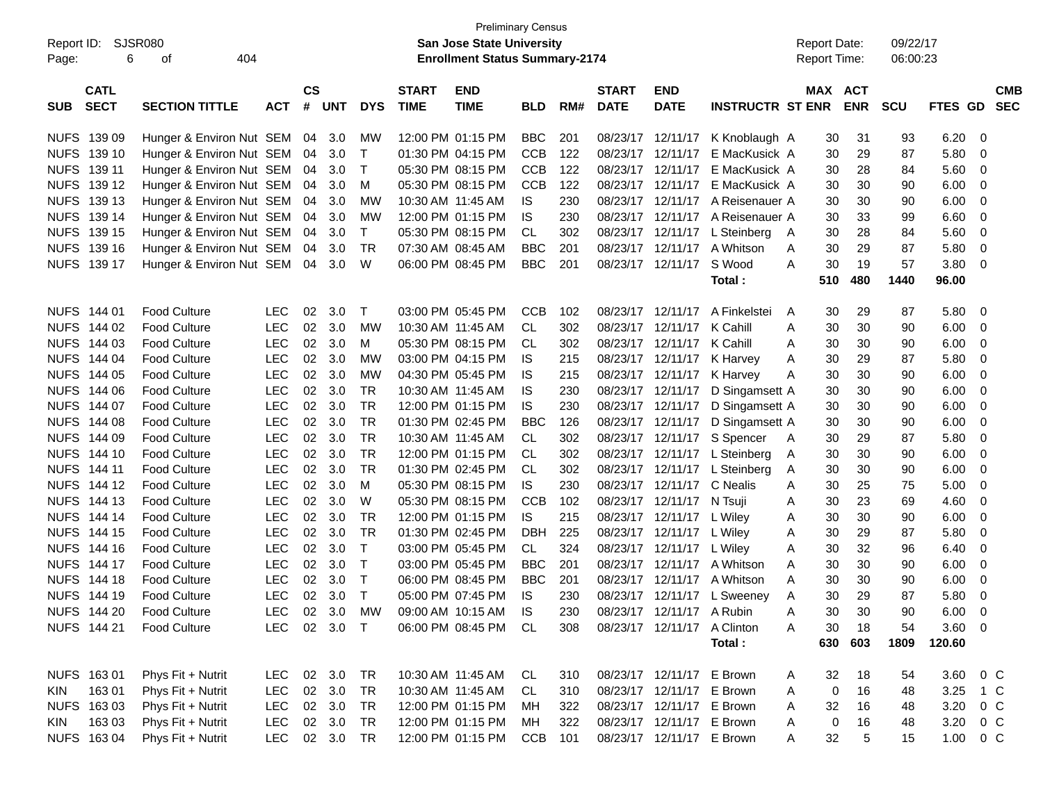Preliminary Census

Report ID: SJSR080

**San Jose State University**

**Enrollment Status Summary-2174**

Report Date: 09/22/17
Report Time: 06:00:23

| SUB | CATL SECT | SECTION TITTLE | ACT | CS # | UNT | DYS | START TIME | END TIME | BLD | RM# | START DATE | END DATE | INSTRUCTR | ST | MAX ENR | ACT ENR | SCU | FTES | GD | CMB SEC |
|---|---|---|---|---|---|---|---|---|---|---|---|---|---|---|---|---|---|---|---|---|
| NUFS | 139 09 | Hunger & Environ Nut | SEM | 04 | 3.0 | MW | 12:00 PM | 01:15 PM | BBC | 201 | 08/23/17 | 12/11/17 | K Knoblaugh | A | 30 | 31 | 93 | 6.20 | 0 | |
| NUFS | 139 10 | Hunger & Environ Nut | SEM | 04 | 3.0 | T | 01:30 PM | 04:15 PM | CCB | 122 | 08/23/17 | 12/11/17 | E MacKusick | A | 30 | 29 | 87 | 5.80 | 0 | |
| NUFS | 139 11 | Hunger & Environ Nut | SEM | 04 | 3.0 | T | 05:30 PM | 08:15 PM | CCB | 122 | 08/23/17 | 12/11/17 | E MacKusick | A | 30 | 28 | 84 | 5.60 | 0 | |
| NUFS | 139 12 | Hunger & Environ Nut | SEM | 04 | 3.0 | M | 05:30 PM | 08:15 PM | CCB | 122 | 08/23/17 | 12/11/17 | E MacKusick | A | 30 | 30 | 90 | 6.00 | 0 | |
| NUFS | 139 13 | Hunger & Environ Nut | SEM | 04 | 3.0 | MW | 10:30 AM | 11:45 AM | IS | 230 | 08/23/17 | 12/11/17 | A Reisenauer | A | 30 | 30 | 90 | 6.00 | 0 | |
| NUFS | 139 14 | Hunger & Environ Nut | SEM | 04 | 3.0 | MW | 12:00 PM | 01:15 PM | IS | 230 | 08/23/17 | 12/11/17 | A Reisenauer | A | 30 | 33 | 99 | 6.60 | 0 | |
| NUFS | 139 15 | Hunger & Environ Nut | SEM | 04 | 3.0 | T | 05:30 PM | 08:15 PM | CL | 302 | 08/23/17 | 12/11/17 | L Steinberg | A | 30 | 28 | 84 | 5.60 | 0 | |
| NUFS | 139 16 | Hunger & Environ Nut | SEM | 04 | 3.0 | TR | 07:30 AM | 08:45 AM | BBC | 201 | 08/23/17 | 12/11/17 | A Whitson | A | 30 | 29 | 87 | 5.80 | 0 | |
| NUFS | 139 17 | Hunger & Environ Nut | SEM | 04 | 3.0 | W | 06:00 PM | 08:45 PM | BBC | 201 | 08/23/17 | 12/11/17 | S Wood | A | 30 | 19 | 57 | 3.80 | 0 | |
| | | | | | | | | | | | | | **Total :** | | **510** | **480** | **1440** | **96.00** | | |
| NUFS | 144 01 | Food Culture | LEC | 02 | 3.0 | T | 03:00 PM | 05:45 PM | CCB | 102 | 08/23/17 | 12/11/17 | A Finkelstei | A | 30 | 29 | 87 | 5.80 | 0 | |
| NUFS | 144 02 | Food Culture | LEC | 02 | 3.0 | MW | 10:30 AM | 11:45 AM | CL | 302 | 08/23/17 | 12/11/17 | K Cahill | A | 30 | 30 | 90 | 6.00 | 0 | |
| NUFS | 144 03 | Food Culture | LEC | 02 | 3.0 | M | 05:30 PM | 08:15 PM | CL | 302 | 08/23/17 | 12/11/17 | K Cahill | A | 30 | 30 | 90 | 6.00 | 0 | |
| NUFS | 144 04 | Food Culture | LEC | 02 | 3.0 | MW | 03:00 PM | 04:15 PM | IS | 215 | 08/23/17 | 12/11/17 | K Harvey | A | 30 | 29 | 87 | 5.80 | 0 | |
| NUFS | 144 05 | Food Culture | LEC | 02 | 3.0 | MW | 04:30 PM | 05:45 PM | IS | 215 | 08/23/17 | 12/11/17 | K Harvey | A | 30 | 30 | 90 | 6.00 | 0 | |
| NUFS | 144 06 | Food Culture | LEC | 02 | 3.0 | TR | 10:30 AM | 11:45 AM | IS | 230 | 08/23/17 | 12/11/17 | D Singamsett | A | 30 | 30 | 90 | 6.00 | 0 | |
| NUFS | 144 07 | Food Culture | LEC | 02 | 3.0 | TR | 12:00 PM | 01:15 PM | IS | 230 | 08/23/17 | 12/11/17 | D Singamsett | A | 30 | 30 | 90 | 6.00 | 0 | |
| NUFS | 144 08 | Food Culture | LEC | 02 | 3.0 | TR | 01:30 PM | 02:45 PM | BBC | 126 | 08/23/17 | 12/11/17 | D Singamsett | A | 30 | 30 | 90 | 6.00 | 0 | |
| NUFS | 144 09 | Food Culture | LEC | 02 | 3.0 | TR | 10:30 AM | 11:45 AM | CL | 302 | 08/23/17 | 12/11/17 | S Spencer | A | 30 | 29 | 87 | 5.80 | 0 | |
| NUFS | 144 10 | Food Culture | LEC | 02 | 3.0 | TR | 12:00 PM | 01:15 PM | CL | 302 | 08/23/17 | 12/11/17 | L Steinberg | A | 30 | 30 | 90 | 6.00 | 0 | |
| NUFS | 144 11 | Food Culture | LEC | 02 | 3.0 | TR | 01:30 PM | 02:45 PM | CL | 302 | 08/23/17 | 12/11/17 | L Steinberg | A | 30 | 30 | 90 | 6.00 | 0 | |
| NUFS | 144 12 | Food Culture | LEC | 02 | 3.0 | M | 05:30 PM | 08:15 PM | IS | 230 | 08/23/17 | 12/11/17 | C Nealis | A | 30 | 25 | 75 | 5.00 | 0 | |
| NUFS | 144 13 | Food Culture | LEC | 02 | 3.0 | W | 05:30 PM | 08:15 PM | CCB | 102 | 08/23/17 | 12/11/17 | N Tsuji | A | 30 | 23 | 69 | 4.60 | 0 | |
| NUFS | 144 14 | Food Culture | LEC | 02 | 3.0 | TR | 12:00 PM | 01:15 PM | IS | 215 | 08/23/17 | 12/11/17 | L Wiley | A | 30 | 30 | 90 | 6.00 | 0 | |
| NUFS | 144 15 | Food Culture | LEC | 02 | 3.0 | TR | 01:30 PM | 02:45 PM | DBH | 225 | 08/23/17 | 12/11/17 | L Wiley | A | 30 | 29 | 87 | 5.80 | 0 | |
| NUFS | 144 16 | Food Culture | LEC | 02 | 3.0 | T | 03:00 PM | 05:45 PM | CL | 324 | 08/23/17 | 12/11/17 | L Wiley | A | 30 | 32 | 96 | 6.40 | 0 | |
| NUFS | 144 17 | Food Culture | LEC | 02 | 3.0 | T | 03:00 PM | 05:45 PM | BBC | 201 | 08/23/17 | 12/11/17 | A Whitson | A | 30 | 30 | 90 | 6.00 | 0 | |
| NUFS | 144 18 | Food Culture | LEC | 02 | 3.0 | T | 06:00 PM | 08:45 PM | BBC | 201 | 08/23/17 | 12/11/17 | A Whitson | A | 30 | 30 | 90 | 6.00 | 0 | |
| NUFS | 144 19 | Food Culture | LEC | 02 | 3.0 | T | 05:00 PM | 07:45 PM | IS | 230 | 08/23/17 | 12/11/17 | L Sweeney | A | 30 | 29 | 87 | 5.80 | 0 | |
| NUFS | 144 20 | Food Culture | LEC | 02 | 3.0 | MW | 09:00 AM | 10:15 AM | IS | 230 | 08/23/17 | 12/11/17 | A Rubin | A | 30 | 30 | 90 | 6.00 | 0 | |
| NUFS | 144 21 | Food Culture | LEC | 02 | 3.0 | T | 06:00 PM | 08:45 PM | CL | 308 | 08/23/17 | 12/11/17 | A Clinton | A | 30 | 18 | 54 | 3.60 | 0 | |
| | | | | | | | | | | | | | **Total :** | | **630** | **603** | **1809** | **120.60** | | |
| NUFS | 163 01 | Phys Fit + Nutrit | LEC | 02 | 3.0 | TR | 10:30 AM | 11:45 AM | CL | 310 | 08/23/17 | 12/11/17 | E Brown | A | 32 | 18 | 54 | 3.60 | 0 | C |
| KIN | 163 01 | Phys Fit + Nutrit | LEC | 02 | 3.0 | TR | 10:30 AM | 11:45 AM | CL | 310 | 08/23/17 | 12/11/17 | E Brown | A | 0 | 16 | 48 | 3.25 | 1 | C |
| NUFS | 163 03 | Phys Fit + Nutrit | LEC | 02 | 3.0 | TR | 12:00 PM | 01:15 PM | MH | 322 | 08/23/17 | 12/11/17 | E Brown | A | 32 | 16 | 48 | 3.20 | 0 | C |
| KIN | 163 03 | Phys Fit + Nutrit | LEC | 02 | 3.0 | TR | 12:00 PM | 01:15 PM | MH | 322 | 08/23/17 | 12/11/17 | E Brown | A | 0 | 16 | 48 | 3.20 | 0 | C |
| NUFS | 163 04 | Phys Fit + Nutrit | LEC | 02 | 3.0 | TR | 12:00 PM | 01:15 PM | CCB | 101 | 08/23/17 | 12/11/17 | E Brown | A | 32 | 5 | 15 | 1.00 | 0 | C |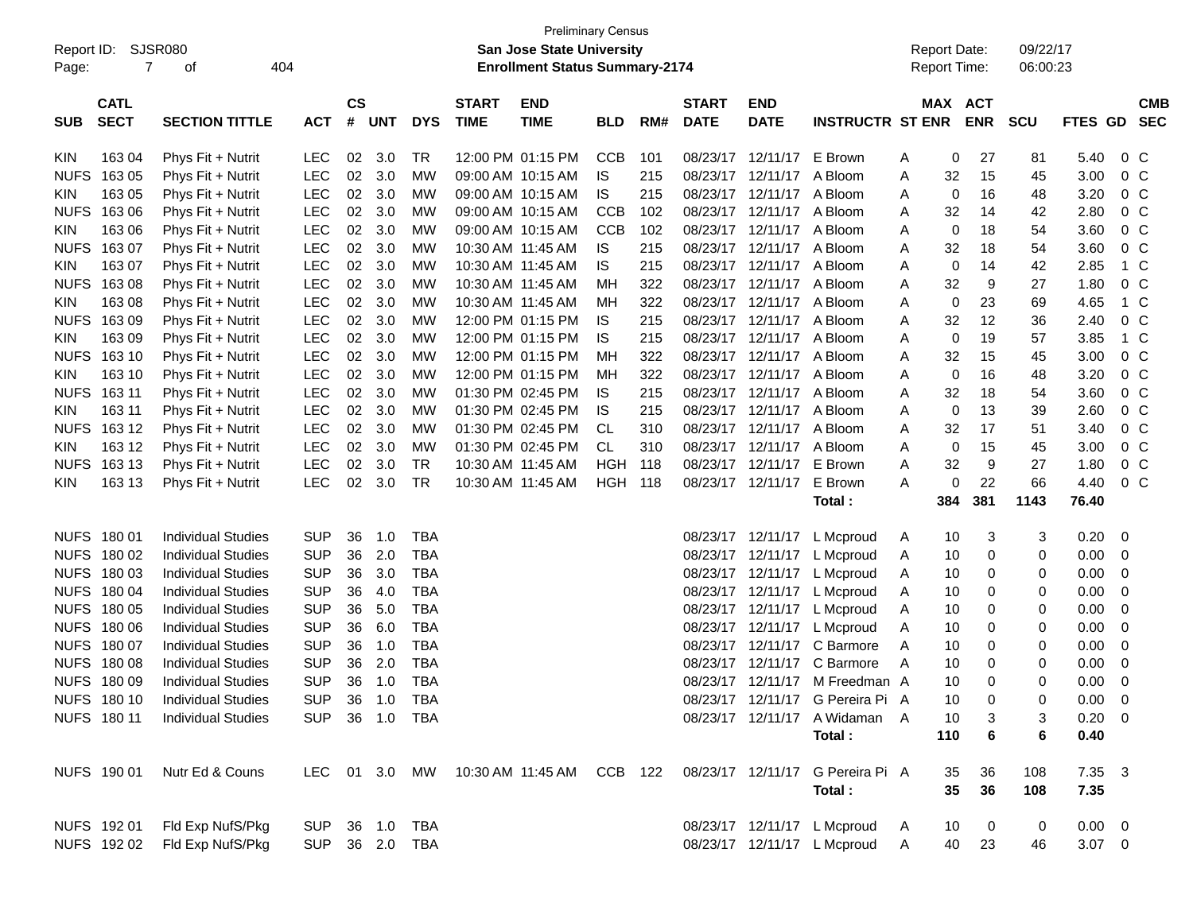Preliminary Census

Report ID: SJSR080

**San Jose State University**

**Enrollment Status Summary-2174**

Report Date: 09/22/17

Report Time: 06:00:23

| SUB | CATL SECT | SECTION TITTLE | ACT | CS # | UNT | DYS | START TIME | END TIME | BLD | RM# | START DATE | END DATE | INSTRUCTR | ST | MAX ENR | ACT ENR | SCU | FTES | GD | CMB SEC |
|---|---|---|---|---|---|---|---|---|---|---|---|---|---|---|---|---|---|---|---|---|
| KIN | 163 04 | Phys Fit + Nutrit | LEC | 02 | 3.0 | TR | 12:00 PM | 01:15 PM | CCB | 101 | 08/23/17 | 12/11/17 | E Brown | A | 0 | 27 | 81 | 5.40 | 0 | C |
| NUFS | 163 05 | Phys Fit + Nutrit | LEC | 02 | 3.0 | MW | 09:00 AM | 10:15 AM | IS | 215 | 08/23/17 | 12/11/17 | A Bloom | A | 32 | 15 | 45 | 3.00 | 0 | C |
| KIN | 163 05 | Phys Fit + Nutrit | LEC | 02 | 3.0 | MW | 09:00 AM | 10:15 AM | IS | 215 | 08/23/17 | 12/11/17 | A Bloom | A | 0 | 16 | 48 | 3.20 | 0 | C |
| NUFS | 163 06 | Phys Fit + Nutrit | LEC | 02 | 3.0 | MW | 09:00 AM | 10:15 AM | CCB | 102 | 08/23/17 | 12/11/17 | A Bloom | A | 32 | 14 | 42 | 2.80 | 0 | C |
| KIN | 163 06 | Phys Fit + Nutrit | LEC | 02 | 3.0 | MW | 09:00 AM | 10:15 AM | CCB | 102 | 08/23/17 | 12/11/17 | A Bloom | A | 0 | 18 | 54 | 3.60 | 0 | C |
| NUFS | 163 07 | Phys Fit + Nutrit | LEC | 02 | 3.0 | MW | 10:30 AM | 11:45 AM | IS | 215 | 08/23/17 | 12/11/17 | A Bloom | A | 32 | 18 | 54 | 3.60 | 0 | C |
| KIN | 163 07 | Phys Fit + Nutrit | LEC | 02 | 3.0 | MW | 10:30 AM | 11:45 AM | IS | 215 | 08/23/17 | 12/11/17 | A Bloom | A | 0 | 14 | 42 | 2.85 | 1 | C |
| NUFS | 163 08 | Phys Fit + Nutrit | LEC | 02 | 3.0 | MW | 10:30 AM | 11:45 AM | MH | 322 | 08/23/17 | 12/11/17 | A Bloom | A | 32 | 9 | 27 | 1.80 | 0 | C |
| KIN | 163 08 | Phys Fit + Nutrit | LEC | 02 | 3.0 | MW | 10:30 AM | 11:45 AM | MH | 322 | 08/23/17 | 12/11/17 | A Bloom | A | 0 | 23 | 69 | 4.65 | 1 | C |
| NUFS | 163 09 | Phys Fit + Nutrit | LEC | 02 | 3.0 | MW | 12:00 PM | 01:15 PM | IS | 215 | 08/23/17 | 12/11/17 | A Bloom | A | 32 | 12 | 36 | 2.40 | 0 | C |
| KIN | 163 09 | Phys Fit + Nutrit | LEC | 02 | 3.0 | MW | 12:00 PM | 01:15 PM | IS | 215 | 08/23/17 | 12/11/17 | A Bloom | A | 0 | 19 | 57 | 3.85 | 1 | C |
| NUFS | 163 10 | Phys Fit + Nutrit | LEC | 02 | 3.0 | MW | 12:00 PM | 01:15 PM | MH | 322 | 08/23/17 | 12/11/17 | A Bloom | A | 32 | 15 | 45 | 3.00 | 0 | C |
| KIN | 163 10 | Phys Fit + Nutrit | LEC | 02 | 3.0 | MW | 12:00 PM | 01:15 PM | MH | 322 | 08/23/17 | 12/11/17 | A Bloom | A | 0 | 16 | 48 | 3.20 | 0 | C |
| NUFS | 163 11 | Phys Fit + Nutrit | LEC | 02 | 3.0 | MW | 01:30 PM | 02:45 PM | IS | 215 | 08/23/17 | 12/11/17 | A Bloom | A | 32 | 18 | 54 | 3.60 | 0 | C |
| KIN | 163 11 | Phys Fit + Nutrit | LEC | 02 | 3.0 | MW | 01:30 PM | 02:45 PM | IS | 215 | 08/23/17 | 12/11/17 | A Bloom | A | 0 | 13 | 39 | 2.60 | 0 | C |
| NUFS | 163 12 | Phys Fit + Nutrit | LEC | 02 | 3.0 | MW | 01:30 PM | 02:45 PM | CL | 310 | 08/23/17 | 12/11/17 | A Bloom | A | 32 | 17 | 51 | 3.40 | 0 | C |
| KIN | 163 12 | Phys Fit + Nutrit | LEC | 02 | 3.0 | MW | 01:30 PM | 02:45 PM | CL | 310 | 08/23/17 | 12/11/17 | A Bloom | A | 0 | 15 | 45 | 3.00 | 0 | C |
| NUFS | 163 13 | Phys Fit + Nutrit | LEC | 02 | 3.0 | TR | 10:30 AM | 11:45 AM | HGH | 118 | 08/23/17 | 12/11/17 | E Brown | A | 32 | 9 | 27 | 1.80 | 0 | C |
| KIN | 163 13 | Phys Fit + Nutrit | LEC | 02 | 3.0 | TR | 10:30 AM | 11:45 AM | HGH | 118 | 08/23/17 | 12/11/17 | E Brown | A | 0 | 22 | 66 | 4.40 | 0 | C |
| | | | | | | | | | | | | | **Total :** | | **384** | **381** | **1143** | **76.40** | | |
| NUFS | 180 01 | Individual Studies | SUP | 36 | 1.0 | TBA | | | | | 08/23/17 | 12/11/17 | L Mcproud | A | 10 | 3 | 3 | 0.20 | 0 | |
| NUFS | 180 02 | Individual Studies | SUP | 36 | 2.0 | TBA | | | | | 08/23/17 | 12/11/17 | L Mcproud | A | 10 | 0 | 0 | 0.00 | 0 | |
| NUFS | 180 03 | Individual Studies | SUP | 36 | 3.0 | TBA | | | | | 08/23/17 | 12/11/17 | L Mcproud | A | 10 | 0 | 0 | 0.00 | 0 | |
| NUFS | 180 04 | Individual Studies | SUP | 36 | 4.0 | TBA | | | | | 08/23/17 | 12/11/17 | L Mcproud | A | 10 | 0 | 0 | 0.00 | 0 | |
| NUFS | 180 05 | Individual Studies | SUP | 36 | 5.0 | TBA | | | | | 08/23/17 | 12/11/17 | L Mcproud | A | 10 | 0 | 0 | 0.00 | 0 | |
| NUFS | 180 06 | Individual Studies | SUP | 36 | 6.0 | TBA | | | | | 08/23/17 | 12/11/17 | L Mcproud | A | 10 | 0 | 0 | 0.00 | 0 | |
| NUFS | 180 07 | Individual Studies | SUP | 36 | 1.0 | TBA | | | | | 08/23/17 | 12/11/17 | C Barmore | A | 10 | 0 | 0 | 0.00 | 0 | |
| NUFS | 180 08 | Individual Studies | SUP | 36 | 2.0 | TBA | | | | | 08/23/17 | 12/11/17 | C Barmore | A | 10 | 0 | 0 | 0.00 | 0 | |
| NUFS | 180 09 | Individual Studies | SUP | 36 | 1.0 | TBA | | | | | 08/23/17 | 12/11/17 | M Freedman | A | 10 | 0 | 0 | 0.00 | 0 | |
| NUFS | 180 10 | Individual Studies | SUP | 36 | 1.0 | TBA | | | | | 08/23/17 | 12/11/17 | G Pereira Pi | A | 10 | 0 | 0 | 0.00 | 0 | |
| NUFS | 180 11 | Individual Studies | SUP | 36 | 1.0 | TBA | | | | | 08/23/17 | 12/11/17 | A Widaman | A | 10 | 3 | 3 | 0.20 | 0 | |
| | | | | | | | | | | | | | **Total :** | | **110** | **6** | **6** | **0.40** | | |
| NUFS | 190 01 | Nutr Ed & Couns | LEC | 01 | 3.0 | MW | 10:30 AM | 11:45 AM | CCB | 122 | 08/23/17 | 12/11/17 | G Pereira Pi | A | 35 | 36 | 108 | 7.35 | 3 | |
| | | | | | | | | | | | | | **Total :** | | **35** | **36** | **108** | **7.35** | | |
| NUFS | 192 01 | Fld Exp NufS/Pkg | SUP | 36 | 1.0 | TBA | | | | | 08/23/17 | 12/11/17 | L Mcproud | A | 10 | 0 | 0 | 0.00 | 0 | |
| NUFS | 192 02 | Fld Exp NufS/Pkg | SUP | 36 | 2.0 | TBA | | | | | 08/23/17 | 12/11/17 | L Mcproud | A | 40 | 23 | 46 | 3.07 | 0 | |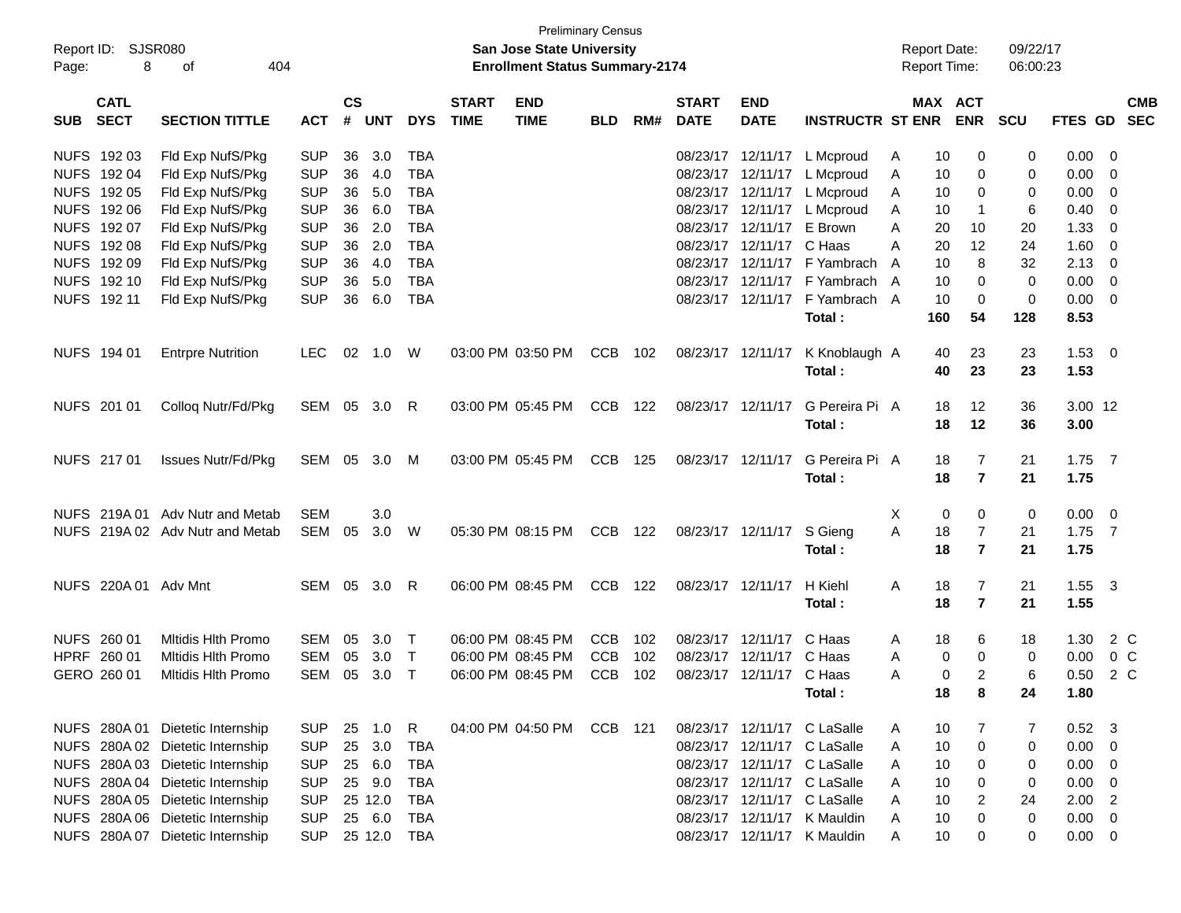Preliminary Census

**San Jose State University**

**Enrollment Status Summary-2174**

Report ID: SJSR080

Report Date: 09/22/17

Report Time: 06:00:23

| SUB | CATL SECT | SECTION TITTLE | ACT | CS # | UNT | DYS | START TIME | END TIME | BLD | RM# | START DATE | END DATE | INSTRUCTR | ST | MAX ENR | ACT ENR | SCU | FTES | GD | CMB SEC |
|---|---|---|---|---|---|---|---|---|---|---|---|---|---|---|---|---|---|---|---|---|
| NUFS | 192 03 | Fld Exp NufS/Pkg | SUP | 36 | 3.0 | TBA | | | | | 08/23/17 | 12/11/17 | L Mcproud | A | 10 | 0 | 0 | 0.00 | 0 | |
| NUFS | 192 04 | Fld Exp NufS/Pkg | SUP | 36 | 4.0 | TBA | | | | | 08/23/17 | 12/11/17 | L Mcproud | A | 10 | 0 | 0 | 0.00 | 0 | |
| NUFS | 192 05 | Fld Exp NufS/Pkg | SUP | 36 | 5.0 | TBA | | | | | 08/23/17 | 12/11/17 | L Mcproud | A | 10 | 0 | 0 | 0.00 | 0 | |
| NUFS | 192 06 | Fld Exp NufS/Pkg | SUP | 36 | 6.0 | TBA | | | | | 08/23/17 | 12/11/17 | L Mcproud | A | 10 | 1 | 6 | 0.40 | 0 | |
| NUFS | 192 07 | Fld Exp NufS/Pkg | SUP | 36 | 2.0 | TBA | | | | | 08/23/17 | 12/11/17 | E Brown | A | 20 | 10 | 20 | 1.33 | 0 | |
| NUFS | 192 08 | Fld Exp NufS/Pkg | SUP | 36 | 2.0 | TBA | | | | | 08/23/17 | 12/11/17 | C Haas | A | 20 | 12 | 24 | 1.60 | 0 | |
| NUFS | 192 09 | Fld Exp NufS/Pkg | SUP | 36 | 4.0 | TBA | | | | | 08/23/17 | 12/11/17 | F Yambrach | A | 10 | 8 | 32 | 2.13 | 0 | |
| NUFS | 192 10 | Fld Exp NufS/Pkg | SUP | 36 | 5.0 | TBA | | | | | 08/23/17 | 12/11/17 | F Yambrach | A | 10 | 0 | 0 | 0.00 | 0 | |
| NUFS | 192 11 | Fld Exp NufS/Pkg | SUP | 36 | 6.0 | TBA | | | | | 08/23/17 | 12/11/17 | F Yambrach | A | 10 | 0 | 0 | 0.00 | 0 | |
| | | | | | | | | | | | | | **Total :** | | **160** | **54** | **128** | **8.53** | | |
| NUFS | 194 01 | Entrpre Nutrition | LEC | 02 | 1.0 | W | 03:00 PM | 03:50 PM | CCB | 102 | 08/23/17 | 12/11/17 | K Knoblaugh | A | 40 | 23 | 23 | 1.53 | 0 | |
| | | | | | | | | | | | | | **Total :** | | **40** | **23** | **23** | **1.53** | | |
| NUFS | 201 01 | Colloq Nutr/Fd/Pkg | SEM | 05 | 3.0 | R | 03:00 PM | 05:45 PM | CCB | 122 | 08/23/17 | 12/11/17 | G Pereira Pi | A | 18 | 12 | 36 | 3.00 | 12 | |
| | | | | | | | | | | | | | **Total :** | | **18** | **12** | **36** | **3.00** | | |
| NUFS | 217 01 | Issues Nutr/Fd/Pkg | SEM | 05 | 3.0 | M | 03:00 PM | 05:45 PM | CCB | 125 | 08/23/17 | 12/11/17 | G Pereira Pi | A | 18 | 7 | 21 | 1.75 | 7 | |
| | | | | | | | | | | | | | **Total :** | | **18** | **7** | **21** | **1.75** | | |
| NUFS | 219A 01 | Adv Nutr and Metab | SEM | | 3.0 | | | | | | | | | X | 0 | 0 | 0 | 0.00 | 0 | |
| NUFS | 219A 02 | Adv Nutr and Metab | SEM | 05 | 3.0 | W | 05:30 PM | 08:15 PM | CCB | 122 | 08/23/17 | 12/11/17 | S Gieng | A | 18 | 7 | 21 | 1.75 | 7 | |
| | | | | | | | | | | | | | **Total :** | | **18** | **7** | **21** | **1.75** | | |
| NUFS | 220A 01 | Adv Mnt | SEM | 05 | 3.0 | R | 06:00 PM | 08:45 PM | CCB | 122 | 08/23/17 | 12/11/17 | H Kiehl | A | 18 | 7 | 21 | 1.55 | 3 | |
| | | | | | | | | | | | | | **Total :** | | **18** | **7** | **21** | **1.55** | | |
| NUFS | 260 01 | Mltidis Hlth Promo | SEM | 05 | 3.0 | T | 06:00 PM | 08:45 PM | CCB | 102 | 08/23/17 | 12/11/17 | C Haas | A | 18 | 6 | 18 | 1.30 | 2 | C |
| HPRF | 260 01 | Mltidis Hlth Promo | SEM | 05 | 3.0 | T | 06:00 PM | 08:45 PM | CCB | 102 | 08/23/17 | 12/11/17 | C Haas | A | 0 | 0 | 0 | 0.00 | 0 | C |
| GERO | 260 01 | Mltidis Hlth Promo | SEM | 05 | 3.0 | T | 06:00 PM | 08:45 PM | CCB | 102 | 08/23/17 | 12/11/17 | C Haas | A | 0 | 2 | 6 | 0.50 | 2 | C |
| | | | | | | | | | | | | | **Total :** | | **18** | **8** | **24** | **1.80** | | |
| NUFS | 280A 01 | Dietetic Internship | SUP | 25 | 1.0 | R | 04:00 PM | 04:50 PM | CCB | 121 | 08/23/17 | 12/11/17 | C LaSalle | A | 10 | 7 | 7 | 0.52 | 3 | |
| NUFS | 280A 02 | Dietetic Internship | SUP | 25 | 3.0 | TBA | | | | | 08/23/17 | 12/11/17 | C LaSalle | A | 10 | 0 | 0 | 0.00 | 0 | |
| NUFS | 280A 03 | Dietetic Internship | SUP | 25 | 6.0 | TBA | | | | | 08/23/17 | 12/11/17 | C LaSalle | A | 10 | 0 | 0 | 0.00 | 0 | |
| NUFS | 280A 04 | Dietetic Internship | SUP | 25 | 9.0 | TBA | | | | | 08/23/17 | 12/11/17 | C LaSalle | A | 10 | 0 | 0 | 0.00 | 0 | |
| NUFS | 280A 05 | Dietetic Internship | SUP | 25 | 12.0 | TBA | | | | | 08/23/17 | 12/11/17 | C LaSalle | A | 10 | 2 | 24 | 2.00 | 2 | |
| NUFS | 280A 06 | Dietetic Internship | SUP | 25 | 6.0 | TBA | | | | | 08/23/17 | 12/11/17 | K Mauldin | A | 10 | 0 | 0 | 0.00 | 0 | |
| NUFS | 280A 07 | Dietetic Internship | SUP | 25 | 12.0 | TBA | | | | | 08/23/17 | 12/11/17 | K Mauldin | A | 10 | 0 | 0 | 0.00 | 0 | |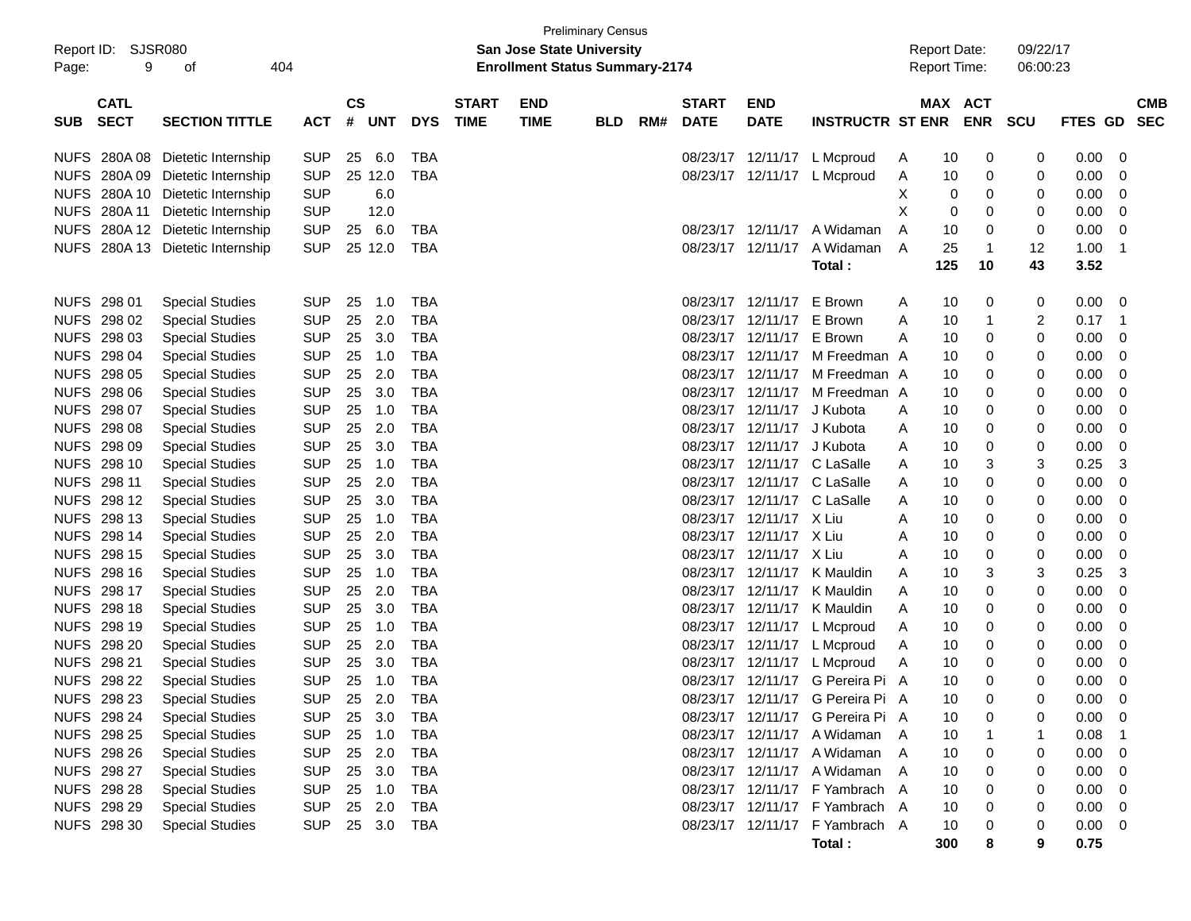Preliminary Census

Report ID: SJSR080

**San Jose State University**

**Enrollment Status Summary-2174**

Report Date: 09/22/17

Report Time: 06:00:23

| SUB | CATL SECT | SECTION TITTLE | ACT | CS # | UNT | DYS | START TIME | END TIME | BLD | RM# | START DATE | END DATE | INSTRUCTR | ST | MAX ENR | ACT ENR | SCU | FTES | GD | CMB SEC |
|---|---|---|---|---|---|---|---|---|---|---|---|---|---|---|---|---|---|---|---|---|
| NUFS | 280A 08 | Dietetic Internship | SUP | 25 | 6.0 | TBA | | | | | 08/23/17 | 12/11/17 | L Mcproud | A | 10 | 0 | 0 | 0.00 | 0 | |
| NUFS | 280A 09 | Dietetic Internship | SUP | 25 | 12.0 | TBA | | | | | 08/23/17 | 12/11/17 | L Mcproud | A | 10 | 0 | 0 | 0.00 | 0 | |
| NUFS | 280A 10 | Dietetic Internship | SUP | | 6.0 | | | | | | | | | X | 0 | 0 | 0 | 0.00 | 0 | |
| NUFS | 280A 11 | Dietetic Internship | SUP | | 12.0 | | | | | | | | | X | 0 | 0 | 0 | 0.00 | 0 | |
| NUFS | 280A 12 | Dietetic Internship | SUP | 25 | 6.0 | TBA | | | | | 08/23/17 | 12/11/17 | A Widaman | A | 10 | 0 | 0 | 0.00 | 0 | |
| NUFS | 280A 13 | Dietetic Internship | SUP | 25 | 12.0 | TBA | | | | | 08/23/17 | 12/11/17 | A Widaman | A | 25 | 1 | 12 | 1.00 | 1 | |
| | | | | | | | | | | | | | **Total :** | | **125** | **10** | **43** | **3.52** | | |
| NUFS | 298 01 | Special Studies | SUP | 25 | 1.0 | TBA | | | | | 08/23/17 | 12/11/17 | E Brown | A | 10 | 0 | 0 | 0.00 | 0 | |
| NUFS | 298 02 | Special Studies | SUP | 25 | 2.0 | TBA | | | | | 08/23/17 | 12/11/17 | E Brown | A | 10 | 1 | 2 | 0.17 | 1 | |
| NUFS | 298 03 | Special Studies | SUP | 25 | 3.0 | TBA | | | | | 08/23/17 | 12/11/17 | E Brown | A | 10 | 0 | 0 | 0.00 | 0 | |
| NUFS | 298 04 | Special Studies | SUP | 25 | 1.0 | TBA | | | | | 08/23/17 | 12/11/17 | M Freedman | A | 10 | 0 | 0 | 0.00 | 0 | |
| NUFS | 298 05 | Special Studies | SUP | 25 | 2.0 | TBA | | | | | 08/23/17 | 12/11/17 | M Freedman | A | 10 | 0 | 0 | 0.00 | 0 | |
| NUFS | 298 06 | Special Studies | SUP | 25 | 3.0 | TBA | | | | | 08/23/17 | 12/11/17 | M Freedman | A | 10 | 0 | 0 | 0.00 | 0 | |
| NUFS | 298 07 | Special Studies | SUP | 25 | 1.0 | TBA | | | | | 08/23/17 | 12/11/17 | J Kubota | A | 10 | 0 | 0 | 0.00 | 0 | |
| NUFS | 298 08 | Special Studies | SUP | 25 | 2.0 | TBA | | | | | 08/23/17 | 12/11/17 | J Kubota | A | 10 | 0 | 0 | 0.00 | 0 | |
| NUFS | 298 09 | Special Studies | SUP | 25 | 3.0 | TBA | | | | | 08/23/17 | 12/11/17 | J Kubota | A | 10 | 0 | 0 | 0.00 | 0 | |
| NUFS | 298 10 | Special Studies | SUP | 25 | 1.0 | TBA | | | | | 08/23/17 | 12/11/17 | C LaSalle | A | 10 | 3 | 3 | 0.25 | 3 | |
| NUFS | 298 11 | Special Studies | SUP | 25 | 2.0 | TBA | | | | | 08/23/17 | 12/11/17 | C LaSalle | A | 10 | 0 | 0 | 0.00 | 0 | |
| NUFS | 298 12 | Special Studies | SUP | 25 | 3.0 | TBA | | | | | 08/23/17 | 12/11/17 | C LaSalle | A | 10 | 0 | 0 | 0.00 | 0 | |
| NUFS | 298 13 | Special Studies | SUP | 25 | 1.0 | TBA | | | | | 08/23/17 | 12/11/17 | X Liu | A | 10 | 0 | 0 | 0.00 | 0 | |
| NUFS | 298 14 | Special Studies | SUP | 25 | 2.0 | TBA | | | | | 08/23/17 | 12/11/17 | X Liu | A | 10 | 0 | 0 | 0.00 | 0 | |
| NUFS | 298 15 | Special Studies | SUP | 25 | 3.0 | TBA | | | | | 08/23/17 | 12/11/17 | X Liu | A | 10 | 0 | 0 | 0.00 | 0 | |
| NUFS | 298 16 | Special Studies | SUP | 25 | 1.0 | TBA | | | | | 08/23/17 | 12/11/17 | K Mauldin | A | 10 | 3 | 3 | 0.25 | 3 | |
| NUFS | 298 17 | Special Studies | SUP | 25 | 2.0 | TBA | | | | | 08/23/17 | 12/11/17 | K Mauldin | A | 10 | 0 | 0 | 0.00 | 0 | |
| NUFS | 298 18 | Special Studies | SUP | 25 | 3.0 | TBA | | | | | 08/23/17 | 12/11/17 | K Mauldin | A | 10 | 0 | 0 | 0.00 | 0 | |
| NUFS | 298 19 | Special Studies | SUP | 25 | 1.0 | TBA | | | | | 08/23/17 | 12/11/17 | L Mcproud | A | 10 | 0 | 0 | 0.00 | 0 | |
| NUFS | 298 20 | Special Studies | SUP | 25 | 2.0 | TBA | | | | | 08/23/17 | 12/11/17 | L Mcproud | A | 10 | 0 | 0 | 0.00 | 0 | |
| NUFS | 298 21 | Special Studies | SUP | 25 | 3.0 | TBA | | | | | 08/23/17 | 12/11/17 | L Mcproud | A | 10 | 0 | 0 | 0.00 | 0 | |
| NUFS | 298 22 | Special Studies | SUP | 25 | 1.0 | TBA | | | | | 08/23/17 | 12/11/17 | G Pereira Pi | A | 10 | 0 | 0 | 0.00 | 0 | |
| NUFS | 298 23 | Special Studies | SUP | 25 | 2.0 | TBA | | | | | 08/23/17 | 12/11/17 | G Pereira Pi | A | 10 | 0 | 0 | 0.00 | 0 | |
| NUFS | 298 24 | Special Studies | SUP | 25 | 3.0 | TBA | | | | | 08/23/17 | 12/11/17 | G Pereira Pi | A | 10 | 0 | 0 | 0.00 | 0 | |
| NUFS | 298 25 | Special Studies | SUP | 25 | 1.0 | TBA | | | | | 08/23/17 | 12/11/17 | A Widaman | A | 10 | 1 | 1 | 0.08 | 1 | |
| NUFS | 298 26 | Special Studies | SUP | 25 | 2.0 | TBA | | | | | 08/23/17 | 12/11/17 | A Widaman | A | 10 | 0 | 0 | 0.00 | 0 | |
| NUFS | 298 27 | Special Studies | SUP | 25 | 3.0 | TBA | | | | | 08/23/17 | 12/11/17 | A Widaman | A | 10 | 0 | 0 | 0.00 | 0 | |
| NUFS | 298 28 | Special Studies | SUP | 25 | 1.0 | TBA | | | | | 08/23/17 | 12/11/17 | F Yambrach | A | 10 | 0 | 0 | 0.00 | 0 | |
| NUFS | 298 29 | Special Studies | SUP | 25 | 2.0 | TBA | | | | | 08/23/17 | 12/11/17 | F Yambrach | A | 10 | 0 | 0 | 0.00 | 0 | |
| NUFS | 298 30 | Special Studies | SUP | 25 | 3.0 | TBA | | | | | 08/23/17 | 12/11/17 | F Yambrach | A | 10 | 0 | 0 | 0.00 | 0 | |
| | | | | | | | | | | | | | **Total :** | | **300** | **8** | **9** | **0.75** | | |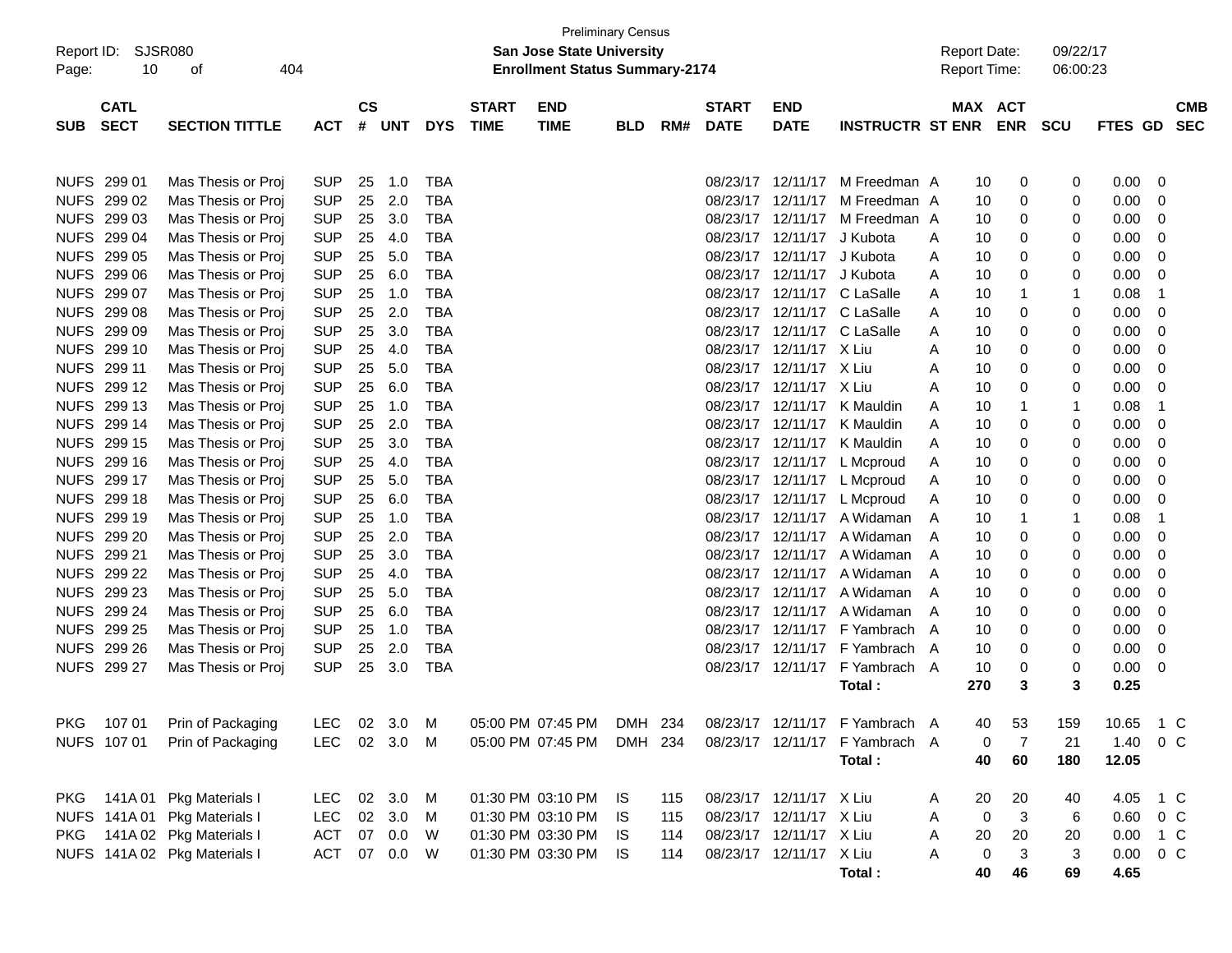Preliminary Census

Report ID: SJSR080

**San Jose State University**

**Enrollment Status Summary-2174**

Report Date: 09/22/17

Report Time: 06:00:23

| SUB | CATL SECT | SECTION TITTLE | ACT | CS # | UNT | DYS | START TIME | END TIME | BLD | RM# | START DATE | END DATE | INSTRUCTR | ST | MAX ENR | ACT ENR | SCU | FTES | GD | CMB SEC |
|---|---|---|---|---|---|---|---|---|---|---|---|---|---|---|---|---|---|---|---|---|
| NUFS | 299 01 | Mas Thesis or Proj | SUP | 25 | 1.0 | TBA | | | | | 08/23/17 | 12/11/17 | M Freedman | A | 10 | 0 | 0 | 0.00 | 0 | |
| NUFS | 299 02 | Mas Thesis or Proj | SUP | 25 | 2.0 | TBA | | | | | 08/23/17 | 12/11/17 | M Freedman | A | 10 | 0 | 0 | 0.00 | 0 | |
| NUFS | 299 03 | Mas Thesis or Proj | SUP | 25 | 3.0 | TBA | | | | | 08/23/17 | 12/11/17 | M Freedman | A | 10 | 0 | 0 | 0.00 | 0 | |
| NUFS | 299 04 | Mas Thesis or Proj | SUP | 25 | 4.0 | TBA | | | | | 08/23/17 | 12/11/17 | J Kubota | A | 10 | 0 | 0 | 0.00 | 0 | |
| NUFS | 299 05 | Mas Thesis or Proj | SUP | 25 | 5.0 | TBA | | | | | 08/23/17 | 12/11/17 | J Kubota | A | 10 | 0 | 0 | 0.00 | 0 | |
| NUFS | 299 06 | Mas Thesis or Proj | SUP | 25 | 6.0 | TBA | | | | | 08/23/17 | 12/11/17 | J Kubota | A | 10 | 0 | 0 | 0.00 | 0 | |
| NUFS | 299 07 | Mas Thesis or Proj | SUP | 25 | 1.0 | TBA | | | | | 08/23/17 | 12/11/17 | C LaSalle | A | 10 | 1 | 1 | 0.08 | 1 | |
| NUFS | 299 08 | Mas Thesis or Proj | SUP | 25 | 2.0 | TBA | | | | | 08/23/17 | 12/11/17 | C LaSalle | A | 10 | 0 | 0 | 0.00 | 0 | |
| NUFS | 299 09 | Mas Thesis or Proj | SUP | 25 | 3.0 | TBA | | | | | 08/23/17 | 12/11/17 | C LaSalle | A | 10 | 0 | 0 | 0.00 | 0 | |
| NUFS | 299 10 | Mas Thesis or Proj | SUP | 25 | 4.0 | TBA | | | | | 08/23/17 | 12/11/17 | X Liu | A | 10 | 0 | 0 | 0.00 | 0 | |
| NUFS | 299 11 | Mas Thesis or Proj | SUP | 25 | 5.0 | TBA | | | | | 08/23/17 | 12/11/17 | X Liu | A | 10 | 0 | 0 | 0.00 | 0 | |
| NUFS | 299 12 | Mas Thesis or Proj | SUP | 25 | 6.0 | TBA | | | | | 08/23/17 | 12/11/17 | X Liu | A | 10 | 0 | 0 | 0.00 | 0 | |
| NUFS | 299 13 | Mas Thesis or Proj | SUP | 25 | 1.0 | TBA | | | | | 08/23/17 | 12/11/17 | K Mauldin | A | 10 | 1 | 1 | 0.08 | 1 | |
| NUFS | 299 14 | Mas Thesis or Proj | SUP | 25 | 2.0 | TBA | | | | | 08/23/17 | 12/11/17 | K Mauldin | A | 10 | 0 | 0 | 0.00 | 0 | |
| NUFS | 299 15 | Mas Thesis or Proj | SUP | 25 | 3.0 | TBA | | | | | 08/23/17 | 12/11/17 | K Mauldin | A | 10 | 0 | 0 | 0.00 | 0 | |
| NUFS | 299 16 | Mas Thesis or Proj | SUP | 25 | 4.0 | TBA | | | | | 08/23/17 | 12/11/17 | L Mcproud | A | 10 | 0 | 0 | 0.00 | 0 | |
| NUFS | 299 17 | Mas Thesis or Proj | SUP | 25 | 5.0 | TBA | | | | | 08/23/17 | 12/11/17 | L Mcproud | A | 10 | 0 | 0 | 0.00 | 0 | |
| NUFS | 299 18 | Mas Thesis or Proj | SUP | 25 | 6.0 | TBA | | | | | 08/23/17 | 12/11/17 | L Mcproud | A | 10 | 0 | 0 | 0.00 | 0 | |
| NUFS | 299 19 | Mas Thesis or Proj | SUP | 25 | 1.0 | TBA | | | | | 08/23/17 | 12/11/17 | A Widaman | A | 10 | 1 | 1 | 0.08 | 1 | |
| NUFS | 299 20 | Mas Thesis or Proj | SUP | 25 | 2.0 | TBA | | | | | 08/23/17 | 12/11/17 | A Widaman | A | 10 | 0 | 0 | 0.00 | 0 | |
| NUFS | 299 21 | Mas Thesis or Proj | SUP | 25 | 3.0 | TBA | | | | | 08/23/17 | 12/11/17 | A Widaman | A | 10 | 0 | 0 | 0.00 | 0 | |
| NUFS | 299 22 | Mas Thesis or Proj | SUP | 25 | 4.0 | TBA | | | | | 08/23/17 | 12/11/17 | A Widaman | A | 10 | 0 | 0 | 0.00 | 0 | |
| NUFS | 299 23 | Mas Thesis or Proj | SUP | 25 | 5.0 | TBA | | | | | 08/23/17 | 12/11/17 | A Widaman | A | 10 | 0 | 0 | 0.00 | 0 | |
| NUFS | 299 24 | Mas Thesis or Proj | SUP | 25 | 6.0 | TBA | | | | | 08/23/17 | 12/11/17 | A Widaman | A | 10 | 0 | 0 | 0.00 | 0 | |
| NUFS | 299 25 | Mas Thesis or Proj | SUP | 25 | 1.0 | TBA | | | | | 08/23/17 | 12/11/17 | F Yambrach | A | 10 | 0 | 0 | 0.00 | 0 | |
| NUFS | 299 26 | Mas Thesis or Proj | SUP | 25 | 2.0 | TBA | | | | | 08/23/17 | 12/11/17 | F Yambrach | A | 10 | 0 | 0 | 0.00 | 0 | |
| NUFS | 299 27 | Mas Thesis or Proj | SUP | 25 | 3.0 | TBA | | | | | 08/23/17 | 12/11/17 | F Yambrach | A | 10 | 0 | 0 | 0.00 | 0 | |
| | | | | | | | | | | | | | **Total :** | | **270** | **3** | **3** | **0.25** | | |
| PKG | 107 01 | Prin of Packaging | LEC | 02 | 3.0 | M | 05:00 PM | 07:45 PM | DMH | 234 | 08/23/17 | 12/11/17 | F Yambrach | A | 40 | 53 | 159 | 10.65 | 1 | C |
| NUFS | 107 01 | Prin of Packaging | LEC | 02 | 3.0 | M | 05:00 PM | 07:45 PM | DMH | 234 | 08/23/17 | 12/11/17 | F Yambrach | A | 0 | 7 | 21 | 1.40 | 0 | C |
| | | | | | | | | | | | | | **Total :** | | **40** | **60** | **180** | **12.05** | | |
| PKG | 141A 01 | Pkg Materials I | LEC | 02 | 3.0 | M | 01:30 PM | 03:10 PM | IS | 115 | 08/23/17 | 12/11/17 | X Liu | A | 20 | 20 | 40 | 4.05 | 1 | C |
| NUFS | 141A 01 | Pkg Materials I | LEC | 02 | 3.0 | M | 01:30 PM | 03:10 PM | IS | 115 | 08/23/17 | 12/11/17 | X Liu | A | 0 | 3 | 6 | 0.60 | 0 | C |
| PKG | 141A 02 | Pkg Materials I | ACT | 07 | 0.0 | W | 01:30 PM | 03:30 PM | IS | 114 | 08/23/17 | 12/11/17 | X Liu | A | 20 | 20 | 20 | 0.00 | 1 | C |
| NUFS | 141A 02 | Pkg Materials I | ACT | 07 | 0.0 | W | 01:30 PM | 03:30 PM | IS | 114 | 08/23/17 | 12/11/17 | X Liu | A | 0 | 3 | 3 | 0.00 | 0 | C |
| | | | | | | | | | | | | | **Total :** | | **40** | **46** | **69** | **4.65** | | |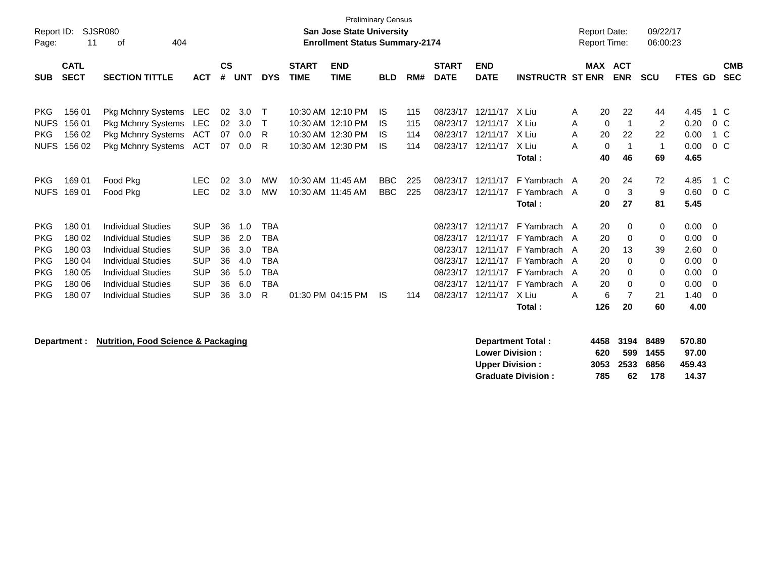Preliminary Census

Report ID: SJSR080

**San Jose State University**

**Enrollment Status Summary-2174**

Report Date: 09/22/17

Report Time: 06:00:23

| SUB | CATL SECT | SECTION TITTLE | ACT | CS # | UNT | DYS | START TIME | END TIME | BLD | RM# | START DATE | END DATE | INSTRUCTR | ST | MAX ENR | ACT ENR | SCU | FTES | GD | CMB SEC |
|---|---|---|---|---|---|---|---|---|---|---|---|---|---|---|---|---|---|---|---|---|
| PKG | 156 01 | Pkg Mchnry Systems | LEC | 02 | 3.0 | T | 10:30 AM | 12:10 PM | IS | 115 | 08/23/17 | 12/11/17 | X Liu | A | 20 | 22 | 44 | 4.45 | 1 | C |
| NUFS | 156 01 | Pkg Mchnry Systems | LEC | 02 | 3.0 | T | 10:30 AM | 12:10 PM | IS | 115 | 08/23/17 | 12/11/17 | X Liu | A | 0 | 1 | 2 | 0.20 | 0 | C |
| PKG | 156 02 | Pkg Mchnry Systems | ACT | 07 | 0.0 | R | 10:30 AM | 12:30 PM | IS | 114 | 08/23/17 | 12/11/17 | X Liu | A | 20 | 22 | 22 | 0.00 | 1 | C |
| NUFS | 156 02 | Pkg Mchnry Systems | ACT | 07 | 0.0 | R | 10:30 AM | 12:30 PM | IS | 114 | 08/23/17 | 12/11/17 | X Liu | A | 0 | 1 | 1 | 0.00 | 0 | C |
| | | | | | | | | | | | | | **Total :** | | **40** | **46** | **69** | **4.65** | | |
| PKG | 169 01 | Food Pkg | LEC | 02 | 3.0 | MW | 10:30 AM | 11:45 AM | BBC | 225 | 08/23/17 | 12/11/17 | F Yambrach | A | 20 | 24 | 72 | 4.85 | 1 | C |
| NUFS | 169 01 | Food Pkg | LEC | 02 | 3.0 | MW | 10:30 AM | 11:45 AM | BBC | 225 | 08/23/17 | 12/11/17 | F Yambrach | A | 0 | 3 | 9 | 0.60 | 0 | C |
| | | | | | | | | | | | | | **Total :** | | **20** | **27** | **81** | **5.45** | | |
| PKG | 180 01 | Individual Studies | SUP | 36 | 1.0 | TBA | | | | | 08/23/17 | 12/11/17 | F Yambrach | A | 20 | 0 | 0 | 0.00 | 0 | |
| PKG | 180 02 | Individual Studies | SUP | 36 | 2.0 | TBA | | | | | 08/23/17 | 12/11/17 | F Yambrach | A | 20 | 0 | 0 | 0.00 | 0 | |
| PKG | 180 03 | Individual Studies | SUP | 36 | 3.0 | TBA | | | | | 08/23/17 | 12/11/17 | F Yambrach | A | 20 | 13 | 39 | 2.60 | 0 | |
| PKG | 180 04 | Individual Studies | SUP | 36 | 4.0 | TBA | | | | | 08/23/17 | 12/11/17 | F Yambrach | A | 20 | 0 | 0 | 0.00 | 0 | |
| PKG | 180 05 | Individual Studies | SUP | 36 | 5.0 | TBA | | | | | 08/23/17 | 12/11/17 | F Yambrach | A | 20 | 0 | 0 | 0.00 | 0 | |
| PKG | 180 06 | Individual Studies | SUP | 36 | 6.0 | TBA | | | | | 08/23/17 | 12/11/17 | F Yambrach | A | 20 | 0 | 0 | 0.00 | 0 | |
| PKG | 180 07 | Individual Studies | SUP | 36 | 3.0 | R | 01:30 PM | 04:15 PM | IS | 114 | 08/23/17 | 12/11/17 | X Liu | A | 6 | 7 | 21 | 1.40 | 0 | |
| | | | | | | | | | | | | | **Total :** | | **126** | **20** | **60** | **4.00** | | |

**Department : Nutrition, Food Science & Packaging**

| | MAX ENR | ACT ENR | SCU | FTES |
|---|---|---|---|---|
| **Department Total :** | **4458** | **3194** | **8489** | **570.80** |
| **Lower Division :** | **620** | **599** | **1455** | **97.00** |
| **Upper Division :** | **3053** | **2533** | **6856** | **459.43** |
| **Graduate Division :** | **785** | **62** | **178** | **14.37** |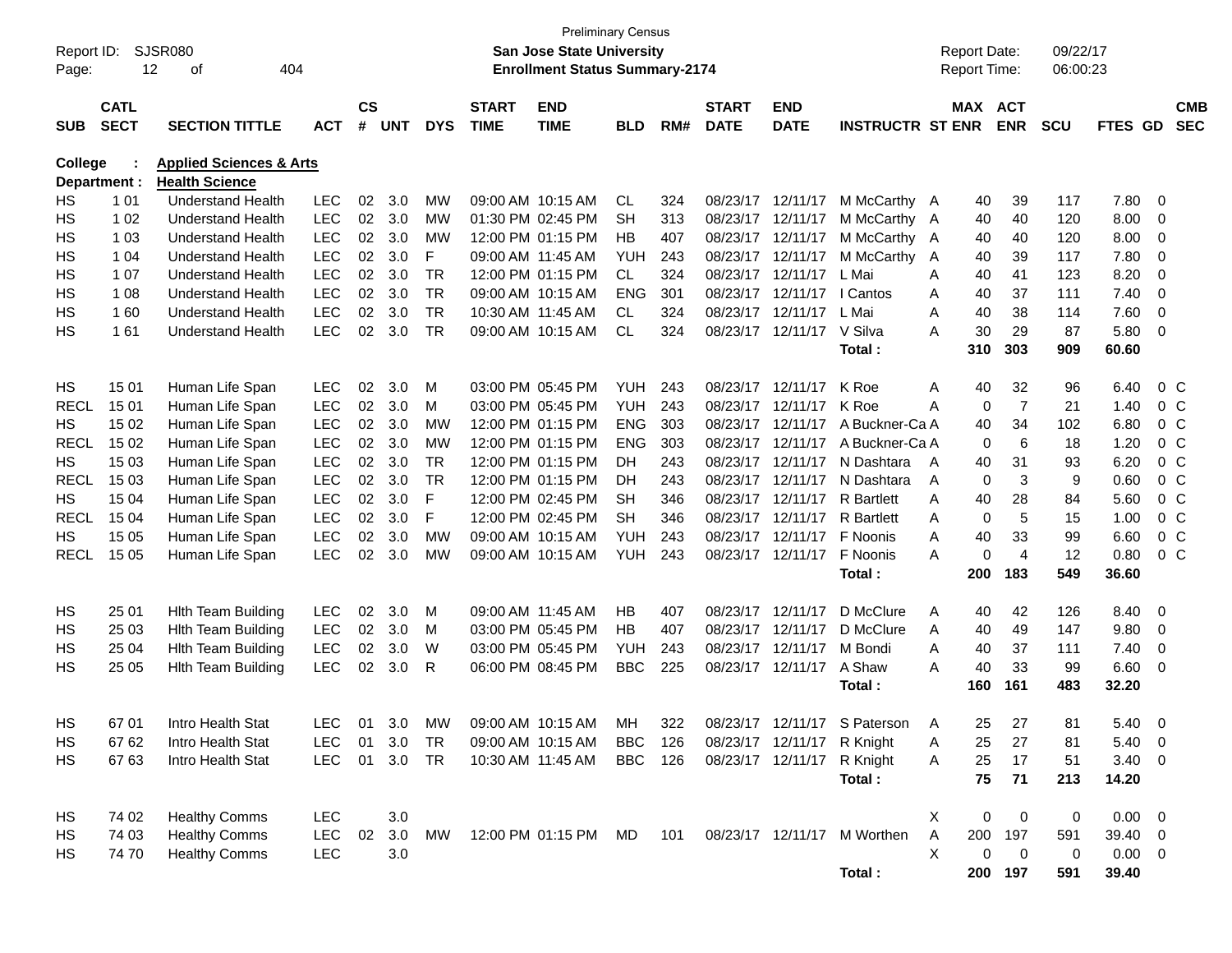Preliminary Census

Report ID: SJSR080 | **San Jose State University** | Report Date: 09/22/17
Page: 12 of 404 | **Enrollment Status Summary-2174** | Report Time: 06:00:23

| SUB | CATL SECT | SECTION TITTLE | ACT | CS # | UNT | DYS | START TIME | END TIME | BLD | RM# | START DATE | END DATE | INSTRUCTR | ST | MAX ENR | ACT ENR | SCU | FTES | GD | CMB SEC |
|---|---|---|---|---|---|---|---|---|---|---|---|---|---|---|---|---|---|---|---|---|
| **College** | **:** | **Applied Sciences & Arts** | | | | | | | | | | | | | | | | | | |
| **Department :** | | **Health Science** | | | | | | | | | | | | | | | | | | |
| HS | 1 01 | Understand Health | LEC | 02 | 3.0 | MW | 09:00 AM | 10:15 AM | CL | 324 | 08/23/17 | 12/11/17 | M McCarthy | A | 40 | 39 | 117 | 7.80 | 0 | |
| HS | 1 02 | Understand Health | LEC | 02 | 3.0 | MW | 01:30 PM | 02:45 PM | SH | 313 | 08/23/17 | 12/11/17 | M McCarthy | A | 40 | 40 | 120 | 8.00 | 0 | |
| HS | 1 03 | Understand Health | LEC | 02 | 3.0 | MW | 12:00 PM | 01:15 PM | HB | 407 | 08/23/17 | 12/11/17 | M McCarthy | A | 40 | 40 | 120 | 8.00 | 0 | |
| HS | 1 04 | Understand Health | LEC | 02 | 3.0 | F | 09:00 AM | 11:45 AM | YUH | 243 | 08/23/17 | 12/11/17 | M McCarthy | A | 40 | 39 | 117 | 7.80 | 0 | |
| HS | 1 07 | Understand Health | LEC | 02 | 3.0 | TR | 12:00 PM | 01:15 PM | CL | 324 | 08/23/17 | 12/11/17 | L Mai | A | 40 | 41 | 123 | 8.20 | 0 | |
| HS | 1 08 | Understand Health | LEC | 02 | 3.0 | TR | 09:00 AM | 10:15 AM | ENG | 301 | 08/23/17 | 12/11/17 | I Cantos | A | 40 | 37 | 111 | 7.40 | 0 | |
| HS | 1 60 | Understand Health | LEC | 02 | 3.0 | TR | 10:30 AM | 11:45 AM | CL | 324 | 08/23/17 | 12/11/17 | L Mai | A | 40 | 38 | 114 | 7.60 | 0 | |
| HS | 1 61 | Understand Health | LEC | 02 | 3.0 | TR | 09:00 AM | 10:15 AM | CL | 324 | 08/23/17 | 12/11/17 | V Silva | A | 30 | 29 | 87 | 5.80 | 0 | |
| | | | | | | | | | | | | | **Total :** | | **310** | **303** | **909** | **60.60** | | |
| HS | 15 01 | Human Life Span | LEC | 02 | 3.0 | M | 03:00 PM | 05:45 PM | YUH | 243 | 08/23/17 | 12/11/17 | K Roe | A | 40 | 32 | 96 | 6.40 | 0 | C |
| RECL | 15 01 | Human Life Span | LEC | 02 | 3.0 | M | 03:00 PM | 05:45 PM | YUH | 243 | 08/23/17 | 12/11/17 | K Roe | A | 0 | 7 | 21 | 1.40 | 0 | C |
| HS | 15 02 | Human Life Span | LEC | 02 | 3.0 | MW | 12:00 PM | 01:15 PM | ENG | 303 | 08/23/17 | 12/11/17 | A Buckner-Ca | A | 40 | 34 | 102 | 6.80 | 0 | C |
| RECL | 15 02 | Human Life Span | LEC | 02 | 3.0 | MW | 12:00 PM | 01:15 PM | ENG | 303 | 08/23/17 | 12/11/17 | A Buckner-Ca | A | 0 | 6 | 18 | 1.20 | 0 | C |
| HS | 15 03 | Human Life Span | LEC | 02 | 3.0 | TR | 12:00 PM | 01:15 PM | DH | 243 | 08/23/17 | 12/11/17 | N Dashtara | A | 40 | 31 | 93 | 6.20 | 0 | C |
| RECL | 15 03 | Human Life Span | LEC | 02 | 3.0 | TR | 12:00 PM | 01:15 PM | DH | 243 | 08/23/17 | 12/11/17 | N Dashtara | A | 0 | 3 | 9 | 0.60 | 0 | C |
| HS | 15 04 | Human Life Span | LEC | 02 | 3.0 | F | 12:00 PM | 02:45 PM | SH | 346 | 08/23/17 | 12/11/17 | R Bartlett | A | 40 | 28 | 84 | 5.60 | 0 | C |
| RECL | 15 04 | Human Life Span | LEC | 02 | 3.0 | F | 12:00 PM | 02:45 PM | SH | 346 | 08/23/17 | 12/11/17 | R Bartlett | A | 0 | 5 | 15 | 1.00 | 0 | C |
| HS | 15 05 | Human Life Span | LEC | 02 | 3.0 | MW | 09:00 AM | 10:15 AM | YUH | 243 | 08/23/17 | 12/11/17 | F Noonis | A | 40 | 33 | 99 | 6.60 | 0 | C |
| RECL | 15 05 | Human Life Span | LEC | 02 | 3.0 | MW | 09:00 AM | 10:15 AM | YUH | 243 | 08/23/17 | 12/11/17 | F Noonis | A | 0 | 4 | 12 | 0.80 | 0 | C |
| | | | | | | | | | | | | | **Total :** | | **200** | **183** | **549** | **36.60** | | |
| HS | 25 01 | Hlth Team Building | LEC | 02 | 3.0 | M | 09:00 AM | 11:45 AM | HB | 407 | 08/23/17 | 12/11/17 | D McClure | A | 40 | 42 | 126 | 8.40 | 0 | |
| HS | 25 03 | Hlth Team Building | LEC | 02 | 3.0 | M | 03:00 PM | 05:45 PM | HB | 407 | 08/23/17 | 12/11/17 | D McClure | A | 40 | 49 | 147 | 9.80 | 0 | |
| HS | 25 04 | Hlth Team Building | LEC | 02 | 3.0 | W | 03:00 PM | 05:45 PM | YUH | 243 | 08/23/17 | 12/11/17 | M Bondi | A | 40 | 37 | 111 | 7.40 | 0 | |
| HS | 25 05 | Hlth Team Building | LEC | 02 | 3.0 | R | 06:00 PM | 08:45 PM | BBC | 225 | 08/23/17 | 12/11/17 | A Shaw | A | 40 | 33 | 99 | 6.60 | 0 | |
| | | | | | | | | | | | | | **Total :** | | **160** | **161** | **483** | **32.20** | | |
| HS | 67 01 | Intro Health Stat | LEC | 01 | 3.0 | MW | 09:00 AM | 10:15 AM | MH | 322 | 08/23/17 | 12/11/17 | S Paterson | A | 25 | 27 | 81 | 5.40 | 0 | |
| HS | 67 62 | Intro Health Stat | LEC | 01 | 3.0 | TR | 09:00 AM | 10:15 AM | BBC | 126 | 08/23/17 | 12/11/17 | R Knight | A | 25 | 27 | 81 | 5.40 | 0 | |
| HS | 67 63 | Intro Health Stat | LEC | 01 | 3.0 | TR | 10:30 AM | 11:45 AM | BBC | 126 | 08/23/17 | 12/11/17 | R Knight | A | 25 | 17 | 51 | 3.40 | 0 | |
| | | | | | | | | | | | | | **Total :** | | **75** | **71** | **213** | **14.20** | | |
| HS | 74 02 | Healthy Comms | LEC | | 3.0 | | | | | | | | | X | 0 | 0 | 0 | 0.00 | 0 | |
| HS | 74 03 | Healthy Comms | LEC | 02 | 3.0 | MW | 12:00 PM | 01:15 PM | MD | 101 | 08/23/17 | 12/11/17 | M Worthen | A | 200 | 197 | 591 | 39.40 | 0 | |
| HS | 74 70 | Healthy Comms | LEC | | 3.0 | | | | | | | | | X | 0 | 0 | 0 | 0.00 | 0 | |
| | | | | | | | | | | | | | **Total :** | | **200** | **197** | **591** | **39.40** | | |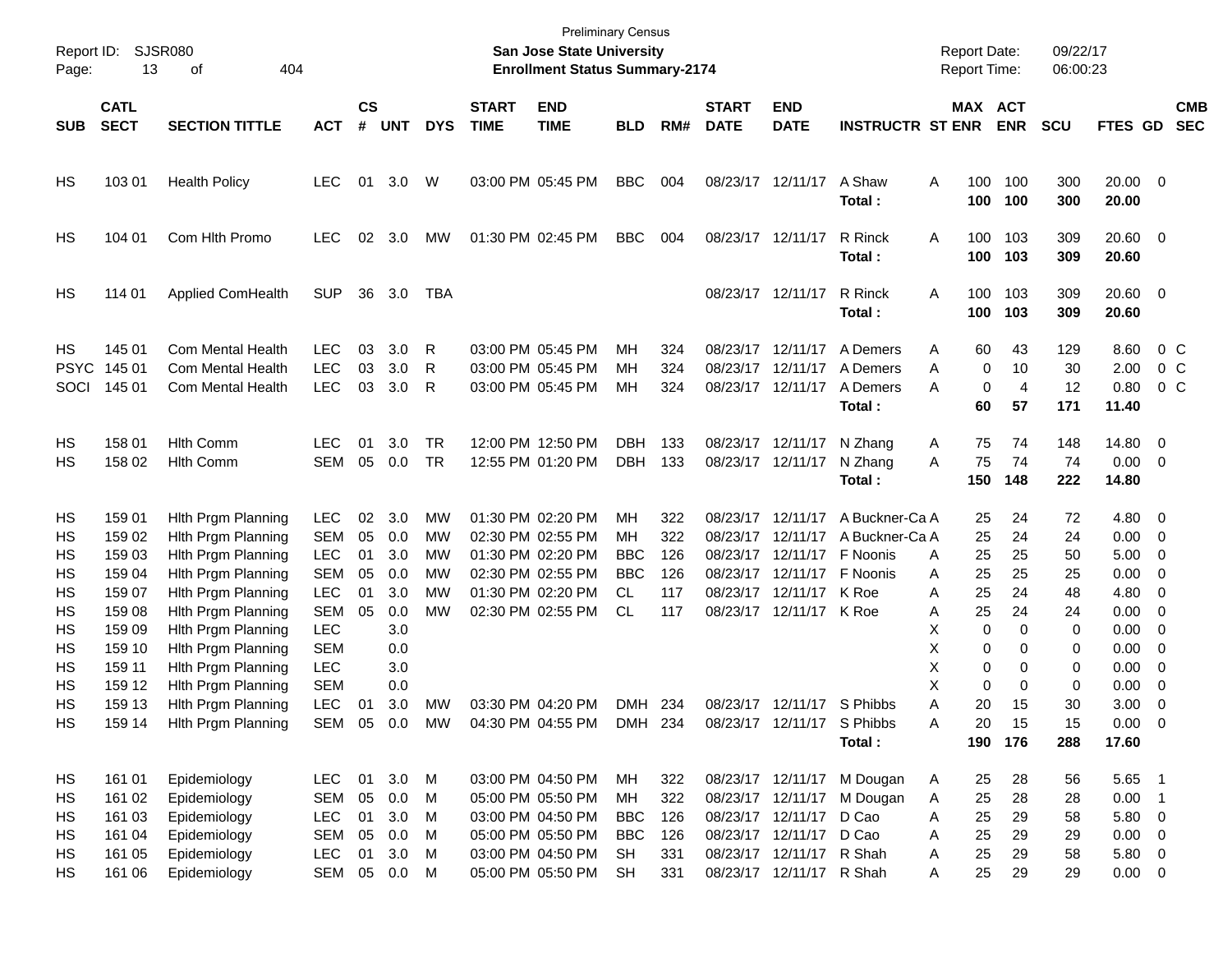Preliminary Census

**San Jose State University**

**Enrollment Status Summary-2174**

Report ID: SJSR080

Report Date: 09/22/17

Report Time: 06:00:23

| SUB | CATL SECT | SECTION TITTLE | ACT | CS # | UNT | DYS | START TIME | END TIME | BLD | RM# | START DATE | END DATE | INSTRUCTR | ST | MAX ENR | ACT ENR | SCU | FTES | GD | CMB SEC |
|---|---|---|---|---|---|---|---|---|---|---|---|---|---|---|---|---|---|---|---|---|
| HS | 103 01 | Health Policy | LEC | 01 | 3.0 | W | 03:00 PM | 05:45 PM | BBC | 004 | 08/23/17 | 12/11/17 | A Shaw | A | 100 | 100 | 300 | 20.00 | 0 | |
| | | | | | | | | | | | | | **Total :** | | **100** | **100** | **300** | **20.00** | | |
| HS | 104 01 | Com Hlth Promo | LEC | 02 | 3.0 | MW | 01:30 PM | 02:45 PM | BBC | 004 | 08/23/17 | 12/11/17 | R Rinck | A | 100 | 103 | 309 | 20.60 | 0 | |
| | | | | | | | | | | | | | **Total :** | | **100** | **103** | **309** | **20.60** | | |
| HS | 114 01 | Applied ComHealth | SUP | 36 | 3.0 | TBA | | | | | 08/23/17 | 12/11/17 | R Rinck | A | 100 | 103 | 309 | 20.60 | 0 | |
| | | | | | | | | | | | | | **Total :** | | **100** | **103** | **309** | **20.60** | | |
| HS | 145 01 | Com Mental Health | LEC | 03 | 3.0 | R | 03:00 PM | 05:45 PM | MH | 324 | 08/23/17 | 12/11/17 | A Demers | A | 60 | 43 | 129 | 8.60 | 0 | C |
| PSYC | 145 01 | Com Mental Health | LEC | 03 | 3.0 | R | 03:00 PM | 05:45 PM | MH | 324 | 08/23/17 | 12/11/17 | A Demers | A | 0 | 10 | 30 | 2.00 | 0 | C |
| SOCI | 145 01 | Com Mental Health | LEC | 03 | 3.0 | R | 03:00 PM | 05:45 PM | MH | 324 | 08/23/17 | 12/11/17 | A Demers | A | 0 | 4 | 12 | 0.80 | 0 | C |
| | | | | | | | | | | | | | **Total :** | | **60** | **57** | **171** | **11.40** | | |
| HS | 158 01 | Hlth Comm | LEC | 01 | 3.0 | TR | 12:00 PM | 12:50 PM | DBH | 133 | 08/23/17 | 12/11/17 | N Zhang | A | 75 | 74 | 148 | 14.80 | 0 | |
| HS | 158 02 | Hlth Comm | SEM | 05 | 0.0 | TR | 12:55 PM | 01:20 PM | DBH | 133 | 08/23/17 | 12/11/17 | N Zhang | A | 75 | 74 | 74 | 0.00 | 0 | |
| | | | | | | | | | | | | | **Total :** | | **150** | **148** | **222** | **14.80** | | |
| HS | 159 01 | Hlth Prgm Planning | LEC | 02 | 3.0 | MW | 01:30 PM | 02:20 PM | MH | 322 | 08/23/17 | 12/11/17 | A Buckner-Ca | A | 25 | 24 | 72 | 4.80 | 0 | |
| HS | 159 02 | Hlth Prgm Planning | SEM | 05 | 0.0 | MW | 02:30 PM | 02:55 PM | MH | 322 | 08/23/17 | 12/11/17 | A Buckner-Ca | A | 25 | 24 | 24 | 0.00 | 0 | |
| HS | 159 03 | Hlth Prgm Planning | LEC | 01 | 3.0 | MW | 01:30 PM | 02:20 PM | BBC | 126 | 08/23/17 | 12/11/17 | F Noonis | A | 25 | 25 | 50 | 5.00 | 0 | |
| HS | 159 04 | Hlth Prgm Planning | SEM | 05 | 0.0 | MW | 02:30 PM | 02:55 PM | BBC | 126 | 08/23/17 | 12/11/17 | F Noonis | A | 25 | 25 | 25 | 0.00 | 0 | |
| HS | 159 07 | Hlth Prgm Planning | LEC | 01 | 3.0 | MW | 01:30 PM | 02:20 PM | CL | 117 | 08/23/17 | 12/11/17 | K Roe | A | 25 | 24 | 48 | 4.80 | 0 | |
| HS | 159 08 | Hlth Prgm Planning | SEM | 05 | 0.0 | MW | 02:30 PM | 02:55 PM | CL | 117 | 08/23/17 | 12/11/17 | K Roe | A | 25 | 24 | 24 | 0.00 | 0 | |
| HS | 159 09 | Hlth Prgm Planning | LEC | | 3.0 | | | | | | | | | X | 0 | 0 | 0 | 0.00 | 0 | |
| HS | 159 10 | Hlth Prgm Planning | SEM | | 0.0 | | | | | | | | | X | 0 | 0 | 0 | 0.00 | 0 | |
| HS | 159 11 | Hlth Prgm Planning | LEC | | 3.0 | | | | | | | | | X | 0 | 0 | 0 | 0.00 | 0 | |
| HS | 159 12 | Hlth Prgm Planning | SEM | | 0.0 | | | | | | | | | X | 0 | 0 | 0 | 0.00 | 0 | |
| HS | 159 13 | Hlth Prgm Planning | LEC | 01 | 3.0 | MW | 03:30 PM | 04:20 PM | DMH | 234 | 08/23/17 | 12/11/17 | S Phibbs | A | 20 | 15 | 30 | 3.00 | 0 | |
| HS | 159 14 | Hlth Prgm Planning | SEM | 05 | 0.0 | MW | 04:30 PM | 04:55 PM | DMH | 234 | 08/23/17 | 12/11/17 | S Phibbs | A | 20 | 15 | 15 | 0.00 | 0 | |
| | | | | | | | | | | | | | **Total :** | | **190** | **176** | **288** | **17.60** | | |
| HS | 161 01 | Epidemiology | LEC | 01 | 3.0 | M | 03:00 PM | 04:50 PM | MH | 322 | 08/23/17 | 12/11/17 | M Dougan | A | 25 | 28 | 56 | 5.65 | 1 | |
| HS | 161 02 | Epidemiology | SEM | 05 | 0.0 | M | 05:00 PM | 05:50 PM | MH | 322 | 08/23/17 | 12/11/17 | M Dougan | A | 25 | 28 | 28 | 0.00 | 1 | |
| HS | 161 03 | Epidemiology | LEC | 01 | 3.0 | M | 03:00 PM | 04:50 PM | BBC | 126 | 08/23/17 | 12/11/17 | D Cao | A | 25 | 29 | 58 | 5.80 | 0 | |
| HS | 161 04 | Epidemiology | SEM | 05 | 0.0 | M | 05:00 PM | 05:50 PM | BBC | 126 | 08/23/17 | 12/11/17 | D Cao | A | 25 | 29 | 29 | 0.00 | 0 | |
| HS | 161 05 | Epidemiology | LEC | 01 | 3.0 | M | 03:00 PM | 04:50 PM | SH | 331 | 08/23/17 | 12/11/17 | R Shah | A | 25 | 29 | 58 | 5.80 | 0 | |
| HS | 161 06 | Epidemiology | SEM | 05 | 0.0 | M | 05:00 PM | 05:50 PM | SH | 331 | 08/23/17 | 12/11/17 | R Shah | A | 25 | 29 | 29 | 0.00 | 0 | |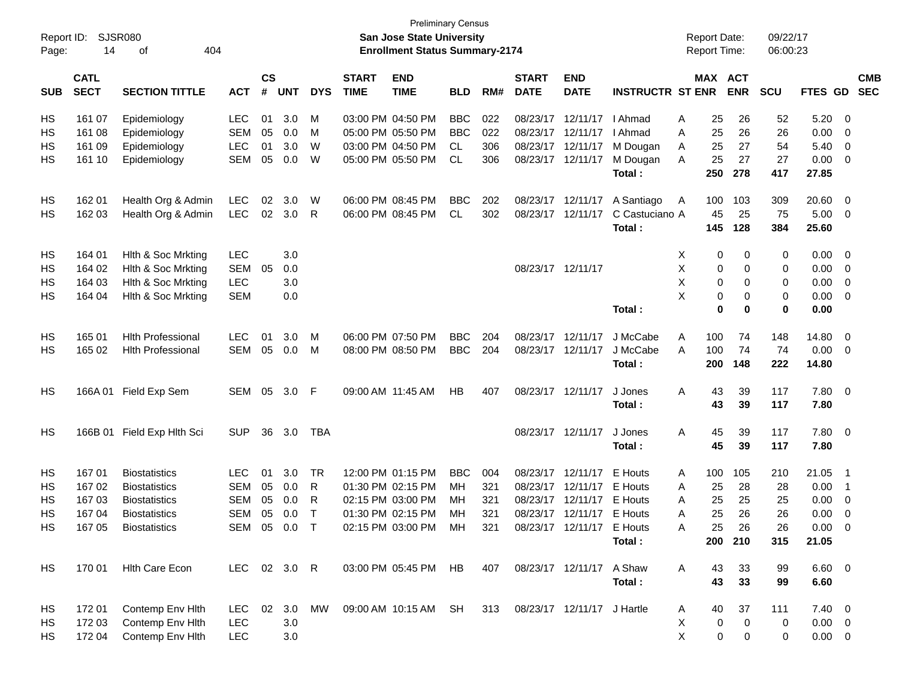Preliminary Census

**San Jose State University**

**Enrollment Status Summary-2174**

Report ID: SJSR080
Report Date: 09/22/17
Report Time: 06:00:23

| SUB | CATL SECT | SECTION TITTLE | ACT | CS # | UNT | DYS | START TIME | END TIME | BLD | RM# | START DATE | END DATE | INSTRUCTR | ST | MAX ENR | ACT ENR | SCU | FTES | GD | CMB SEC |
|---|---|---|---|---|---|---|---|---|---|---|---|---|---|---|---|---|---|---|---|---|
| HS | 161 07 | Epidemiology | LEC | 01 | 3.0 | M | 03:00 PM | 04:50 PM | BBC | 022 | 08/23/17 | 12/11/17 | I Ahmad | A | 25 | 26 | 52 | 5.20 | 0 | |
| HS | 161 08 | Epidemiology | SEM | 05 | 0.0 | M | 05:00 PM | 05:50 PM | BBC | 022 | 08/23/17 | 12/11/17 | I Ahmad | A | 25 | 26 | 26 | 0.00 | 0 | |
| HS | 161 09 | Epidemiology | LEC | 01 | 3.0 | W | 03:00 PM | 04:50 PM | CL | 306 | 08/23/17 | 12/11/17 | M Dougan | A | 25 | 27 | 54 | 5.40 | 0 | |
| HS | 161 10 | Epidemiology | SEM | 05 | 0.0 | W | 05:00 PM | 05:50 PM | CL | 306 | 08/23/17 | 12/11/17 | M Dougan | A | 25 | 27 | 27 | 0.00 | 0 | |
| | | | | | | | | | | | | | **Total :** | | **250** | **278** | **417** | **27.85** | | |
| HS | 162 01 | Health Org & Admin | LEC | 02 | 3.0 | W | 06:00 PM | 08:45 PM | BBC | 202 | 08/23/17 | 12/11/17 | A Santiago | A | 100 | 103 | 309 | 20.60 | 0 | |
| HS | 162 03 | Health Org & Admin | LEC | 02 | 3.0 | R | 06:00 PM | 08:45 PM | CL | 302 | 08/23/17 | 12/11/17 | C Castuciano | A | 45 | 25 | 75 | 5.00 | 0 | |
| | | | | | | | | | | | | | **Total :** | | **145** | **128** | **384** | **25.60** | | |
| HS | 164 01 | Hlth & Soc Mrkting | LEC | | 3.0 | | | | | | | | | X | 0 | 0 | 0 | 0.00 | 0 | |
| HS | 164 02 | Hlth & Soc Mrkting | SEM | 05 | 0.0 | | | | | | 08/23/17 | 12/11/17 | | X | 0 | 0 | 0 | 0.00 | 0 | |
| HS | 164 03 | Hlth & Soc Mrkting | LEC | | 3.0 | | | | | | | | | X | 0 | 0 | 0 | 0.00 | 0 | |
| HS | 164 04 | Hlth & Soc Mrkting | SEM | | 0.0 | | | | | | | | | X | 0 | 0 | 0 | 0.00 | 0 | |
| | | | | | | | | | | | | | **Total :** | | **0** | **0** | **0** | **0.00** | | |
| HS | 165 01 | Hlth Professional | LEC | 01 | 3.0 | M | 06:00 PM | 07:50 PM | BBC | 204 | 08/23/17 | 12/11/17 | J McCabe | A | 100 | 74 | 148 | 14.80 | 0 | |
| HS | 165 02 | Hlth Professional | SEM | 05 | 0.0 | M | 08:00 PM | 08:50 PM | BBC | 204 | 08/23/17 | 12/11/17 | J McCabe | A | 100 | 74 | 74 | 0.00 | 0 | |
| | | | | | | | | | | | | | **Total :** | | **200** | **148** | **222** | **14.80** | | |
| HS | 166A 01 | Field Exp Sem | SEM | 05 | 3.0 | F | 09:00 AM | 11:45 AM | HB | 407 | 08/23/17 | 12/11/17 | J Jones | A | 43 | 39 | 117 | 7.80 | 0 | |
| | | | | | | | | | | | | | **Total :** | | **43** | **39** | **117** | **7.80** | | |
| HS | 166B 01 | Field Exp Hlth Sci | SUP | 36 | 3.0 | TBA | | | | | 08/23/17 | 12/11/17 | J Jones | A | 45 | 39 | 117 | 7.80 | 0 | |
| | | | | | | | | | | | | | **Total :** | | **45** | **39** | **117** | **7.80** | | |
| HS | 167 01 | Biostatistics | LEC | 01 | 3.0 | TR | 12:00 PM | 01:15 PM | BBC | 004 | 08/23/17 | 12/11/17 | E Houts | A | 100 | 105 | 210 | 21.05 | 1 | |
| HS | 167 02 | Biostatistics | SEM | 05 | 0.0 | R | 01:30 PM | 02:15 PM | MH | 321 | 08/23/17 | 12/11/17 | E Houts | A | 25 | 28 | 28 | 0.00 | 1 | |
| HS | 167 03 | Biostatistics | SEM | 05 | 0.0 | R | 02:15 PM | 03:00 PM | MH | 321 | 08/23/17 | 12/11/17 | E Houts | A | 25 | 25 | 25 | 0.00 | 0 | |
| HS | 167 04 | Biostatistics | SEM | 05 | 0.0 | T | 01:30 PM | 02:15 PM | MH | 321 | 08/23/17 | 12/11/17 | E Houts | A | 25 | 26 | 26 | 0.00 | 0 | |
| HS | 167 05 | Biostatistics | SEM | 05 | 0.0 | T | 02:15 PM | 03:00 PM | MH | 321 | 08/23/17 | 12/11/17 | E Houts | A | 25 | 26 | 26 | 0.00 | 0 | |
| | | | | | | | | | | | | | **Total :** | | **200** | **210** | **315** | **21.05** | | |
| HS | 170 01 | Hlth Care Econ | LEC | 02 | 3.0 | R | 03:00 PM | 05:45 PM | HB | 407 | 08/23/17 | 12/11/17 | A Shaw | A | 43 | 33 | 99 | 6.60 | 0 | |
| | | | | | | | | | | | | | **Total :** | | **43** | **33** | **99** | **6.60** | | |
| HS | 172 01 | Contemp Env Hlth | LEC | 02 | 3.0 | MW | 09:00 AM | 10:15 AM | SH | 313 | 08/23/17 | 12/11/17 | J Hartle | A | 40 | 37 | 111 | 7.40 | 0 | |
| HS | 172 03 | Contemp Env Hlth | LEC | | 3.0 | | | | | | | | | X | 0 | 0 | 0 | 0.00 | 0 | |
| HS | 172 04 | Contemp Env Hlth | LEC | | 3.0 | | | | | | | | | X | 0 | 0 | 0 | 0.00 | 0 | |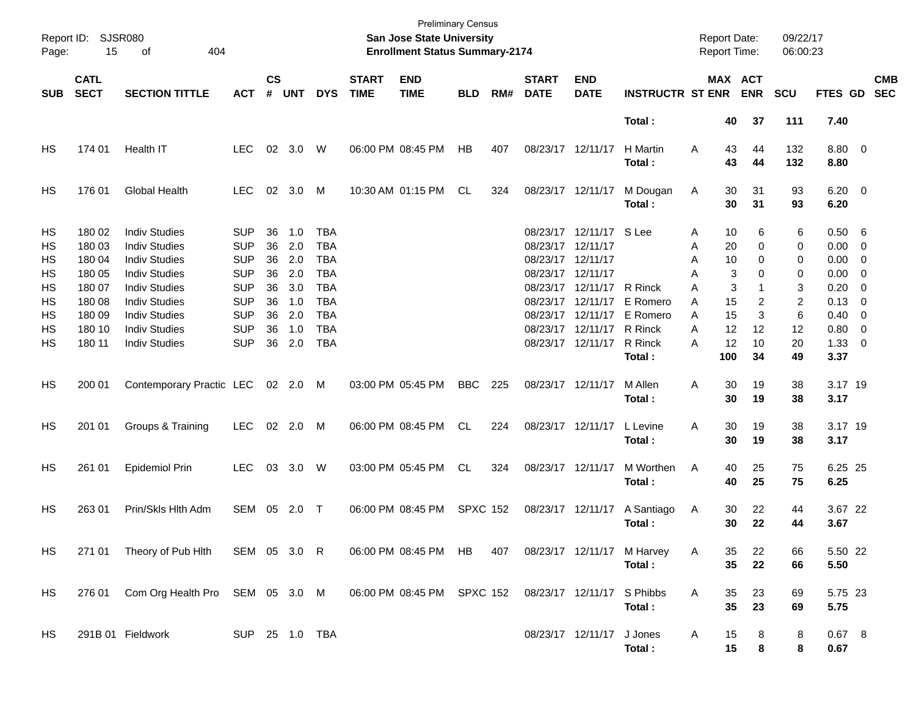Preliminary Census

**San Jose State University**

**Enrollment Status Summary-2174**

Report ID: SJSR080
Page: 15 of 404

Report Date: 09/22/17
Report Time: 06:00:23

| SUB | CATL SECT | SECTION TITTLE | ACT | CS # | UNT | DYS | START TIME | END TIME | BLD | RM# | START DATE | END DATE | INSTRUCTR | ST | MAX ENR | ACT ENR | SCU | FTES | GD | CMB SEC |
|---|---|---|---|---|---|---|---|---|---|---|---|---|---|---|---|---|---|---|---|---|
| | | | | | | | | | | | | | **Total :** | | **40** | **37** | **111** | **7.40** | | |
| HS | 174 01 | Health IT | LEC | 02 | 3.0 | W | 06:00 PM | 08:45 PM | HB | 407 | 08/23/17 | 12/11/17 | H Martin | A | 43 | 44 | 132 | 8.80 | 0 | |
| | | | | | | | | | | | | | **Total :** | | **43** | **44** | **132** | **8.80** | | |
| HS | 176 01 | Global Health | LEC | 02 | 3.0 | M | 10:30 AM | 01:15 PM | CL | 324 | 08/23/17 | 12/11/17 | M Dougan | A | 30 | 31 | 93 | 6.20 | 0 | |
| | | | | | | | | | | | | | **Total :** | | **30** | **31** | **93** | **6.20** | | |
| HS | 180 02 | Indiv Studies | SUP | 36 | 1.0 | TBA | | | | | 08/23/17 | 12/11/17 | S Lee | A | 10 | 6 | 6 | 0.50 | 6 | |
| HS | 180 03 | Indiv Studies | SUP | 36 | 2.0 | TBA | | | | | 08/23/17 | 12/11/17 | | A | 20 | 0 | 0 | 0.00 | 0 | |
| HS | 180 04 | Indiv Studies | SUP | 36 | 2.0 | TBA | | | | | 08/23/17 | 12/11/17 | | A | 10 | 0 | 0 | 0.00 | 0 | |
| HS | 180 05 | Indiv Studies | SUP | 36 | 2.0 | TBA | | | | | 08/23/17 | 12/11/17 | | A | 3 | 0 | 0 | 0.00 | 0 | |
| HS | 180 07 | Indiv Studies | SUP | 36 | 3.0 | TBA | | | | | 08/23/17 | 12/11/17 | R Rinck | A | 3 | 1 | 3 | 0.20 | 0 | |
| HS | 180 08 | Indiv Studies | SUP | 36 | 1.0 | TBA | | | | | 08/23/17 | 12/11/17 | E Romero | A | 15 | 2 | 2 | 0.13 | 0 | |
| HS | 180 09 | Indiv Studies | SUP | 36 | 2.0 | TBA | | | | | 08/23/17 | 12/11/17 | E Romero | A | 15 | 3 | 6 | 0.40 | 0 | |
| HS | 180 10 | Indiv Studies | SUP | 36 | 1.0 | TBA | | | | | 08/23/17 | 12/11/17 | R Rinck | A | 12 | 12 | 12 | 0.80 | 0 | |
| HS | 180 11 | Indiv Studies | SUP | 36 | 2.0 | TBA | | | | | 08/23/17 | 12/11/17 | R Rinck | A | 12 | 10 | 20 | 1.33 | 0 | |
| | | | | | | | | | | | | | **Total :** | | **100** | **34** | **49** | **3.37** | | |
| HS | 200 01 | Contemporary Practic | LEC | 02 | 2.0 | M | 03:00 PM | 05:45 PM | BBC | 225 | 08/23/17 | 12/11/17 | M Allen | A | 30 | 19 | 38 | 3.17 | 19 | |
| | | | | | | | | | | | | | **Total :** | | **30** | **19** | **38** | **3.17** | | |
| HS | 201 01 | Groups & Training | LEC | 02 | 2.0 | M | 06:00 PM | 08:45 PM | CL | 224 | 08/23/17 | 12/11/17 | L Levine | A | 30 | 19 | 38 | 3.17 | 19 | |
| | | | | | | | | | | | | | **Total :** | | **30** | **19** | **38** | **3.17** | | |
| HS | 261 01 | Epidemiol Prin | LEC | 03 | 3.0 | W | 03:00 PM | 05:45 PM | CL | 324 | 08/23/17 | 12/11/17 | M Worthen | A | 40 | 25 | 75 | 6.25 | 25 | |
| | | | | | | | | | | | | | **Total :** | | **40** | **25** | **75** | **6.25** | | |
| HS | 263 01 | Prin/Skls Hlth Adm | SEM | 05 | 2.0 | T | 06:00 PM | 08:45 PM | SPXC | 152 | 08/23/17 | 12/11/17 | A Santiago | A | 30 | 22 | 44 | 3.67 | 22 | |
| | | | | | | | | | | | | | **Total :** | | **30** | **22** | **44** | **3.67** | | |
| HS | 271 01 | Theory of Pub Hlth | SEM | 05 | 3.0 | R | 06:00 PM | 08:45 PM | HB | 407 | 08/23/17 | 12/11/17 | M Harvey | A | 35 | 22 | 66 | 5.50 | 22 | |
| | | | | | | | | | | | | | **Total :** | | **35** | **22** | **66** | **5.50** | | |
| HS | 276 01 | Com Org Health Pro | SEM | 05 | 3.0 | M | 06:00 PM | 08:45 PM | SPXC | 152 | 08/23/17 | 12/11/17 | S Phibbs | A | 35 | 23 | 69 | 5.75 | 23 | |
| | | | | | | | | | | | | | **Total :** | | **35** | **23** | **69** | **5.75** | | |
| HS | 291B 01 | Fieldwork | SUP | 25 | 1.0 | TBA | | | | | 08/23/17 | 12/11/17 | J Jones | A | 15 | 8 | 8 | 0.67 | 8 | |
| | | | | | | | | | | | | | **Total :** | | **15** | **8** | **8** | **0.67** | | |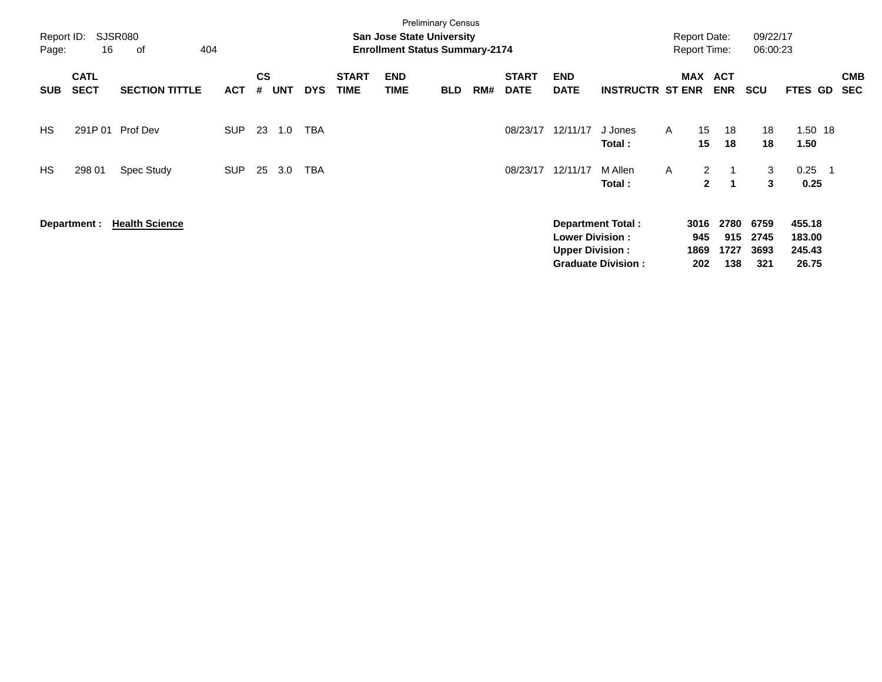Preliminary Census

**San Jose State University**
**Enrollment Status Summary-2174**

Report ID: SJSR080
Report Date: 09/22/17
Report Time: 06:00:23

| SUB | CATL SECT | SECTION TITTLE | ACT | CS # | UNT | DYS | START TIME | END TIME | BLD | RM# | START DATE | END DATE | INSTRUCTR | ST | MAX ENR | ACT ENR | SCU | FTES | GD | CMB SEC |
|---|---|---|---|---|---|---|---|---|---|---|---|---|---|---|---|---|---|---|---|---|
| HS | 291P 01 | Prof Dev | SUP | 23 | 1.0 | TBA | | | | | 08/23/17 | 12/11/17 | J Jones | A | 15 | 18 | 18 | 1.50 | 18 | |
| | | | | | | | | | | | | | **Total :** | | **15** | **18** | **18** | **1.50** | | |
| HS | 298 01 | Spec Study | SUP | 25 | 3.0 | TBA | | | | | 08/23/17 | 12/11/17 | M Allen | A | 2 | 1 | 3 | 0.25 | 1 | |
| | | | | | | | | | | | | | **Total :** | | **2** | **1** | **3** | **0.25** | | |

**Department : Health Science**

| | MAX ENR | ACT ENR | SCU | FTES |
|---|---|---|---|---|
| **Department Total :** | **3016** | **2780** | **6759** | **455.18** |
| **Lower Division :** | **945** | **915** | **2745** | **183.00** |
| **Upper Division :** | **1869** | **1727** | **3693** | **245.43** |
| **Graduate Division :** | **202** | **138** | **321** | **26.75** |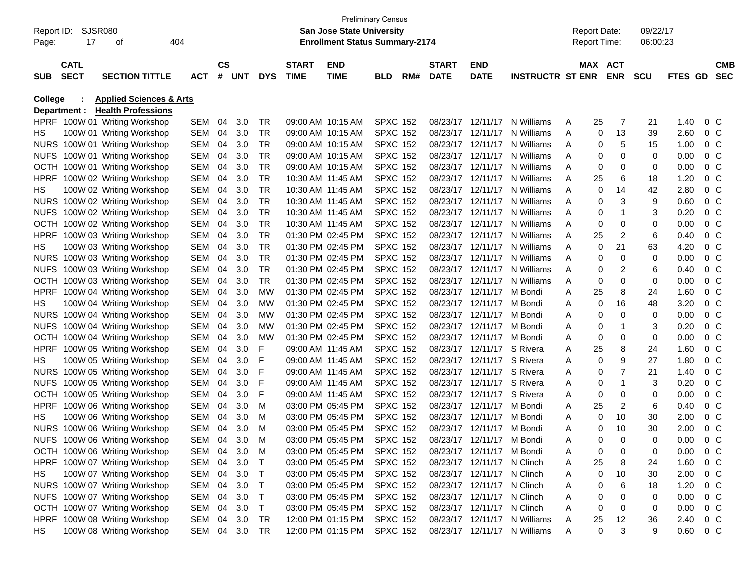Preliminary Census

Report ID: SJSR080 **San Jose State University** Report Date: 09/22/17

**Enrollment Status Summary-2174** Report Time: 06:00:23

**College : Applied Sciences & Arts**

**Department : Health Professions**

| SUB | CATL SECT | SECTION TITTLE | ACT | CS # | UNT | DYS | START TIME | END TIME | BLD | RM# | START DATE | END DATE | INSTRUCTR | ST | MAX ENR | ACT ENR | SCU | FTES | GD | CMB SEC |
|---|---|---|---|---|---|---|---|---|---|---|---|---|---|---|---|---|---|---|---|---|
| HPRF | 100W 01 | Writing Workshop | SEM | 04 | 3.0 | TR | 09:00 AM | 10:15 AM | SPXC | 152 | 08/23/17 | 12/11/17 | N Williams | A | 25 | 7 | 21 | 1.40 | 0 | C |
| HS | 100W 01 | Writing Workshop | SEM | 04 | 3.0 | TR | 09:00 AM | 10:15 AM | SPXC | 152 | 08/23/17 | 12/11/17 | N Williams | A | 0 | 13 | 39 | 2.60 | 0 | C |
| NURS | 100W 01 | Writing Workshop | SEM | 04 | 3.0 | TR | 09:00 AM | 10:15 AM | SPXC | 152 | 08/23/17 | 12/11/17 | N Williams | A | 0 | 5 | 15 | 1.00 | 0 | C |
| NUFS | 100W 01 | Writing Workshop | SEM | 04 | 3.0 | TR | 09:00 AM | 10:15 AM | SPXC | 152 | 08/23/17 | 12/11/17 | N Williams | A | 0 | 0 | 0 | 0.00 | 0 | C |
| OCTH | 100W 01 | Writing Workshop | SEM | 04 | 3.0 | TR | 09:00 AM | 10:15 AM | SPXC | 152 | 08/23/17 | 12/11/17 | N Williams | A | 0 | 0 | 0 | 0.00 | 0 | C |
| HPRF | 100W 02 | Writing Workshop | SEM | 04 | 3.0 | TR | 10:30 AM | 11:45 AM | SPXC | 152 | 08/23/17 | 12/11/17 | N Williams | A | 25 | 6 | 18 | 1.20 | 0 | C |
| HS | 100W 02 | Writing Workshop | SEM | 04 | 3.0 | TR | 10:30 AM | 11:45 AM | SPXC | 152 | 08/23/17 | 12/11/17 | N Williams | A | 0 | 14 | 42 | 2.80 | 0 | C |
| NURS | 100W 02 | Writing Workshop | SEM | 04 | 3.0 | TR | 10:30 AM | 11:45 AM | SPXC | 152 | 08/23/17 | 12/11/17 | N Williams | A | 0 | 3 | 9 | 0.60 | 0 | C |
| NUFS | 100W 02 | Writing Workshop | SEM | 04 | 3.0 | TR | 10:30 AM | 11:45 AM | SPXC | 152 | 08/23/17 | 12/11/17 | N Williams | A | 0 | 1 | 3 | 0.20 | 0 | C |
| OCTH | 100W 02 | Writing Workshop | SEM | 04 | 3.0 | TR | 10:30 AM | 11:45 AM | SPXC | 152 | 08/23/17 | 12/11/17 | N Williams | A | 0 | 0 | 0 | 0.00 | 0 | C |
| HPRF | 100W 03 | Writing Workshop | SEM | 04 | 3.0 | TR | 01:30 PM | 02:45 PM | SPXC | 152 | 08/23/17 | 12/11/17 | N Williams | A | 25 | 2 | 6 | 0.40 | 0 | C |
| HS | 100W 03 | Writing Workshop | SEM | 04 | 3.0 | TR | 01:30 PM | 02:45 PM | SPXC | 152 | 08/23/17 | 12/11/17 | N Williams | A | 0 | 21 | 63 | 4.20 | 0 | C |
| NURS | 100W 03 | Writing Workshop | SEM | 04 | 3.0 | TR | 01:30 PM | 02:45 PM | SPXC | 152 | 08/23/17 | 12/11/17 | N Williams | A | 0 | 0 | 0 | 0.00 | 0 | C |
| NUFS | 100W 03 | Writing Workshop | SEM | 04 | 3.0 | TR | 01:30 PM | 02:45 PM | SPXC | 152 | 08/23/17 | 12/11/17 | N Williams | A | 0 | 2 | 6 | 0.40 | 0 | C |
| OCTH | 100W 03 | Writing Workshop | SEM | 04 | 3.0 | TR | 01:30 PM | 02:45 PM | SPXC | 152 | 08/23/17 | 12/11/17 | N Williams | A | 0 | 0 | 0 | 0.00 | 0 | C |
| HPRF | 100W 04 | Writing Workshop | SEM | 04 | 3.0 | MW | 01:30 PM | 02:45 PM | SPXC | 152 | 08/23/17 | 12/11/17 | M Bondi | A | 25 | 8 | 24 | 1.60 | 0 | C |
| HS | 100W 04 | Writing Workshop | SEM | 04 | 3.0 | MW | 01:30 PM | 02:45 PM | SPXC | 152 | 08/23/17 | 12/11/17 | M Bondi | A | 0 | 16 | 48 | 3.20 | 0 | C |
| NURS | 100W 04 | Writing Workshop | SEM | 04 | 3.0 | MW | 01:30 PM | 02:45 PM | SPXC | 152 | 08/23/17 | 12/11/17 | M Bondi | A | 0 | 0 | 0 | 0.00 | 0 | C |
| NUFS | 100W 04 | Writing Workshop | SEM | 04 | 3.0 | MW | 01:30 PM | 02:45 PM | SPXC | 152 | 08/23/17 | 12/11/17 | M Bondi | A | 0 | 1 | 3 | 0.20 | 0 | C |
| OCTH | 100W 04 | Writing Workshop | SEM | 04 | 3.0 | MW | 01:30 PM | 02:45 PM | SPXC | 152 | 08/23/17 | 12/11/17 | M Bondi | A | 0 | 0 | 0 | 0.00 | 0 | C |
| HPRF | 100W 05 | Writing Workshop | SEM | 04 | 3.0 | F | 09:00 AM | 11:45 AM | SPXC | 152 | 08/23/17 | 12/11/17 | S Rivera | A | 25 | 8 | 24 | 1.60 | 0 | C |
| HS | 100W 05 | Writing Workshop | SEM | 04 | 3.0 | F | 09:00 AM | 11:45 AM | SPXC | 152 | 08/23/17 | 12/11/17 | S Rivera | A | 0 | 9 | 27 | 1.80 | 0 | C |
| NURS | 100W 05 | Writing Workshop | SEM | 04 | 3.0 | F | 09:00 AM | 11:45 AM | SPXC | 152 | 08/23/17 | 12/11/17 | S Rivera | A | 0 | 7 | 21 | 1.40 | 0 | C |
| NUFS | 100W 05 | Writing Workshop | SEM | 04 | 3.0 | F | 09:00 AM | 11:45 AM | SPXC | 152 | 08/23/17 | 12/11/17 | S Rivera | A | 0 | 1 | 3 | 0.20 | 0 | C |
| OCTH | 100W 05 | Writing Workshop | SEM | 04 | 3.0 | F | 09:00 AM | 11:45 AM | SPXC | 152 | 08/23/17 | 12/11/17 | S Rivera | A | 0 | 0 | 0 | 0.00 | 0 | C |
| HPRF | 100W 06 | Writing Workshop | SEM | 04 | 3.0 | M | 03:00 PM | 05:45 PM | SPXC | 152 | 08/23/17 | 12/11/17 | M Bondi | A | 25 | 2 | 6 | 0.40 | 0 | C |
| HS | 100W 06 | Writing Workshop | SEM | 04 | 3.0 | M | 03:00 PM | 05:45 PM | SPXC | 152 | 08/23/17 | 12/11/17 | M Bondi | A | 0 | 10 | 30 | 2.00 | 0 | C |
| NURS | 100W 06 | Writing Workshop | SEM | 04 | 3.0 | M | 03:00 PM | 05:45 PM | SPXC | 152 | 08/23/17 | 12/11/17 | M Bondi | A | 0 | 10 | 30 | 2.00 | 0 | C |
| NUFS | 100W 06 | Writing Workshop | SEM | 04 | 3.0 | M | 03:00 PM | 05:45 PM | SPXC | 152 | 08/23/17 | 12/11/17 | M Bondi | A | 0 | 0 | 0 | 0.00 | 0 | C |
| OCTH | 100W 06 | Writing Workshop | SEM | 04 | 3.0 | M | 03:00 PM | 05:45 PM | SPXC | 152 | 08/23/17 | 12/11/17 | M Bondi | A | 0 | 0 | 0 | 0.00 | 0 | C |
| HPRF | 100W 07 | Writing Workshop | SEM | 04 | 3.0 | T | 03:00 PM | 05:45 PM | SPXC | 152 | 08/23/17 | 12/11/17 | N Clinch | A | 25 | 8 | 24 | 1.60 | 0 | C |
| HS | 100W 07 | Writing Workshop | SEM | 04 | 3.0 | T | 03:00 PM | 05:45 PM | SPXC | 152 | 08/23/17 | 12/11/17 | N Clinch | A | 0 | 10 | 30 | 2.00 | 0 | C |
| NURS | 100W 07 | Writing Workshop | SEM | 04 | 3.0 | T | 03:00 PM | 05:45 PM | SPXC | 152 | 08/23/17 | 12/11/17 | N Clinch | A | 0 | 6 | 18 | 1.20 | 0 | C |
| NUFS | 100W 07 | Writing Workshop | SEM | 04 | 3.0 | T | 03:00 PM | 05:45 PM | SPXC | 152 | 08/23/17 | 12/11/17 | N Clinch | A | 0 | 0 | 0 | 0.00 | 0 | C |
| OCTH | 100W 07 | Writing Workshop | SEM | 04 | 3.0 | T | 03:00 PM | 05:45 PM | SPXC | 152 | 08/23/17 | 12/11/17 | N Clinch | A | 0 | 0 | 0 | 0.00 | 0 | C |
| HPRF | 100W 08 | Writing Workshop | SEM | 04 | 3.0 | TR | 12:00 PM | 01:15 PM | SPXC | 152 | 08/23/17 | 12/11/17 | N Williams | A | 25 | 12 | 36 | 2.40 | 0 | C |
| HS | 100W 08 | Writing Workshop | SEM | 04 | 3.0 | TR | 12:00 PM | 01:15 PM | SPXC | 152 | 08/23/17 | 12/11/17 | N Williams | A | 0 | 3 | 9 | 0.60 | 0 | C |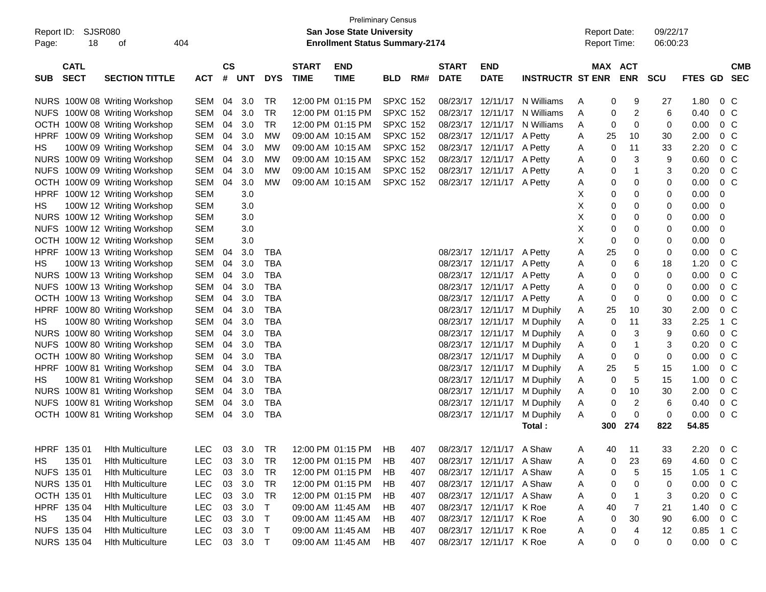Preliminary Census

**San Jose State University**

**Enrollment Status Summary-2174**

Report ID: SJSR080

Report Date: 09/22/17

Report Time: 06:00:23

| SUB | CATL SECT | SECTION TITTLE | ACT | CS # | UNT | DYS | START TIME | END TIME | BLD | RM# | START DATE | END DATE | INSTRUCTR | ST | MAX ENR | ACT ENR | SCU | FTES | GD | CMB SEC |
|---|---|---|---|---|---|---|---|---|---|---|---|---|---|---|---|---|---|---|---|---|
| NURS | 100W 08 | Writing Workshop | SEM | 04 | 3.0 | TR | 12:00 PM | 01:15 PM | SPXC | 152 | 08/23/17 | 12/11/17 | N Williams | A | 0 | 9 | 27 | 1.80 | 0 | C |
| NUFS | 100W 08 | Writing Workshop | SEM | 04 | 3.0 | TR | 12:00 PM | 01:15 PM | SPXC | 152 | 08/23/17 | 12/11/17 | N Williams | A | 0 | 2 | 6 | 0.40 | 0 | C |
| OCTH | 100W 08 | Writing Workshop | SEM | 04 | 3.0 | TR | 12:00 PM | 01:15 PM | SPXC | 152 | 08/23/17 | 12/11/17 | N Williams | A | 0 | 0 | 0 | 0.00 | 0 | C |
| HPRF | 100W 09 | Writing Workshop | SEM | 04 | 3.0 | MW | 09:00 AM | 10:15 AM | SPXC | 152 | 08/23/17 | 12/11/17 | A Petty | A | 25 | 10 | 30 | 2.00 | 0 | C |
| HS | 100W 09 | Writing Workshop | SEM | 04 | 3.0 | MW | 09:00 AM | 10:15 AM | SPXC | 152 | 08/23/17 | 12/11/17 | A Petty | A | 0 | 11 | 33 | 2.20 | 0 | C |
| NURS | 100W 09 | Writing Workshop | SEM | 04 | 3.0 | MW | 09:00 AM | 10:15 AM | SPXC | 152 | 08/23/17 | 12/11/17 | A Petty | A | 0 | 3 | 9 | 0.60 | 0 | C |
| NUFS | 100W 09 | Writing Workshop | SEM | 04 | 3.0 | MW | 09:00 AM | 10:15 AM | SPXC | 152 | 08/23/17 | 12/11/17 | A Petty | A | 0 | 1 | 3 | 0.20 | 0 | C |
| OCTH | 100W 09 | Writing Workshop | SEM | 04 | 3.0 | MW | 09:00 AM | 10:15 AM | SPXC | 152 | 08/23/17 | 12/11/17 | A Petty | A | 0 | 0 | 0 | 0.00 | 0 | C |
| HPRF | 100W 12 | Writing Workshop | SEM | | 3.0 | | | | | | | | | X | 0 | 0 | 0 | 0.00 | 0 | |
| HS | 100W 12 | Writing Workshop | SEM | | 3.0 | | | | | | | | | X | 0 | 0 | 0 | 0.00 | 0 | |
| NURS | 100W 12 | Writing Workshop | SEM | | 3.0 | | | | | | | | | X | 0 | 0 | 0 | 0.00 | 0 | |
| NUFS | 100W 12 | Writing Workshop | SEM | | 3.0 | | | | | | | | | X | 0 | 0 | 0 | 0.00 | 0 | |
| OCTH | 100W 12 | Writing Workshop | SEM | | 3.0 | | | | | | | | | X | 0 | 0 | 0 | 0.00 | 0 | |
| HPRF | 100W 13 | Writing Workshop | SEM | 04 | 3.0 | TBA | | | | | 08/23/17 | 12/11/17 | A Petty | A | 25 | 0 | 0 | 0.00 | 0 | C |
| HS | 100W 13 | Writing Workshop | SEM | 04 | 3.0 | TBA | | | | | 08/23/17 | 12/11/17 | A Petty | A | 0 | 6 | 18 | 1.20 | 0 | C |
| NURS | 100W 13 | Writing Workshop | SEM | 04 | 3.0 | TBA | | | | | 08/23/17 | 12/11/17 | A Petty | A | 0 | 0 | 0 | 0.00 | 0 | C |
| NUFS | 100W 13 | Writing Workshop | SEM | 04 | 3.0 | TBA | | | | | 08/23/17 | 12/11/17 | A Petty | A | 0 | 0 | 0 | 0.00 | 0 | C |
| OCTH | 100W 13 | Writing Workshop | SEM | 04 | 3.0 | TBA | | | | | 08/23/17 | 12/11/17 | A Petty | A | 0 | 0 | 0 | 0.00 | 0 | C |
| HPRF | 100W 80 | Writing Workshop | SEM | 04 | 3.0 | TBA | | | | | 08/23/17 | 12/11/17 | M Duphily | A | 25 | 10 | 30 | 2.00 | 0 | C |
| HS | 100W 80 | Writing Workshop | SEM | 04 | 3.0 | TBA | | | | | 08/23/17 | 12/11/17 | M Duphily | A | 0 | 11 | 33 | 2.25 | 1 | C |
| NURS | 100W 80 | Writing Workshop | SEM | 04 | 3.0 | TBA | | | | | 08/23/17 | 12/11/17 | M Duphily | A | 0 | 3 | 9 | 0.60 | 0 | C |
| NUFS | 100W 80 | Writing Workshop | SEM | 04 | 3.0 | TBA | | | | | 08/23/17 | 12/11/17 | M Duphily | A | 0 | 1 | 3 | 0.20 | 0 | C |
| OCTH | 100W 80 | Writing Workshop | SEM | 04 | 3.0 | TBA | | | | | 08/23/17 | 12/11/17 | M Duphily | A | 0 | 0 | 0 | 0.00 | 0 | C |
| HPRF | 100W 81 | Writing Workshop | SEM | 04 | 3.0 | TBA | | | | | 08/23/17 | 12/11/17 | M Duphily | A | 25 | 5 | 15 | 1.00 | 0 | C |
| HS | 100W 81 | Writing Workshop | SEM | 04 | 3.0 | TBA | | | | | 08/23/17 | 12/11/17 | M Duphily | A | 0 | 5 | 15 | 1.00 | 0 | C |
| NURS | 100W 81 | Writing Workshop | SEM | 04 | 3.0 | TBA | | | | | 08/23/17 | 12/11/17 | M Duphily | A | 0 | 10 | 30 | 2.00 | 0 | C |
| NUFS | 100W 81 | Writing Workshop | SEM | 04 | 3.0 | TBA | | | | | 08/23/17 | 12/11/17 | M Duphily | A | 0 | 2 | 6 | 0.40 | 0 | C |
| OCTH | 100W 81 | Writing Workshop | SEM | 04 | 3.0 | TBA | | | | | 08/23/17 | 12/11/17 | M Duphily | A | 0 | 0 | 0 | 0.00 | 0 | C |
| | | | | | | | | | | | | | **Total :** | | **300** | **274** | **822** | **54.85** | | |
| HPRF | 135 01 | Hlth Multiculture | LEC | 03 | 3.0 | TR | 12:00 PM | 01:15 PM | HB | 407 | 08/23/17 | 12/11/17 | A Shaw | A | 40 | 11 | 33 | 2.20 | 0 | C |
| HS | 135 01 | Hlth Multiculture | LEC | 03 | 3.0 | TR | 12:00 PM | 01:15 PM | HB | 407 | 08/23/17 | 12/11/17 | A Shaw | A | 0 | 23 | 69 | 4.60 | 0 | C |
| NUFS | 135 01 | Hlth Multiculture | LEC | 03 | 3.0 | TR | 12:00 PM | 01:15 PM | HB | 407 | 08/23/17 | 12/11/17 | A Shaw | A | 0 | 5 | 15 | 1.05 | 1 | C |
| NURS | 135 01 | Hlth Multiculture | LEC | 03 | 3.0 | TR | 12:00 PM | 01:15 PM | HB | 407 | 08/23/17 | 12/11/17 | A Shaw | A | 0 | 0 | 0 | 0.00 | 0 | C |
| OCTH | 135 01 | Hlth Multiculture | LEC | 03 | 3.0 | TR | 12:00 PM | 01:15 PM | HB | 407 | 08/23/17 | 12/11/17 | A Shaw | A | 0 | 1 | 3 | 0.20 | 0 | C |
| HPRF | 135 04 | Hlth Multiculture | LEC | 03 | 3.0 | T | 09:00 AM | 11:45 AM | HB | 407 | 08/23/17 | 12/11/17 | K Roe | A | 40 | 7 | 21 | 1.40 | 0 | C |
| HS | 135 04 | Hlth Multiculture | LEC | 03 | 3.0 | T | 09:00 AM | 11:45 AM | HB | 407 | 08/23/17 | 12/11/17 | K Roe | A | 0 | 30 | 90 | 6.00 | 0 | C |
| NUFS | 135 04 | Hlth Multiculture | LEC | 03 | 3.0 | T | 09:00 AM | 11:45 AM | HB | 407 | 08/23/17 | 12/11/17 | K Roe | A | 0 | 4 | 12 | 0.85 | 1 | C |
| NURS | 135 04 | Hlth Multiculture | LEC | 03 | 3.0 | T | 09:00 AM | 11:45 AM | HB | 407 | 08/23/17 | 12/11/17 | K Roe | A | 0 | 0 | 0 | 0.00 | 0 | C |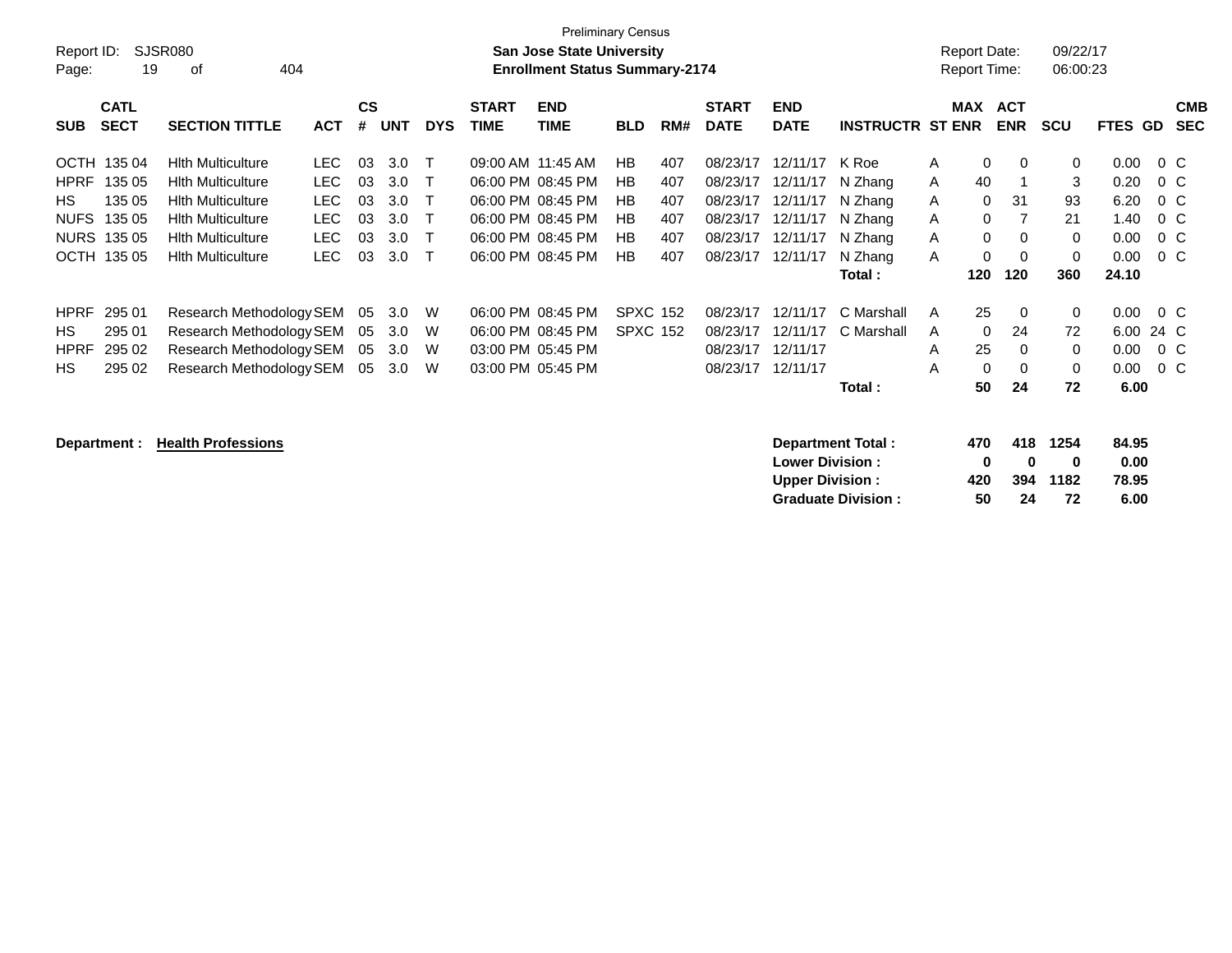Preliminary Census

Report ID: SJSR080 **San Jose State University** Report Date: 09/22/17

Page: 19 of 404 **Enrollment Status Summary-2174** Report Time: 06:00:23

| SUB | CATL SECT | SECTION TITTLE | ACT | CS # | UNT | DYS | START TIME | END TIME | BLD | RM# | START DATE | END DATE | INSTRUCTR | ST | MAX ENR | ACT ENR | SCU | FTES | GD | CMB SEC |
|---|---|---|---|---|---|---|---|---|---|---|---|---|---|---|---|---|---|---|---|---|
| OCTH | 135 04 | Hlth Multiculture | LEC | 03 | 3.0 | T | 09:00 AM | 11:45 AM | HB | 407 | 08/23/17 | 12/11/17 | K Roe | A | 0 | 0 | 0 | 0.00 | 0 | C |
| HPRF | 135 05 | Hlth Multiculture | LEC | 03 | 3.0 | T | 06:00 PM | 08:45 PM | HB | 407 | 08/23/17 | 12/11/17 | N Zhang | A | 40 | 1 | 3 | 0.20 | 0 | C |
| HS | 135 05 | Hlth Multiculture | LEC | 03 | 3.0 | T | 06:00 PM | 08:45 PM | HB | 407 | 08/23/17 | 12/11/17 | N Zhang | A | 0 | 31 | 93 | 6.20 | 0 | C |
| NUFS | 135 05 | Hlth Multiculture | LEC | 03 | 3.0 | T | 06:00 PM | 08:45 PM | HB | 407 | 08/23/17 | 12/11/17 | N Zhang | A | 0 | 7 | 21 | 1.40 | 0 | C |
| NURS | 135 05 | Hlth Multiculture | LEC | 03 | 3.0 | T | 06:00 PM | 08:45 PM | HB | 407 | 08/23/17 | 12/11/17 | N Zhang | A | 0 | 0 | 0 | 0.00 | 0 | C |
| OCTH | 135 05 | Hlth Multiculture | LEC | 03 | 3.0 | T | 06:00 PM | 08:45 PM | HB | 407 | 08/23/17 | 12/11/17 | N Zhang | A | 0 | 0 | 0 | 0.00 | 0 | C |
| | | | | | | | | | | | | | **Total :** | | **120** | **120** | **360** | **24.10** | | |
| HPRF | 295 01 | Research Methodology | SEM | 05 | 3.0 | W | 06:00 PM | 08:45 PM | SPXC | 152 | 08/23/17 | 12/11/17 | C Marshall | A | 25 | 0 | 0 | 0.00 | 0 | C |
| HS | 295 01 | Research Methodology | SEM | 05 | 3.0 | W | 06:00 PM | 08:45 PM | SPXC | 152 | 08/23/17 | 12/11/17 | C Marshall | A | 0 | 24 | 72 | 6.00 | 24 | C |
| HPRF | 295 02 | Research Methodology | SEM | 05 | 3.0 | W | 03:00 PM | 05:45 PM | | | 08/23/17 | 12/11/17 | | A | 25 | 0 | 0 | 0.00 | 0 | C |
| HS | 295 02 | Research Methodology | SEM | 05 | 3.0 | W | 03:00 PM | 05:45 PM | | | 08/23/17 | 12/11/17 | | A | 0 | 0 | 0 | 0.00 | 0 | C |
| | | | | | | | | | | | | | **Total :** | | **50** | **24** | **72** | **6.00** | | |

**Department : Health Professions**

| | MAX ENR | ACT ENR | SCU | FTES |
|---|---|---|---|---|
| **Department Total :** | **470** | **418** | **1254** | **84.95** |
| **Lower Division :** | **0** | **0** | **0** | **0.00** |
| **Upper Division :** | **420** | **394** | **1182** | **78.95** |
| **Graduate Division :** | **50** | **24** | **72** | **6.00** |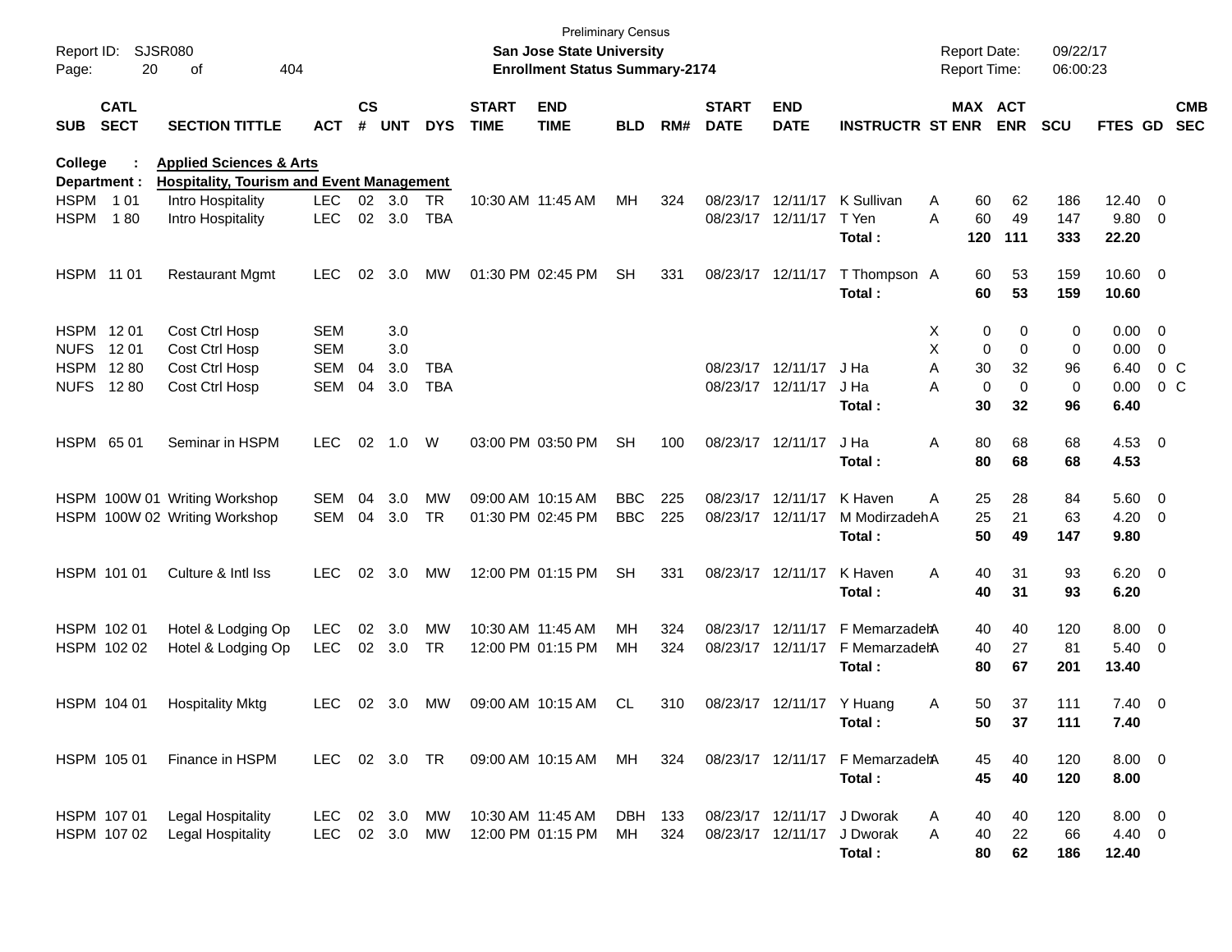Preliminary Census

Report ID: SJSR080

**San Jose State University**

**Enrollment Status Summary-2174**

Report Date: 09/22/17

Report Time: 06:00:23

**College : Applied Sciences & Arts**

**Department : Hospitality, Tourism and Event Management**

| SUB | CATL SECT | SECTION TITTLE | ACT | CS # | UNT | DYS | START TIME | END TIME | BLD | RM# | START DATE | END DATE | INSTRUCTR | ST | MAX ENR | ACT ENR | SCU | FTES | GD | CMB SEC |
|---|---|---|---|---|---|---|---|---|---|---|---|---|---|---|---|---|---|---|---|---|
| HSPM | 1 01 | Intro Hospitality | LEC | 02 | 3.0 | TR | 10:30 AM | 11:45 AM | MH | 324 | 08/23/17 | 12/11/17 | K Sullivan | A | 60 | 62 | 186 | 12.40 | 0 | |
| HSPM | 1 80 | Intro Hospitality | LEC | 02 | 3.0 | TBA | | | | | 08/23/17 | 12/11/17 | T Yen | A | 60 | 49 | 147 | 9.80 | 0 | |
| | | | | | | | | | | | | | **Total :** | | **120** | **111** | **333** | **22.20** | | |
| HSPM | 11 01 | Restaurant Mgmt | LEC | 02 | 3.0 | MW | 01:30 PM | 02:45 PM | SH | 331 | 08/23/17 | 12/11/17 | T Thompson | A | 60 | 53 | 159 | 10.60 | 0 | |
| | | | | | | | | | | | | | **Total :** | | **60** | **53** | **159** | **10.60** | | |
| HSPM | 12 01 | Cost Ctrl Hosp | SEM | | 3.0 | | | | | | | | | X | 0 | 0 | 0 | 0.00 | 0 | |
| NUFS | 12 01 | Cost Ctrl Hosp | SEM | | 3.0 | | | | | | | | | X | 0 | 0 | 0 | 0.00 | 0 | |
| HSPM | 12 80 | Cost Ctrl Hosp | SEM | 04 | 3.0 | TBA | | | | | 08/23/17 | 12/11/17 | J Ha | A | 30 | 32 | 96 | 6.40 | 0 | C |
| NUFS | 12 80 | Cost Ctrl Hosp | SEM | 04 | 3.0 | TBA | | | | | 08/23/17 | 12/11/17 | J Ha | A | 0 | 0 | 0 | 0.00 | 0 | C |
| | | | | | | | | | | | | | **Total :** | | **30** | **32** | **96** | **6.40** | | |
| HSPM | 65 01 | Seminar in HSPM | LEC | 02 | 1.0 | W | 03:00 PM | 03:50 PM | SH | 100 | 08/23/17 | 12/11/17 | J Ha | A | 80 | 68 | 68 | 4.53 | 0 | |
| | | | | | | | | | | | | | **Total :** | | **80** | **68** | **68** | **4.53** | | |
| HSPM | 100W 01 | Writing Workshop | SEM | 04 | 3.0 | MW | 09:00 AM | 10:15 AM | BBC | 225 | 08/23/17 | 12/11/17 | K Haven | A | 25 | 28 | 84 | 5.60 | 0 | |
| HSPM | 100W 02 | Writing Workshop | SEM | 04 | 3.0 | TR | 01:30 PM | 02:45 PM | BBC | 225 | 08/23/17 | 12/11/17 | M Modirzadeh | A | 25 | 21 | 63 | 4.20 | 0 | |
| | | | | | | | | | | | | | **Total :** | | **50** | **49** | **147** | **9.80** | | |
| HSPM | 101 01 | Culture & Intl Iss | LEC | 02 | 3.0 | MW | 12:00 PM | 01:15 PM | SH | 331 | 08/23/17 | 12/11/17 | K Haven | A | 40 | 31 | 93 | 6.20 | 0 | |
| | | | | | | | | | | | | | **Total :** | | **40** | **31** | **93** | **6.20** | | |
| HSPM | 102 01 | Hotel & Lodging Op | LEC | 02 | 3.0 | MW | 10:30 AM | 11:45 AM | MH | 324 | 08/23/17 | 12/11/17 | F Memarzadeh | A | 40 | 40 | 120 | 8.00 | 0 | |
| HSPM | 102 02 | Hotel & Lodging Op | LEC | 02 | 3.0 | TR | 12:00 PM | 01:15 PM | MH | 324 | 08/23/17 | 12/11/17 | F Memarzadeh | A | 40 | 27 | 81 | 5.40 | 0 | |
| | | | | | | | | | | | | | **Total :** | | **80** | **67** | **201** | **13.40** | | |
| HSPM | 104 01 | Hospitality Mktg | LEC | 02 | 3.0 | MW | 09:00 AM | 10:15 AM | CL | 310 | 08/23/17 | 12/11/17 | Y Huang | A | 50 | 37 | 111 | 7.40 | 0 | |
| | | | | | | | | | | | | | **Total :** | | **50** | **37** | **111** | **7.40** | | |
| HSPM | 105 01 | Finance in HSPM | LEC | 02 | 3.0 | TR | 09:00 AM | 10:15 AM | MH | 324 | 08/23/17 | 12/11/17 | F Memarzadeh | A | 45 | 40 | 120 | 8.00 | 0 | |
| | | | | | | | | | | | | | **Total :** | | **45** | **40** | **120** | **8.00** | | |
| HSPM | 107 01 | Legal Hospitality | LEC | 02 | 3.0 | MW | 10:30 AM | 11:45 AM | DBH | 133 | 08/23/17 | 12/11/17 | J Dworak | A | 40 | 40 | 120 | 8.00 | 0 | |
| HSPM | 107 02 | Legal Hospitality | LEC | 02 | 3.0 | MW | 12:00 PM | 01:15 PM | MH | 324 | 08/23/17 | 12/11/17 | J Dworak | A | 40 | 22 | 66 | 4.40 | 0 | |
| | | | | | | | | | | | | | **Total :** | | **80** | **62** | **186** | **12.40** | | |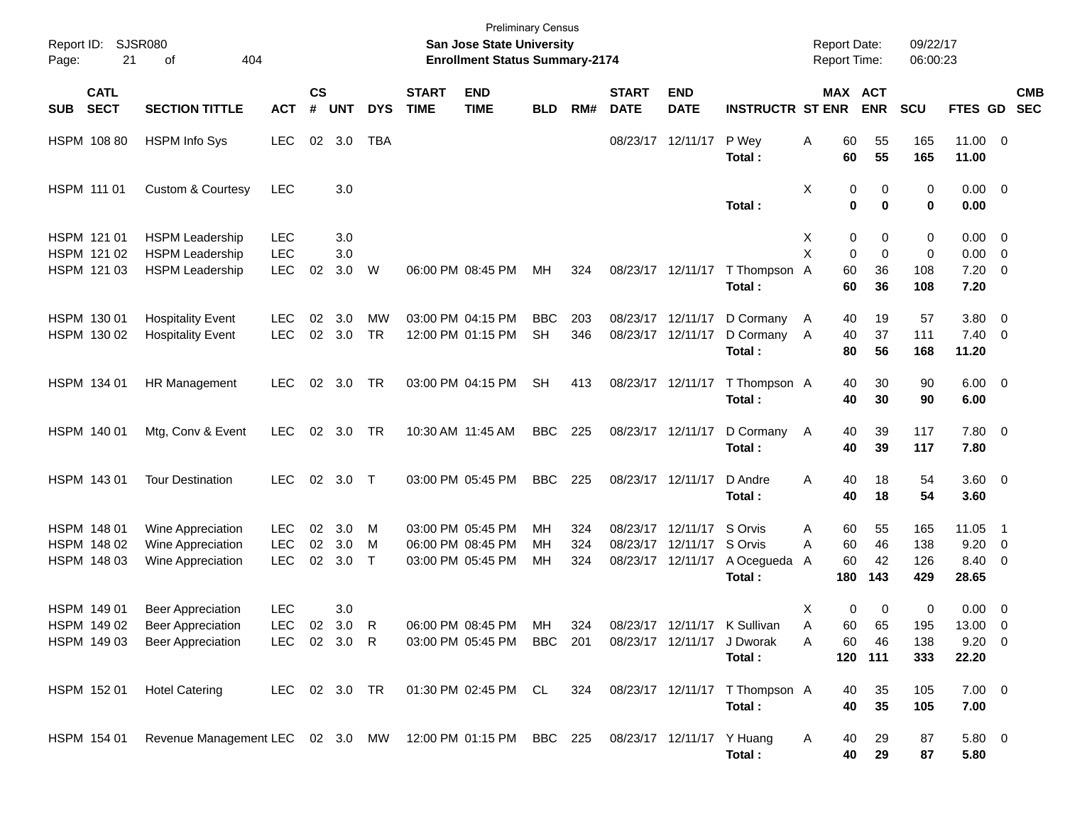Preliminary Census

**San Jose State University**

**Enrollment Status Summary-2174**

Report ID: SJSR080
Report Date: 09/22/17
Report Time: 06:00:23

| SUB | CATL SECT | SECTION TITTLE | ACT | CS # | UNT | DYS | START TIME | END TIME | BLD | RM# | START DATE | END DATE | INSTRUCTR | ST | MAX ENR | ACT ENR | SCU | FTES | GD | CMB SEC |
|---|---|---|---|---|---|---|---|---|---|---|---|---|---|---|---|---|---|---|---|---|
| HSPM | 108 80 | HSPM Info Sys | LEC | 02 | 3.0 | TBA | | | | | 08/23/17 | 12/11/17 | P Wey | A | 60 | 55 | 165 | 11.00 | 0 | |
| | | | | | | | | | | | | | **Total :** | | **60** | **55** | **165** | **11.00** | | |
| HSPM | 111 01 | Custom & Courtesy | LEC | | 3.0 | | | | | | | | | X | 0 | 0 | 0 | 0.00 | 0 | |
| | | | | | | | | | | | | | **Total :** | | **0** | **0** | **0** | **0.00** | | |
| HSPM | 121 01 | HSPM Leadership | LEC | | 3.0 | | | | | | | | | X | 0 | 0 | 0 | 0.00 | 0 | |
| HSPM | 121 02 | HSPM Leadership | LEC | | 3.0 | | | | | | | | | X | 0 | 0 | 0 | 0.00 | 0 | |
| HSPM | 121 03 | HSPM Leadership | LEC | 02 | 3.0 | W | 06:00 PM | 08:45 PM | MH | 324 | 08/23/17 | 12/11/17 | T Thompson | A | 60 | 36 | 108 | 7.20 | 0 | |
| | | | | | | | | | | | | | **Total :** | | **60** | **36** | **108** | **7.20** | | |
| HSPM | 130 01 | Hospitality Event | LEC | 02 | 3.0 | MW | 03:00 PM | 04:15 PM | BBC | 203 | 08/23/17 | 12/11/17 | D Cormany | A | 40 | 19 | 57 | 3.80 | 0 | |
| HSPM | 130 02 | Hospitality Event | LEC | 02 | 3.0 | TR | 12:00 PM | 01:15 PM | SH | 346 | 08/23/17 | 12/11/17 | D Cormany | A | 40 | 37 | 111 | 7.40 | 0 | |
| | | | | | | | | | | | | | **Total :** | | **80** | **56** | **168** | **11.20** | | |
| HSPM | 134 01 | HR Management | LEC | 02 | 3.0 | TR | 03:00 PM | 04:15 PM | SH | 413 | 08/23/17 | 12/11/17 | T Thompson | A | 40 | 30 | 90 | 6.00 | 0 | |
| | | | | | | | | | | | | | **Total :** | | **40** | **30** | **90** | **6.00** | | |
| HSPM | 140 01 | Mtg, Conv & Event | LEC | 02 | 3.0 | TR | 10:30 AM | 11:45 AM | BBC | 225 | 08/23/17 | 12/11/17 | D Cormany | A | 40 | 39 | 117 | 7.80 | 0 | |
| | | | | | | | | | | | | | **Total :** | | **40** | **39** | **117** | **7.80** | | |
| HSPM | 143 01 | Tour Destination | LEC | 02 | 3.0 | T | 03:00 PM | 05:45 PM | BBC | 225 | 08/23/17 | 12/11/17 | D Andre | A | 40 | 18 | 54 | 3.60 | 0 | |
| | | | | | | | | | | | | | **Total :** | | **40** | **18** | **54** | **3.60** | | |
| HSPM | 148 01 | Wine Appreciation | LEC | 02 | 3.0 | M | 03:00 PM | 05:45 PM | MH | 324 | 08/23/17 | 12/11/17 | S Orvis | A | 60 | 55 | 165 | 11.05 | 1 | |
| HSPM | 148 02 | Wine Appreciation | LEC | 02 | 3.0 | M | 06:00 PM | 08:45 PM | MH | 324 | 08/23/17 | 12/11/17 | S Orvis | A | 60 | 46 | 138 | 9.20 | 0 | |
| HSPM | 148 03 | Wine Appreciation | LEC | 02 | 3.0 | T | 03:00 PM | 05:45 PM | MH | 324 | 08/23/17 | 12/11/17 | A Ocegueda | A | 60 | 42 | 126 | 8.40 | 0 | |
| | | | | | | | | | | | | | **Total :** | | **180** | **143** | **429** | **28.65** | | |
| HSPM | 149 01 | Beer Appreciation | LEC | | 3.0 | | | | | | | | | X | 0 | 0 | 0 | 0.00 | 0 | |
| HSPM | 149 02 | Beer Appreciation | LEC | 02 | 3.0 | R | 06:00 PM | 08:45 PM | MH | 324 | 08/23/17 | 12/11/17 | K Sullivan | A | 60 | 65 | 195 | 13.00 | 0 | |
| HSPM | 149 03 | Beer Appreciation | LEC | 02 | 3.0 | R | 03:00 PM | 05:45 PM | BBC | 201 | 08/23/17 | 12/11/17 | J Dworak | A | 60 | 46 | 138 | 9.20 | 0 | |
| | | | | | | | | | | | | | **Total :** | | **120** | **111** | **333** | **22.20** | | |
| HSPM | 152 01 | Hotel Catering | LEC | 02 | 3.0 | TR | 01:30 PM | 02:45 PM | CL | 324 | 08/23/17 | 12/11/17 | T Thompson | A | 40 | 35 | 105 | 7.00 | 0 | |
| | | | | | | | | | | | | | **Total :** | | **40** | **35** | **105** | **7.00** | | |
| HSPM | 154 01 | Revenue Management | LEC | 02 | 3.0 | MW | 12:00 PM | 01:15 PM | BBC | 225 | 08/23/17 | 12/11/17 | Y Huang | A | 40 | 29 | 87 | 5.80 | 0 | |
| | | | | | | | | | | | | | **Total :** | | **40** | **29** | **87** | **5.80** | | |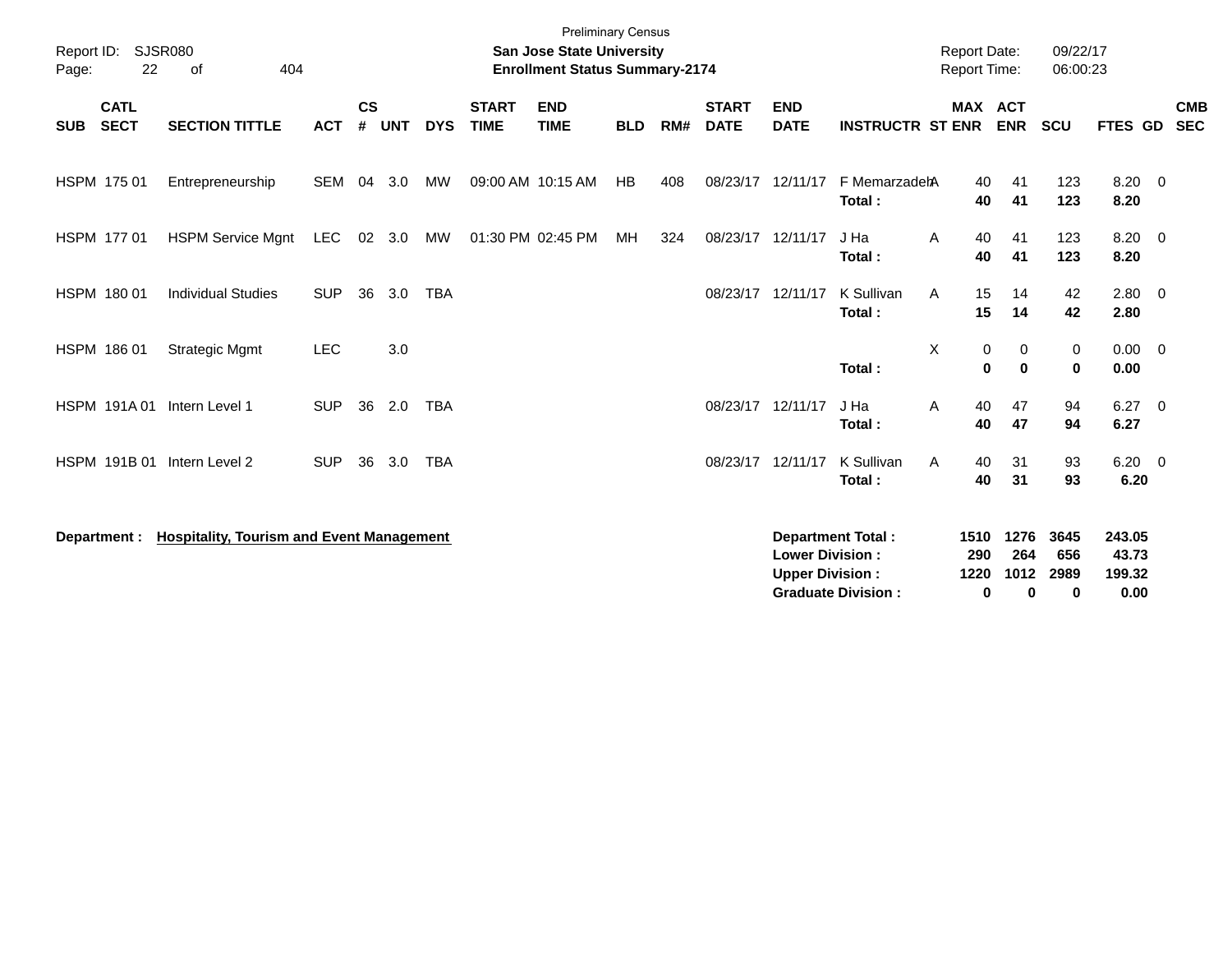Preliminary Census

**San Jose State University**
**Enrollment Status Summary-2174**

Report ID: SJSR080
Page: 22 of 404

Report Date: 09/22/17
Report Time: 06:00:23

| SUB | CATL SECT | SECTION TITTLE | ACT | CS # | UNT | DYS | START TIME | END TIME | BLD | RM# | START DATE | END DATE | INSTRUCTR | ST | MAX ENR | ACT ENR | SCU | FTES | GD | CMB SEC |
|---|---|---|---|---|---|---|---|---|---|---|---|---|---|---|---|---|---|---|---|---|
| HSPM | 175 01 | Entrepreneurship | SEM | 04 | 3.0 | MW | 09:00 AM | 10:15 AM | HB | 408 | 08/23/17 | 12/11/17 | F Memarzadeh | A | 40 | 41 | 123 | 8.20 | 0 | |
| | | | | | | | | | | | | | **Total :** | | **40** | **41** | **123** | **8.20** | | |
| HSPM | 177 01 | HSPM Service Mgnt | LEC | 02 | 3.0 | MW | 01:30 PM | 02:45 PM | MH | 324 | 08/23/17 | 12/11/17 | J Ha | A | 40 | 41 | 123 | 8.20 | 0 | |
| | | | | | | | | | | | | | **Total :** | | **40** | **41** | **123** | **8.20** | | |
| HSPM | 180 01 | Individual Studies | SUP | 36 | 3.0 | TBA | | | | | 08/23/17 | 12/11/17 | K Sullivan | A | 15 | 14 | 42 | 2.80 | 0 | |
| | | | | | | | | | | | | | **Total :** | | **15** | **14** | **42** | **2.80** | | |
| HSPM | 186 01 | Strategic Mgmt | LEC | | 3.0 | | | | | | | | | X | 0 | 0 | 0 | 0.00 | 0 | |
| | | | | | | | | | | | | | **Total :** | | **0** | **0** | **0** | **0.00** | | |
| HSPM | 191A 01 | Intern Level 1 | SUP | 36 | 2.0 | TBA | | | | | 08/23/17 | 12/11/17 | J Ha | A | 40 | 47 | 94 | 6.27 | 0 | |
| | | | | | | | | | | | | | **Total :** | | **40** | **47** | **94** | **6.27** | | |
| HSPM | 191B 01 | Intern Level 2 | SUP | 36 | 3.0 | TBA | | | | | 08/23/17 | 12/11/17 | K Sullivan | A | 40 | 31 | 93 | 6.20 | 0 | |
| | | | | | | | | | | | | | **Total :** | | **40** | **31** | **93** | **6.20** | | |

**Department :** **Hospitality, Tourism and Event Management**

| | MAX ENR | ACT ENR | SCU | FTES |
|---|---|---|---|---|
| **Department Total :** | **1510** | **1276** | **3645** | **243.05** |
| **Lower Division :** | **290** | **264** | **656** | **43.73** |
| **Upper Division :** | **1220** | **1012** | **2989** | **199.32** |
| **Graduate Division :** | **0** | **0** | **0** | **0.00** |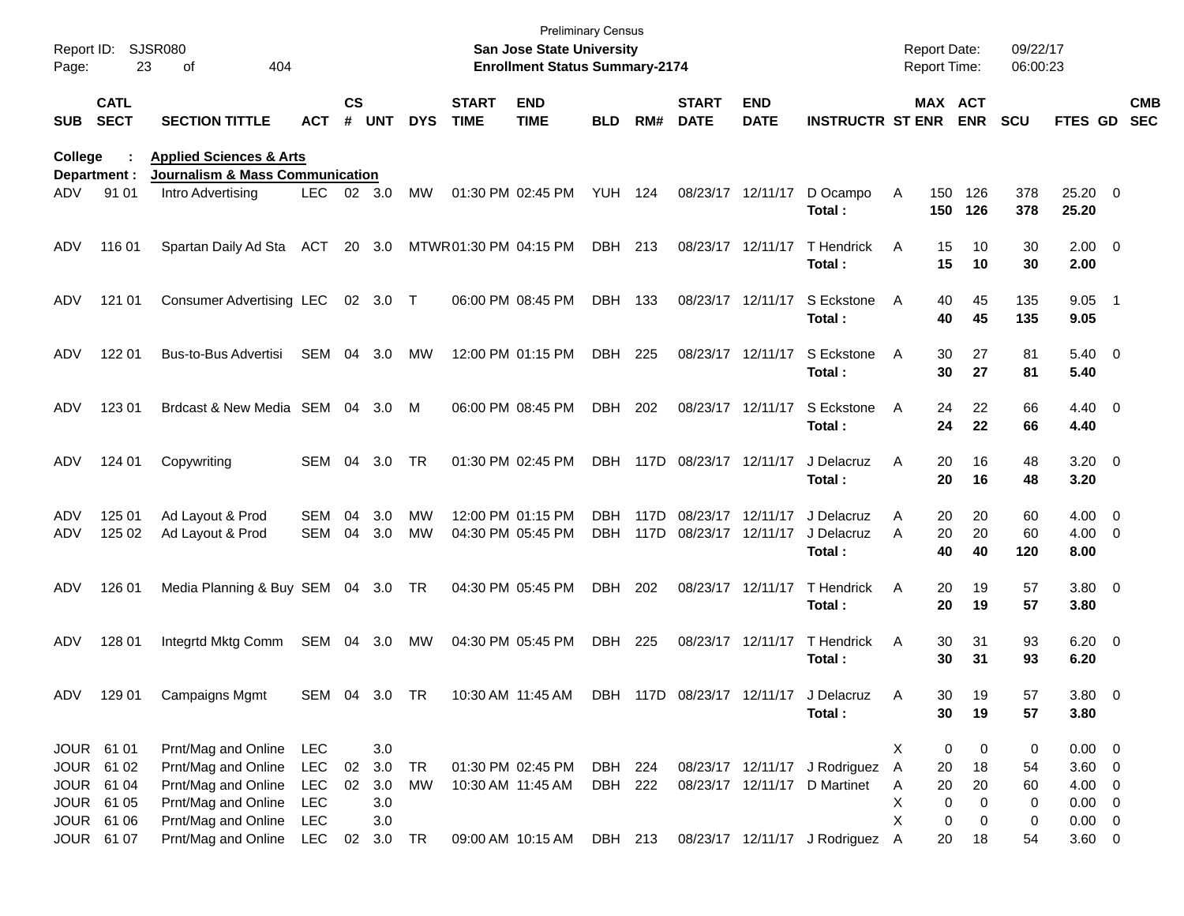Preliminary Census

Report ID: SJSR080

**San Jose State University**

**Enrollment Status Summary-2174**

Report Date: 09/22/17
Report Time: 06:00:23

**College : Applied Sciences & Arts**
**Department : Journalism & Mass Communication**

| SUB | CATL SECT | SECTION TITTLE | ACT | CS # | UNT | DYS | START TIME | END TIME | BLD | RM# | START DATE | END DATE | INSTRUCTR | ST | MAX ENR | ACT ENR | SCU | FTES | GD | CMB SEC |
|---|---|---|---|---|---|---|---|---|---|---|---|---|---|---|---|---|---|---|---|---|
| ADV | 91 01 | Intro Advertising | LEC | 02 | 3.0 | MW | 01:30 PM | 02:45 PM | YUH | 124 | 08/23/17 | 12/11/17 | D Ocampo | A | 150 | 126 | 378 | 25.20 | 0 | |
| | | | | | | | | | | | | | **Total :** | | **150** | **126** | **378** | **25.20** | | |
| ADV | 116 01 | Spartan Daily Ad Sta | ACT | 20 | 3.0 | MTWR | 01:30 PM | 04:15 PM | DBH | 213 | 08/23/17 | 12/11/17 | T Hendrick | A | 15 | 10 | 30 | 2.00 | 0 | |
| | | | | | | | | | | | | | **Total :** | | **15** | **10** | **30** | **2.00** | | |
| ADV | 121 01 | Consumer Advertising | LEC | 02 | 3.0 | T | 06:00 PM | 08:45 PM | DBH | 133 | 08/23/17 | 12/11/17 | S Eckstone | A | 40 | 45 | 135 | 9.05 | 1 | |
| | | | | | | | | | | | | | **Total :** | | **40** | **45** | **135** | **9.05** | | |
| ADV | 122 01 | Bus-to-Bus Advertisi | SEM | 04 | 3.0 | MW | 12:00 PM | 01:15 PM | DBH | 225 | 08/23/17 | 12/11/17 | S Eckstone | A | 30 | 27 | 81 | 5.40 | 0 | |
| | | | | | | | | | | | | | **Total :** | | **30** | **27** | **81** | **5.40** | | |
| ADV | 123 01 | Brdcast & New Media | SEM | 04 | 3.0 | M | 06:00 PM | 08:45 PM | DBH | 202 | 08/23/17 | 12/11/17 | S Eckstone | A | 24 | 22 | 66 | 4.40 | 0 | |
| | | | | | | | | | | | | | **Total :** | | **24** | **22** | **66** | **4.40** | | |
| ADV | 124 01 | Copywriting | SEM | 04 | 3.0 | TR | 01:30 PM | 02:45 PM | DBH | 117D | 08/23/17 | 12/11/17 | J Delacruz | A | 20 | 16 | 48 | 3.20 | 0 | |
| | | | | | | | | | | | | | **Total :** | | **20** | **16** | **48** | **3.20** | | |
| ADV | 125 01 | Ad Layout & Prod | SEM | 04 | 3.0 | MW | 12:00 PM | 01:15 PM | DBH | 117D | 08/23/17 | 12/11/17 | J Delacruz | A | 20 | 20 | 60 | 4.00 | 0 | |
| ADV | 125 02 | Ad Layout & Prod | SEM | 04 | 3.0 | MW | 04:30 PM | 05:45 PM | DBH | 117D | 08/23/17 | 12/11/17 | J Delacruz | A | 20 | 20 | 60 | 4.00 | 0 | |
| | | | | | | | | | | | | | **Total :** | | **40** | **40** | **120** | **8.00** | | |
| ADV | 126 01 | Media Planning & Buy | SEM | 04 | 3.0 | TR | 04:30 PM | 05:45 PM | DBH | 202 | 08/23/17 | 12/11/17 | T Hendrick | A | 20 | 19 | 57 | 3.80 | 0 | |
| | | | | | | | | | | | | | **Total :** | | **20** | **19** | **57** | **3.80** | | |
| ADV | 128 01 | Integrtd Mktg Comm | SEM | 04 | 3.0 | MW | 04:30 PM | 05:45 PM | DBH | 225 | 08/23/17 | 12/11/17 | T Hendrick | A | 30 | 31 | 93 | 6.20 | 0 | |
| | | | | | | | | | | | | | **Total :** | | **30** | **31** | **93** | **6.20** | | |
| ADV | 129 01 | Campaigns Mgmt | SEM | 04 | 3.0 | TR | 10:30 AM | 11:45 AM | DBH | 117D | 08/23/17 | 12/11/17 | J Delacruz | A | 30 | 19 | 57 | 3.80 | 0 | |
| | | | | | | | | | | | | | **Total :** | | **30** | **19** | **57** | **3.80** | | |
| JOUR | 61 01 | Prnt/Mag and Online | LEC | | 3.0 | | | | | | | | | X | 0 | 0 | 0 | 0.00 | 0 | |
| JOUR | 61 02 | Prnt/Mag and Online | LEC | 02 | 3.0 | TR | 01:30 PM | 02:45 PM | DBH | 224 | 08/23/17 | 12/11/17 | J Rodriguez | A | 20 | 18 | 54 | 3.60 | 0 | |
| JOUR | 61 04 | Prnt/Mag and Online | LEC | 02 | 3.0 | MW | 10:30 AM | 11:45 AM | DBH | 222 | 08/23/17 | 12/11/17 | D Martinet | A | 20 | 20 | 60 | 4.00 | 0 | |
| JOUR | 61 05 | Prnt/Mag and Online | LEC | | 3.0 | | | | | | | | | X | 0 | 0 | 0 | 0.00 | 0 | |
| JOUR | 61 06 | Prnt/Mag and Online | LEC | | 3.0 | | | | | | | | | X | 0 | 0 | 0 | 0.00 | 0 | |
| JOUR | 61 07 | Prnt/Mag and Online | LEC | 02 | 3.0 | TR | 09:00 AM | 10:15 AM | DBH | 213 | 08/23/17 | 12/11/17 | J Rodriguez | A | 20 | 18 | 54 | 3.60 | 0 | |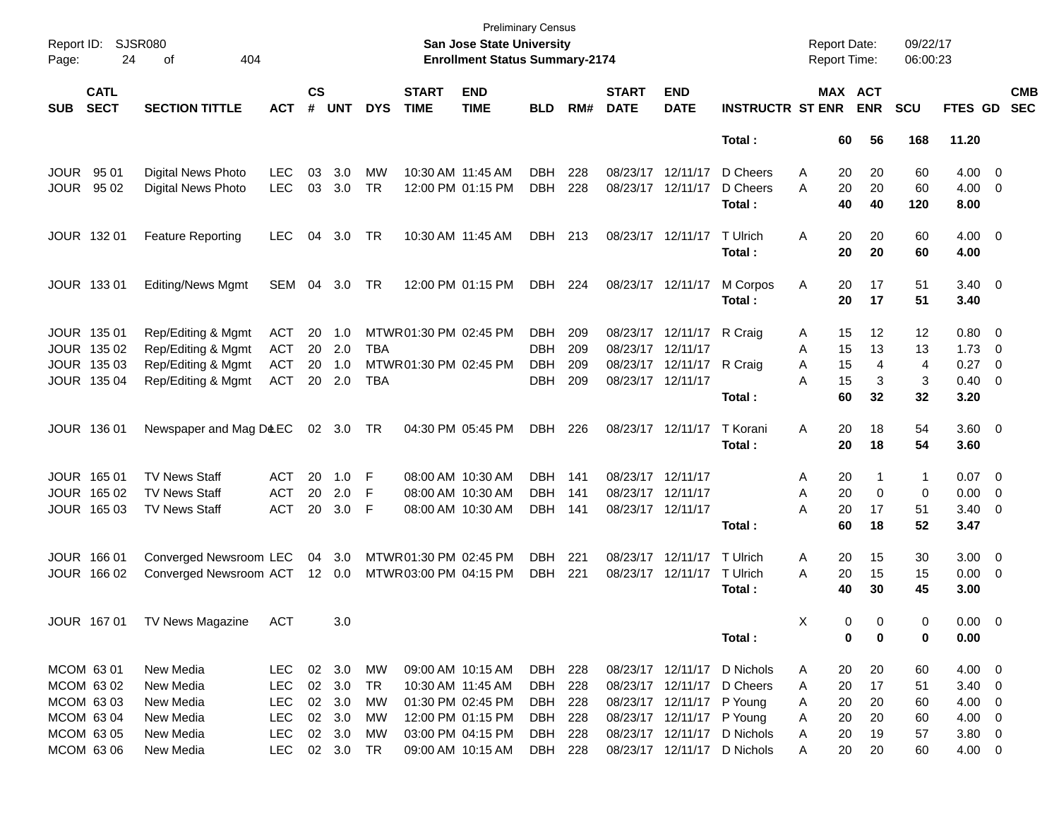Preliminary Census
**San Jose State University**
**Enrollment Status Summary-2174**

Report ID: SJSR080
Report Date: 09/22/17
Report Time: 06:00:23

| SUB | CATL SECT | SECTION TITTLE | ACT | CS # | UNT | DYS | START TIME | END TIME | BLD | RM# | START DATE | END DATE | INSTRUCTR | ST | MAX ENR | ACT ENR | SCU | FTES | GD | CMB SEC |
|---|---|---|---|---|---|---|---|---|---|---|---|---|---|---|---|---|---|---|---|---|
| | | | | | | | | | | | | | **Total :** | | **60** | **56** | **168** | **11.20** | | |
| JOUR | 95 01 | Digital News Photo | LEC | 03 | 3.0 | MW | 10:30 AM | 11:45 AM | DBH | 228 | 08/23/17 | 12/11/17 | D Cheers | A | 20 | 20 | 60 | 4.00 | 0 | |
| JOUR | 95 02 | Digital News Photo | LEC | 03 | 3.0 | TR | 12:00 PM | 01:15 PM | DBH | 228 | 08/23/17 | 12/11/17 | D Cheers | A | 20 | 20 | 60 | 4.00 | 0 | |
| | | | | | | | | | | | | | **Total :** | | **40** | **40** | **120** | **8.00** | | |
| JOUR | 132 01 | Feature Reporting | LEC | 04 | 3.0 | TR | 10:30 AM | 11:45 AM | DBH | 213 | 08/23/17 | 12/11/17 | T Ulrich | A | 20 | 20 | 60 | 4.00 | 0 | |
| | | | | | | | | | | | | | **Total :** | | **20** | **20** | **60** | **4.00** | | |
| JOUR | 133 01 | Editing/News Mgmt | SEM | 04 | 3.0 | TR | 12:00 PM | 01:15 PM | DBH | 224 | 08/23/17 | 12/11/17 | M Corpos | A | 20 | 17 | 51 | 3.40 | 0 | |
| | | | | | | | | | | | | | **Total :** | | **20** | **17** | **51** | **3.40** | | |
| JOUR | 135 01 | Rep/Editing & Mgmt | ACT | 20 | 1.0 | MTWR | 01:30 PM | 02:45 PM | DBH | 209 | 08/23/17 | 12/11/17 | R Craig | A | 15 | 12 | 12 | 0.80 | 0 | |
| JOUR | 135 02 | Rep/Editing & Mgmt | ACT | 20 | 2.0 | TBA | | | DBH | 209 | 08/23/17 | 12/11/17 | | A | 15 | 13 | 13 | 1.73 | 0 | |
| JOUR | 135 03 | Rep/Editing & Mgmt | ACT | 20 | 1.0 | MTWR | 01:30 PM | 02:45 PM | DBH | 209 | 08/23/17 | 12/11/17 | R Craig | A | 15 | 4 | 4 | 0.27 | 0 | |
| JOUR | 135 04 | Rep/Editing & Mgmt | ACT | 20 | 2.0 | TBA | | | DBH | 209 | 08/23/17 | 12/11/17 | | A | 15 | 3 | 3 | 0.40 | 0 | |
| | | | | | | | | | | | | | **Total :** | | **60** | **32** | **32** | **3.20** | | |
| JOUR | 136 01 | Newspaper and Mag De | LEC | 02 | 3.0 | TR | 04:30 PM | 05:45 PM | DBH | 226 | 08/23/17 | 12/11/17 | T Korani | A | 20 | 18 | 54 | 3.60 | 0 | |
| | | | | | | | | | | | | | **Total :** | | **20** | **18** | **54** | **3.60** | | |
| JOUR | 165 01 | TV News Staff | ACT | 20 | 1.0 | F | 08:00 AM | 10:30 AM | DBH | 141 | 08/23/17 | 12/11/17 | | A | 20 | 1 | 1 | 0.07 | 0 | |
| JOUR | 165 02 | TV News Staff | ACT | 20 | 2.0 | F | 08:00 AM | 10:30 AM | DBH | 141 | 08/23/17 | 12/11/17 | | A | 20 | 0 | 0 | 0.00 | 0 | |
| JOUR | 165 03 | TV News Staff | ACT | 20 | 3.0 | F | 08:00 AM | 10:30 AM | DBH | 141 | 08/23/17 | 12/11/17 | | A | 20 | 17 | 51 | 3.40 | 0 | |
| | | | | | | | | | | | | | **Total :** | | **60** | **18** | **52** | **3.47** | | |
| JOUR | 166 01 | Converged Newsroom | LEC | 04 | 3.0 | MTWR | 01:30 PM | 02:45 PM | DBH | 221 | 08/23/17 | 12/11/17 | T Ulrich | A | 20 | 15 | 30 | 3.00 | 0 | |
| JOUR | 166 02 | Converged Newsroom | ACT | 12 | 0.0 | MTWR | 03:00 PM | 04:15 PM | DBH | 221 | 08/23/17 | 12/11/17 | T Ulrich | A | 20 | 15 | 15 | 0.00 | 0 | |
| | | | | | | | | | | | | | **Total :** | | **40** | **30** | **45** | **3.00** | | |
| JOUR | 167 01 | TV News Magazine | ACT | | 3.0 | | | | | | | | | X | 0 | 0 | 0 | 0.00 | 0 | |
| | | | | | | | | | | | | | **Total :** | | **0** | **0** | **0** | **0.00** | | |
| MCOM | 63 01 | New Media | LEC | 02 | 3.0 | MW | 09:00 AM | 10:15 AM | DBH | 228 | 08/23/17 | 12/11/17 | D Nichols | A | 20 | 20 | 60 | 4.00 | 0 | |
| MCOM | 63 02 | New Media | LEC | 02 | 3.0 | TR | 10:30 AM | 11:45 AM | DBH | 228 | 08/23/17 | 12/11/17 | D Cheers | A | 20 | 17 | 51 | 3.40 | 0 | |
| MCOM | 63 03 | New Media | LEC | 02 | 3.0 | MW | 01:30 PM | 02:45 PM | DBH | 228 | 08/23/17 | 12/11/17 | P Young | A | 20 | 20 | 60 | 4.00 | 0 | |
| MCOM | 63 04 | New Media | LEC | 02 | 3.0 | MW | 12:00 PM | 01:15 PM | DBH | 228 | 08/23/17 | 12/11/17 | P Young | A | 20 | 20 | 60 | 4.00 | 0 | |
| MCOM | 63 05 | New Media | LEC | 02 | 3.0 | MW | 03:00 PM | 04:15 PM | DBH | 228 | 08/23/17 | 12/11/17 | D Nichols | A | 20 | 19 | 57 | 3.80 | 0 | |
| MCOM | 63 06 | New Media | LEC | 02 | 3.0 | TR | 09:00 AM | 10:15 AM | DBH | 228 | 08/23/17 | 12/11/17 | D Nichols | A | 20 | 20 | 60 | 4.00 | 0 | |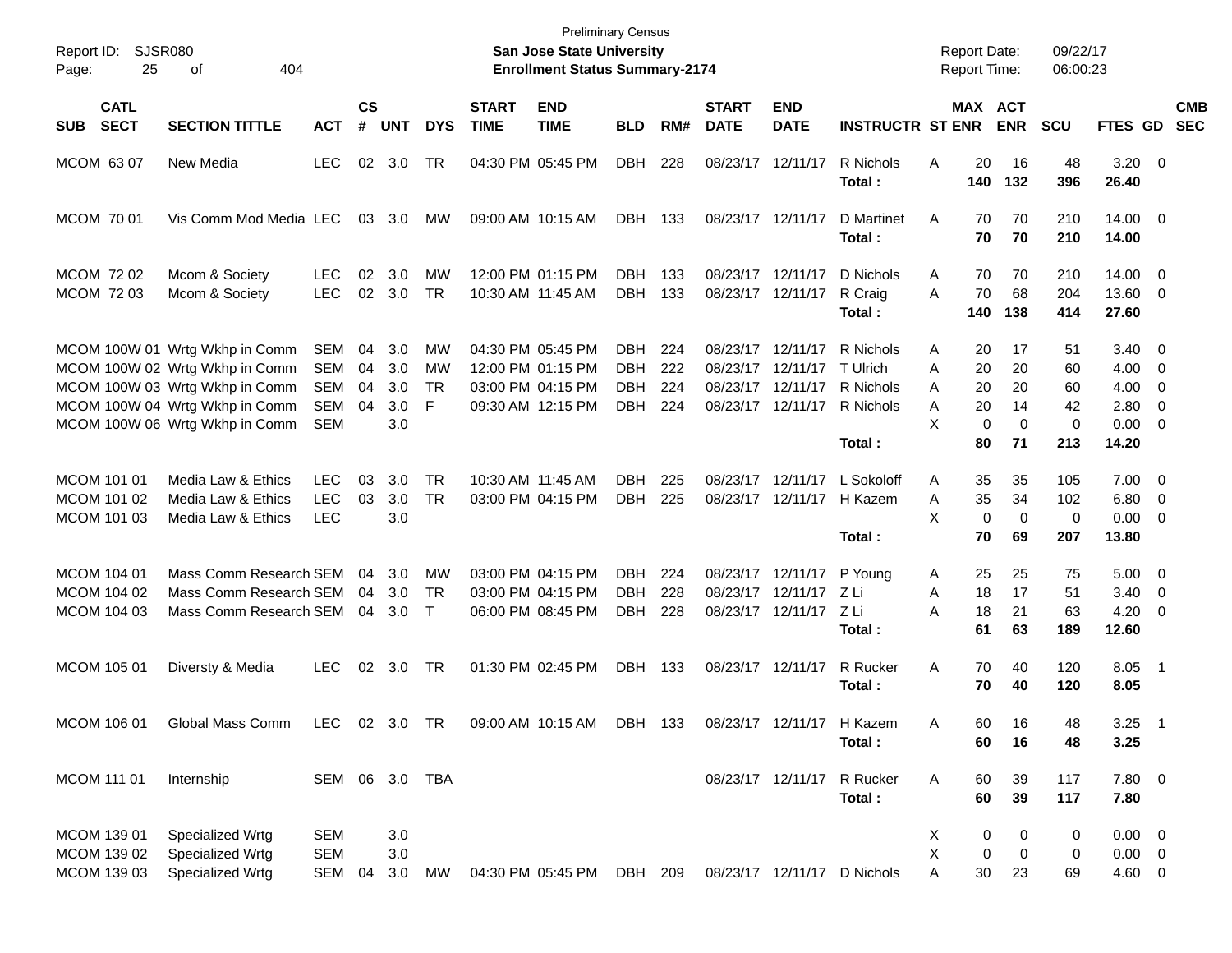Preliminary Census

**San Jose State University**

**Enrollment Status Summary-2174**

Report ID: SJSR080

Report Date: 09/22/17

Report Time: 06:00:23

| SUB | CATL SECT | SECTION TITTLE | ACT | CS # | UNT | DYS | START TIME | END TIME | BLD | RM# | START DATE | END DATE | INSTRUCTR | ST | MAX ENR | ACT ENR | SCU | FTES | GD | CMB SEC |
|---|---|---|---|---|---|---|---|---|---|---|---|---|---|---|---|---|---|---|---|---|
| MCOM | 63 07 | New Media | LEC | 02 | 3.0 | TR | 04:30 PM | 05:45 PM | DBH | 228 | 08/23/17 | 12/11/17 | R Nichols | A | 20 | 16 | 48 | 3.20 | 0 | |
| | | | | | | | | | | | | | **Total :** | | **140** | **132** | **396** | **26.40** | | |
| MCOM | 70 01 | Vis Comm Mod Media | LEC | 03 | 3.0 | MW | 09:00 AM | 10:15 AM | DBH | 133 | 08/23/17 | 12/11/17 | D Martinet | A | 70 | 70 | 210 | 14.00 | 0 | |
| | | | | | | | | | | | | | **Total :** | | **70** | **70** | **210** | **14.00** | | |
| MCOM | 72 02 | Mcom & Society | LEC | 02 | 3.0 | MW | 12:00 PM | 01:15 PM | DBH | 133 | 08/23/17 | 12/11/17 | D Nichols | A | 70 | 70 | 210 | 14.00 | 0 | |
| MCOM | 72 03 | Mcom & Society | LEC | 02 | 3.0 | TR | 10:30 AM | 11:45 AM | DBH | 133 | 08/23/17 | 12/11/17 | R Craig | A | 70 | 68 | 204 | 13.60 | 0 | |
| | | | | | | | | | | | | | **Total :** | | **140** | **138** | **414** | **27.60** | | |
| MCOM | 100W 01 | Wrtg Wkhp in Comm | SEM | 04 | 3.0 | MW | 04:30 PM | 05:45 PM | DBH | 224 | 08/23/17 | 12/11/17 | R Nichols | A | 20 | 17 | 51 | 3.40 | 0 | |
| MCOM | 100W 02 | Wrtg Wkhp in Comm | SEM | 04 | 3.0 | MW | 12:00 PM | 01:15 PM | DBH | 222 | 08/23/17 | 12/11/17 | T Ulrich | A | 20 | 20 | 60 | 4.00 | 0 | |
| MCOM | 100W 03 | Wrtg Wkhp in Comm | SEM | 04 | 3.0 | TR | 03:00 PM | 04:15 PM | DBH | 224 | 08/23/17 | 12/11/17 | R Nichols | A | 20 | 20 | 60 | 4.00 | 0 | |
| MCOM | 100W 04 | Wrtg Wkhp in Comm | SEM | 04 | 3.0 | F | 09:30 AM | 12:15 PM | DBH | 224 | 08/23/17 | 12/11/17 | R Nichols | A | 20 | 14 | 42 | 2.80 | 0 | |
| MCOM | 100W 06 | Wrtg Wkhp in Comm | SEM | | 3.0 | | | | | | | | | X | 0 | 0 | 0 | 0.00 | 0 | |
| | | | | | | | | | | | | | **Total :** | | **80** | **71** | **213** | **14.20** | | |
| MCOM | 101 01 | Media Law & Ethics | LEC | 03 | 3.0 | TR | 10:30 AM | 11:45 AM | DBH | 225 | 08/23/17 | 12/11/17 | L Sokoloff | A | 35 | 35 | 105 | 7.00 | 0 | |
| MCOM | 101 02 | Media Law & Ethics | LEC | 03 | 3.0 | TR | 03:00 PM | 04:15 PM | DBH | 225 | 08/23/17 | 12/11/17 | H Kazem | A | 35 | 34 | 102 | 6.80 | 0 | |
| MCOM | 101 03 | Media Law & Ethics | LEC | | 3.0 | | | | | | | | | X | 0 | 0 | 0 | 0.00 | 0 | |
| | | | | | | | | | | | | | **Total :** | | **70** | **69** | **207** | **13.80** | | |
| MCOM | 104 01 | Mass Comm Research | SEM | 04 | 3.0 | MW | 03:00 PM | 04:15 PM | DBH | 224 | 08/23/17 | 12/11/17 | P Young | A | 25 | 25 | 75 | 5.00 | 0 | |
| MCOM | 104 02 | Mass Comm Research | SEM | 04 | 3.0 | TR | 03:00 PM | 04:15 PM | DBH | 228 | 08/23/17 | 12/11/17 | Z Li | A | 18 | 17 | 51 | 3.40 | 0 | |
| MCOM | 104 03 | Mass Comm Research | SEM | 04 | 3.0 | T | 06:00 PM | 08:45 PM | DBH | 228 | 08/23/17 | 12/11/17 | Z Li | A | 18 | 21 | 63 | 4.20 | 0 | |
| | | | | | | | | | | | | | **Total :** | | **61** | **63** | **189** | **12.60** | | |
| MCOM | 105 01 | Diversty & Media | LEC | 02 | 3.0 | TR | 01:30 PM | 02:45 PM | DBH | 133 | 08/23/17 | 12/11/17 | R Rucker | A | 70 | 40 | 120 | 8.05 | 1 | |
| | | | | | | | | | | | | | **Total :** | | **70** | **40** | **120** | **8.05** | | |
| MCOM | 106 01 | Global Mass Comm | LEC | 02 | 3.0 | TR | 09:00 AM | 10:15 AM | DBH | 133 | 08/23/17 | 12/11/17 | H Kazem | A | 60 | 16 | 48 | 3.25 | 1 | |
| | | | | | | | | | | | | | **Total :** | | **60** | **16** | **48** | **3.25** | | |
| MCOM | 111 01 | Internship | SEM | 06 | 3.0 | TBA | | | | | 08/23/17 | 12/11/17 | R Rucker | A | 60 | 39 | 117 | 7.80 | 0 | |
| | | | | | | | | | | | | | **Total :** | | **60** | **39** | **117** | **7.80** | | |
| MCOM | 139 01 | Specialized Wrtg | SEM | | 3.0 | | | | | | | | | X | 0 | 0 | 0 | 0.00 | 0 | |
| MCOM | 139 02 | Specialized Wrtg | SEM | | 3.0 | | | | | | | | | X | 0 | 0 | 0 | 0.00 | 0 | |
| MCOM | 139 03 | Specialized Wrtg | SEM | 04 | 3.0 | MW | 04:30 PM | 05:45 PM | DBH | 209 | 08/23/17 | 12/11/17 | D Nichols | A | 30 | 23 | 69 | 4.60 | 0 | |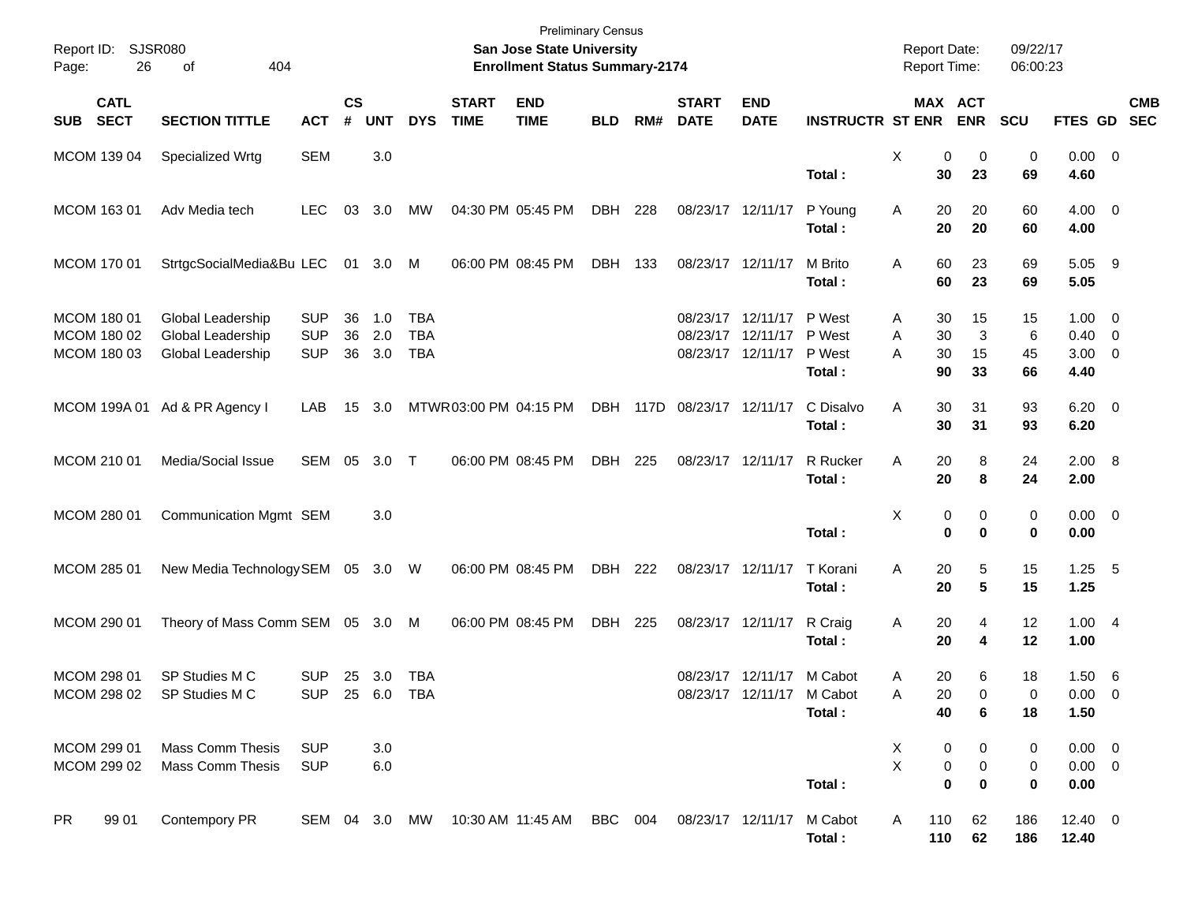Preliminary Census

**San Jose State University**

**Enrollment Status Summary-2174**

Report ID: SJSR080

Report Date: 09/22/17

Report Time: 06:00:23

| SUB | CATL SECT | SECTION TITTLE | ACT | CS # | UNT | DYS | START TIME | END TIME | BLD | RM# | START DATE | END DATE | INSTRUCTR | ST | MAX ENR | ACT ENR | SCU | FTES | GD | CMB SEC |
|---|---|---|---|---|---|---|---|---|---|---|---|---|---|---|---|---|---|---|---|---|
| MCOM | 139 04 | Specialized Wrtg | SEM | | 3.0 | | | | | | | | | X | 0 | 0 | 0 | 0.00 | 0 | |
| | | | | | | | | | | | | | **Total :** | | **30** | **23** | **69** | **4.60** | | |
| MCOM | 163 01 | Adv Media tech | LEC | 03 | 3.0 | MW | 04:30 PM | 05:45 PM | DBH | 228 | 08/23/17 | 12/11/17 | P Young | A | 20 | 20 | 60 | 4.00 | 0 | |
| | | | | | | | | | | | | | **Total :** | | **20** | **20** | **60** | **4.00** | | |
| MCOM | 170 01 | StrtgcSocialMedia&Bu | LEC | 01 | 3.0 | M | 06:00 PM | 08:45 PM | DBH | 133 | 08/23/17 | 12/11/17 | M Brito | A | 60 | 23 | 69 | 5.05 | 9 | |
| | | | | | | | | | | | | | **Total :** | | **60** | **23** | **69** | **5.05** | | |
| MCOM | 180 01 | Global Leadership | SUP | 36 | 1.0 | TBA | | | | | 08/23/17 | 12/11/17 | P West | A | 30 | 15 | 15 | 1.00 | 0 | |
| MCOM | 180 02 | Global Leadership | SUP | 36 | 2.0 | TBA | | | | | 08/23/17 | 12/11/17 | P West | A | 30 | 3 | 6 | 0.40 | 0 | |
| MCOM | 180 03 | Global Leadership | SUP | 36 | 3.0 | TBA | | | | | 08/23/17 | 12/11/17 | P West | A | 30 | 15 | 45 | 3.00 | 0 | |
| | | | | | | | | | | | | | **Total :** | | **90** | **33** | **66** | **4.40** | | |
| MCOM | 199A 01 | Ad & PR Agency I | LAB | 15 | 3.0 | MTWR | 03:00 PM | 04:15 PM | DBH | 117D | 08/23/17 | 12/11/17 | C Disalvo | A | 30 | 31 | 93 | 6.20 | 0 | |
| | | | | | | | | | | | | | **Total :** | | **30** | **31** | **93** | **6.20** | | |
| MCOM | 210 01 | Media/Social Issue | SEM | 05 | 3.0 | T | 06:00 PM | 08:45 PM | DBH | 225 | 08/23/17 | 12/11/17 | R Rucker | A | 20 | 8 | 24 | 2.00 | 8 | |
| | | | | | | | | | | | | | **Total :** | | **20** | **8** | **24** | **2.00** | | |
| MCOM | 280 01 | Communication Mgmt | SEM | | 3.0 | | | | | | | | | X | 0 | 0 | 0 | 0.00 | 0 | |
| | | | | | | | | | | | | | **Total :** | | **0** | **0** | **0** | **0.00** | | |
| MCOM | 285 01 | New Media Technology | SEM | 05 | 3.0 | W | 06:00 PM | 08:45 PM | DBH | 222 | 08/23/17 | 12/11/17 | T Korani | A | 20 | 5 | 15 | 1.25 | 5 | |
| | | | | | | | | | | | | | **Total :** | | **20** | **5** | **15** | **1.25** | | |
| MCOM | 290 01 | Theory of Mass Comm | SEM | 05 | 3.0 | M | 06:00 PM | 08:45 PM | DBH | 225 | 08/23/17 | 12/11/17 | R Craig | A | 20 | 4 | 12 | 1.00 | 4 | |
| | | | | | | | | | | | | | **Total :** | | **20** | **4** | **12** | **1.00** | | |
| MCOM | 298 01 | SP Studies M C | SUP | 25 | 3.0 | TBA | | | | | 08/23/17 | 12/11/17 | M Cabot | A | 20 | 6 | 18 | 1.50 | 6 | |
| MCOM | 298 02 | SP Studies M C | SUP | 25 | 6.0 | TBA | | | | | 08/23/17 | 12/11/17 | M Cabot | A | 20 | 0 | 0 | 0.00 | 0 | |
| | | | | | | | | | | | | | **Total :** | | **40** | **6** | **18** | **1.50** | | |
| MCOM | 299 01 | Mass Comm Thesis | SUP | | 3.0 | | | | | | | | | X | 0 | 0 | 0 | 0.00 | 0 | |
| MCOM | 299 02 | Mass Comm Thesis | SUP | | 6.0 | | | | | | | | | X | 0 | 0 | 0 | 0.00 | 0 | |
| | | | | | | | | | | | | | **Total :** | | **0** | **0** | **0** | **0.00** | | |
| PR | 99 01 | Contempory PR | SEM | 04 | 3.0 | MW | 10:30 AM | 11:45 AM | BBC | 004 | 08/23/17 | 12/11/17 | M Cabot | A | 110 | 62 | 186 | 12.40 | 0 | |
| | | | | | | | | | | | | | **Total :** | | **110** | **62** | **186** | **12.40** | | |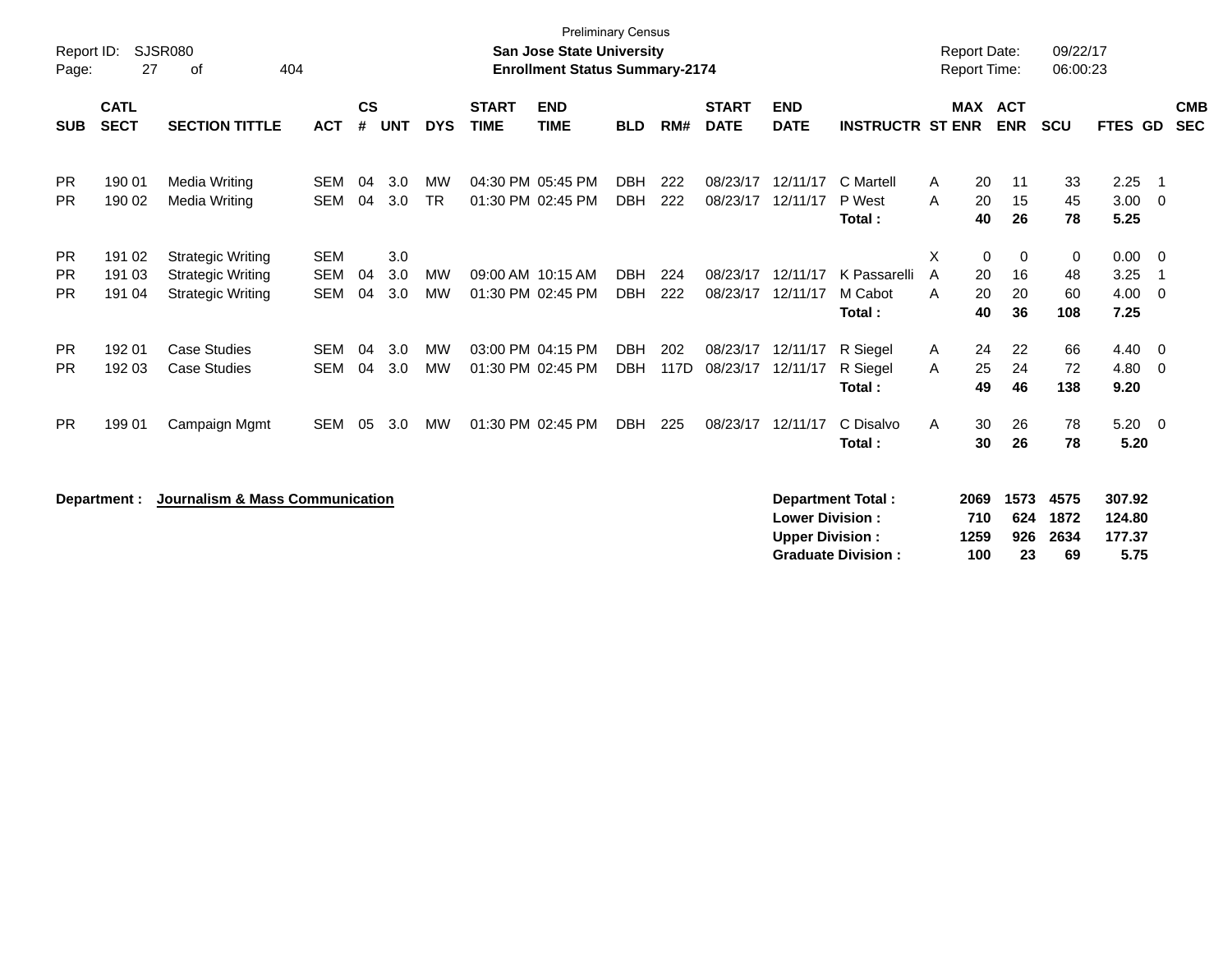Preliminary Census

Report ID: SJSR080

**San Jose State University**

**Enrollment Status Summary-2174**

Report Date: 09/22/17

Report Time: 06:00:23

| SUB | CATL SECT | SECTION TITTLE | ACT | CS # | UNT | DYS | START TIME | END TIME | BLD | RM# | START DATE | END DATE | INSTRUCTR | ST | MAX ENR | ACT ENR | SCU | FTES | GD | CMB SEC |
|---|---|---|---|---|---|---|---|---|---|---|---|---|---|---|---|---|---|---|---|---|
| PR | 190 01 | Media Writing | SEM | 04 | 3.0 | MW | 04:30 PM | 05:45 PM | DBH | 222 | 08/23/17 | 12/11/17 | C Martell | A | 20 | 11 | 33 | 2.25 | 1 | |
| PR | 190 02 | Media Writing | SEM | 04 | 3.0 | TR | 01:30 PM | 02:45 PM | DBH | 222 | 08/23/17 | 12/11/17 | P West | A | 20 | 15 | 45 | 3.00 | 0 | |
| | | | | | | | | | | | | | **Total :** | | **40** | **26** | **78** | **5.25** | | |
| PR | 191 02 | Strategic Writing | SEM | | 3.0 | | | | | | | | | X | 0 | 0 | 0 | 0.00 | 0 | |
| PR | 191 03 | Strategic Writing | SEM | 04 | 3.0 | MW | 09:00 AM | 10:15 AM | DBH | 224 | 08/23/17 | 12/11/17 | K Passarelli | A | 20 | 16 | 48 | 3.25 | 1 | |
| PR | 191 04 | Strategic Writing | SEM | 04 | 3.0 | MW | 01:30 PM | 02:45 PM | DBH | 222 | 08/23/17 | 12/11/17 | M Cabot | A | 20 | 20 | 60 | 4.00 | 0 | |
| | | | | | | | | | | | | | **Total :** | | **40** | **36** | **108** | **7.25** | | |
| PR | 192 01 | Case Studies | SEM | 04 | 3.0 | MW | 03:00 PM | 04:15 PM | DBH | 202 | 08/23/17 | 12/11/17 | R Siegel | A | 24 | 22 | 66 | 4.40 | 0 | |
| PR | 192 03 | Case Studies | SEM | 04 | 3.0 | MW | 01:30 PM | 02:45 PM | DBH | 117D | 08/23/17 | 12/11/17 | R Siegel | A | 25 | 24 | 72 | 4.80 | 0 | |
| | | | | | | | | | | | | | **Total :** | | **49** | **46** | **138** | **9.20** | | |
| PR | 199 01 | Campaign Mgmt | SEM | 05 | 3.0 | MW | 01:30 PM | 02:45 PM | DBH | 225 | 08/23/17 | 12/11/17 | C Disalvo | A | 30 | 26 | 78 | 5.20 | 0 | |
| | | | | | | | | | | | | | **Total :** | | **30** | **26** | **78** | **5.20** | | |

**Department : Journalism & Mass Communication**

| | MAX ENR | ACT ENR | SCU | FTES |
|---|---|---|---|---|
| **Department Total :** | **2069** | **1573** | **4575** | **307.92** |
| **Lower Division :** | **710** | **624** | **1872** | **124.80** |
| **Upper Division :** | **1259** | **926** | **2634** | **177.37** |
| **Graduate Division :** | **100** | **23** | **69** | **5.75** |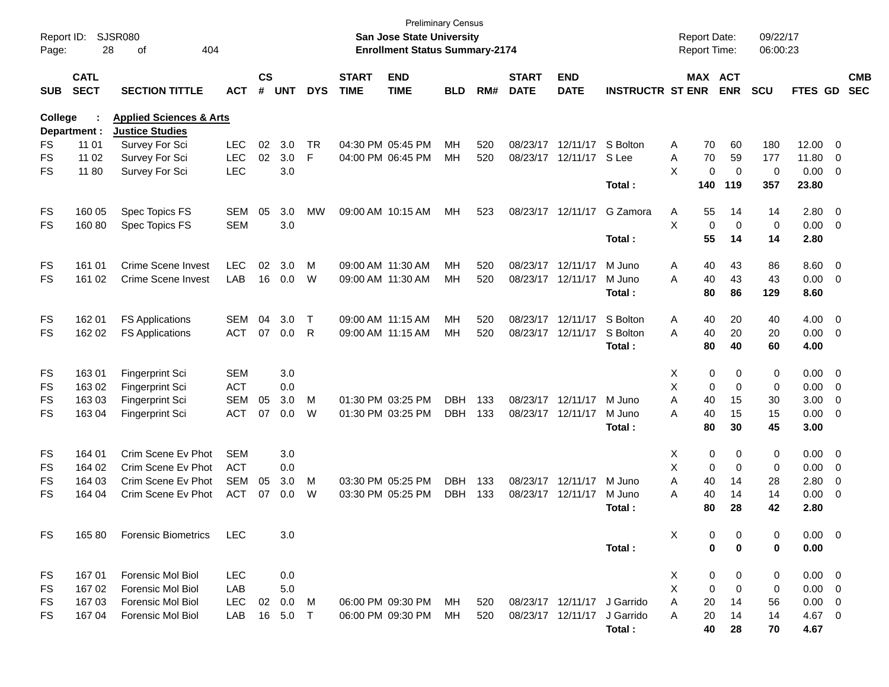Preliminary Census
**San Jose State University**
**Enrollment Status Summary-2174**

Report ID: SJSR080
Report Date: 09/22/17
Report Time: 06:00:23

**College : Applied Sciences & Arts**
**Department : Justice Studies**

| SUB | CATL SECT | SECTION TITTLE | ACT | CS # | UNT | DYS | START TIME | END TIME | BLD | RM# | START DATE | END DATE | INSTRUCTR | ST | MAX ENR | ACT ENR | SCU | FTES | GD | CMB SEC |
|---|---|---|---|---|---|---|---|---|---|---|---|---|---|---|---|---|---|---|---|---|
| FS | 11 01 | Survey For Sci | LEC | 02 | 3.0 | TR | 04:30 PM | 05:45 PM | MH | 520 | 08/23/17 | 12/11/17 | S Bolton | A | 70 | 60 | 180 | 12.00 | 0 | |
| FS | 11 02 | Survey For Sci | LEC | 02 | 3.0 | F | 04:00 PM | 06:45 PM | MH | 520 | 08/23/17 | 12/11/17 | S Lee | A | 70 | 59 | 177 | 11.80 | 0 | |
| FS | 11 80 | Survey For Sci | LEC | | 3.0 | | | | | | | | | X | 0 | 0 | 0 | 0.00 | 0 | |
| | | | | | | | | | | | | | **Total :** | | **140** | **119** | **357** | **23.80** | | |
| FS | 160 05 | Spec Topics FS | SEM | 05 | 3.0 | MW | 09:00 AM | 10:15 AM | MH | 523 | 08/23/17 | 12/11/17 | G Zamora | A | 55 | 14 | 14 | 2.80 | 0 | |
| FS | 160 80 | Spec Topics FS | SEM | | 3.0 | | | | | | | | | X | 0 | 0 | 0 | 0.00 | 0 | |
| | | | | | | | | | | | | | **Total :** | | **55** | **14** | **14** | **2.80** | | |
| FS | 161 01 | Crime Scene Invest | LEC | 02 | 3.0 | M | 09:00 AM | 11:30 AM | MH | 520 | 08/23/17 | 12/11/17 | M Juno | A | 40 | 43 | 86 | 8.60 | 0 | |
| FS | 161 02 | Crime Scene Invest | LAB | 16 | 0.0 | W | 09:00 AM | 11:30 AM | MH | 520 | 08/23/17 | 12/11/17 | M Juno | A | 40 | 43 | 43 | 0.00 | 0 | |
| | | | | | | | | | | | | | **Total :** | | **80** | **86** | **129** | **8.60** | | |
| FS | 162 01 | FS Applications | SEM | 04 | 3.0 | T | 09:00 AM | 11:15 AM | MH | 520 | 08/23/17 | 12/11/17 | S Bolton | A | 40 | 20 | 40 | 4.00 | 0 | |
| FS | 162 02 | FS Applications | ACT | 07 | 0.0 | R | 09:00 AM | 11:15 AM | MH | 520 | 08/23/17 | 12/11/17 | S Bolton | A | 40 | 20 | 20 | 0.00 | 0 | |
| | | | | | | | | | | | | | **Total :** | | **80** | **40** | **60** | **4.00** | | |
| FS | 163 01 | Fingerprint Sci | SEM | | 3.0 | | | | | | | | | X | 0 | 0 | 0 | 0.00 | 0 | |
| FS | 163 02 | Fingerprint Sci | ACT | | 0.0 | | | | | | | | | X | 0 | 0 | 0 | 0.00 | 0 | |
| FS | 163 03 | Fingerprint Sci | SEM | 05 | 3.0 | M | 01:30 PM | 03:25 PM | DBH | 133 | 08/23/17 | 12/11/17 | M Juno | A | 40 | 15 | 30 | 3.00 | 0 | |
| FS | 163 04 | Fingerprint Sci | ACT | 07 | 0.0 | W | 01:30 PM | 03:25 PM | DBH | 133 | 08/23/17 | 12/11/17 | M Juno | A | 40 | 15 | 15 | 0.00 | 0 | |
| | | | | | | | | | | | | | **Total :** | | **80** | **30** | **45** | **3.00** | | |
| FS | 164 01 | Crim Scene Ev Phot | SEM | | 3.0 | | | | | | | | | X | 0 | 0 | 0 | 0.00 | 0 | |
| FS | 164 02 | Crim Scene Ev Phot | ACT | | 0.0 | | | | | | | | | X | 0 | 0 | 0 | 0.00 | 0 | |
| FS | 164 03 | Crim Scene Ev Phot | SEM | 05 | 3.0 | M | 03:30 PM | 05:25 PM | DBH | 133 | 08/23/17 | 12/11/17 | M Juno | A | 40 | 14 | 28 | 2.80 | 0 | |
| FS | 164 04 | Crim Scene Ev Phot | ACT | 07 | 0.0 | W | 03:30 PM | 05:25 PM | DBH | 133 | 08/23/17 | 12/11/17 | M Juno | A | 40 | 14 | 14 | 0.00 | 0 | |
| | | | | | | | | | | | | | **Total :** | | **80** | **28** | **42** | **2.80** | | |
| FS | 165 80 | Forensic Biometrics | LEC | | 3.0 | | | | | | | | | X | 0 | 0 | 0 | 0.00 | 0 | |
| | | | | | | | | | | | | | **Total :** | | **0** | **0** | **0** | **0.00** | | |
| FS | 167 01 | Forensic Mol Biol | LEC | | 0.0 | | | | | | | | | X | 0 | 0 | 0 | 0.00 | 0 | |
| FS | 167 02 | Forensic Mol Biol | LAB | | 5.0 | | | | | | | | | X | 0 | 0 | 0 | 0.00 | 0 | |
| FS | 167 03 | Forensic Mol Biol | LEC | 02 | 0.0 | M | 06:00 PM | 09:30 PM | MH | 520 | 08/23/17 | 12/11/17 | J Garrido | A | 20 | 14 | 56 | 0.00 | 0 | |
| FS | 167 04 | Forensic Mol Biol | LAB | 16 | 5.0 | T | 06:00 PM | 09:30 PM | MH | 520 | 08/23/17 | 12/11/17 | J Garrido | A | 20 | 14 | 14 | 4.67 | 0 | |
| | | | | | | | | | | | | | **Total :** | | **40** | **28** | **70** | **4.67** | | |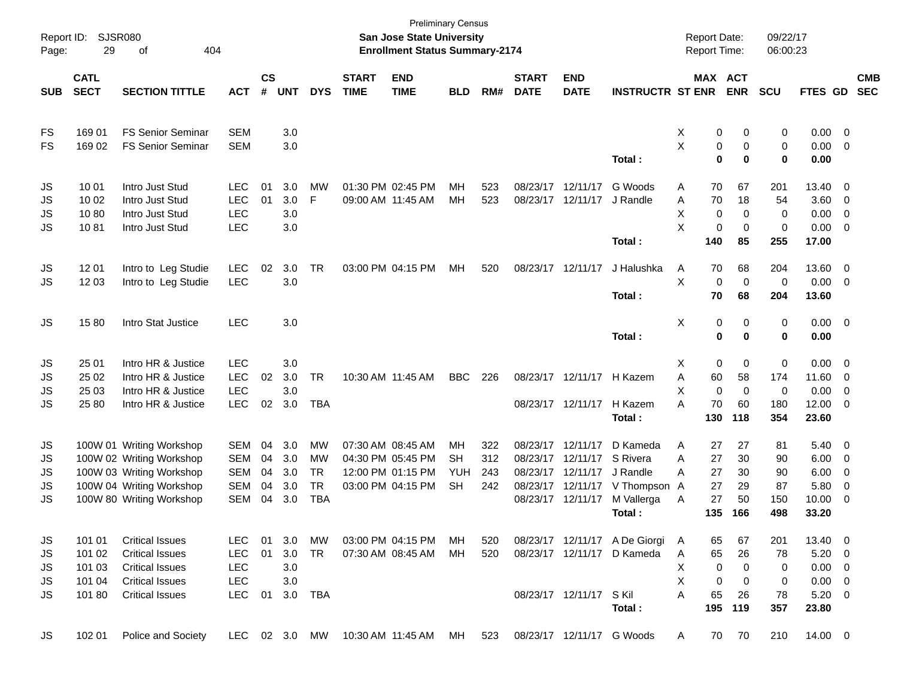Preliminary Census

Report ID: SJSR080

**San Jose State University**

**Enrollment Status Summary-2174**

Report Date: 09/22/17

Report Time: 06:00:23

| SUB | CATL SECT | SECTION TITTLE | ACT | CS # | UNT | DYS | START TIME | END TIME | BLD | RM# | START DATE | END DATE | INSTRUCTR | ST | MAX ENR | ACT ENR | SCU | FTES | GD | CMB SEC |
|---|---|---|---|---|---|---|---|---|---|---|---|---|---|---|---|---|---|---|---|---|
| FS | 169 01 | FS Senior Seminar | SEM | | 3.0 | | | | | | | | | X | 0 | 0 | 0 | 0.00 | 0 | |
| FS | 169 02 | FS Senior Seminar | SEM | | 3.0 | | | | | | | | | X | 0 | 0 | 0 | 0.00 | 0 | |
| | | | | | | | | | | | | | **Total :** | | **0** | **0** | **0** | **0.00** | | |
| JS | 10 01 | Intro Just Stud | LEC | 01 | 3.0 | MW | 01:30 PM | 02:45 PM | MH | 523 | 08/23/17 | 12/11/17 | G Woods | A | 70 | 67 | 201 | 13.40 | 0 | |
| JS | 10 02 | Intro Just Stud | LEC | 01 | 3.0 | F | 09:00 AM | 11:45 AM | MH | 523 | 08/23/17 | 12/11/17 | J Randle | A | 70 | 18 | 54 | 3.60 | 0 | |
| JS | 10 80 | Intro Just Stud | LEC | | 3.0 | | | | | | | | | X | 0 | 0 | 0 | 0.00 | 0 | |
| JS | 10 81 | Intro Just Stud | LEC | | 3.0 | | | | | | | | | X | 0 | 0 | 0 | 0.00 | 0 | |
| | | | | | | | | | | | | | **Total :** | | **140** | **85** | **255** | **17.00** | | |
| JS | 12 01 | Intro to Leg Studie | LEC | 02 | 3.0 | TR | 03:00 PM | 04:15 PM | MH | 520 | 08/23/17 | 12/11/17 | J Halushka | A | 70 | 68 | 204 | 13.60 | 0 | |
| JS | 12 03 | Intro to Leg Studie | LEC | | 3.0 | | | | | | | | | X | 0 | 0 | 0 | 0.00 | 0 | |
| | | | | | | | | | | | | | **Total :** | | **70** | **68** | **204** | **13.60** | | |
| JS | 15 80 | Intro Stat Justice | LEC | | 3.0 | | | | | | | | | X | 0 | 0 | 0 | 0.00 | 0 | |
| | | | | | | | | | | | | | **Total :** | | **0** | **0** | **0** | **0.00** | | |
| JS | 25 01 | Intro HR & Justice | LEC | | 3.0 | | | | | | | | | X | 0 | 0 | 0 | 0.00 | 0 | |
| JS | 25 02 | Intro HR & Justice | LEC | 02 | 3.0 | TR | 10:30 AM | 11:45 AM | BBC | 226 | 08/23/17 | 12/11/17 | H Kazem | A | 60 | 58 | 174 | 11.60 | 0 | |
| JS | 25 03 | Intro HR & Justice | LEC | | 3.0 | | | | | | | | | X | 0 | 0 | 0 | 0.00 | 0 | |
| JS | 25 80 | Intro HR & Justice | LEC | 02 | 3.0 | TBA | | | | | 08/23/17 | 12/11/17 | H Kazem | A | 70 | 60 | 180 | 12.00 | 0 | |
| | | | | | | | | | | | | | **Total :** | | **130** | **118** | **354** | **23.60** | | |
| JS | 100W 01 | Writing Workshop | SEM | 04 | 3.0 | MW | 07:30 AM | 08:45 AM | MH | 322 | 08/23/17 | 12/11/17 | D Kameda | A | 27 | 27 | 81 | 5.40 | 0 | |
| JS | 100W 02 | Writing Workshop | SEM | 04 | 3.0 | MW | 04:30 PM | 05:45 PM | SH | 312 | 08/23/17 | 12/11/17 | S Rivera | A | 27 | 30 | 90 | 6.00 | 0 | |
| JS | 100W 03 | Writing Workshop | SEM | 04 | 3.0 | TR | 12:00 PM | 01:15 PM | YUH | 243 | 08/23/17 | 12/11/17 | J Randle | A | 27 | 30 | 90 | 6.00 | 0 | |
| JS | 100W 04 | Writing Workshop | SEM | 04 | 3.0 | TR | 03:00 PM | 04:15 PM | SH | 242 | 08/23/17 | 12/11/17 | V Thompson | A | 27 | 29 | 87 | 5.80 | 0 | |
| JS | 100W 80 | Writing Workshop | SEM | 04 | 3.0 | TBA | | | | | 08/23/17 | 12/11/17 | M Vallerga | A | 27 | 50 | 150 | 10.00 | 0 | |
| | | | | | | | | | | | | | **Total :** | | **135** | **166** | **498** | **33.20** | | |
| JS | 101 01 | Critical Issues | LEC | 01 | 3.0 | MW | 03:00 PM | 04:15 PM | MH | 520 | 08/23/17 | 12/11/17 | A De Giorgi | A | 65 | 67 | 201 | 13.40 | 0 | |
| JS | 101 02 | Critical Issues | LEC | 01 | 3.0 | TR | 07:30 AM | 08:45 AM | MH | 520 | 08/23/17 | 12/11/17 | D Kameda | A | 65 | 26 | 78 | 5.20 | 0 | |
| JS | 101 03 | Critical Issues | LEC | | 3.0 | | | | | | | | | X | 0 | 0 | 0 | 0.00 | 0 | |
| JS | 101 04 | Critical Issues | LEC | | 3.0 | | | | | | | | | X | 0 | 0 | 0 | 0.00 | 0 | |
| JS | 101 80 | Critical Issues | LEC | 01 | 3.0 | TBA | | | | | 08/23/17 | 12/11/17 | S Kil | A | 65 | 26 | 78 | 5.20 | 0 | |
| | | | | | | | | | | | | | **Total :** | | **195** | **119** | **357** | **23.80** | | |
| JS | 102 01 | Police and Society | LEC | 02 | 3.0 | MW | 10:30 AM | 11:45 AM | MH | 523 | 08/23/17 | 12/11/17 | G Woods | A | 70 | 70 | 210 | 14.00 | 0 | |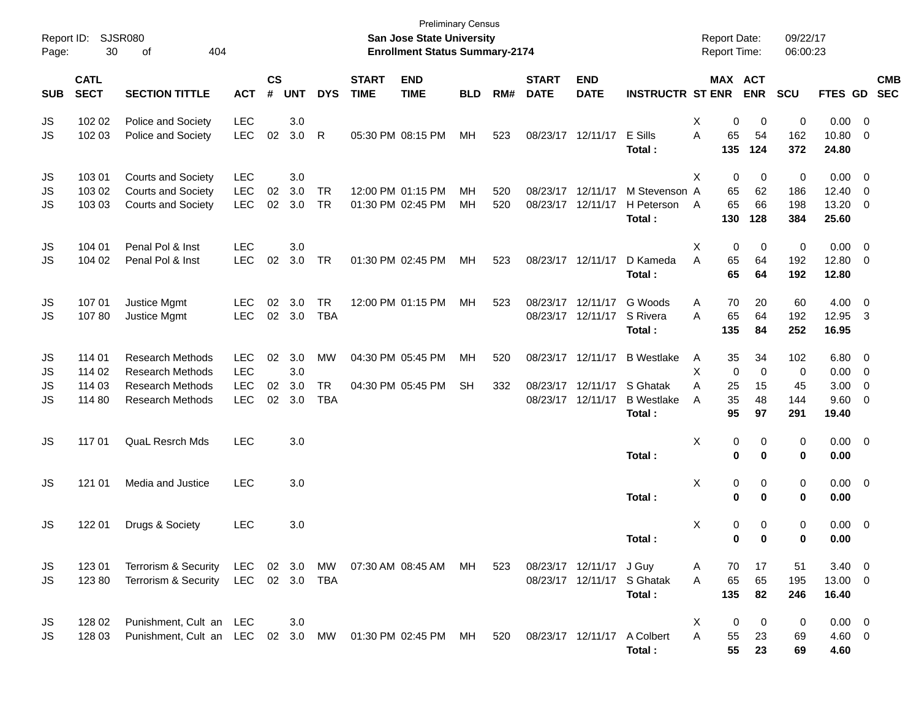Preliminary Census

**San Jose State University**

**Enrollment Status Summary-2174**

Report ID: SJSR080

Report Date: 09/22/17

Report Time: 06:00:23

| SUB | CATL SECT | SECTION TITTLE | ACT | CS # | UNT | DYS | START TIME | END TIME | BLD | RM# | START DATE | END DATE | INSTRUCTR | ST | MAX ENR | ACT ENR | SCU | FTES | GD | CMB SEC |
|---|---|---|---|---|---|---|---|---|---|---|---|---|---|---|---|---|---|---|---|---|
| JS | 102 02 | Police and Society | LEC | | 3.0 | | | | | | | | | X | 0 | 0 | 0 | 0.00 | 0 | |
| JS | 102 03 | Police and Society | LEC | 02 | 3.0 | R | 05:30 PM | 08:15 PM | MH | 523 | 08/23/17 | 12/11/17 | E Sills | A | 65 | 54 | 162 | 10.80 | 0 | |
| | | | | | | | | | | | | | **Total :** | | **135** | **124** | **372** | **24.80** | | |
| JS | 103 01 | Courts and Society | LEC | | 3.0 | | | | | | | | | X | 0 | 0 | 0 | 0.00 | 0 | |
| JS | 103 02 | Courts and Society | LEC | 02 | 3.0 | TR | 12:00 PM | 01:15 PM | MH | 520 | 08/23/17 | 12/11/17 | M Stevenson | A | 65 | 62 | 186 | 12.40 | 0 | |
| JS | 103 03 | Courts and Society | LEC | 02 | 3.0 | TR | 01:30 PM | 02:45 PM | MH | 520 | 08/23/17 | 12/11/17 | H Peterson | A | 65 | 66 | 198 | 13.20 | 0 | |
| | | | | | | | | | | | | | **Total :** | | **130** | **128** | **384** | **25.60** | | |
| JS | 104 01 | Penal Pol & Inst | LEC | | 3.0 | | | | | | | | | X | 0 | 0 | 0 | 0.00 | 0 | |
| JS | 104 02 | Penal Pol & Inst | LEC | 02 | 3.0 | TR | 01:30 PM | 02:45 PM | MH | 523 | 08/23/17 | 12/11/17 | D Kameda | A | 65 | 64 | 192 | 12.80 | 0 | |
| | | | | | | | | | | | | | **Total :** | | **65** | **64** | **192** | **12.80** | | |
| JS | 107 01 | Justice Mgmt | LEC | 02 | 3.0 | TR | 12:00 PM | 01:15 PM | MH | 523 | 08/23/17 | 12/11/17 | G Woods | A | 70 | 20 | 60 | 4.00 | 0 | |
| JS | 107 80 | Justice Mgmt | LEC | 02 | 3.0 | TBA | | | | | 08/23/17 | 12/11/17 | S Rivera | A | 65 | 64 | 192 | 12.95 | 3 | |
| | | | | | | | | | | | | | **Total :** | | **135** | **84** | **252** | **16.95** | | |
| JS | 114 01 | Research Methods | LEC | 02 | 3.0 | MW | 04:30 PM | 05:45 PM | MH | 520 | 08/23/17 | 12/11/17 | B Westlake | A | 35 | 34 | 102 | 6.80 | 0 | |
| JS | 114 02 | Research Methods | LEC | | 3.0 | | | | | | | | | X | 0 | 0 | 0 | 0.00 | 0 | |
| JS | 114 03 | Research Methods | LEC | 02 | 3.0 | TR | 04:30 PM | 05:45 PM | SH | 332 | 08/23/17 | 12/11/17 | S Ghatak | A | 25 | 15 | 45 | 3.00 | 0 | |
| JS | 114 80 | Research Methods | LEC | 02 | 3.0 | TBA | | | | | 08/23/17 | 12/11/17 | B Westlake | A | 35 | 48 | 144 | 9.60 | 0 | |
| | | | | | | | | | | | | | **Total :** | | **95** | **97** | **291** | **19.40** | | |
| JS | 117 01 | QuaL Resrch Mds | LEC | | 3.0 | | | | | | | | | X | 0 | 0 | 0 | 0.00 | 0 | |
| | | | | | | | | | | | | | **Total :** | | **0** | **0** | **0** | **0.00** | | |
| JS | 121 01 | Media and Justice | LEC | | 3.0 | | | | | | | | | X | 0 | 0 | 0 | 0.00 | 0 | |
| | | | | | | | | | | | | | **Total :** | | **0** | **0** | **0** | **0.00** | | |
| JS | 122 01 | Drugs & Society | LEC | | 3.0 | | | | | | | | | X | 0 | 0 | 0 | 0.00 | 0 | |
| | | | | | | | | | | | | | **Total :** | | **0** | **0** | **0** | **0.00** | | |
| JS | 123 01 | Terrorism & Security | LEC | 02 | 3.0 | MW | 07:30 AM | 08:45 AM | MH | 523 | 08/23/17 | 12/11/17 | J Guy | A | 70 | 17 | 51 | 3.40 | 0 | |
| JS | 123 80 | Terrorism & Security | LEC | 02 | 3.0 | TBA | | | | | 08/23/17 | 12/11/17 | S Ghatak | A | 65 | 65 | 195 | 13.00 | 0 | |
| | | | | | | | | | | | | | **Total :** | | **135** | **82** | **246** | **16.40** | | |
| JS | 128 02 | Punishment, Cult an | LEC | | 3.0 | | | | | | | | | X | 0 | 0 | 0 | 0.00 | 0 | |
| JS | 128 03 | Punishment, Cult an | LEC | 02 | 3.0 | MW | 01:30 PM | 02:45 PM | MH | 520 | 08/23/17 | 12/11/17 | A Colbert | A | 55 | 23 | 69 | 4.60 | 0 | |
| | | | | | | | | | | | | | **Total :** | | **55** | **23** | **69** | **4.60** | | |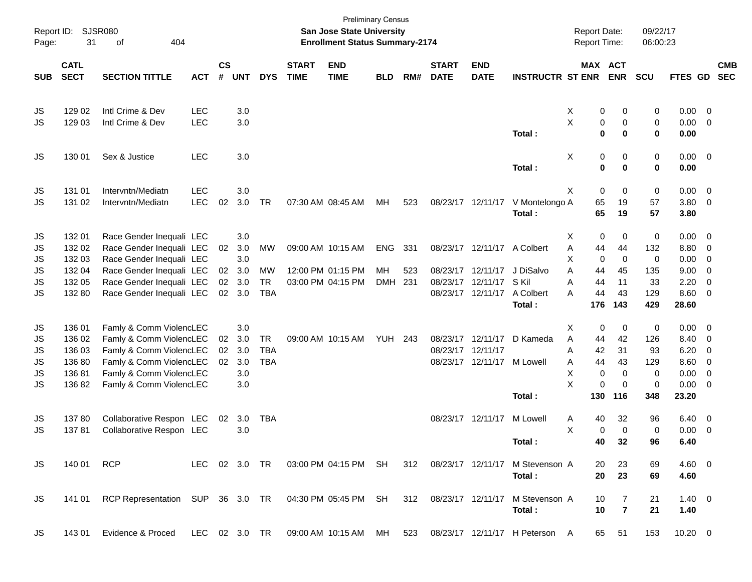Preliminary Census

**San Jose State University**

**Enrollment Status Summary-2174**

Report ID: SJSR080

Report Date: 09/22/17

Report Time: 06:00:23

| SUB | CATL SECT | SECTION TITTLE | ACT | CS # | UNT | DYS | START TIME | END TIME | BLD | RM# | START DATE | END DATE | INSTRUCTR | ST | MAX ENR | ACT ENR | SCU | FTES | GD | CMB SEC |
|---|---|---|---|---|---|---|---|---|---|---|---|---|---|---|---|---|---|---|---|---|
| JS | 129 02 | Intl Crime & Dev | LEC | | 3.0 | | | | | | | | | X | 0 | 0 | 0 | 0.00 | 0 | |
| JS | 129 03 | Intl Crime & Dev | LEC | | 3.0 | | | | | | | | | X | 0 | 0 | 0 | 0.00 | 0 | |
| | | | | | | | | | | | | | **Total :** | | **0** | **0** | **0** | **0.00** | | |
| JS | 130 01 | Sex & Justice | LEC | | 3.0 | | | | | | | | | X | 0 | 0 | 0 | 0.00 | 0 | |
| | | | | | | | | | | | | | **Total :** | | **0** | **0** | **0** | **0.00** | | |
| JS | 131 01 | Intervntn/Mediatn | LEC | | 3.0 | | | | | | | | | X | 0 | 0 | 0 | 0.00 | 0 | |
| JS | 131 02 | Intervntn/Mediatn | LEC | 02 | 3.0 | TR | 07:30 AM | 08:45 AM | MH | 523 | 08/23/17 | 12/11/17 | V Montelongo | A | 65 | 19 | 57 | 3.80 | 0 | |
| | | | | | | | | | | | | | **Total :** | | **65** | **19** | **57** | **3.80** | | |
| JS | 132 01 | Race Gender Inequali | LEC | | 3.0 | | | | | | | | | X | 0 | 0 | 0 | 0.00 | 0 | |
| JS | 132 02 | Race Gender Inequali | LEC | 02 | 3.0 | MW | 09:00 AM | 10:15 AM | ENG | 331 | 08/23/17 | 12/11/17 | A Colbert | A | 44 | 44 | 132 | 8.80 | 0 | |
| JS | 132 03 | Race Gender Inequali | LEC | | 3.0 | | | | | | | | | X | 0 | 0 | 0 | 0.00 | 0 | |
| JS | 132 04 | Race Gender Inequali | LEC | 02 | 3.0 | MW | 12:00 PM | 01:15 PM | MH | 523 | 08/23/17 | 12/11/17 | J DiSalvo | A | 44 | 45 | 135 | 9.00 | 0 | |
| JS | 132 05 | Race Gender Inequali | LEC | 02 | 3.0 | TR | 03:00 PM | 04:15 PM | DMH | 231 | 08/23/17 | 12/11/17 | S Kil | A | 44 | 11 | 33 | 2.20 | 0 | |
| JS | 132 80 | Race Gender Inequali | LEC | 02 | 3.0 | TBA | | | | | 08/23/17 | 12/11/17 | A Colbert | A | 44 | 43 | 129 | 8.60 | 0 | |
| | | | | | | | | | | | | | **Total :** | | **176** | **143** | **429** | **28.60** | | |
| JS | 136 01 | Famly & Comm Violenc | LEC | | 3.0 | | | | | | | | | X | 0 | 0 | 0 | 0.00 | 0 | |
| JS | 136 02 | Famly & Comm Violenc | LEC | 02 | 3.0 | TR | 09:00 AM | 10:15 AM | YUH | 243 | 08/23/17 | 12/11/17 | D Kameda | A | 44 | 42 | 126 | 8.40 | 0 | |
| JS | 136 03 | Famly & Comm Violenc | LEC | 02 | 3.0 | TBA | | | | | 08/23/17 | 12/11/17 | | A | 42 | 31 | 93 | 6.20 | 0 | |
| JS | 136 80 | Famly & Comm Violenc | LEC | 02 | 3.0 | TBA | | | | | 08/23/17 | 12/11/17 | M Lowell | A | 44 | 43 | 129 | 8.60 | 0 | |
| JS | 136 81 | Famly & Comm Violenc | LEC | | 3.0 | | | | | | | | | X | 0 | 0 | 0 | 0.00 | 0 | |
| JS | 136 82 | Famly & Comm Violenc | LEC | | 3.0 | | | | | | | | | X | 0 | 0 | 0 | 0.00 | 0 | |
| | | | | | | | | | | | | | **Total :** | | **130** | **116** | **348** | **23.20** | | |
| JS | 137 80 | Collaborative Respon | LEC | 02 | 3.0 | TBA | | | | | 08/23/17 | 12/11/17 | M Lowell | A | 40 | 32 | 96 | 6.40 | 0 | |
| JS | 137 81 | Collaborative Respon | LEC | | 3.0 | | | | | | | | | X | 0 | 0 | 0 | 0.00 | 0 | |
| | | | | | | | | | | | | | **Total :** | | **40** | **32** | **96** | **6.40** | | |
| JS | 140 01 | RCP | LEC | 02 | 3.0 | TR | 03:00 PM | 04:15 PM | SH | 312 | 08/23/17 | 12/11/17 | M Stevenson | A | 20 | 23 | 69 | 4.60 | 0 | |
| | | | | | | | | | | | | | **Total :** | | **20** | **23** | **69** | **4.60** | | |
| JS | 141 01 | RCP Representation | SUP | 36 | 3.0 | TR | 04:30 PM | 05:45 PM | SH | 312 | 08/23/17 | 12/11/17 | M Stevenson | A | 10 | 7 | 21 | 1.40 | 0 | |
| | | | | | | | | | | | | | **Total :** | | **10** | **7** | **21** | **1.40** | | |
| JS | 143 01 | Evidence & Proced | LEC | 02 | 3.0 | TR | 09:00 AM | 10:15 AM | MH | 523 | 08/23/17 | 12/11/17 | H Peterson | A | 65 | 51 | 153 | 10.20 | 0 | |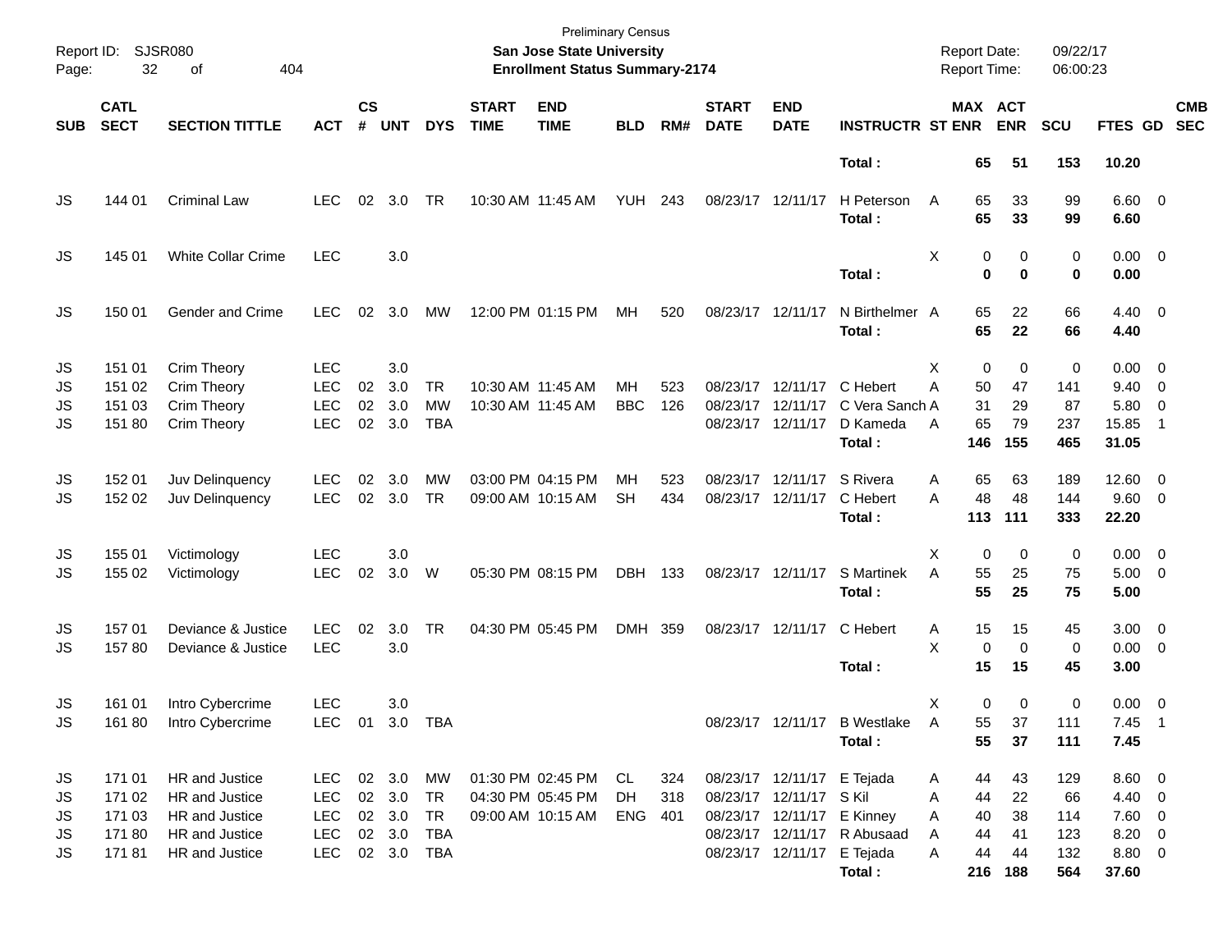Preliminary Census

**San Jose State University**
**Enrollment Status Summary-2174**

Report ID: SJSR080
Report Date: 09/22/17
Report Time: 06:00:23

| SUB | CATL SECT | SECTION TITTLE | ACT | CS # | UNT | DYS | START TIME | END TIME | BLD | RM# | START DATE | END DATE | INSTRUCTR | ST | MAX ENR | ACT ENR | SCU | FTES | GD | CMB SEC |
|---|---|---|---|---|---|---|---|---|---|---|---|---|---|---|---|---|---|---|---|---|
| | | | | | | | | | | | | | **Total :** | | **65** | **51** | **153** | **10.20** | | |
| JS | 144 01 | Criminal Law | LEC | 02 | 3.0 | TR | 10:30 AM | 11:45 AM | YUH | 243 | 08/23/17 | 12/11/17 | H Peterson | A | 65 | 33 | 99 | 6.60 | 0 | |
| | | | | | | | | | | | | | **Total :** | | **65** | **33** | **99** | **6.60** | | |
| JS | 145 01 | White Collar Crime | LEC | | 3.0 | | | | | | | | | X | 0 | 0 | 0 | 0.00 | 0 | |
| | | | | | | | | | | | | | **Total :** | | **0** | **0** | **0** | **0.00** | | |
| JS | 150 01 | Gender and Crime | LEC | 02 | 3.0 | MW | 12:00 PM | 01:15 PM | MH | 520 | 08/23/17 | 12/11/17 | N Birthelmer | A | 65 | 22 | 66 | 4.40 | 0 | |
| | | | | | | | | | | | | | **Total :** | | **65** | **22** | **66** | **4.40** | | |
| JS | 151 01 | Crim Theory | LEC | | 3.0 | | | | | | | | | X | 0 | 0 | 0 | 0.00 | 0 | |
| JS | 151 02 | Crim Theory | LEC | 02 | 3.0 | TR | 10:30 AM | 11:45 AM | MH | 523 | 08/23/17 | 12/11/17 | C Hebert | A | 50 | 47 | 141 | 9.40 | 0 | |
| JS | 151 03 | Crim Theory | LEC | 02 | 3.0 | MW | 10:30 AM | 11:45 AM | BBC | 126 | 08/23/17 | 12/11/17 | C Vera Sanch | A | 31 | 29 | 87 | 5.80 | 0 | |
| JS | 151 80 | Crim Theory | LEC | 02 | 3.0 | TBA | | | | | 08/23/17 | 12/11/17 | D Kameda | A | 65 | 79 | 237 | 15.85 | 1 | |
| | | | | | | | | | | | | | **Total :** | | **146** | **155** | **465** | **31.05** | | |
| JS | 152 01 | Juv Delinquency | LEC | 02 | 3.0 | MW | 03:00 PM | 04:15 PM | MH | 523 | 08/23/17 | 12/11/17 | S Rivera | A | 65 | 63 | 189 | 12.60 | 0 | |
| JS | 152 02 | Juv Delinquency | LEC | 02 | 3.0 | TR | 09:00 AM | 10:15 AM | SH | 434 | 08/23/17 | 12/11/17 | C Hebert | A | 48 | 48 | 144 | 9.60 | 0 | |
| | | | | | | | | | | | | | **Total :** | | **113** | **111** | **333** | **22.20** | | |
| JS | 155 01 | Victimology | LEC | | 3.0 | | | | | | | | | X | 0 | 0 | 0 | 0.00 | 0 | |
| JS | 155 02 | Victimology | LEC | 02 | 3.0 | W | 05:30 PM | 08:15 PM | DBH | 133 | 08/23/17 | 12/11/17 | S Martinek | A | 55 | 25 | 75 | 5.00 | 0 | |
| | | | | | | | | | | | | | **Total :** | | **55** | **25** | **75** | **5.00** | | |
| JS | 157 01 | Deviance & Justice | LEC | 02 | 3.0 | TR | 04:30 PM | 05:45 PM | DMH | 359 | 08/23/17 | 12/11/17 | C Hebert | A | 15 | 15 | 45 | 3.00 | 0 | |
| JS | 157 80 | Deviance & Justice | LEC | | 3.0 | | | | | | | | | X | 0 | 0 | 0 | 0.00 | 0 | |
| | | | | | | | | | | | | | **Total :** | | **15** | **15** | **45** | **3.00** | | |
| JS | 161 01 | Intro Cybercrime | LEC | | 3.0 | | | | | | | | | X | 0 | 0 | 0 | 0.00 | 0 | |
| JS | 161 80 | Intro Cybercrime | LEC | 01 | 3.0 | TBA | | | | | 08/23/17 | 12/11/17 | B Westlake | A | 55 | 37 | 111 | 7.45 | 1 | |
| | | | | | | | | | | | | | **Total :** | | **55** | **37** | **111** | **7.45** | | |
| JS | 171 01 | HR and Justice | LEC | 02 | 3.0 | MW | 01:30 PM | 02:45 PM | CL | 324 | 08/23/17 | 12/11/17 | E Tejada | A | 44 | 43 | 129 | 8.60 | 0 | |
| JS | 171 02 | HR and Justice | LEC | 02 | 3.0 | TR | 04:30 PM | 05:45 PM | DH | 318 | 08/23/17 | 12/11/17 | S Kil | A | 44 | 22 | 66 | 4.40 | 0 | |
| JS | 171 03 | HR and Justice | LEC | 02 | 3.0 | TR | 09:00 AM | 10:15 AM | ENG | 401 | 08/23/17 | 12/11/17 | E Kinney | A | 40 | 38 | 114 | 7.60 | 0 | |
| JS | 171 80 | HR and Justice | LEC | 02 | 3.0 | TBA | | | | | 08/23/17 | 12/11/17 | R Abusaad | A | 44 | 41 | 123 | 8.20 | 0 | |
| JS | 171 81 | HR and Justice | LEC | 02 | 3.0 | TBA | | | | | 08/23/17 | 12/11/17 | E Tejada | A | 44 | 44 | 132 | 8.80 | 0 | |
| | | | | | | | | | | | | | **Total :** | | **216** | **188** | **564** | **37.60** | | |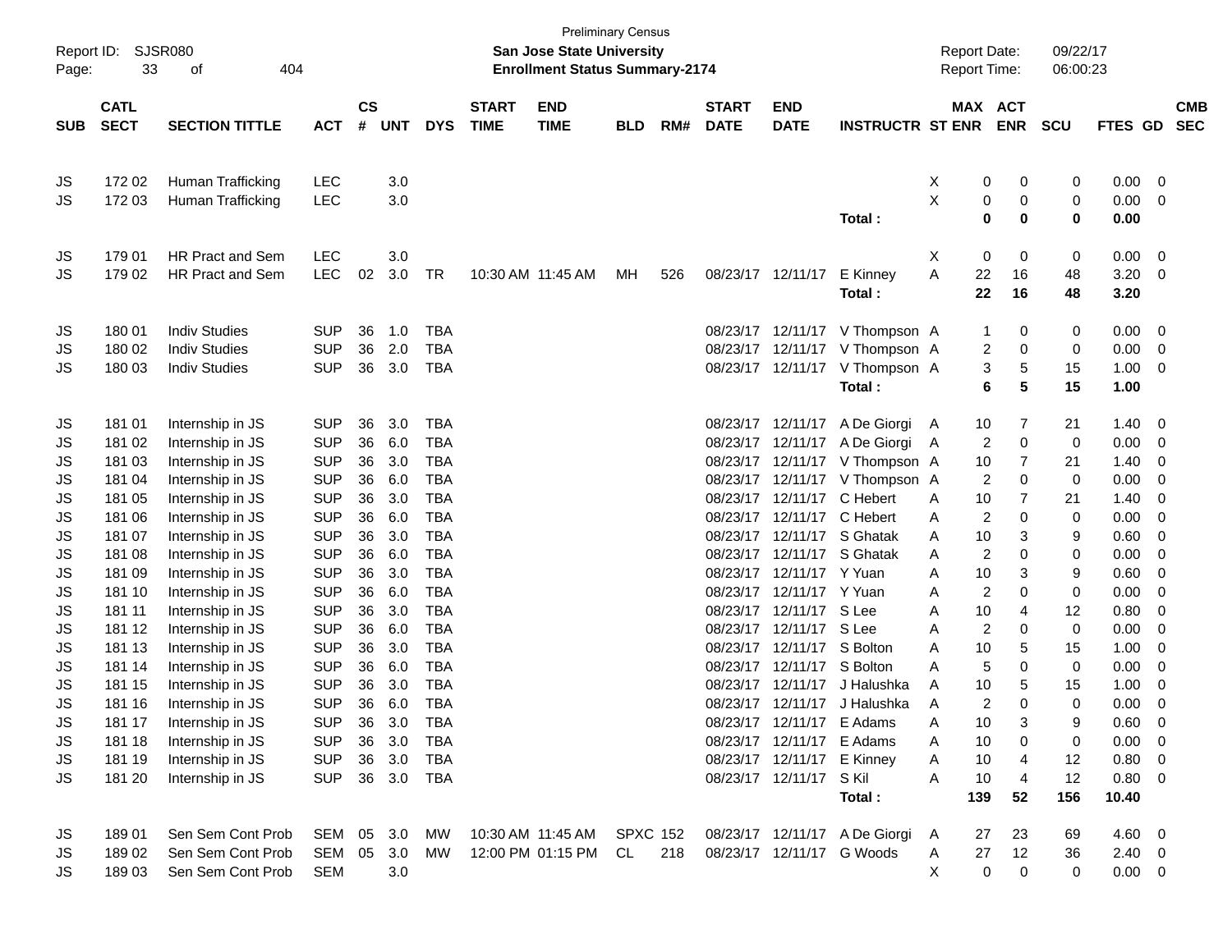Preliminary Census

Report ID: SJSR080

**San Jose State University**

**Enrollment Status Summary-2174**

Report Date: 09/22/17

Report Time: 06:00:23

| SUB | CATL SECT | SECTION TITTLE | ACT | CS # | UNT | DYS | START TIME | END TIME | BLD | RM# | START DATE | END DATE | INSTRUCTR | ST | MAX ENR | ACT ENR | SCU | FTES | GD | CMB SEC |
|---|---|---|---|---|---|---|---|---|---|---|---|---|---|---|---|---|---|---|---|---|
| JS | 172 02 | Human Trafficking | LEC | | 3.0 | | | | | | | | | X | 0 | 0 | 0 | 0.00 | 0 | |
| JS | 172 03 | Human Trafficking | LEC | | 3.0 | | | | | | | | | X | 0 | 0 | 0 | 0.00 | 0 | |
| | | | | | | | | | | | | | **Total :** | | **0** | **0** | **0** | **0.00** | | |
| JS | 179 01 | HR Pract and Sem | LEC | | 3.0 | | | | | | | | | X | 0 | 0 | 0 | 0.00 | 0 | |
| JS | 179 02 | HR Pract and Sem | LEC | 02 | 3.0 | TR | 10:30 AM | 11:45 AM | MH | 526 | 08/23/17 | 12/11/17 | E Kinney | A | 22 | 16 | 48 | 3.20 | 0 | |
| | | | | | | | | | | | | | **Total :** | | **22** | **16** | **48** | **3.20** | | |
| JS | 180 01 | Indiv Studies | SUP | 36 | 1.0 | TBA | | | | | 08/23/17 | 12/11/17 | V Thompson | A | 1 | 0 | 0 | 0.00 | 0 | |
| JS | 180 02 | Indiv Studies | SUP | 36 | 2.0 | TBA | | | | | 08/23/17 | 12/11/17 | V Thompson | A | 2 | 0 | 0 | 0.00 | 0 | |
| JS | 180 03 | Indiv Studies | SUP | 36 | 3.0 | TBA | | | | | 08/23/17 | 12/11/17 | V Thompson | A | 3 | 5 | 15 | 1.00 | 0 | |
| | | | | | | | | | | | | | **Total :** | | **6** | **5** | **15** | **1.00** | | |
| JS | 181 01 | Internship in JS | SUP | 36 | 3.0 | TBA | | | | | 08/23/17 | 12/11/17 | A De Giorgi | A | 10 | 7 | 21 | 1.40 | 0 | |
| JS | 181 02 | Internship in JS | SUP | 36 | 6.0 | TBA | | | | | 08/23/17 | 12/11/17 | A De Giorgi | A | 2 | 0 | 0 | 0.00 | 0 | |
| JS | 181 03 | Internship in JS | SUP | 36 | 3.0 | TBA | | | | | 08/23/17 | 12/11/17 | V Thompson | A | 10 | 7 | 21 | 1.40 | 0 | |
| JS | 181 04 | Internship in JS | SUP | 36 | 6.0 | TBA | | | | | 08/23/17 | 12/11/17 | V Thompson | A | 2 | 0 | 0 | 0.00 | 0 | |
| JS | 181 05 | Internship in JS | SUP | 36 | 3.0 | TBA | | | | | 08/23/17 | 12/11/17 | C Hebert | A | 10 | 7 | 21 | 1.40 | 0 | |
| JS | 181 06 | Internship in JS | SUP | 36 | 6.0 | TBA | | | | | 08/23/17 | 12/11/17 | C Hebert | A | 2 | 0 | 0 | 0.00 | 0 | |
| JS | 181 07 | Internship in JS | SUP | 36 | 3.0 | TBA | | | | | 08/23/17 | 12/11/17 | S Ghatak | A | 10 | 3 | 9 | 0.60 | 0 | |
| JS | 181 08 | Internship in JS | SUP | 36 | 6.0 | TBA | | | | | 08/23/17 | 12/11/17 | S Ghatak | A | 2 | 0 | 0 | 0.00 | 0 | |
| JS | 181 09 | Internship in JS | SUP | 36 | 3.0 | TBA | | | | | 08/23/17 | 12/11/17 | Y Yuan | A | 10 | 3 | 9 | 0.60 | 0 | |
| JS | 181 10 | Internship in JS | SUP | 36 | 6.0 | TBA | | | | | 08/23/17 | 12/11/17 | Y Yuan | A | 2 | 0 | 0 | 0.00 | 0 | |
| JS | 181 11 | Internship in JS | SUP | 36 | 3.0 | TBA | | | | | 08/23/17 | 12/11/17 | S Lee | A | 10 | 4 | 12 | 0.80 | 0 | |
| JS | 181 12 | Internship in JS | SUP | 36 | 6.0 | TBA | | | | | 08/23/17 | 12/11/17 | S Lee | A | 2 | 0 | 0 | 0.00 | 0 | |
| JS | 181 13 | Internship in JS | SUP | 36 | 3.0 | TBA | | | | | 08/23/17 | 12/11/17 | S Bolton | A | 10 | 5 | 15 | 1.00 | 0 | |
| JS | 181 14 | Internship in JS | SUP | 36 | 6.0 | TBA | | | | | 08/23/17 | 12/11/17 | S Bolton | A | 5 | 0 | 0 | 0.00 | 0 | |
| JS | 181 15 | Internship in JS | SUP | 36 | 3.0 | TBA | | | | | 08/23/17 | 12/11/17 | J Halushka | A | 10 | 5 | 15 | 1.00 | 0 | |
| JS | 181 16 | Internship in JS | SUP | 36 | 6.0 | TBA | | | | | 08/23/17 | 12/11/17 | J Halushka | A | 2 | 0 | 0 | 0.00 | 0 | |
| JS | 181 17 | Internship in JS | SUP | 36 | 3.0 | TBA | | | | | 08/23/17 | 12/11/17 | E Adams | A | 10 | 3 | 9 | 0.60 | 0 | |
| JS | 181 18 | Internship in JS | SUP | 36 | 3.0 | TBA | | | | | 08/23/17 | 12/11/17 | E Adams | A | 10 | 0 | 0 | 0.00 | 0 | |
| JS | 181 19 | Internship in JS | SUP | 36 | 3.0 | TBA | | | | | 08/23/17 | 12/11/17 | E Kinney | A | 10 | 4 | 12 | 0.80 | 0 | |
| JS | 181 20 | Internship in JS | SUP | 36 | 3.0 | TBA | | | | | 08/23/17 | 12/11/17 | S Kil | A | 10 | 4 | 12 | 0.80 | 0 | |
| | | | | | | | | | | | | | **Total :** | | **139** | **52** | **156** | **10.40** | | |
| JS | 189 01 | Sen Sem Cont Prob | SEM | 05 | 3.0 | MW | 10:30 AM | 11:45 AM | SPXC | 152 | 08/23/17 | 12/11/17 | A De Giorgi | A | 27 | 23 | 69 | 4.60 | 0 | |
| JS | 189 02 | Sen Sem Cont Prob | SEM | 05 | 3.0 | MW | 12:00 PM | 01:15 PM | CL | 218 | 08/23/17 | 12/11/17 | G Woods | A | 27 | 12 | 36 | 2.40 | 0 | |
| JS | 189 03 | Sen Sem Cont Prob | SEM | | 3.0 | | | | | | | | | X | 0 | 0 | 0 | 0.00 | 0 | |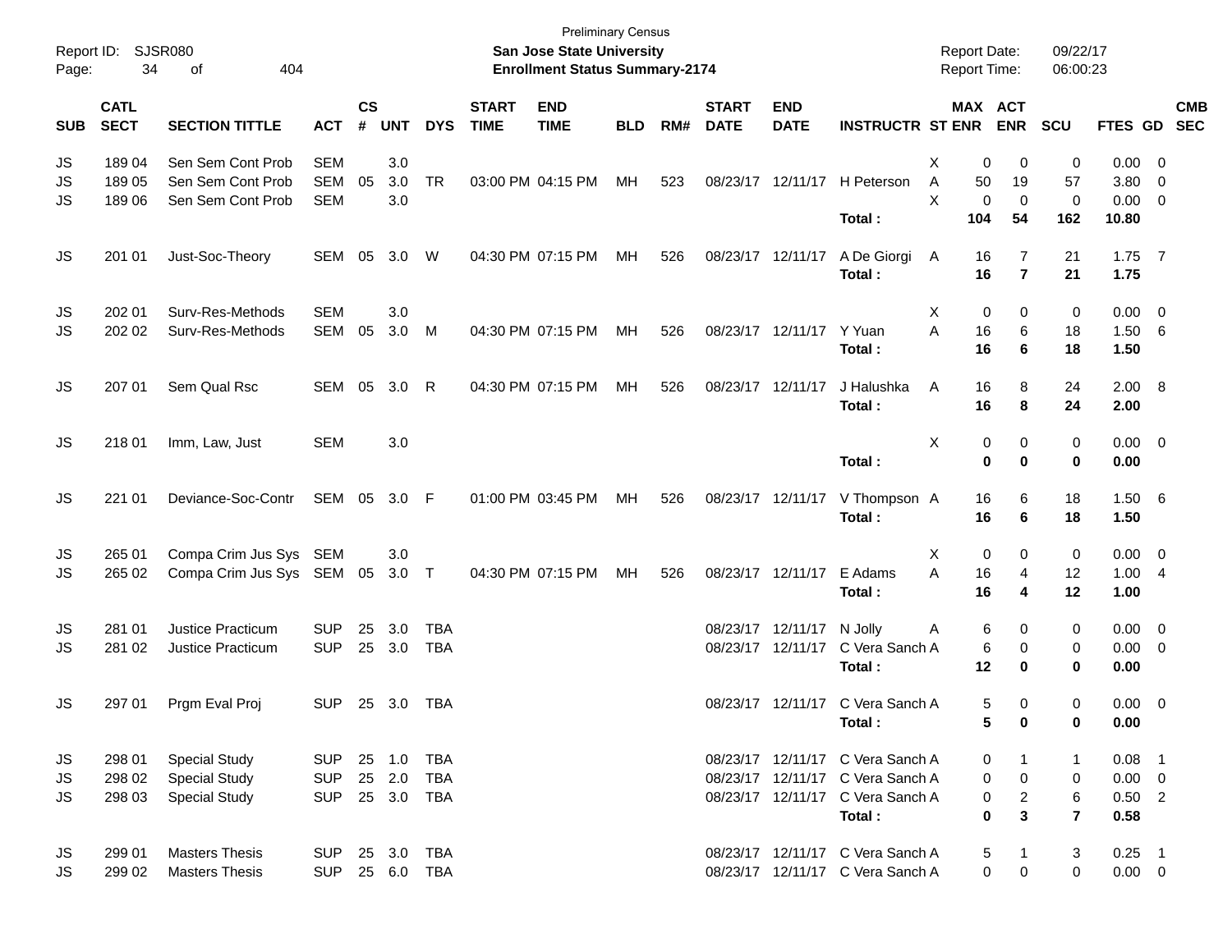Preliminary Census

Report ID: SJSR080

**San Jose State University**

**Enrollment Status Summary-2174**

Report Date: 09/22/17

Report Time: 06:00:23

| SUB | CATL SECT | SECTION TITTLE | ACT | CS # | UNT | DYS | START TIME | END TIME | BLD | RM# | START DATE | END DATE | INSTRUCTR | ST | MAX ENR | ACT ENR | SCU | FTES | GD | CMB SEC |
|---|---|---|---|---|---|---|---|---|---|---|---|---|---|---|---|---|---|---|---|---|
| JS | 189 04 | Sen Sem Cont Prob | SEM | | 3.0 | | | | | | | | | X | 0 | 0 | 0 | 0.00 | 0 | |
| JS | 189 05 | Sen Sem Cont Prob | SEM | 05 | 3.0 | TR | 03:00 PM | 04:15 PM | MH | 523 | 08/23/17 | 12/11/17 | H Peterson | A | 50 | 19 | 57 | 3.80 | 0 | |
| JS | 189 06 | Sen Sem Cont Prob | SEM | | 3.0 | | | | | | | | | X | 0 | 0 | 0 | 0.00 | 0 | |
| | | | | | | | | | | | | | **Total :** | | **104** | **54** | **162** | **10.80** | | |
| JS | 201 01 | Just-Soc-Theory | SEM | 05 | 3.0 | W | 04:30 PM | 07:15 PM | MH | 526 | 08/23/17 | 12/11/17 | A De Giorgi | A | 16 | 7 | 21 | 1.75 | 7 | |
| | | | | | | | | | | | | | **Total :** | | **16** | **7** | **21** | **1.75** | | |
| JS | 202 01 | Surv-Res-Methods | SEM | | 3.0 | | | | | | | | | X | 0 | 0 | 0 | 0.00 | 0 | |
| JS | 202 02 | Surv-Res-Methods | SEM | 05 | 3.0 | M | 04:30 PM | 07:15 PM | MH | 526 | 08/23/17 | 12/11/17 | Y Yuan | A | 16 | 6 | 18 | 1.50 | 6 | |
| | | | | | | | | | | | | | **Total :** | | **16** | **6** | **18** | **1.50** | | |
| JS | 207 01 | Sem Qual Rsc | SEM | 05 | 3.0 | R | 04:30 PM | 07:15 PM | MH | 526 | 08/23/17 | 12/11/17 | J Halushka | A | 16 | 8 | 24 | 2.00 | 8 | |
| | | | | | | | | | | | | | **Total :** | | **16** | **8** | **24** | **2.00** | | |
| JS | 218 01 | Imm, Law, Just | SEM | | 3.0 | | | | | | | | | X | 0 | 0 | 0 | 0.00 | 0 | |
| | | | | | | | | | | | | | **Total :** | | **0** | **0** | **0** | **0.00** | | |
| JS | 221 01 | Deviance-Soc-Contr | SEM | 05 | 3.0 | F | 01:00 PM | 03:45 PM | MH | 526 | 08/23/17 | 12/11/17 | V Thompson | A | 16 | 6 | 18 | 1.50 | 6 | |
| | | | | | | | | | | | | | **Total :** | | **16** | **6** | **18** | **1.50** | | |
| JS | 265 01 | Compa Crim Jus Sys | SEM | | 3.0 | | | | | | | | | X | 0 | 0 | 0 | 0.00 | 0 | |
| JS | 265 02 | Compa Crim Jus Sys | SEM | 05 | 3.0 | T | 04:30 PM | 07:15 PM | MH | 526 | 08/23/17 | 12/11/17 | E Adams | A | 16 | 4 | 12 | 1.00 | 4 | |
| | | | | | | | | | | | | | **Total :** | | **16** | **4** | **12** | **1.00** | | |
| JS | 281 01 | Justice Practicum | SUP | 25 | 3.0 | TBA | | | | | 08/23/17 | 12/11/17 | N Jolly | A | 6 | 0 | 0 | 0.00 | 0 | |
| JS | 281 02 | Justice Practicum | SUP | 25 | 3.0 | TBA | | | | | 08/23/17 | 12/11/17 | C Vera Sanch | A | 6 | 0 | 0 | 0.00 | 0 | |
| | | | | | | | | | | | | | **Total :** | | **12** | **0** | **0** | **0.00** | | |
| JS | 297 01 | Prgm Eval Proj | SUP | 25 | 3.0 | TBA | | | | | 08/23/17 | 12/11/17 | C Vera Sanch | A | 5 | 0 | 0 | 0.00 | 0 | |
| | | | | | | | | | | | | | **Total :** | | **5** | **0** | **0** | **0.00** | | |
| JS | 298 01 | Special Study | SUP | 25 | 1.0 | TBA | | | | | 08/23/17 | 12/11/17 | C Vera Sanch | A | 0 | 1 | 1 | 0.08 | 1 | |
| JS | 298 02 | Special Study | SUP | 25 | 2.0 | TBA | | | | | 08/23/17 | 12/11/17 | C Vera Sanch | A | 0 | 0 | 0 | 0.00 | 0 | |
| JS | 298 03 | Special Study | SUP | 25 | 3.0 | TBA | | | | | 08/23/17 | 12/11/17 | C Vera Sanch | A | 0 | 2 | 6 | 0.50 | 2 | |
| | | | | | | | | | | | | | **Total :** | | **0** | **3** | **7** | **0.58** | | |
| JS | 299 01 | Masters Thesis | SUP | 25 | 3.0 | TBA | | | | | 08/23/17 | 12/11/17 | C Vera Sanch | A | 5 | 1 | 3 | 0.25 | 1 | |
| JS | 299 02 | Masters Thesis | SUP | 25 | 6.0 | TBA | | | | | 08/23/17 | 12/11/17 | C Vera Sanch | A | 0 | 0 | 0 | 0.00 | 0 | |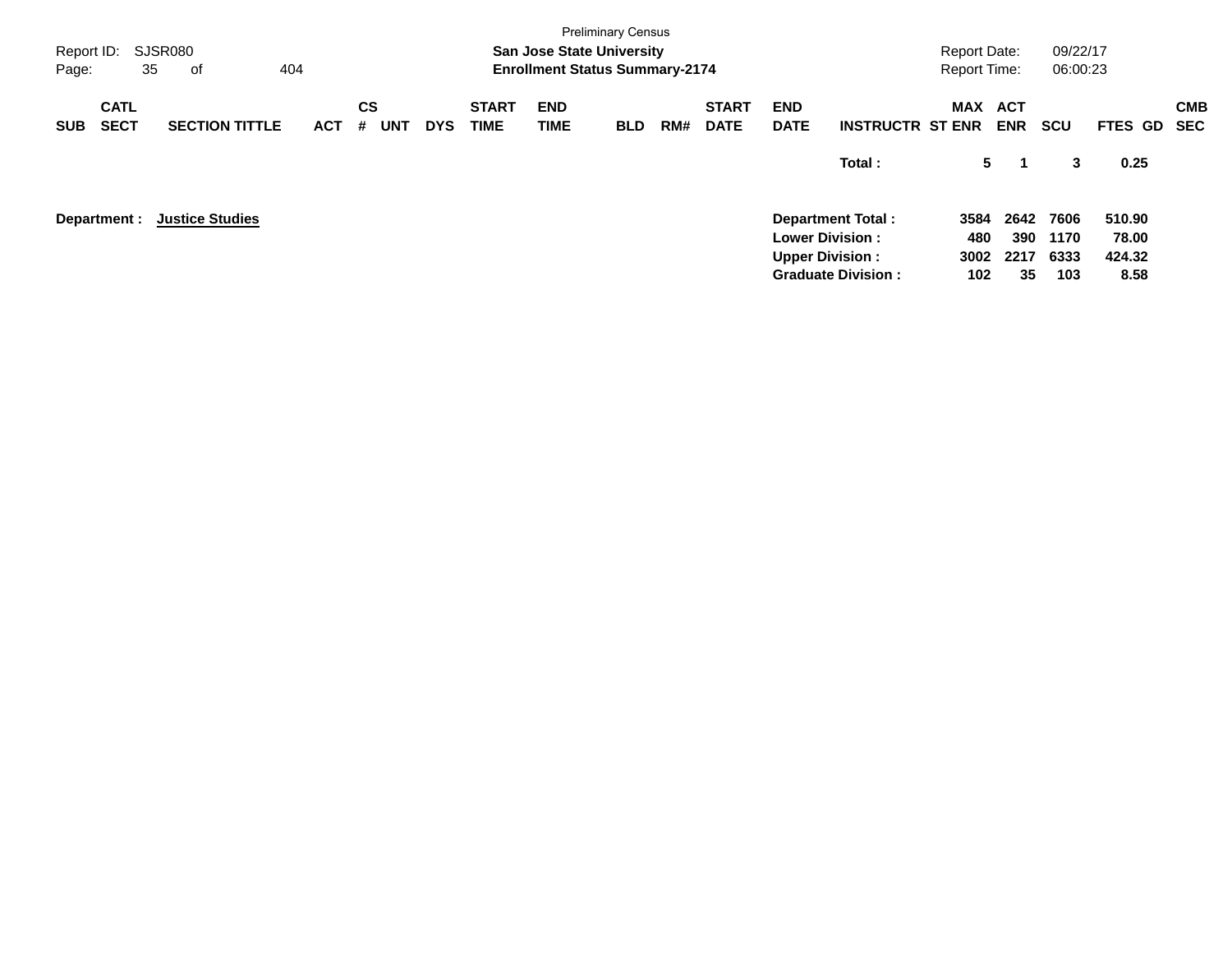Preliminary Census

**San Jose State University**

**Enrollment Status Summary-2174**

Report ID: SJSR080

Report Date: 09/22/17

Report Time: 06:00:23

| SUB | CATL SECT | SECTION TITTLE | ACT | CS # | UNT | DYS | START TIME | END TIME | BLD | RM# | START DATE | END DATE | INSTRUCTR | MAX ST ENR | ACT ENR | SCU | FTES | GD | CMB SEC |
|---|---|---|---|---|---|---|---|---|---|---|---|---|---|---|---|---|---|---|---|
| | | | | | | | | | | | | | **Total :** | **5** | **1** | **3** | **0.25** | | |

**Department : Justice Studies**

| | MAX ST ENR | ACT ENR | SCU | FTES |
|---|---|---|---|---|
| **Department Total :** | **3584** | **2642** | **7606** | **510.90** |
| **Lower Division :** | **480** | **390** | **1170** | **78.00** |
| **Upper Division :** | **3002** | **2217** | **6333** | **424.32** |
| **Graduate Division :** | **102** | **35** | **103** | **8.58** |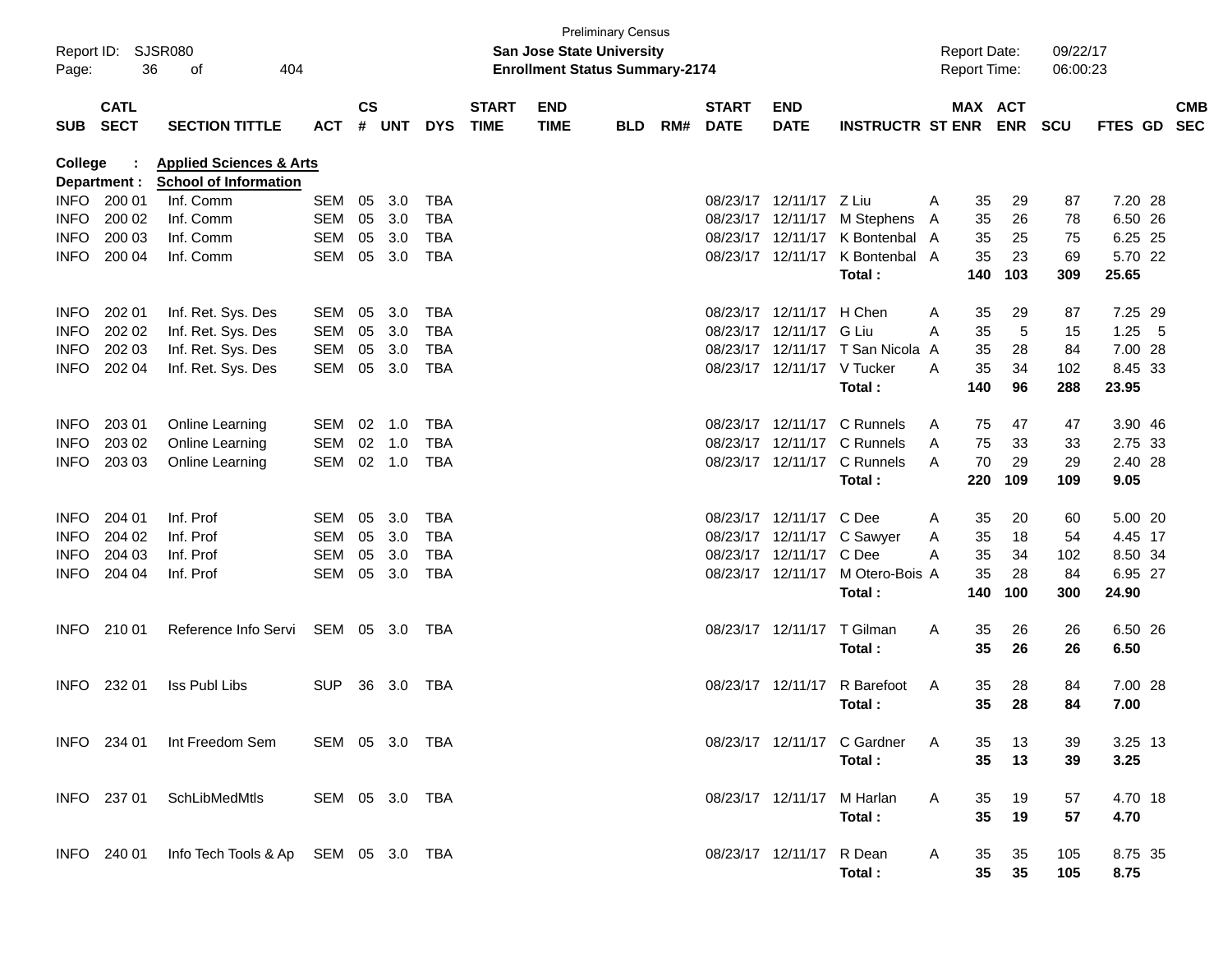Preliminary Census

Report ID: SJSR080

**San Jose State University**

**Enrollment Status Summary-2174**

Report Date: 09/22/17

Report Time: 06:00:23

| SUB | CATL SECT | SECTION TITTLE | ACT | CS # | UNT | DYS | START TIME | END TIME | BLD | RM# | START DATE | END DATE | INSTRUCTR | ST | MAX ENR | ACT ENR | SCU | FTES | GD | CMB SEC |
|---|---|---|---|---|---|---|---|---|---|---|---|---|---|---|---|---|---|---|---|---|
| **College :** | | **Applied Sciences & Arts** | | | | | | | | | | | | | | | | | | |
| **Department :** | | **School of Information** | | | | | | | | | | | | | | | | | | |
| INFO | 200 01 | Inf. Comm | SEM | 05 | 3.0 | TBA | | | | | 08/23/17 | 12/11/17 | Z Liu | A | 35 | 29 | 87 | 7.20 | 28 | |
| INFO | 200 02 | Inf. Comm | SEM | 05 | 3.0 | TBA | | | | | 08/23/17 | 12/11/17 | M Stephens | A | 35 | 26 | 78 | 6.50 | 26 | |
| INFO | 200 03 | Inf. Comm | SEM | 05 | 3.0 | TBA | | | | | 08/23/17 | 12/11/17 | K Bontenbal | A | 35 | 25 | 75 | 6.25 | 25 | |
| INFO | 200 04 | Inf. Comm | SEM | 05 | 3.0 | TBA | | | | | 08/23/17 | 12/11/17 | K Bontenbal | A | 35 | 23 | 69 | 5.70 | 22 | |
| | | | | | | | | | | | | | **Total :** | | **140** | **103** | **309** | **25.65** | | |
| INFO | 202 01 | Inf. Ret. Sys. Des | SEM | 05 | 3.0 | TBA | | | | | 08/23/17 | 12/11/17 | H Chen | A | 35 | 29 | 87 | 7.25 | 29 | |
| INFO | 202 02 | Inf. Ret. Sys. Des | SEM | 05 | 3.0 | TBA | | | | | 08/23/17 | 12/11/17 | G Liu | A | 35 | 5 | 15 | 1.25 | 5 | |
| INFO | 202 03 | Inf. Ret. Sys. Des | SEM | 05 | 3.0 | TBA | | | | | 08/23/17 | 12/11/17 | T San Nicola | A | 35 | 28 | 84 | 7.00 | 28 | |
| INFO | 202 04 | Inf. Ret. Sys. Des | SEM | 05 | 3.0 | TBA | | | | | 08/23/17 | 12/11/17 | V Tucker | A | 35 | 34 | 102 | 8.45 | 33 | |
| | | | | | | | | | | | | | **Total :** | | **140** | **96** | **288** | **23.95** | | |
| INFO | 203 01 | Online Learning | SEM | 02 | 1.0 | TBA | | | | | 08/23/17 | 12/11/17 | C Runnels | A | 75 | 47 | 47 | 3.90 | 46 | |
| INFO | 203 02 | Online Learning | SEM | 02 | 1.0 | TBA | | | | | 08/23/17 | 12/11/17 | C Runnels | A | 75 | 33 | 33 | 2.75 | 33 | |
| INFO | 203 03 | Online Learning | SEM | 02 | 1.0 | TBA | | | | | 08/23/17 | 12/11/17 | C Runnels | A | 70 | 29 | 29 | 2.40 | 28 | |
| | | | | | | | | | | | | | **Total :** | | **220** | **109** | **109** | **9.05** | | |
| INFO | 204 01 | Inf. Prof | SEM | 05 | 3.0 | TBA | | | | | 08/23/17 | 12/11/17 | C Dee | A | 35 | 20 | 60 | 5.00 | 20 | |
| INFO | 204 02 | Inf. Prof | SEM | 05 | 3.0 | TBA | | | | | 08/23/17 | 12/11/17 | C Sawyer | A | 35 | 18 | 54 | 4.45 | 17 | |
| INFO | 204 03 | Inf. Prof | SEM | 05 | 3.0 | TBA | | | | | 08/23/17 | 12/11/17 | C Dee | A | 35 | 34 | 102 | 8.50 | 34 | |
| INFO | 204 04 | Inf. Prof | SEM | 05 | 3.0 | TBA | | | | | 08/23/17 | 12/11/17 | M Otero-Bois | A | 35 | 28 | 84 | 6.95 | 27 | |
| | | | | | | | | | | | | | **Total :** | | **140** | **100** | **300** | **24.90** | | |
| INFO | 210 01 | Reference Info Servi | SEM | 05 | 3.0 | TBA | | | | | 08/23/17 | 12/11/17 | T Gilman | A | 35 | 26 | 26 | 6.50 | 26 | |
| | | | | | | | | | | | | | **Total :** | | **35** | **26** | **26** | **6.50** | | |
| INFO | 232 01 | Iss Publ Libs | SUP | 36 | 3.0 | TBA | | | | | 08/23/17 | 12/11/17 | R Barefoot | A | 35 | 28 | 84 | 7.00 | 28 | |
| | | | | | | | | | | | | | **Total :** | | **35** | **28** | **84** | **7.00** | | |
| INFO | 234 01 | Int Freedom Sem | SEM | 05 | 3.0 | TBA | | | | | 08/23/17 | 12/11/17 | C Gardner | A | 35 | 13 | 39 | 3.25 | 13 | |
| | | | | | | | | | | | | | **Total :** | | **35** | **13** | **39** | **3.25** | | |
| INFO | 237 01 | SchLibMedMtls | SEM | 05 | 3.0 | TBA | | | | | 08/23/17 | 12/11/17 | M Harlan | A | 35 | 19 | 57 | 4.70 | 18 | |
| | | | | | | | | | | | | | **Total :** | | **35** | **19** | **57** | **4.70** | | |
| INFO | 240 01 | Info Tech Tools & Ap | SEM | 05 | 3.0 | TBA | | | | | 08/23/17 | 12/11/17 | R Dean | A | 35 | 35 | 105 | 8.75 | 35 | |
| | | | | | | | | | | | | | **Total :** | | **35** | **35** | **105** | **8.75** | | |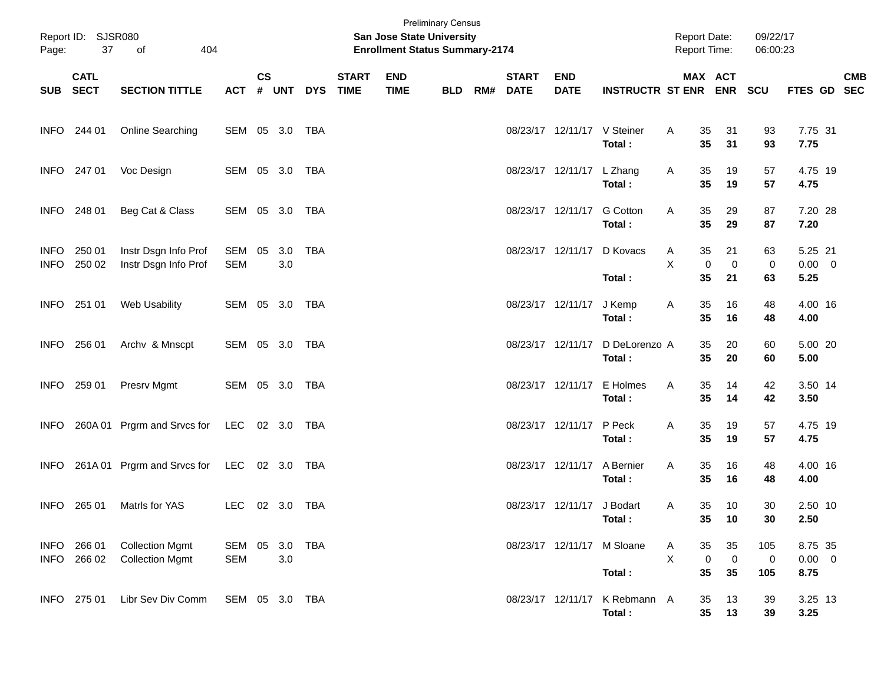Preliminary Census

**San Jose State University**

**Enrollment Status Summary-2174**

Report ID: SJSR080

Report Date: 09/22/17

Report Time: 06:00:23

| SUB | CATL SECT | SECTION TITTLE | ACT | CS # | UNT | DYS | START TIME | END TIME | BLD | RM# | START DATE | END DATE | INSTRUCTR | ST | MAX ENR | ACT ENR | SCU | FTES | GD | CMB SEC |
|---|---|---|---|---|---|---|---|---|---|---|---|---|---|---|---|---|---|---|---|---|
| INFO | 244 01 | Online Searching | SEM | 05 | 3.0 | TBA | | | | | 08/23/17 | 12/11/17 | V Steiner | A | 35 | 31 | 93 | 7.75 | 31 | |
| | | | | | | | | | | | | | **Total :** | | **35** | **31** | **93** | **7.75** | | |
| INFO | 247 01 | Voc Design | SEM | 05 | 3.0 | TBA | | | | | 08/23/17 | 12/11/17 | L Zhang | A | 35 | 19 | 57 | 4.75 | 19 | |
| | | | | | | | | | | | | | **Total :** | | **35** | **19** | **57** | **4.75** | | |
| INFO | 248 01 | Beg Cat & Class | SEM | 05 | 3.0 | TBA | | | | | 08/23/17 | 12/11/17 | G Cotton | A | 35 | 29 | 87 | 7.20 | 28 | |
| | | | | | | | | | | | | | **Total :** | | **35** | **29** | **87** | **7.20** | | |
| INFO | 250 01 | Instr Dsgn Info Prof | SEM | 05 | 3.0 | TBA | | | | | 08/23/17 | 12/11/17 | D Kovacs | A | 35 | 21 | 63 | 5.25 | 21 | |
| INFO | 250 02 | Instr Dsgn Info Prof | SEM | | 3.0 | | | | | | | | | X | 0 | 0 | 0 | 0.00 | 0 | |
| | | | | | | | | | | | | | **Total :** | | **35** | **21** | **63** | **5.25** | | |
| INFO | 251 01 | Web Usability | SEM | 05 | 3.0 | TBA | | | | | 08/23/17 | 12/11/17 | J Kemp | A | 35 | 16 | 48 | 4.00 | 16 | |
| | | | | | | | | | | | | | **Total :** | | **35** | **16** | **48** | **4.00** | | |
| INFO | 256 01 | Archv & Mnscpt | SEM | 05 | 3.0 | TBA | | | | | 08/23/17 | 12/11/17 | D DeLorenzo | A | 35 | 20 | 60 | 5.00 | 20 | |
| | | | | | | | | | | | | | **Total :** | | **35** | **20** | **60** | **5.00** | | |
| INFO | 259 01 | Presrv Mgmt | SEM | 05 | 3.0 | TBA | | | | | 08/23/17 | 12/11/17 | E Holmes | A | 35 | 14 | 42 | 3.50 | 14 | |
| | | | | | | | | | | | | | **Total :** | | **35** | **14** | **42** | **3.50** | | |
| INFO | 260A 01 | Prgrm and Srvcs for | LEC | 02 | 3.0 | TBA | | | | | 08/23/17 | 12/11/17 | P Peck | A | 35 | 19 | 57 | 4.75 | 19 | |
| | | | | | | | | | | | | | **Total :** | | **35** | **19** | **57** | **4.75** | | |
| INFO | 261A 01 | Prgrm and Srvcs for | LEC | 02 | 3.0 | TBA | | | | | 08/23/17 | 12/11/17 | A Bernier | A | 35 | 16 | 48 | 4.00 | 16 | |
| | | | | | | | | | | | | | **Total :** | | **35** | **16** | **48** | **4.00** | | |
| INFO | 265 01 | Matrls for YAS | LEC | 02 | 3.0 | TBA | | | | | 08/23/17 | 12/11/17 | J Bodart | A | 35 | 10 | 30 | 2.50 | 10 | |
| | | | | | | | | | | | | | **Total :** | | **35** | **10** | **30** | **2.50** | | |
| INFO | 266 01 | Collection Mgmt | SEM | 05 | 3.0 | TBA | | | | | 08/23/17 | 12/11/17 | M Sloane | A | 35 | 35 | 105 | 8.75 | 35 | |
| INFO | 266 02 | Collection Mgmt | SEM | | 3.0 | | | | | | | | | X | 0 | 0 | 0 | 0.00 | 0 | |
| | | | | | | | | | | | | | **Total :** | | **35** | **35** | **105** | **8.75** | | |
| INFO | 275 01 | Libr Sev Div Comm | SEM | 05 | 3.0 | TBA | | | | | 08/23/17 | 12/11/17 | K Rebmann | A | 35 | 13 | 39 | 3.25 | 13 | |
| | | | | | | | | | | | | | **Total :** | | **35** | **13** | **39** | **3.25** | | |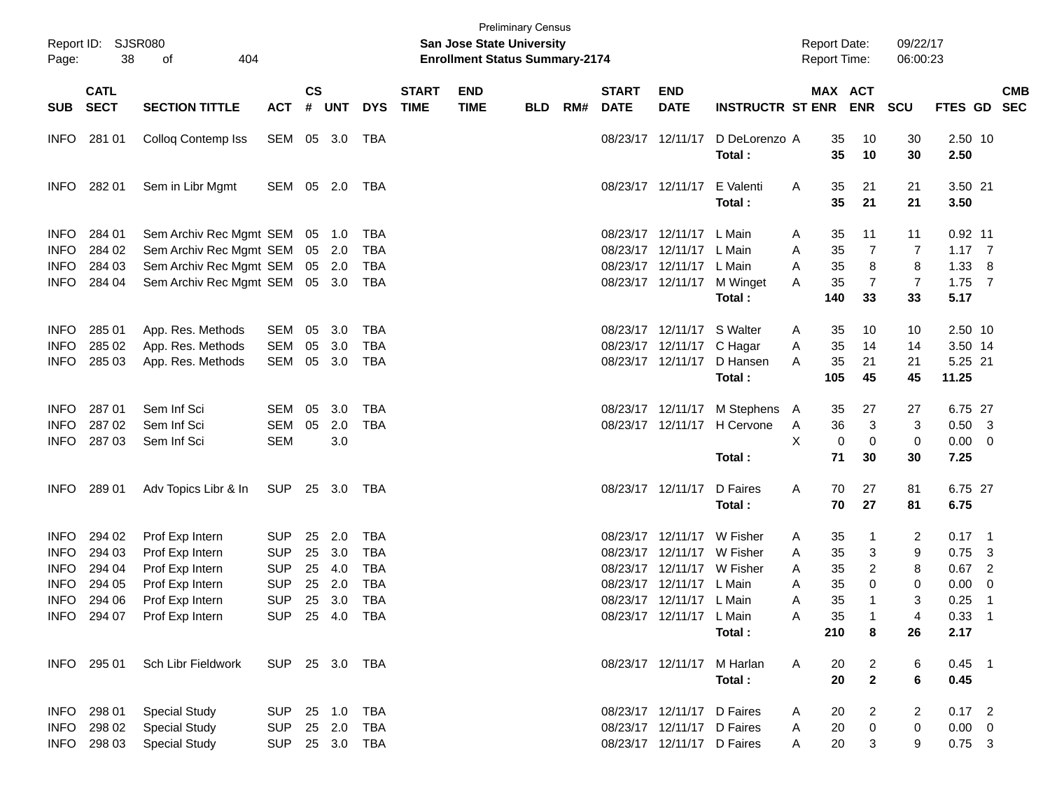Preliminary Census

Report ID: SJSR080

**San Jose State University**

**Enrollment Status Summary-2174**

Report Date: 09/22/17

Report Time: 06:00:23

| SUB | CATL SECT | SECTION TITTLE | ACT | CS # | UNT | DYS | START TIME | END TIME | BLD | RM# | START DATE | END DATE | INSTRUCTR | ST | MAX ENR | ACT ENR | SCU | FTES | GD | CMB SEC |
|---|---|---|---|---|---|---|---|---|---|---|---|---|---|---|---|---|---|---|---|---|
| INFO | 281 01 | Colloq Contemp Iss | SEM | 05 | 3.0 | TBA | | | | | 08/23/17 | 12/11/17 | D DeLorenzo | A | 35 | 10 | 30 | 2.50 | 10 | |
| | | | | | | | | | | | | | **Total :** | | **35** | **10** | **30** | **2.50** | | |
| INFO | 282 01 | Sem in Libr Mgmt | SEM | 05 | 2.0 | TBA | | | | | 08/23/17 | 12/11/17 | E Valenti | A | 35 | 21 | 21 | 3.50 | 21 | |
| | | | | | | | | | | | | | **Total :** | | **35** | **21** | **21** | **3.50** | | |
| INFO | 284 01 | Sem Archiv Rec Mgmt | SEM | 05 | 1.0 | TBA | | | | | 08/23/17 | 12/11/17 | L Main | A | 35 | 11 | 11 | 0.92 | 11 | |
| INFO | 284 02 | Sem Archiv Rec Mgmt | SEM | 05 | 2.0 | TBA | | | | | 08/23/17 | 12/11/17 | L Main | A | 35 | 7 | 7 | 1.17 | 7 | |
| INFO | 284 03 | Sem Archiv Rec Mgmt | SEM | 05 | 2.0 | TBA | | | | | 08/23/17 | 12/11/17 | L Main | A | 35 | 8 | 8 | 1.33 | 8 | |
| INFO | 284 04 | Sem Archiv Rec Mgmt | SEM | 05 | 3.0 | TBA | | | | | 08/23/17 | 12/11/17 | M Winget | A | 35 | 7 | 7 | 1.75 | 7 | |
| | | | | | | | | | | | | | **Total :** | | **140** | **33** | **33** | **5.17** | | |
| INFO | 285 01 | App. Res. Methods | SEM | 05 | 3.0 | TBA | | | | | 08/23/17 | 12/11/17 | S Walter | A | 35 | 10 | 10 | 2.50 | 10 | |
| INFO | 285 02 | App. Res. Methods | SEM | 05 | 3.0 | TBA | | | | | 08/23/17 | 12/11/17 | C Hagar | A | 35 | 14 | 14 | 3.50 | 14 | |
| INFO | 285 03 | App. Res. Methods | SEM | 05 | 3.0 | TBA | | | | | 08/23/17 | 12/11/17 | D Hansen | A | 35 | 21 | 21 | 5.25 | 21 | |
| | | | | | | | | | | | | | **Total :** | | **105** | **45** | **45** | **11.25** | | |
| INFO | 287 01 | Sem Inf Sci | SEM | 05 | 3.0 | TBA | | | | | 08/23/17 | 12/11/17 | M Stephens | A | 35 | 27 | 27 | 6.75 | 27 | |
| INFO | 287 02 | Sem Inf Sci | SEM | 05 | 2.0 | TBA | | | | | 08/23/17 | 12/11/17 | H Cervone | A | 36 | 3 | 3 | 0.50 | 3 | |
| INFO | 287 03 | Sem Inf Sci | SEM | | 3.0 | | | | | | | | | X | 0 | 0 | 0 | 0.00 | 0 | |
| | | | | | | | | | | | | | **Total :** | | **71** | **30** | **30** | **7.25** | | |
| INFO | 289 01 | Adv Topics Libr & In | SUP | 25 | 3.0 | TBA | | | | | 08/23/17 | 12/11/17 | D Faires | A | 70 | 27 | 81 | 6.75 | 27 | |
| | | | | | | | | | | | | | **Total :** | | **70** | **27** | **81** | **6.75** | | |
| INFO | 294 02 | Prof Exp Intern | SUP | 25 | 2.0 | TBA | | | | | 08/23/17 | 12/11/17 | W Fisher | A | 35 | 1 | 2 | 0.17 | 1 | |
| INFO | 294 03 | Prof Exp Intern | SUP | 25 | 3.0 | TBA | | | | | 08/23/17 | 12/11/17 | W Fisher | A | 35 | 3 | 9 | 0.75 | 3 | |
| INFO | 294 04 | Prof Exp Intern | SUP | 25 | 4.0 | TBA | | | | | 08/23/17 | 12/11/17 | W Fisher | A | 35 | 2 | 8 | 0.67 | 2 | |
| INFO | 294 05 | Prof Exp Intern | SUP | 25 | 2.0 | TBA | | | | | 08/23/17 | 12/11/17 | L Main | A | 35 | 0 | 0 | 0.00 | 0 | |
| INFO | 294 06 | Prof Exp Intern | SUP | 25 | 3.0 | TBA | | | | | 08/23/17 | 12/11/17 | L Main | A | 35 | 1 | 3 | 0.25 | 1 | |
| INFO | 294 07 | Prof Exp Intern | SUP | 25 | 4.0 | TBA | | | | | 08/23/17 | 12/11/17 | L Main | A | 35 | 1 | 4 | 0.33 | 1 | |
| | | | | | | | | | | | | | **Total :** | | **210** | **8** | **26** | **2.17** | | |
| INFO | 295 01 | Sch Libr Fieldwork | SUP | 25 | 3.0 | TBA | | | | | 08/23/17 | 12/11/17 | M Harlan | A | 20 | 2 | 6 | 0.45 | 1 | |
| | | | | | | | | | | | | | **Total :** | | **20** | **2** | **6** | **0.45** | | |
| INFO | 298 01 | Special Study | SUP | 25 | 1.0 | TBA | | | | | 08/23/17 | 12/11/17 | D Faires | A | 20 | 2 | 2 | 0.17 | 2 | |
| INFO | 298 02 | Special Study | SUP | 25 | 2.0 | TBA | | | | | 08/23/17 | 12/11/17 | D Faires | A | 20 | 0 | 0 | 0.00 | 0 | |
| INFO | 298 03 | Special Study | SUP | 25 | 3.0 | TBA | | | | | 08/23/17 | 12/11/17 | D Faires | A | 20 | 3 | 9 | 0.75 | 3 | |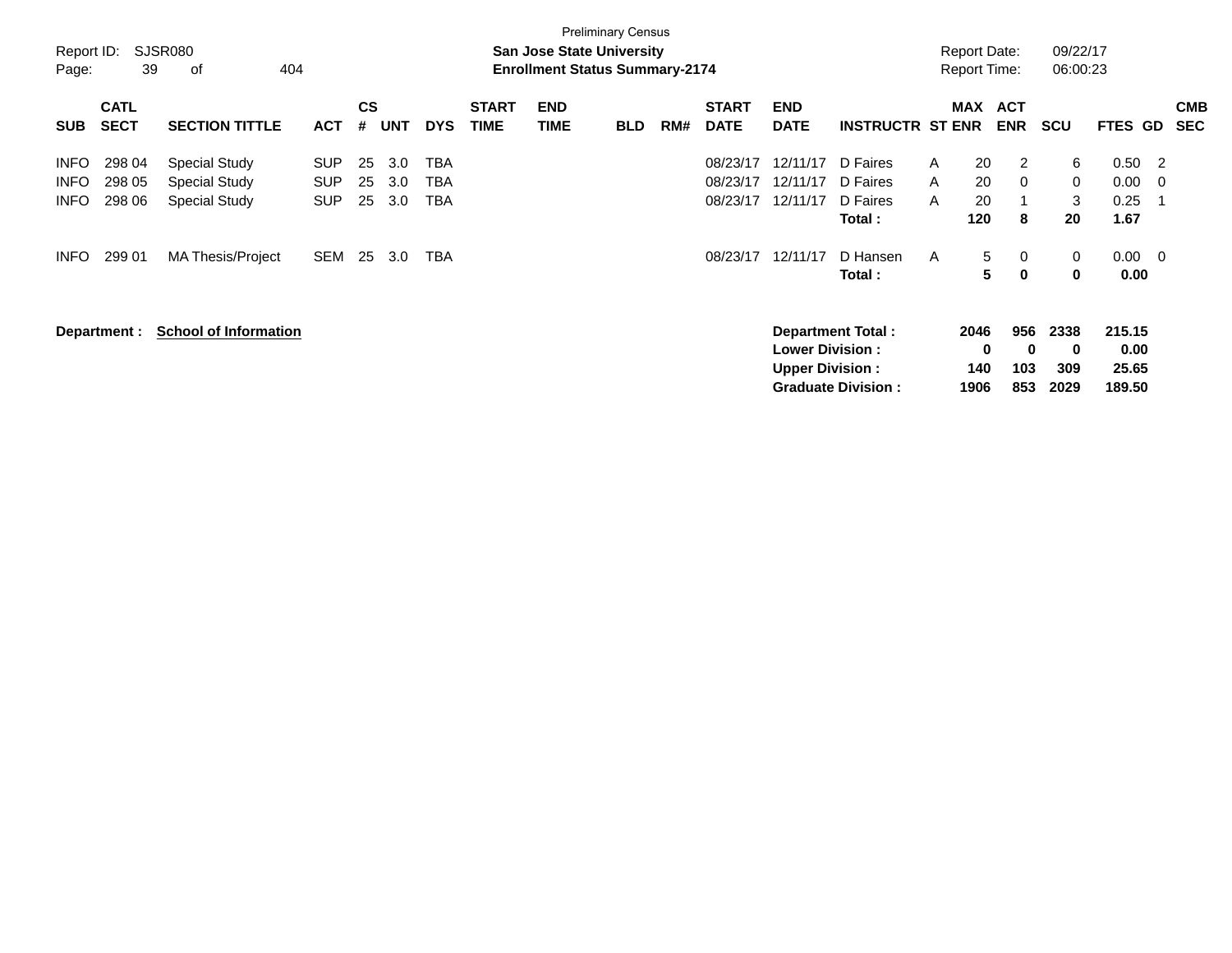Preliminary Census

Report ID: SJSR080

**San Jose State University**
**Enrollment Status Summary-2174**

Report Date: 09/22/17
Report Time: 06:00:23

| SUB | CATL SECT | SECTION TITTLE | ACT | CS # | UNT | DYS | START TIME | END TIME | BLD | RM# | START DATE | END DATE | INSTRUCTR | ST | MAX ENR | ACT ENR | SCU | FTES | GD | CMB SEC |
|---|---|---|---|---|---|---|---|---|---|---|---|---|---|---|---|---|---|---|---|---|
| INFO | 298 04 | Special Study | SUP | 25 | 3.0 | TBA | | | | | 08/23/17 | 12/11/17 | D Faires | A | 20 | 2 | 6 | 0.50 | 2 | |
| INFO | 298 05 | Special Study | SUP | 25 | 3.0 | TBA | | | | | 08/23/17 | 12/11/17 | D Faires | A | 20 | 0 | 0 | 0.00 | 0 | |
| INFO | 298 06 | Special Study | SUP | 25 | 3.0 | TBA | | | | | 08/23/17 | 12/11/17 | D Faires | A | 20 | 1 | 3 | 0.25 | 1 | |
| | | | | | | | | | | | | | **Total :** | | **120** | **8** | **20** | **1.67** | | |
| INFO | 299 01 | MA Thesis/Project | SEM | 25 | 3.0 | TBA | | | | | 08/23/17 | 12/11/17 | D Hansen | A | 5 | 0 | 0 | 0.00 | 0 | |
| | | | | | | | | | | | | | **Total :** | | **5** | **0** | **0** | **0.00** | | |

**Department :** **School of Information**

| | MAX ENR | ACT ENR | SCU | FTES |
|---|---|---|---|---|
| **Department Total :** | **2046** | **956** | **2338** | **215.15** |
| **Lower Division :** | **0** | **0** | **0** | **0.00** |
| **Upper Division :** | **140** | **103** | **309** | **25.65** |
| **Graduate Division :** | **1906** | **853** | **2029** | **189.50** |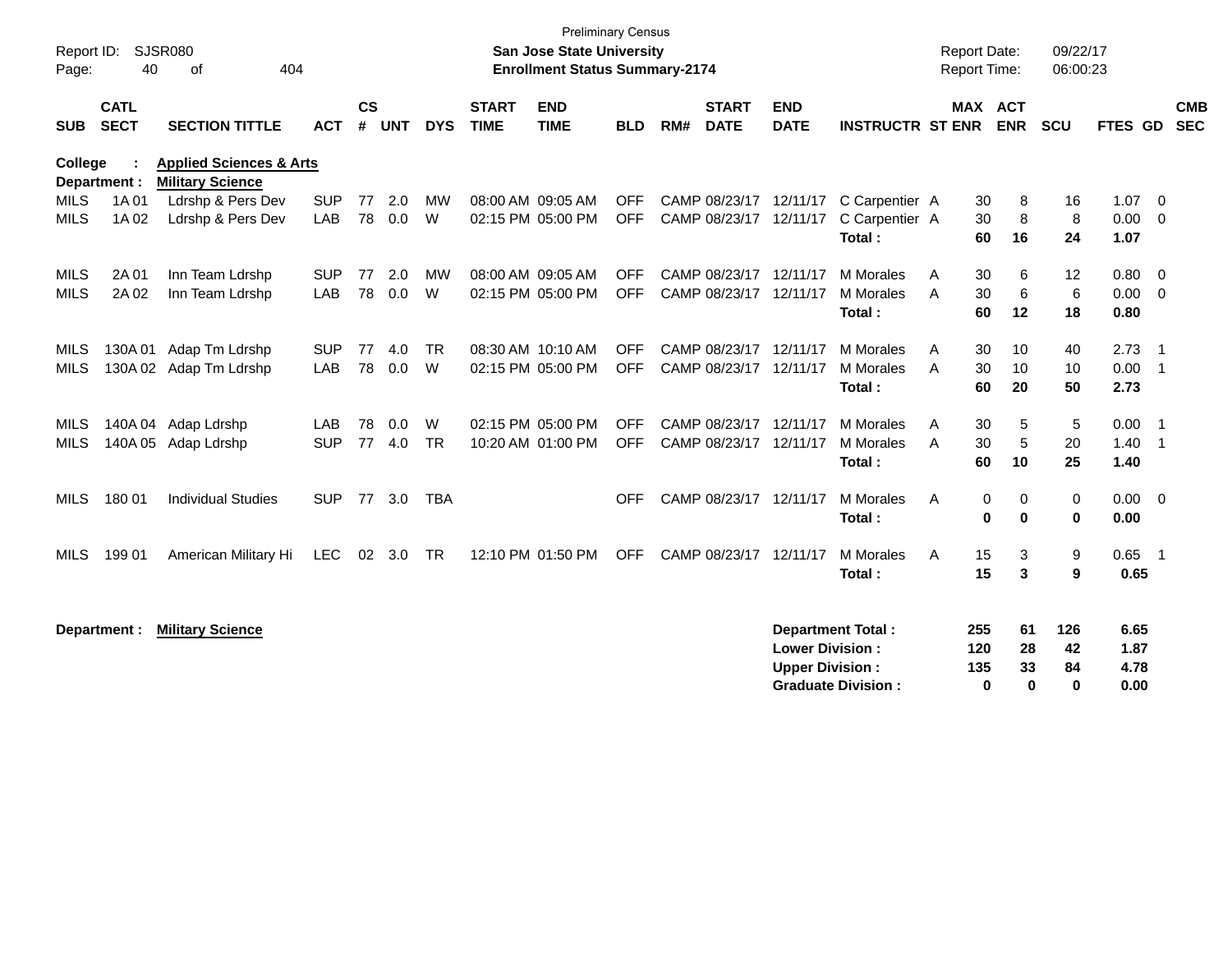Preliminary Census

Report ID: SJSR080
Page: 40 of 404

**San Jose State University**
**Enrollment Status Summary-2174**

Report Date: 09/22/17
Report Time: 06:00:23

**College : Applied Sciences & Arts**
**Department : Military Science**

| SUB | CATL SECT | SECTION TITTLE | ACT | CS # | UNT | DYS | START TIME | END TIME | BLD | RM# | START DATE | END DATE | INSTRUCTR | ST | MAX ENR | ACT ENR | SCU | FTES | GD | CMB SEC |
|---|---|---|---|---|---|---|---|---|---|---|---|---|---|---|---|---|---|---|---|---|
| MILS | 1A 01 | Ldrshp & Pers Dev | SUP | 77 | 2.0 | MW | 08:00 AM | 09:05 AM | OFF | CAMP | 08/23/17 | 12/11/17 | C Carpentier | A | 30 | 8 | 16 | 1.07 | 0 | |
| MILS | 1A 02 | Ldrshp & Pers Dev | LAB | 78 | 0.0 | W | 02:15 PM | 05:00 PM | OFF | CAMP | 08/23/17 | 12/11/17 | C Carpentier | A | 30 | 8 | 8 | 0.00 | 0 | |
| | | | | | | | | | | | | | **Total :** | | **60** | **16** | **24** | **1.07** | | |
| MILS | 2A 01 | Inn Team Ldrshp | SUP | 77 | 2.0 | MW | 08:00 AM | 09:05 AM | OFF | CAMP | 08/23/17 | 12/11/17 | M Morales | A | 30 | 6 | 12 | 0.80 | 0 | |
| MILS | 2A 02 | Inn Team Ldrshp | LAB | 78 | 0.0 | W | 02:15 PM | 05:00 PM | OFF | CAMP | 08/23/17 | 12/11/17 | M Morales | A | 30 | 6 | 6 | 0.00 | 0 | |
| | | | | | | | | | | | | | **Total :** | | **60** | **12** | **18** | **0.80** | | |
| MILS | 130A 01 | Adap Tm Ldrshp | SUP | 77 | 4.0 | TR | 08:30 AM | 10:10 AM | OFF | CAMP | 08/23/17 | 12/11/17 | M Morales | A | 30 | 10 | 40 | 2.73 | 1 | |
| MILS | 130A 02 | Adap Tm Ldrshp | LAB | 78 | 0.0 | W | 02:15 PM | 05:00 PM | OFF | CAMP | 08/23/17 | 12/11/17 | M Morales | A | 30 | 10 | 10 | 0.00 | 1 | |
| | | | | | | | | | | | | | **Total :** | | **60** | **20** | **50** | **2.73** | | |
| MILS | 140A 04 | Adap Ldrshp | LAB | 78 | 0.0 | W | 02:15 PM | 05:00 PM | OFF | CAMP | 08/23/17 | 12/11/17 | M Morales | A | 30 | 5 | 5 | 0.00 | 1 | |
| MILS | 140A 05 | Adap Ldrshp | SUP | 77 | 4.0 | TR | 10:20 AM | 01:00 PM | OFF | CAMP | 08/23/17 | 12/11/17 | M Morales | A | 30 | 5 | 20 | 1.40 | 1 | |
| | | | | | | | | | | | | | **Total :** | | **60** | **10** | **25** | **1.40** | | |
| MILS | 180 01 | Individual Studies | SUP | 77 | 3.0 | TBA | | | OFF | CAMP | 08/23/17 | 12/11/17 | M Morales | A | 0 | 0 | 0 | 0.00 | 0 | |
| | | | | | | | | | | | | | **Total :** | | **0** | **0** | **0** | **0.00** | | |
| MILS | 199 01 | American Military Hi | LEC | 02 | 3.0 | TR | 12:10 PM | 01:50 PM | OFF | CAMP | 08/23/17 | 12/11/17 | M Morales | A | 15 | 3 | 9 | 0.65 | 1 | |
| | | | | | | | | | | | | | **Total :** | | **15** | **3** | **9** | **0.65** | | |

**Department : Military Science**

| | MAX ENR | ACT ENR | SCU | FTES |
|---|---|---|---|---|
| **Department Total :** | **255** | **61** | **126** | **6.65** |
| **Lower Division :** | **120** | **28** | **42** | **1.87** |
| **Upper Division :** | **135** | **33** | **84** | **4.78** |
| **Graduate Division :** | **0** | **0** | **0** | **0.00** |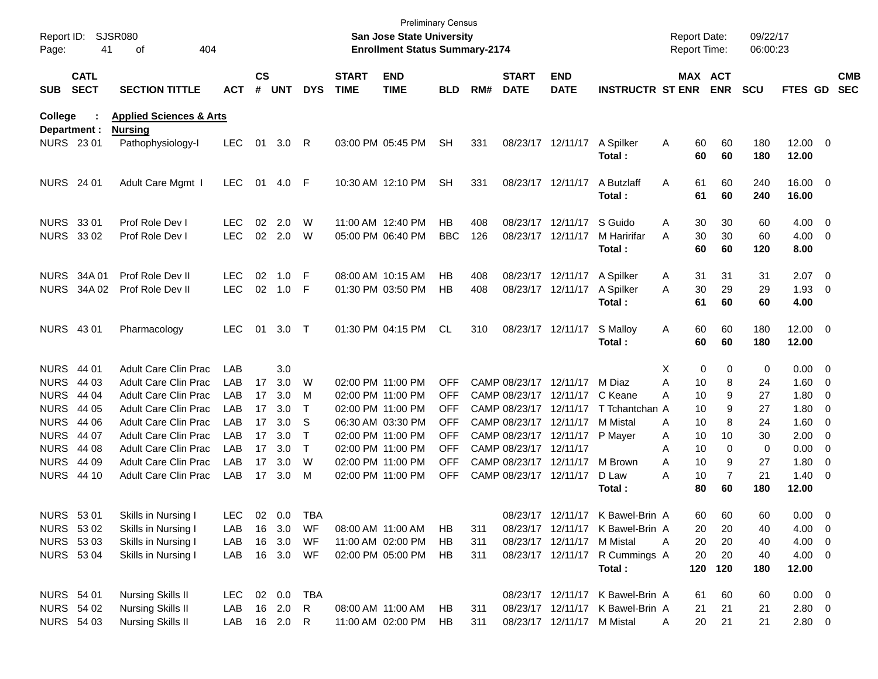Preliminary Census

Report ID: SJSR080 **San Jose State University** Report Date: 09/22/17
Page: 41 of 404 **Enrollment Status Summary-2174** Report Time: 06:00:23

**College : Applied Sciences & Arts**
**Department : Nursing**

| SUB | CATL SECT | SECTION TITTLE | ACT | CS # | UNT | DYS | START TIME | END TIME | BLD | RM# | START DATE | END DATE | INSTRUCTR | ST | MAX ENR | ACT ENR | SCU | FTES | GD | CMB SEC |
|---|---|---|---|---|---|---|---|---|---|---|---|---|---|---|---|---|---|---|---|---|
| NURS | 23 01 | Pathophysiology-I | LEC | 01 | 3.0 | R | 03:00 PM | 05:45 PM | SH | 331 | 08/23/17 | 12/11/17 | A Spilker | A | 60 | 60 | 180 | 12.00 | 0 | |
| | | | | | | | | | | | | | **Total :** | | **60** | **60** | **180** | **12.00** | | |
| NURS | 24 01 | Adult Care Mgmt I | LEC | 01 | 4.0 | F | 10:30 AM | 12:10 PM | SH | 331 | 08/23/17 | 12/11/17 | A Butzlaff | A | 61 | 60 | 240 | 16.00 | 0 | |
| | | | | | | | | | | | | | **Total :** | | **61** | **60** | **240** | **16.00** | | |
| NURS | 33 01 | Prof Role Dev I | LEC | 02 | 2.0 | W | 11:00 AM | 12:40 PM | HB | 408 | 08/23/17 | 12/11/17 | S Guido | A | 30 | 30 | 60 | 4.00 | 0 | |
| NURS | 33 02 | Prof Role Dev I | LEC | 02 | 2.0 | W | 05:00 PM | 06:40 PM | BBC | 126 | 08/23/17 | 12/11/17 | M Haririfar | A | 30 | 30 | 60 | 4.00 | 0 | |
| | | | | | | | | | | | | | **Total :** | | **60** | **60** | **120** | **8.00** | | |
| NURS | 34A 01 | Prof Role Dev II | LEC | 02 | 1.0 | F | 08:00 AM | 10:15 AM | HB | 408 | 08/23/17 | 12/11/17 | A Spilker | A | 31 | 31 | 31 | 2.07 | 0 | |
| NURS | 34A 02 | Prof Role Dev II | LEC | 02 | 1.0 | F | 01:30 PM | 03:50 PM | HB | 408 | 08/23/17 | 12/11/17 | A Spilker | A | 30 | 29 | 29 | 1.93 | 0 | |
| | | | | | | | | | | | | | **Total :** | | **61** | **60** | **60** | **4.00** | | |
| NURS | 43 01 | Pharmacology | LEC | 01 | 3.0 | T | 01:30 PM | 04:15 PM | CL | 310 | 08/23/17 | 12/11/17 | S Malloy | A | 60 | 60 | 180 | 12.00 | 0 | |
| | | | | | | | | | | | | | **Total :** | | **60** | **60** | **180** | **12.00** | | |
| NURS | 44 01 | Adult Care Clin Prac | LAB | | 3.0 | | | | | | | | | X | 0 | 0 | 0 | 0.00 | 0 | |
| NURS | 44 03 | Adult Care Clin Prac | LAB | 17 | 3.0 | W | 02:00 PM | 11:00 PM | OFF | CAMP | 08/23/17 | 12/11/17 | M Diaz | A | 10 | 8 | 24 | 1.60 | 0 | |
| NURS | 44 04 | Adult Care Clin Prac | LAB | 17 | 3.0 | M | 02:00 PM | 11:00 PM | OFF | CAMP | 08/23/17 | 12/11/17 | C Keane | A | 10 | 9 | 27 | 1.80 | 0 | |
| NURS | 44 05 | Adult Care Clin Prac | LAB | 17 | 3.0 | T | 02:00 PM | 11:00 PM | OFF | CAMP | 08/23/17 | 12/11/17 | T Tchantchan | A | 10 | 9 | 27 | 1.80 | 0 | |
| NURS | 44 06 | Adult Care Clin Prac | LAB | 17 | 3.0 | S | 06:30 AM | 03:30 PM | OFF | CAMP | 08/23/17 | 12/11/17 | M Mistal | A | 10 | 8 | 24 | 1.60 | 0 | |
| NURS | 44 07 | Adult Care Clin Prac | LAB | 17 | 3.0 | T | 02:00 PM | 11:00 PM | OFF | CAMP | 08/23/17 | 12/11/17 | P Mayer | A | 10 | 10 | 30 | 2.00 | 0 | |
| NURS | 44 08 | Adult Care Clin Prac | LAB | 17 | 3.0 | T | 02:00 PM | 11:00 PM | OFF | CAMP | 08/23/17 | 12/11/17 | | A | 10 | 0 | 0 | 0.00 | 0 | |
| NURS | 44 09 | Adult Care Clin Prac | LAB | 17 | 3.0 | W | 02:00 PM | 11:00 PM | OFF | CAMP | 08/23/17 | 12/11/17 | M Brown | A | 10 | 9 | 27 | 1.80 | 0 | |
| NURS | 44 10 | Adult Care Clin Prac | LAB | 17 | 3.0 | M | 02:00 PM | 11:00 PM | OFF | CAMP | 08/23/17 | 12/11/17 | D Law | A | 10 | 7 | 21 | 1.40 | 0 | |
| | | | | | | | | | | | | | **Total :** | | **80** | **60** | **180** | **12.00** | | |
| NURS | 53 01 | Skills in Nursing I | LEC | 02 | 0.0 | TBA | | | | | 08/23/17 | 12/11/17 | K Bawel-Brin | A | 60 | 60 | 60 | 0.00 | 0 | |
| NURS | 53 02 | Skills in Nursing I | LAB | 16 | 3.0 | WF | 08:00 AM | 11:00 AM | HB | 311 | 08/23/17 | 12/11/17 | K Bawel-Brin | A | 20 | 20 | 40 | 4.00 | 0 | |
| NURS | 53 03 | Skills in Nursing I | LAB | 16 | 3.0 | WF | 11:00 AM | 02:00 PM | HB | 311 | 08/23/17 | 12/11/17 | M Mistal | A | 20 | 20 | 40 | 4.00 | 0 | |
| NURS | 53 04 | Skills in Nursing I | LAB | 16 | 3.0 | WF | 02:00 PM | 05:00 PM | HB | 311 | 08/23/17 | 12/11/17 | R Cummings | A | 20 | 20 | 40 | 4.00 | 0 | |
| | | | | | | | | | | | | | **Total :** | | **120** | **120** | **180** | **12.00** | | |
| NURS | 54 01 | Nursing Skills II | LEC | 02 | 0.0 | TBA | | | | | 08/23/17 | 12/11/17 | K Bawel-Brin | A | 61 | 60 | 60 | 0.00 | 0 | |
| NURS | 54 02 | Nursing Skills II | LAB | 16 | 2.0 | R | 08:00 AM | 11:00 AM | HB | 311 | 08/23/17 | 12/11/17 | K Bawel-Brin | A | 21 | 21 | 21 | 2.80 | 0 | |
| NURS | 54 03 | Nursing Skills II | LAB | 16 | 2.0 | R | 11:00 AM | 02:00 PM | HB | 311 | 08/23/17 | 12/11/17 | M Mistal | A | 20 | 21 | 21 | 2.80 | 0 | |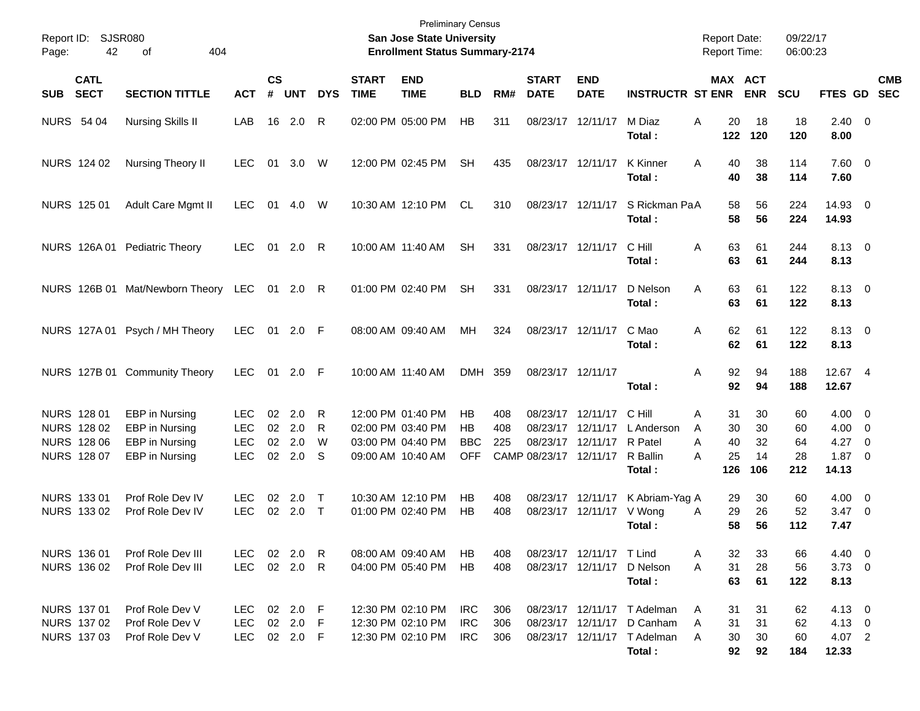Preliminary Census
**San Jose State University**
**Enrollment Status Summary-2174**

Report ID: SJSR080
Report Date: 09/22/17
Report Time: 06:00:23

| SUB | CATL SECT | SECTION TITTLE | ACT | CS # | UNT | DYS | START TIME | END TIME | BLD | RM# | START DATE | END DATE | INSTRUCTR | ST | MAX ENR | ACT ENR | SCU | FTES | GD | CMB SEC |
|---|---|---|---|---|---|---|---|---|---|---|---|---|---|---|---|---|---|---|---|---|
| NURS | 54 04 | Nursing Skills II | LAB | 16 | 2.0 | R | 02:00 PM | 05:00 PM | HB | 311 | 08/23/17 | 12/11/17 | M Diaz | A | 20 | 18 | 18 | 2.40 | 0 | |
| | | | | | | | | | | | | | **Total :** | | **122** | **120** | **120** | **8.00** | | |
| NURS | 124 02 | Nursing Theory II | LEC | 01 | 3.0 | W | 12:00 PM | 02:45 PM | SH | 435 | 08/23/17 | 12/11/17 | K Kinner | A | 40 | 38 | 114 | 7.60 | 0 | |
| | | | | | | | | | | | | | **Total :** | | **40** | **38** | **114** | **7.60** | | |
| NURS | 125 01 | Adult Care Mgmt II | LEC | 01 | 4.0 | W | 10:30 AM | 12:10 PM | CL | 310 | 08/23/17 | 12/11/17 | S Rickman Pa | A | 58 | 56 | 224 | 14.93 | 0 | |
| | | | | | | | | | | | | | **Total :** | | **58** | **56** | **224** | **14.93** | | |
| NURS | 126A 01 | Pediatric Theory | LEC | 01 | 2.0 | R | 10:00 AM | 11:40 AM | SH | 331 | 08/23/17 | 12/11/17 | C Hill | A | 63 | 61 | 244 | 8.13 | 0 | |
| | | | | | | | | | | | | | **Total :** | | **63** | **61** | **244** | **8.13** | | |
| NURS | 126B 01 | Mat/Newborn Theory | LEC | 01 | 2.0 | R | 01:00 PM | 02:40 PM | SH | 331 | 08/23/17 | 12/11/17 | D Nelson | A | 63 | 61 | 122 | 8.13 | 0 | |
| | | | | | | | | | | | | | **Total :** | | **63** | **61** | **122** | **8.13** | | |
| NURS | 127A 01 | Psych / MH Theory | LEC | 01 | 2.0 | F | 08:00 AM | 09:40 AM | MH | 324 | 08/23/17 | 12/11/17 | C Mao | A | 62 | 61 | 122 | 8.13 | 0 | |
| | | | | | | | | | | | | | **Total :** | | **62** | **61** | **122** | **8.13** | | |
| NURS | 127B 01 | Community Theory | LEC | 01 | 2.0 | F | 10:00 AM | 11:40 AM | DMH | 359 | 08/23/17 | 12/11/17 | | A | 92 | 94 | 188 | 12.67 | 4 | |
| | | | | | | | | | | | | | **Total :** | | **92** | **94** | **188** | **12.67** | | |
| NURS | 128 01 | EBP in Nursing | LEC | 02 | 2.0 | R | 12:00 PM | 01:40 PM | HB | 408 | 08/23/17 | 12/11/17 | C Hill | A | 31 | 30 | 60 | 4.00 | 0 | |
| NURS | 128 02 | EBP in Nursing | LEC | 02 | 2.0 | R | 02:00 PM | 03:40 PM | HB | 408 | 08/23/17 | 12/11/17 | L Anderson | A | 30 | 30 | 60 | 4.00 | 0 | |
| NURS | 128 06 | EBP in Nursing | LEC | 02 | 2.0 | W | 03:00 PM | 04:40 PM | BBC | 225 | 08/23/17 | 12/11/17 | R Patel | A | 40 | 32 | 64 | 4.27 | 0 | |
| NURS | 128 07 | EBP in Nursing | LEC | 02 | 2.0 | S | 09:00 AM | 10:40 AM | OFF | CAMP | 08/23/17 | 12/11/17 | R Ballin | A | 25 | 14 | 28 | 1.87 | 0 | |
| | | | | | | | | | | | | | **Total :** | | **126** | **106** | **212** | **14.13** | | |
| NURS | 133 01 | Prof Role Dev IV | LEC | 02 | 2.0 | T | 10:30 AM | 12:10 PM | HB | 408 | 08/23/17 | 12/11/17 | K Abriam-Yag | A | 29 | 30 | 60 | 4.00 | 0 | |
| NURS | 133 02 | Prof Role Dev IV | LEC | 02 | 2.0 | T | 01:00 PM | 02:40 PM | HB | 408 | 08/23/17 | 12/11/17 | V Wong | A | 29 | 26 | 52 | 3.47 | 0 | |
| | | | | | | | | | | | | | **Total :** | | **58** | **56** | **112** | **7.47** | | |
| NURS | 136 01 | Prof Role Dev III | LEC | 02 | 2.0 | R | 08:00 AM | 09:40 AM | HB | 408 | 08/23/17 | 12/11/17 | T Lind | A | 32 | 33 | 66 | 4.40 | 0 | |
| NURS | 136 02 | Prof Role Dev III | LEC | 02 | 2.0 | R | 04:00 PM | 05:40 PM | HB | 408 | 08/23/17 | 12/11/17 | D Nelson | A | 31 | 28 | 56 | 3.73 | 0 | |
| | | | | | | | | | | | | | **Total :** | | **63** | **61** | **122** | **8.13** | | |
| NURS | 137 01 | Prof Role Dev V | LEC | 02 | 2.0 | F | 12:30 PM | 02:10 PM | IRC | 306 | 08/23/17 | 12/11/17 | T Adelman | A | 31 | 31 | 62 | 4.13 | 0 | |
| NURS | 137 02 | Prof Role Dev V | LEC | 02 | 2.0 | F | 12:30 PM | 02:10 PM | IRC | 306 | 08/23/17 | 12/11/17 | D Canham | A | 31 | 31 | 62 | 4.13 | 0 | |
| NURS | 137 03 | Prof Role Dev V | LEC | 02 | 2.0 | F | 12:30 PM | 02:10 PM | IRC | 306 | 08/23/17 | 12/11/17 | T Adelman | A | 30 | 30 | 60 | 4.07 | 2 | |
| | | | | | | | | | | | | | **Total :** | | **92** | **92** | **184** | **12.33** | | |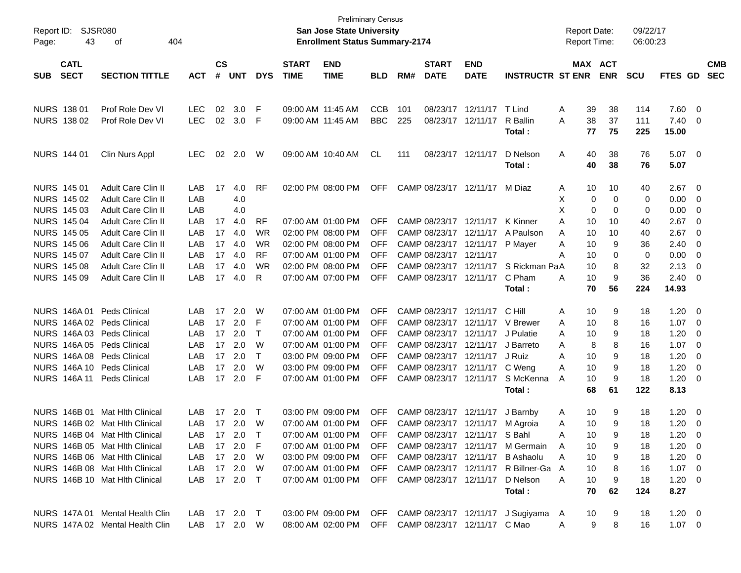Preliminary Census

**San Jose State University**

**Enrollment Status Summary-2174**

Report ID: SJSR080

Report Date: 09/22/17

Report Time: 06:00:23

| SUB | CATL SECT | SECTION TITTLE | ACT | CS # | UNT | DYS | START TIME | END TIME | BLD | RM# | START DATE | END DATE | INSTRUCTR | ST | MAX ENR | ACT ENR | SCU | FTES | GD | CMB SEC |
|---|---|---|---|---|---|---|---|---|---|---|---|---|---|---|---|---|---|---|---|---|
| NURS | 138 01 | Prof Role Dev VI | LEC | 02 | 3.0 | F | 09:00 AM | 11:45 AM | CCB | 101 | 08/23/17 | 12/11/17 | T Lind | A | 39 | 38 | 114 | 7.60 | 0 | |
| NURS | 138 02 | Prof Role Dev VI | LEC | 02 | 3.0 | F | 09:00 AM | 11:45 AM | BBC | 225 | 08/23/17 | 12/11/17 | R Ballin | A | 38 | 37 | 111 | 7.40 | 0 | |
| | | | | | | | | | | | | | **Total :** | | **77** | **75** | **225** | **15.00** | | |
| NURS | 144 01 | Clin Nurs Appl | LEC | 02 | 2.0 | W | 09:00 AM | 10:40 AM | CL | 111 | 08/23/17 | 12/11/17 | D Nelson | A | 40 | 38 | 76 | 5.07 | 0 | |
| | | | | | | | | | | | | | **Total :** | | **40** | **38** | **76** | **5.07** | | |
| NURS | 145 01 | Adult Care Clin II | LAB | 17 | 4.0 | RF | 02:00 PM | 08:00 PM | OFF | CAMP | 08/23/17 | 12/11/17 | M Diaz | A | 10 | 10 | 40 | 2.67 | 0 | |
| NURS | 145 02 | Adult Care Clin II | LAB | | 4.0 | | | | | | | | | X | 0 | 0 | 0 | 0.00 | 0 | |
| NURS | 145 03 | Adult Care Clin II | LAB | | 4.0 | | | | | | | | | X | 0 | 0 | 0 | 0.00 | 0 | |
| NURS | 145 04 | Adult Care Clin II | LAB | 17 | 4.0 | RF | 07:00 AM | 01:00 PM | OFF | CAMP | 08/23/17 | 12/11/17 | K Kinner | A | 10 | 10 | 40 | 2.67 | 0 | |
| NURS | 145 05 | Adult Care Clin II | LAB | 17 | 4.0 | WR | 02:00 PM | 08:00 PM | OFF | CAMP | 08/23/17 | 12/11/17 | A Paulson | A | 10 | 10 | 40 | 2.67 | 0 | |
| NURS | 145 06 | Adult Care Clin II | LAB | 17 | 4.0 | WR | 02:00 PM | 08:00 PM | OFF | CAMP | 08/23/17 | 12/11/17 | P Mayer | A | 10 | 9 | 36 | 2.40 | 0 | |
| NURS | 145 07 | Adult Care Clin II | LAB | 17 | 4.0 | RF | 07:00 AM | 01:00 PM | OFF | CAMP | 08/23/17 | 12/11/17 | | A | 10 | 0 | 0 | 0.00 | 0 | |
| NURS | 145 08 | Adult Care Clin II | LAB | 17 | 4.0 | WR | 02:00 PM | 08:00 PM | OFF | CAMP | 08/23/17 | 12/11/17 | S Rickman Pa | A | 10 | 8 | 32 | 2.13 | 0 | |
| NURS | 145 09 | Adult Care Clin II | LAB | 17 | 4.0 | R | 07:00 AM | 07:00 PM | OFF | CAMP | 08/23/17 | 12/11/17 | C Pham | A | 10 | 9 | 36 | 2.40 | 0 | |
| | | | | | | | | | | | | | **Total :** | | **70** | **56** | **224** | **14.93** | | |
| NURS | 146A 01 | Peds Clinical | LAB | 17 | 2.0 | W | 07:00 AM | 01:00 PM | OFF | CAMP | 08/23/17 | 12/11/17 | C Hill | A | 10 | 9 | 18 | 1.20 | 0 | |
| NURS | 146A 02 | Peds Clinical | LAB | 17 | 2.0 | F | 07:00 AM | 01:00 PM | OFF | CAMP | 08/23/17 | 12/11/17 | V Brewer | A | 10 | 8 | 16 | 1.07 | 0 | |
| NURS | 146A 03 | Peds Clinical | LAB | 17 | 2.0 | T | 07:00 AM | 01:00 PM | OFF | CAMP | 08/23/17 | 12/11/17 | J Pulatie | A | 10 | 9 | 18 | 1.20 | 0 | |
| NURS | 146A 05 | Peds Clinical | LAB | 17 | 2.0 | W | 07:00 AM | 01:00 PM | OFF | CAMP | 08/23/17 | 12/11/17 | J Barreto | A | 8 | 8 | 16 | 1.07 | 0 | |
| NURS | 146A 08 | Peds Clinical | LAB | 17 | 2.0 | T | 03:00 PM | 09:00 PM | OFF | CAMP | 08/23/17 | 12/11/17 | J Ruiz | A | 10 | 9 | 18 | 1.20 | 0 | |
| NURS | 146A 10 | Peds Clinical | LAB | 17 | 2.0 | W | 03:00 PM | 09:00 PM | OFF | CAMP | 08/23/17 | 12/11/17 | C Weng | A | 10 | 9 | 18 | 1.20 | 0 | |
| NURS | 146A 11 | Peds Clinical | LAB | 17 | 2.0 | F | 07:00 AM | 01:00 PM | OFF | CAMP | 08/23/17 | 12/11/17 | S McKenna | A | 10 | 9 | 18 | 1.20 | 0 | |
| | | | | | | | | | | | | | **Total :** | | **68** | **61** | **122** | **8.13** | | |
| NURS | 146B 01 | Mat Hlth Clinical | LAB | 17 | 2.0 | T | 03:00 PM | 09:00 PM | OFF | CAMP | 08/23/17 | 12/11/17 | J Barnby | A | 10 | 9 | 18 | 1.20 | 0 | |
| NURS | 146B 02 | Mat Hlth Clinical | LAB | 17 | 2.0 | W | 07:00 AM | 01:00 PM | OFF | CAMP | 08/23/17 | 12/11/17 | M Agroia | A | 10 | 9 | 18 | 1.20 | 0 | |
| NURS | 146B 04 | Mat Hlth Clinical | LAB | 17 | 2.0 | T | 07:00 AM | 01:00 PM | OFF | CAMP | 08/23/17 | 12/11/17 | S Bahl | A | 10 | 9 | 18 | 1.20 | 0 | |
| NURS | 146B 05 | Mat Hlth Clinical | LAB | 17 | 2.0 | F | 07:00 AM | 01:00 PM | OFF | CAMP | 08/23/17 | 12/11/17 | M Germain | A | 10 | 9 | 18 | 1.20 | 0 | |
| NURS | 146B 06 | Mat Hlth Clinical | LAB | 17 | 2.0 | W | 03:00 PM | 09:00 PM | OFF | CAMP | 08/23/17 | 12/11/17 | B Ashaolu | A | 10 | 9 | 18 | 1.20 | 0 | |
| NURS | 146B 08 | Mat Hlth Clinical | LAB | 17 | 2.0 | W | 07:00 AM | 01:00 PM | OFF | CAMP | 08/23/17 | 12/11/17 | R Billner-Ga | A | 10 | 8 | 16 | 1.07 | 0 | |
| NURS | 146B 10 | Mat Hlth Clinical | LAB | 17 | 2.0 | T | 07:00 AM | 01:00 PM | OFF | CAMP | 08/23/17 | 12/11/17 | D Nelson | A | 10 | 9 | 18 | 1.20 | 0 | |
| | | | | | | | | | | | | | **Total :** | | **70** | **62** | **124** | **8.27** | | |
| NURS | 147A 01 | Mental Health Clin | LAB | 17 | 2.0 | T | 03:00 PM | 09:00 PM | OFF | CAMP | 08/23/17 | 12/11/17 | J Sugiyama | A | 10 | 9 | 18 | 1.20 | 0 | |
| NURS | 147A 02 | Mental Health Clin | LAB | 17 | 2.0 | W | 08:00 AM | 02:00 PM | OFF | CAMP | 08/23/17 | 12/11/17 | C Mao | A | 9 | 8 | 16 | 1.07 | 0 | |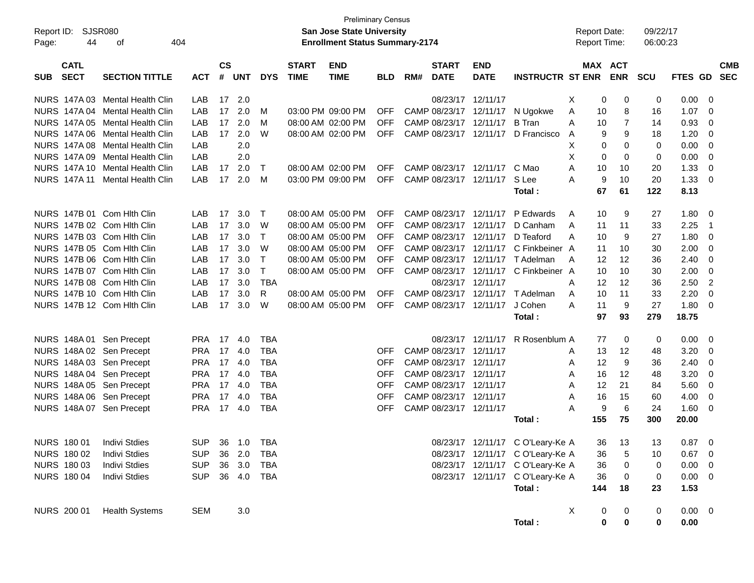Preliminary Census

Report ID: SJSR080

**San Jose State University**

**Enrollment Status Summary-2174**

Report Date: 09/22/17

Report Time: 06:00:23

| SUB | CATL SECT | SECTION TITTLE | ACT | CS # | UNT | DYS | START TIME | END TIME | BLD | RM# | START DATE | END DATE | INSTRUCTR | ST | MAX ENR | ACT ENR | SCU | FTES | GD | CMB SEC |
|---|---|---|---|---|---|---|---|---|---|---|---|---|---|---|---|---|---|---|---|---|
| NURS | 147A 03 | Mental Health Clin | LAB | 17 | 2.0 | | | | | | 08/23/17 | 12/11/17 | | X | 0 | 0 | 0 | 0.00 | 0 | |
| NURS | 147A 04 | Mental Health Clin | LAB | 17 | 2.0 | M | 03:00 PM | 09:00 PM | OFF | CAMP | 08/23/17 | 12/11/17 | N Ugokwe | A | 10 | 8 | 16 | 1.07 | 0 | |
| NURS | 147A 05 | Mental Health Clin | LAB | 17 | 2.0 | M | 08:00 AM | 02:00 PM | OFF | CAMP | 08/23/17 | 12/11/17 | B Tran | A | 10 | 7 | 14 | 0.93 | 0 | |
| NURS | 147A 06 | Mental Health Clin | LAB | 17 | 2.0 | W | 08:00 AM | 02:00 PM | OFF | CAMP | 08/23/17 | 12/11/17 | D Francisco | A | 9 | 9 | 18 | 1.20 | 0 | |
| NURS | 147A 08 | Mental Health Clin | LAB | | 2.0 | | | | | | | | | X | 0 | 0 | 0 | 0.00 | 0 | |
| NURS | 147A 09 | Mental Health Clin | LAB | | 2.0 | | | | | | | | | X | 0 | 0 | 0 | 0.00 | 0 | |
| NURS | 147A 10 | Mental Health Clin | LAB | 17 | 2.0 | T | 08:00 AM | 02:00 PM | OFF | CAMP | 08/23/17 | 12/11/17 | C Mao | A | 10 | 10 | 20 | 1.33 | 0 | |
| NURS | 147A 11 | Mental Health Clin | LAB | 17 | 2.0 | M | 03:00 PM | 09:00 PM | OFF | CAMP | 08/23/17 | 12/11/17 | S Lee | A | 9 | 10 | 20 | 1.33 | 0 | |
| | | | | | | | | | | | | | **Total :** | | **67** | **61** | **122** | **8.13** | | |
| NURS | 147B 01 | Com Hlth Clin | LAB | 17 | 3.0 | T | 08:00 AM | 05:00 PM | OFF | CAMP | 08/23/17 | 12/11/17 | P Edwards | A | 10 | 9 | 27 | 1.80 | 0 | |
| NURS | 147B 02 | Com Hlth Clin | LAB | 17 | 3.0 | W | 08:00 AM | 05:00 PM | OFF | CAMP | 08/23/17 | 12/11/17 | D Canham | A | 11 | 11 | 33 | 2.25 | 1 | |
| NURS | 147B 03 | Com Hlth Clin | LAB | 17 | 3.0 | T | 08:00 AM | 05:00 PM | OFF | CAMP | 08/23/17 | 12/11/17 | D Teaford | A | 10 | 9 | 27 | 1.80 | 0 | |
| NURS | 147B 05 | Com Hlth Clin | LAB | 17 | 3.0 | W | 08:00 AM | 05:00 PM | OFF | CAMP | 08/23/17 | 12/11/17 | C Finkbeiner | A | 11 | 10 | 30 | 2.00 | 0 | |
| NURS | 147B 06 | Com Hlth Clin | LAB | 17 | 3.0 | T | 08:00 AM | 05:00 PM | OFF | CAMP | 08/23/17 | 12/11/17 | T Adelman | A | 12 | 12 | 36 | 2.40 | 0 | |
| NURS | 147B 07 | Com Hlth Clin | LAB | 17 | 3.0 | T | 08:00 AM | 05:00 PM | OFF | CAMP | 08/23/17 | 12/11/17 | C Finkbeiner | A | 10 | 10 | 30 | 2.00 | 0 | |
| NURS | 147B 08 | Com Hlth Clin | LAB | 17 | 3.0 | TBA | | | | | 08/23/17 | 12/11/17 | | A | 12 | 12 | 36 | 2.50 | 2 | |
| NURS | 147B 10 | Com Hlth Clin | LAB | 17 | 3.0 | R | 08:00 AM | 05:00 PM | OFF | CAMP | 08/23/17 | 12/11/17 | T Adelman | A | 10 | 11 | 33 | 2.20 | 0 | |
| NURS | 147B 12 | Com Hlth Clin | LAB | 17 | 3.0 | W | 08:00 AM | 05:00 PM | OFF | CAMP | 08/23/17 | 12/11/17 | J Cohen | A | 11 | 9 | 27 | 1.80 | 0 | |
| | | | | | | | | | | | | | **Total :** | | **97** | **93** | **279** | **18.75** | | |
| NURS | 148A 01 | Sen Precept | PRA | 17 | 4.0 | TBA | | | | | 08/23/17 | 12/11/17 | R Rosenblum | A | 77 | 0 | 0 | 0.00 | 0 | |
| NURS | 148A 02 | Sen Precept | PRA | 17 | 4.0 | TBA | | | OFF | CAMP | 08/23/17 | 12/11/17 | | A | 13 | 12 | 48 | 3.20 | 0 | |
| NURS | 148A 03 | Sen Precept | PRA | 17 | 4.0 | TBA | | | OFF | CAMP | 08/23/17 | 12/11/17 | | A | 12 | 9 | 36 | 2.40 | 0 | |
| NURS | 148A 04 | Sen Precept | PRA | 17 | 4.0 | TBA | | | OFF | CAMP | 08/23/17 | 12/11/17 | | A | 16 | 12 | 48 | 3.20 | 0 | |
| NURS | 148A 05 | Sen Precept | PRA | 17 | 4.0 | TBA | | | OFF | CAMP | 08/23/17 | 12/11/17 | | A | 12 | 21 | 84 | 5.60 | 0 | |
| NURS | 148A 06 | Sen Precept | PRA | 17 | 4.0 | TBA | | | OFF | CAMP | 08/23/17 | 12/11/17 | | A | 16 | 15 | 60 | 4.00 | 0 | |
| NURS | 148A 07 | Sen Precept | PRA | 17 | 4.0 | TBA | | | OFF | CAMP | 08/23/17 | 12/11/17 | | A | 9 | 6 | 24 | 1.60 | 0 | |
| | | | | | | | | | | | | | **Total :** | | **155** | **75** | **300** | **20.00** | | |
| NURS | 180 01 | Indivi Stdies | SUP | 36 | 1.0 | TBA | | | | | 08/23/17 | 12/11/17 | C O'Leary-Ke | A | 36 | 13 | 13 | 0.87 | 0 | |
| NURS | 180 02 | Indivi Stdies | SUP | 36 | 2.0 | TBA | | | | | 08/23/17 | 12/11/17 | C O'Leary-Ke | A | 36 | 5 | 10 | 0.67 | 0 | |
| NURS | 180 03 | Indivi Stdies | SUP | 36 | 3.0 | TBA | | | | | 08/23/17 | 12/11/17 | C O'Leary-Ke | A | 36 | 0 | 0 | 0.00 | 0 | |
| NURS | 180 04 | Indivi Stdies | SUP | 36 | 4.0 | TBA | | | | | 08/23/17 | 12/11/17 | C O'Leary-Ke | A | 36 | 0 | 0 | 0.00 | 0 | |
| | | | | | | | | | | | | | **Total :** | | **144** | **18** | **23** | **1.53** | | |
| NURS | 200 01 | Health Systems | SEM | | 3.0 | | | | | | | | | X | 0 | 0 | 0 | 0.00 | 0 | |
| | | | | | | | | | | | | | **Total :** | | **0** | **0** | **0** | **0.00** | | |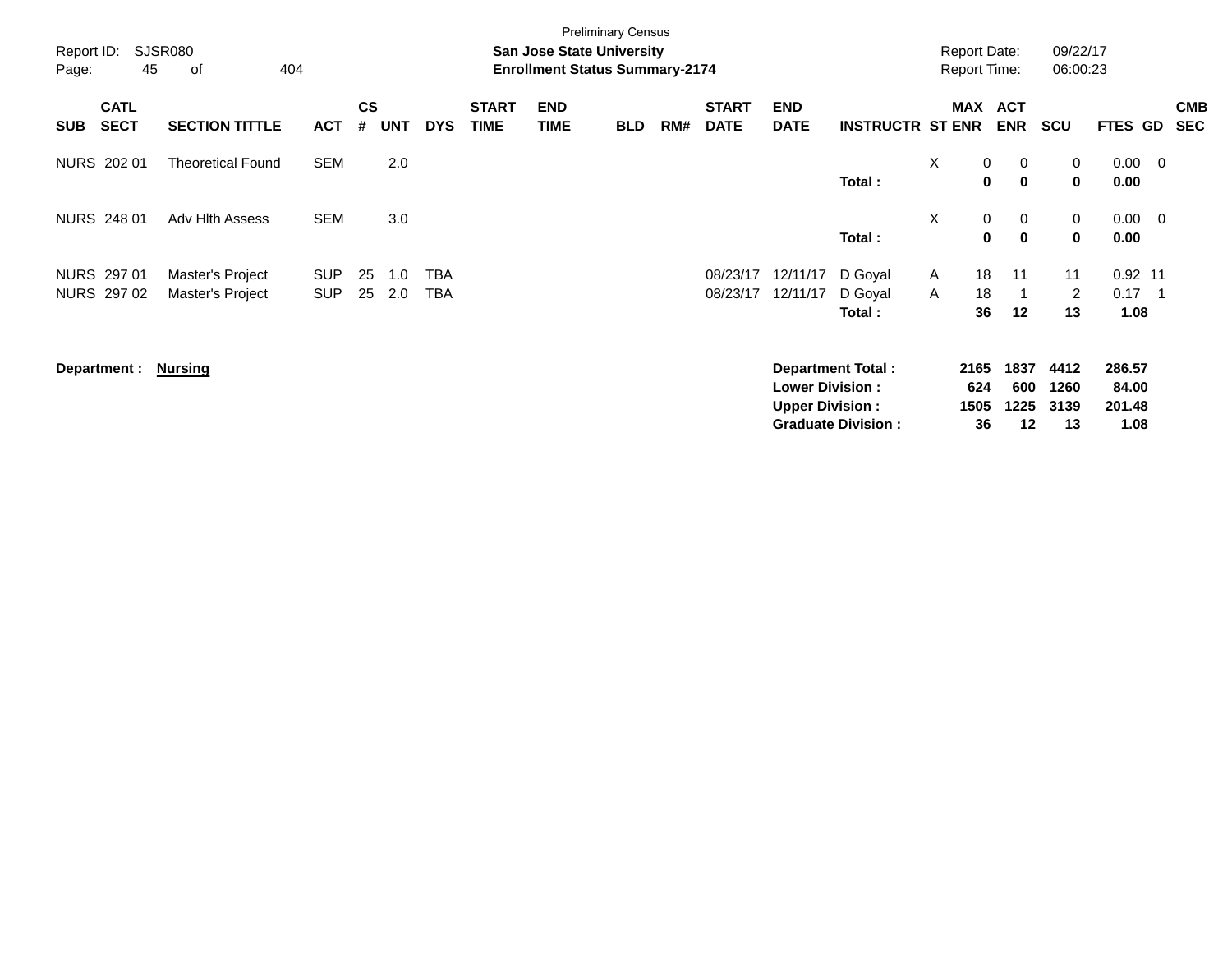Preliminary Census

Report ID: SJSR080

**San Jose State University**

**Enrollment Status Summary-2174**

Report Date: 09/22/17
Report Time: 06:00:23

| SUB | CATL SECT | SECTION TITTLE | ACT | CS # | UNT | DYS | START TIME | END TIME | BLD | RM# | START DATE | END DATE | INSTRUCTR | ST | MAX ENR | ACT ENR | SCU | FTES | GD | CMB SEC |
|---|---|---|---|---|---|---|---|---|---|---|---|---|---|---|---|---|---|---|---|---|
| NURS | 202 01 | Theoretical Found | SEM | | 2.0 | | | | | | | | | X | 0 | 0 | 0 | 0.00 | 0 | |
| | | | | | | | | | | | | | **Total :** | | **0** | **0** | **0** | **0.00** | | |
| NURS | 248 01 | Adv Hlth Assess | SEM | | 3.0 | | | | | | | | | X | 0 | 0 | 0 | 0.00 | 0 | |
| | | | | | | | | | | | | | **Total :** | | **0** | **0** | **0** | **0.00** | | |
| NURS | 297 01 | Master's Project | SUP | 25 | 1.0 | TBA | | | | | 08/23/17 | 12/11/17 | D Goyal | A | 18 | 11 | 11 | 0.92 | 11 | |
| NURS | 297 02 | Master's Project | SUP | 25 | 2.0 | TBA | | | | | 08/23/17 | 12/11/17 | D Goyal | A | 18 | 1 | 2 | 0.17 | 1 | |
| | | | | | | | | | | | | | **Total :** | | **36** | **12** | **13** | **1.08** | | |

**Department :** **Nursing**

| | MAX ENR | ACT ENR | SCU | FTES |
|---|---|---|---|---|
| **Department Total :** | **2165** | **1837** | **4412** | **286.57** |
| **Lower Division :** | **624** | **600** | **1260** | **84.00** |
| **Upper Division :** | **1505** | **1225** | **3139** | **201.48** |
| **Graduate Division :** | **36** | **12** | **13** | **1.08** |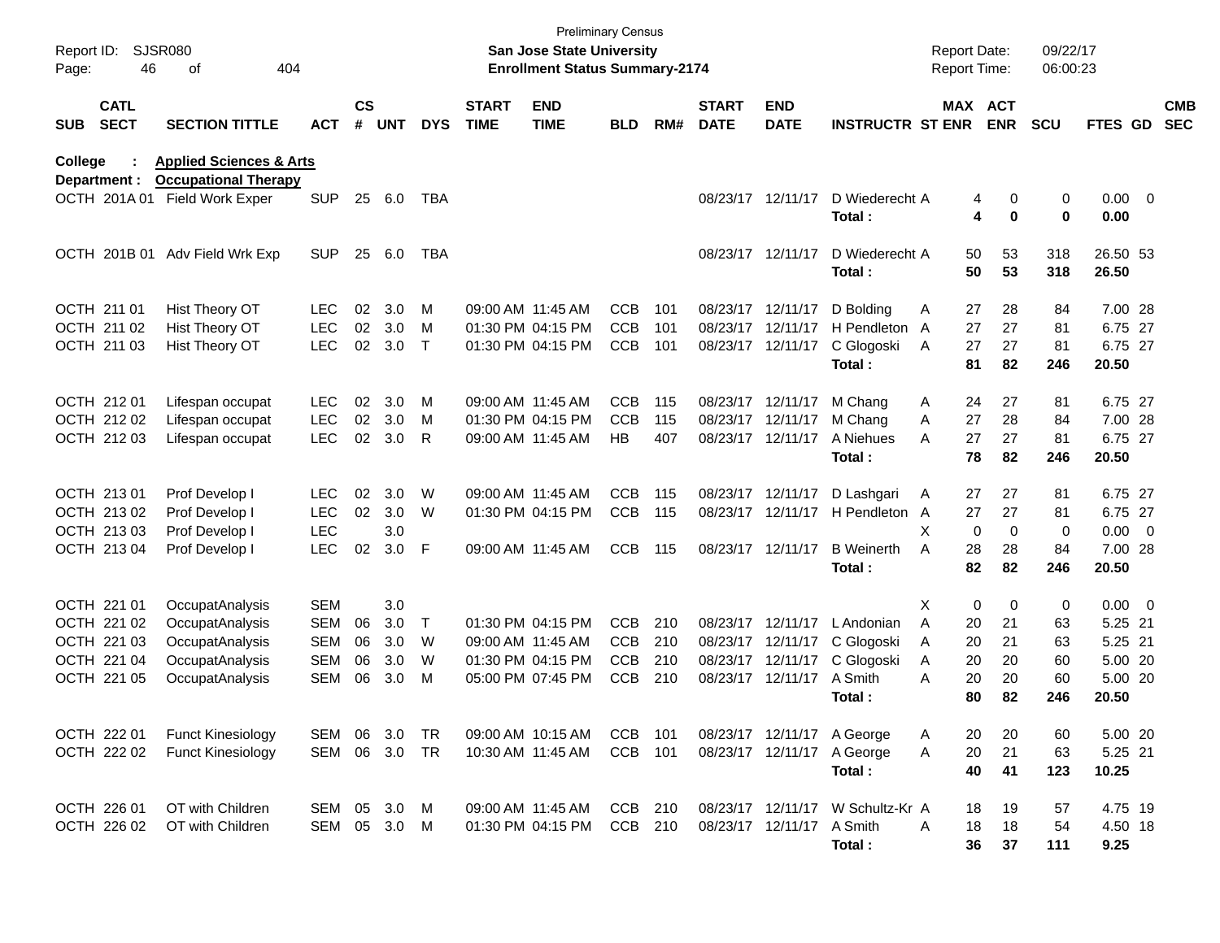Preliminary Census

**San Jose State University**

**Enrollment Status Summary-2174**

Report ID: SJSR080

Report Date: 09/22/17

Report Time: 06:00:23

| SUB | CATL SECT | SECTION TITTLE | ACT | CS # | UNT | DYS | START TIME | END TIME | BLD | RM# | START DATE | END DATE | INSTRUCTR | ST | MAX ENR | ACT ENR | SCU | FTES | GD | CMB SEC |
|---|---|---|---|---|---|---|---|---|---|---|---|---|---|---|---|---|---|---|---|---|
| **College :** | | **Applied Sciences & Arts** | | | | | | | | | | | | | | | | | | |
| **Department :** | | **Occupational Therapy** | | | | | | | | | | | | | | | | | | |
| OCTH | 201A 01 | Field Work Exper | SUP | 25 | 6.0 | TBA | | | | | 08/23/17 | 12/11/17 | D Wiederecht | A | 4 | 0 | 0 | 0.00 | 0 | |
| | | | | | | | | | | | | | **Total :** | | **4** | **0** | **0** | **0.00** | | |
| OCTH | 201B 01 | Adv Field Wrk Exp | SUP | 25 | 6.0 | TBA | | | | | 08/23/17 | 12/11/17 | D Wiederecht | A | 50 | 53 | 318 | 26.50 | 53 | |
| | | | | | | | | | | | | | **Total :** | | **50** | **53** | **318** | **26.50** | | |
| OCTH | 211 01 | Hist Theory OT | LEC | 02 | 3.0 | M | 09:00 AM | 11:45 AM | CCB | 101 | 08/23/17 | 12/11/17 | D Bolding | A | 27 | 28 | 84 | 7.00 | 28 | |
| OCTH | 211 02 | Hist Theory OT | LEC | 02 | 3.0 | M | 01:30 PM | 04:15 PM | CCB | 101 | 08/23/17 | 12/11/17 | H Pendleton | A | 27 | 27 | 81 | 6.75 | 27 | |
| OCTH | 211 03 | Hist Theory OT | LEC | 02 | 3.0 | T | 01:30 PM | 04:15 PM | CCB | 101 | 08/23/17 | 12/11/17 | C Glogoski | A | 27 | 27 | 81 | 6.75 | 27 | |
| | | | | | | | | | | | | | **Total :** | | **81** | **82** | **246** | **20.50** | | |
| OCTH | 212 01 | Lifespan occupat | LEC | 02 | 3.0 | M | 09:00 AM | 11:45 AM | CCB | 115 | 08/23/17 | 12/11/17 | M Chang | A | 24 | 27 | 81 | 6.75 | 27 | |
| OCTH | 212 02 | Lifespan occupat | LEC | 02 | 3.0 | M | 01:30 PM | 04:15 PM | CCB | 115 | 08/23/17 | 12/11/17 | M Chang | A | 27 | 28 | 84 | 7.00 | 28 | |
| OCTH | 212 03 | Lifespan occupat | LEC | 02 | 3.0 | R | 09:00 AM | 11:45 AM | HB | 407 | 08/23/17 | 12/11/17 | A Niehues | A | 27 | 27 | 81 | 6.75 | 27 | |
| | | | | | | | | | | | | | **Total :** | | **78** | **82** | **246** | **20.50** | | |
| OCTH | 213 01 | Prof Develop I | LEC | 02 | 3.0 | W | 09:00 AM | 11:45 AM | CCB | 115 | 08/23/17 | 12/11/17 | D Lashgari | A | 27 | 27 | 81 | 6.75 | 27 | |
| OCTH | 213 02 | Prof Develop I | LEC | 02 | 3.0 | W | 01:30 PM | 04:15 PM | CCB | 115 | 08/23/17 | 12/11/17 | H Pendleton | A | 27 | 27 | 81 | 6.75 | 27 | |
| OCTH | 213 03 | Prof Develop I | LEC | | 3.0 | | | | | | | | | X | 0 | 0 | 0 | 0.00 | 0 | |
| OCTH | 213 04 | Prof Develop I | LEC | 02 | 3.0 | F | 09:00 AM | 11:45 AM | CCB | 115 | 08/23/17 | 12/11/17 | B Weinerth | A | 28 | 28 | 84 | 7.00 | 28 | |
| | | | | | | | | | | | | | **Total :** | | **82** | **82** | **246** | **20.50** | | |
| OCTH | 221 01 | OccupatAnalysis | SEM | | 3.0 | | | | | | | | | X | 0 | 0 | 0 | 0.00 | 0 | |
| OCTH | 221 02 | OccupatAnalysis | SEM | 06 | 3.0 | T | 01:30 PM | 04:15 PM | CCB | 210 | 08/23/17 | 12/11/17 | L Andonian | A | 20 | 21 | 63 | 5.25 | 21 | |
| OCTH | 221 03 | OccupatAnalysis | SEM | 06 | 3.0 | W | 09:00 AM | 11:45 AM | CCB | 210 | 08/23/17 | 12/11/17 | C Glogoski | A | 20 | 21 | 63 | 5.25 | 21 | |
| OCTH | 221 04 | OccupatAnalysis | SEM | 06 | 3.0 | W | 01:30 PM | 04:15 PM | CCB | 210 | 08/23/17 | 12/11/17 | C Glogoski | A | 20 | 20 | 60 | 5.00 | 20 | |
| OCTH | 221 05 | OccupatAnalysis | SEM | 06 | 3.0 | M | 05:00 PM | 07:45 PM | CCB | 210 | 08/23/17 | 12/11/17 | A Smith | A | 20 | 20 | 60 | 5.00 | 20 | |
| | | | | | | | | | | | | | **Total :** | | **80** | **82** | **246** | **20.50** | | |
| OCTH | 222 01 | Funct Kinesiology | SEM | 06 | 3.0 | TR | 09:00 AM | 10:15 AM | CCB | 101 | 08/23/17 | 12/11/17 | A George | A | 20 | 20 | 60 | 5.00 | 20 | |
| OCTH | 222 02 | Funct Kinesiology | SEM | 06 | 3.0 | TR | 10:30 AM | 11:45 AM | CCB | 101 | 08/23/17 | 12/11/17 | A George | A | 20 | 21 | 63 | 5.25 | 21 | |
| | | | | | | | | | | | | | **Total :** | | **40** | **41** | **123** | **10.25** | | |
| OCTH | 226 01 | OT with Children | SEM | 05 | 3.0 | M | 09:00 AM | 11:45 AM | CCB | 210 | 08/23/17 | 12/11/17 | W Schultz-Kr | A | 18 | 19 | 57 | 4.75 | 19 | |
| OCTH | 226 02 | OT with Children | SEM | 05 | 3.0 | M | 01:30 PM | 04:15 PM | CCB | 210 | 08/23/17 | 12/11/17 | A Smith | A | 18 | 18 | 54 | 4.50 | 18 | |
| | | | | | | | | | | | | | **Total :** | | **36** | **37** | **111** | **9.25** | | |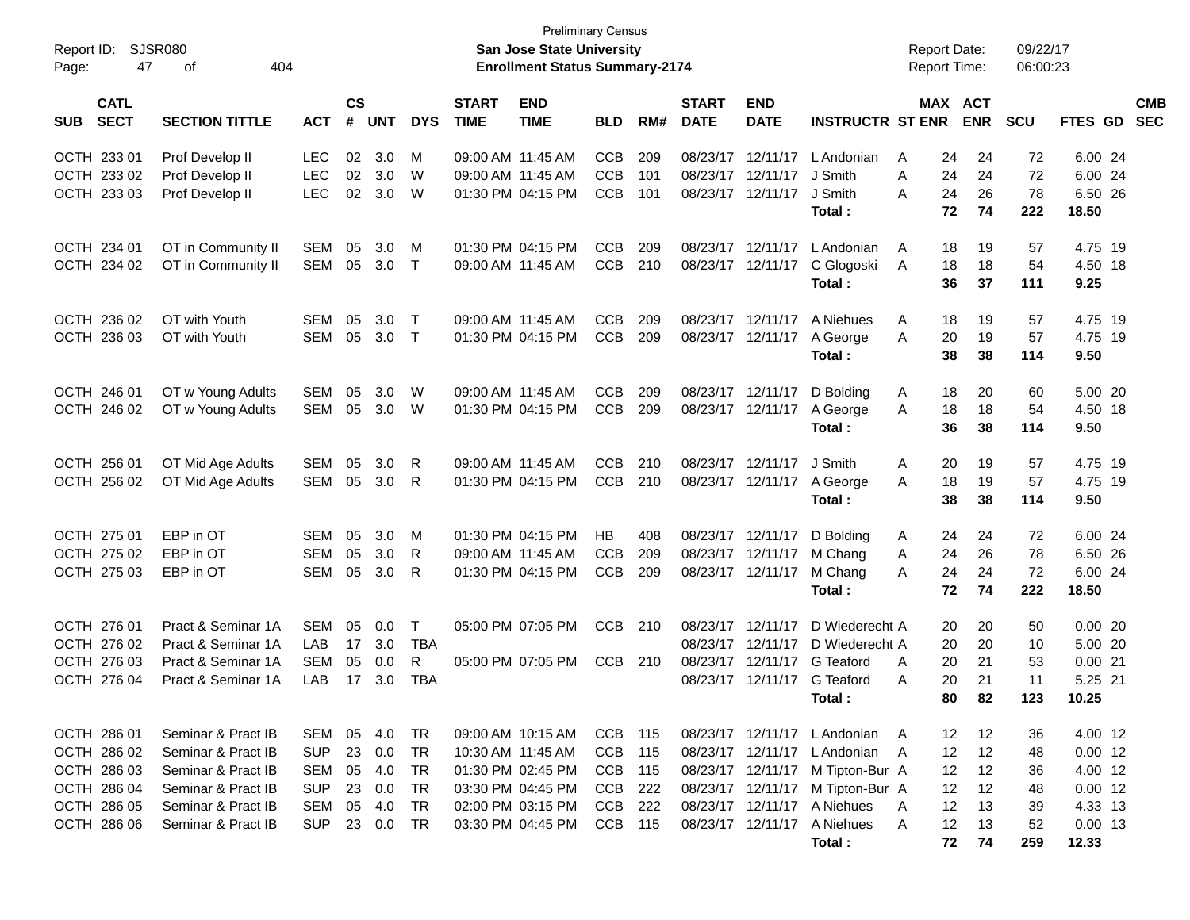Preliminary Census

**San Jose State University**

**Enrollment Status Summary-2174**

Report ID: SJSR080

Report Date: 09/22/17

Report Time: 06:00:23

| SUB | CATL SECT | SECTION TITTLE | ACT | CS # | UNT | DYS | START TIME | END TIME | BLD | RM# | START DATE | END DATE | INSTRUCTR | ST | MAX ENR | ACT ENR | SCU | FTES | GD | CMB SEC |
|---|---|---|---|---|---|---|---|---|---|---|---|---|---|---|---|---|---|---|---|---|
| OCTH | 233 01 | Prof Develop II | LEC | 02 | 3.0 | M | 09:00 AM | 11:45 AM | CCB | 209 | 08/23/17 | 12/11/17 | L Andonian | A | 24 | 24 | 72 | 6.00 | 24 | |
| OCTH | 233 02 | Prof Develop II | LEC | 02 | 3.0 | W | 09:00 AM | 11:45 AM | CCB | 101 | 08/23/17 | 12/11/17 | J Smith | A | 24 | 24 | 72 | 6.00 | 24 | |
| OCTH | 233 03 | Prof Develop II | LEC | 02 | 3.0 | W | 01:30 PM | 04:15 PM | CCB | 101 | 08/23/17 | 12/11/17 | J Smith | A | 24 | 26 | 78 | 6.50 | 26 | |
| | | | | | | | | | | | | | **Total :** | | **72** | **74** | **222** | **18.50** | | |
| OCTH | 234 01 | OT in Community II | SEM | 05 | 3.0 | M | 01:30 PM | 04:15 PM | CCB | 209 | 08/23/17 | 12/11/17 | L Andonian | A | 18 | 19 | 57 | 4.75 | 19 | |
| OCTH | 234 02 | OT in Community II | SEM | 05 | 3.0 | T | 09:00 AM | 11:45 AM | CCB | 210 | 08/23/17 | 12/11/17 | C Glogoski | A | 18 | 18 | 54 | 4.50 | 18 | |
| | | | | | | | | | | | | | **Total :** | | **36** | **37** | **111** | **9.25** | | |
| OCTH | 236 02 | OT with Youth | SEM | 05 | 3.0 | T | 09:00 AM | 11:45 AM | CCB | 209 | 08/23/17 | 12/11/17 | A Niehues | A | 18 | 19 | 57 | 4.75 | 19 | |
| OCTH | 236 03 | OT with Youth | SEM | 05 | 3.0 | T | 01:30 PM | 04:15 PM | CCB | 209 | 08/23/17 | 12/11/17 | A George | A | 20 | 19 | 57 | 4.75 | 19 | |
| | | | | | | | | | | | | | **Total :** | | **38** | **38** | **114** | **9.50** | | |
| OCTH | 246 01 | OT w Young Adults | SEM | 05 | 3.0 | W | 09:00 AM | 11:45 AM | CCB | 209 | 08/23/17 | 12/11/17 | D Bolding | A | 18 | 20 | 60 | 5.00 | 20 | |
| OCTH | 246 02 | OT w Young Adults | SEM | 05 | 3.0 | W | 01:30 PM | 04:15 PM | CCB | 209 | 08/23/17 | 12/11/17 | A George | A | 18 | 18 | 54 | 4.50 | 18 | |
| | | | | | | | | | | | | | **Total :** | | **36** | **38** | **114** | **9.50** | | |
| OCTH | 256 01 | OT Mid Age Adults | SEM | 05 | 3.0 | R | 09:00 AM | 11:45 AM | CCB | 210 | 08/23/17 | 12/11/17 | J Smith | A | 20 | 19 | 57 | 4.75 | 19 | |
| OCTH | 256 02 | OT Mid Age Adults | SEM | 05 | 3.0 | R | 01:30 PM | 04:15 PM | CCB | 210 | 08/23/17 | 12/11/17 | A George | A | 18 | 19 | 57 | 4.75 | 19 | |
| | | | | | | | | | | | | | **Total :** | | **38** | **38** | **114** | **9.50** | | |
| OCTH | 275 01 | EBP in OT | SEM | 05 | 3.0 | M | 01:30 PM | 04:15 PM | HB | 408 | 08/23/17 | 12/11/17 | D Bolding | A | 24 | 24 | 72 | 6.00 | 24 | |
| OCTH | 275 02 | EBP in OT | SEM | 05 | 3.0 | R | 09:00 AM | 11:45 AM | CCB | 209 | 08/23/17 | 12/11/17 | M Chang | A | 24 | 26 | 78 | 6.50 | 26 | |
| OCTH | 275 03 | EBP in OT | SEM | 05 | 3.0 | R | 01:30 PM | 04:15 PM | CCB | 209 | 08/23/17 | 12/11/17 | M Chang | A | 24 | 24 | 72 | 6.00 | 24 | |
| | | | | | | | | | | | | | **Total :** | | **72** | **74** | **222** | **18.50** | | |
| OCTH | 276 01 | Pract & Seminar 1A | SEM | 05 | 0.0 | T | 05:00 PM | 07:05 PM | CCB | 210 | 08/23/17 | 12/11/17 | D Wiederecht | A | 20 | 20 | 50 | 0.00 | 20 | |
| OCTH | 276 02 | Pract & Seminar 1A | LAB | 17 | 3.0 | TBA | | | | | 08/23/17 | 12/11/17 | D Wiederecht | A | 20 | 20 | 10 | 5.00 | 20 | |
| OCTH | 276 03 | Pract & Seminar 1A | SEM | 05 | 0.0 | R | 05:00 PM | 07:05 PM | CCB | 210 | 08/23/17 | 12/11/17 | G Teaford | A | 20 | 21 | 53 | 0.00 | 21 | |
| OCTH | 276 04 | Pract & Seminar 1A | LAB | 17 | 3.0 | TBA | | | | | 08/23/17 | 12/11/17 | G Teaford | A | 20 | 21 | 11 | 5.25 | 21 | |
| | | | | | | | | | | | | | **Total :** | | **80** | **82** | **123** | **10.25** | | |
| OCTH | 286 01 | Seminar & Pract IB | SEM | 05 | 4.0 | TR | 09:00 AM | 10:15 AM | CCB | 115 | 08/23/17 | 12/11/17 | L Andonian | A | 12 | 12 | 36 | 4.00 | 12 | |
| OCTH | 286 02 | Seminar & Pract IB | SUP | 23 | 0.0 | TR | 10:30 AM | 11:45 AM | CCB | 115 | 08/23/17 | 12/11/17 | L Andonian | A | 12 | 12 | 48 | 0.00 | 12 | |
| OCTH | 286 03 | Seminar & Pract IB | SEM | 05 | 4.0 | TR | 01:30 PM | 02:45 PM | CCB | 115 | 08/23/17 | 12/11/17 | M Tipton-Bur | A | 12 | 12 | 36 | 4.00 | 12 | |
| OCTH | 286 04 | Seminar & Pract IB | SUP | 23 | 0.0 | TR | 03:30 PM | 04:45 PM | CCB | 222 | 08/23/17 | 12/11/17 | M Tipton-Bur | A | 12 | 12 | 48 | 0.00 | 12 | |
| OCTH | 286 05 | Seminar & Pract IB | SEM | 05 | 4.0 | TR | 02:00 PM | 03:15 PM | CCB | 222 | 08/23/17 | 12/11/17 | A Niehues | A | 12 | 13 | 39 | 4.33 | 13 | |
| OCTH | 286 06 | Seminar & Pract IB | SUP | 23 | 0.0 | TR | 03:30 PM | 04:45 PM | CCB | 115 | 08/23/17 | 12/11/17 | A Niehues | A | 12 | 13 | 52 | 0.00 | 13 | |
| | | | | | | | | | | | | | **Total :** | | **72** | **74** | **259** | **12.33** | | |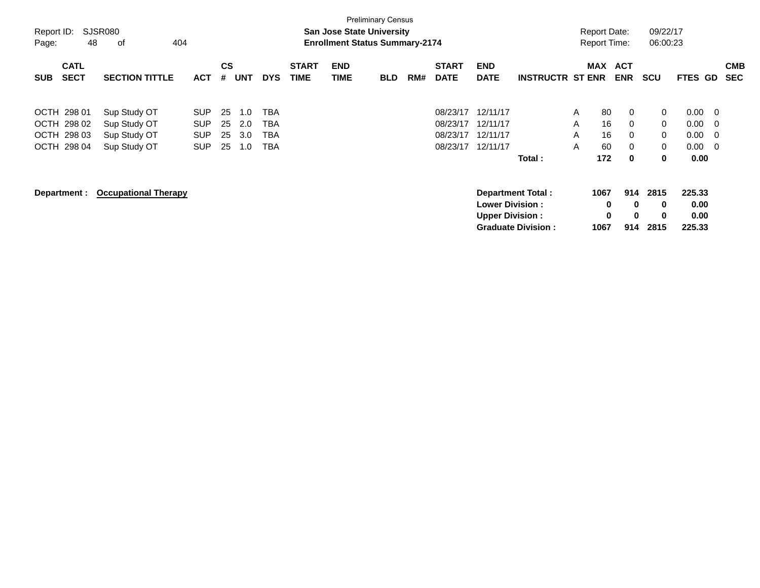Preliminary Census

Report ID: SJSR080
Page: 48 of 404

**San Jose State University**
**Enrollment Status Summary-2174**

Report Date: 09/22/17
Report Time: 06:00:23

| SUB | CATL SECT | SECTION TITTLE | ACT | CS # | UNT | DYS | START TIME | END TIME | BLD | RM# | START DATE | END DATE | INSTRUCTR | ST | MAX ENR | ACT ENR | SCU | FTES | GD | CMB SEC |
|---|---|---|---|---|---|---|---|---|---|---|---|---|---|---|---|---|---|---|---|---|
| OCTH | 298 01 | Sup Study OT | SUP | 25 | 1.0 | TBA | | | | | 08/23/17 | 12/11/17 | | A | 80 | 0 | 0 | 0.00 | 0 | |
| OCTH | 298 02 | Sup Study OT | SUP | 25 | 2.0 | TBA | | | | | 08/23/17 | 12/11/17 | | A | 16 | 0 | 0 | 0.00 | 0 | |
| OCTH | 298 03 | Sup Study OT | SUP | 25 | 3.0 | TBA | | | | | 08/23/17 | 12/11/17 | | A | 16 | 0 | 0 | 0.00 | 0 | |
| OCTH | 298 04 | Sup Study OT | SUP | 25 | 1.0 | TBA | | | | | 08/23/17 | 12/11/17 | | A | 60 | 0 | 0 | 0.00 | 0 | |
| | | | | | | | | | | | | | **Total :** | | **172** | **0** | **0** | **0.00** | | |

**Department :** **Occupational Therapy**

| | MAX ENR | ACT ENR | SCU | FTES |
|---|---|---|---|---|
| **Department Total :** | **1067** | **914** | **2815** | **225.33** |
| **Lower Division :** | **0** | **0** | **0** | **0.00** |
| **Upper Division :** | **0** | **0** | **0** | **0.00** |
| **Graduate Division :** | **1067** | **914** | **2815** | **225.33** |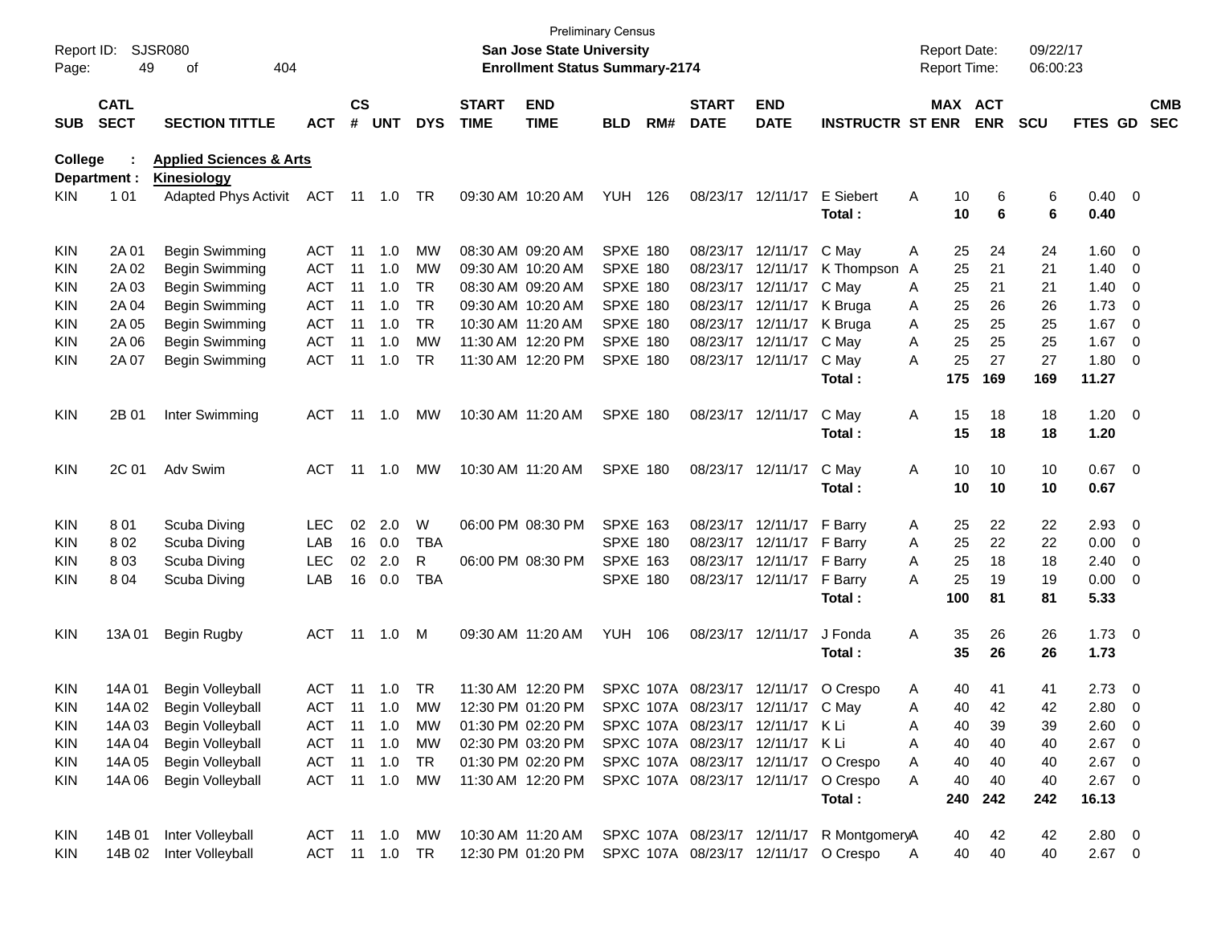Preliminary Census

**San Jose State University**

**Enrollment Status Summary-2174**

Report ID: SJSR080

Report Date: 09/22/17
Report Time: 06:00:23

**College : Applied Sciences & Arts**
**Department : Kinesiology**

| SUB | CATL SECT | SECTION TITTLE | ACT | CS # | UNT | DYS | START TIME | END TIME | BLD | RM# | START DATE | END DATE | INSTRUCTR | ST | MAX ENR | ACT ENR | SCU | FTES | GD | CMB SEC |
|---|---|---|---|---|---|---|---|---|---|---|---|---|---|---|---|---|---|---|---|---|
| KIN | 1 01 | Adapted Phys Activit | ACT | 11 | 1.0 | TR | 09:30 AM | 10:20 AM | YUH | 126 | 08/23/17 | 12/11/17 | E Siebert | A | 10 | 6 | 6 | 0.40 | 0 | |
| | | | | | | | | | | | | | **Total :** | | **10** | **6** | **6** | **0.40** | | |
| KIN | 2A 01 | Begin Swimming | ACT | 11 | 1.0 | MW | 08:30 AM | 09:20 AM | SPXE | 180 | 08/23/17 | 12/11/17 | C May | A | 25 | 24 | 24 | 1.60 | 0 | |
| KIN | 2A 02 | Begin Swimming | ACT | 11 | 1.0 | MW | 09:30 AM | 10:20 AM | SPXE | 180 | 08/23/17 | 12/11/17 | K Thompson | A | 25 | 21 | 21 | 1.40 | 0 | |
| KIN | 2A 03 | Begin Swimming | ACT | 11 | 1.0 | TR | 08:30 AM | 09:20 AM | SPXE | 180 | 08/23/17 | 12/11/17 | C May | A | 25 | 21 | 21 | 1.40 | 0 | |
| KIN | 2A 04 | Begin Swimming | ACT | 11 | 1.0 | TR | 09:30 AM | 10:20 AM | SPXE | 180 | 08/23/17 | 12/11/17 | K Bruga | A | 25 | 26 | 26 | 1.73 | 0 | |
| KIN | 2A 05 | Begin Swimming | ACT | 11 | 1.0 | TR | 10:30 AM | 11:20 AM | SPXE | 180 | 08/23/17 | 12/11/17 | K Bruga | A | 25 | 25 | 25 | 1.67 | 0 | |
| KIN | 2A 06 | Begin Swimming | ACT | 11 | 1.0 | MW | 11:30 AM | 12:20 PM | SPXE | 180 | 08/23/17 | 12/11/17 | C May | A | 25 | 25 | 25 | 1.67 | 0 | |
| KIN | 2A 07 | Begin Swimming | ACT | 11 | 1.0 | TR | 11:30 AM | 12:20 PM | SPXE | 180 | 08/23/17 | 12/11/17 | C May | A | 25 | 27 | 27 | 1.80 | 0 | |
| | | | | | | | | | | | | | **Total :** | | **175** | **169** | **169** | **11.27** | | |
| KIN | 2B 01 | Inter Swimming | ACT | 11 | 1.0 | MW | 10:30 AM | 11:20 AM | SPXE | 180 | 08/23/17 | 12/11/17 | C May | A | 15 | 18 | 18 | 1.20 | 0 | |
| | | | | | | | | | | | | | **Total :** | | **15** | **18** | **18** | **1.20** | | |
| KIN | 2C 01 | Adv Swim | ACT | 11 | 1.0 | MW | 10:30 AM | 11:20 AM | SPXE | 180 | 08/23/17 | 12/11/17 | C May | A | 10 | 10 | 10 | 0.67 | 0 | |
| | | | | | | | | | | | | | **Total :** | | **10** | **10** | **10** | **0.67** | | |
| KIN | 8 01 | Scuba Diving | LEC | 02 | 2.0 | W | 06:00 PM | 08:30 PM | SPXE | 163 | 08/23/17 | 12/11/17 | F Barry | A | 25 | 22 | 22 | 2.93 | 0 | |
| KIN | 8 02 | Scuba Diving | LAB | 16 | 0.0 | TBA | | | SPXE | 180 | 08/23/17 | 12/11/17 | F Barry | A | 25 | 22 | 22 | 0.00 | 0 | |
| KIN | 8 03 | Scuba Diving | LEC | 02 | 2.0 | R | 06:00 PM | 08:30 PM | SPXE | 163 | 08/23/17 | 12/11/17 | F Barry | A | 25 | 18 | 18 | 2.40 | 0 | |
| KIN | 8 04 | Scuba Diving | LAB | 16 | 0.0 | TBA | | | SPXE | 180 | 08/23/17 | 12/11/17 | F Barry | A | 25 | 19 | 19 | 0.00 | 0 | |
| | | | | | | | | | | | | | **Total :** | | **100** | **81** | **81** | **5.33** | | |
| KIN | 13A 01 | Begin Rugby | ACT | 11 | 1.0 | M | 09:30 AM | 11:20 AM | YUH | 106 | 08/23/17 | 12/11/17 | J Fonda | A | 35 | 26 | 26 | 1.73 | 0 | |
| | | | | | | | | | | | | | **Total :** | | **35** | **26** | **26** | **1.73** | | |
| KIN | 14A 01 | Begin Volleyball | ACT | 11 | 1.0 | TR | 11:30 AM | 12:20 PM | SPXC | 107A | 08/23/17 | 12/11/17 | O Crespo | A | 40 | 41 | 41 | 2.73 | 0 | |
| KIN | 14A 02 | Begin Volleyball | ACT | 11 | 1.0 | MW | 12:30 PM | 01:20 PM | SPXC | 107A | 08/23/17 | 12/11/17 | C May | A | 40 | 42 | 42 | 2.80 | 0 | |
| KIN | 14A 03 | Begin Volleyball | ACT | 11 | 1.0 | MW | 01:30 PM | 02:20 PM | SPXC | 107A | 08/23/17 | 12/11/17 | K Li | A | 40 | 39 | 39 | 2.60 | 0 | |
| KIN | 14A 04 | Begin Volleyball | ACT | 11 | 1.0 | MW | 02:30 PM | 03:20 PM | SPXC | 107A | 08/23/17 | 12/11/17 | K Li | A | 40 | 40 | 40 | 2.67 | 0 | |
| KIN | 14A 05 | Begin Volleyball | ACT | 11 | 1.0 | TR | 01:30 PM | 02:20 PM | SPXC | 107A | 08/23/17 | 12/11/17 | O Crespo | A | 40 | 40 | 40 | 2.67 | 0 | |
| KIN | 14A 06 | Begin Volleyball | ACT | 11 | 1.0 | MW | 11:30 AM | 12:20 PM | SPXC | 107A | 08/23/17 | 12/11/17 | O Crespo | A | 40 | 40 | 40 | 2.67 | 0 | |
| | | | | | | | | | | | | | **Total :** | | **240** | **242** | **242** | **16.13** | | |
| KIN | 14B 01 | Inter Volleyball | ACT | 11 | 1.0 | MW | 10:30 AM | 11:20 AM | SPXC | 107A | 08/23/17 | 12/11/17 | R Montgomery | A | 40 | 42 | 42 | 2.80 | 0 | |
| KIN | 14B 02 | Inter Volleyball | ACT | 11 | 1.0 | TR | 12:30 PM | 01:20 PM | SPXC | 107A | 08/23/17 | 12/11/17 | O Crespo | A | 40 | 40 | 40 | 2.67 | 0 | |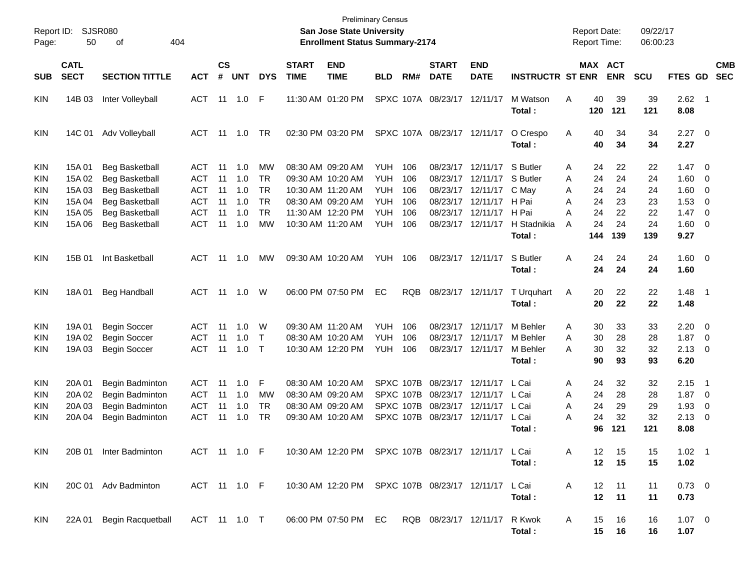Preliminary Census
**San Jose State University**
**Enrollment Status Summary-2174**

Report ID: SJSR080
Report Date: 09/22/17
Report Time: 06:00:23

| SUB | CATL SECT | SECTION TITTLE | ACT | CS # | UNT | DYS | START TIME | END TIME | BLD | RM# | START DATE | END DATE | INSTRUCTR | ST | MAX ENR | ACT ENR | SCU | FTES | GD | CMB SEC |
|---|---|---|---|---|---|---|---|---|---|---|---|---|---|---|---|---|---|---|---|---|
| KIN | 14B 03 | Inter Volleyball | ACT | 11 | 1.0 | F | 11:30 AM | 01:20 PM | SPXC | 107A | 08/23/17 | 12/11/17 | M Watson | A | 40 | 39 | 39 | 2.62 | 1 | |
| | | | | | | | | | | | | | **Total :** | | **120** | **121** | **121** | **8.08** | | |
| KIN | 14C 01 | Adv Volleyball | ACT | 11 | 1.0 | TR | 02:30 PM | 03:20 PM | SPXC | 107A | 08/23/17 | 12/11/17 | O Crespo | A | 40 | 34 | 34 | 2.27 | 0 | |
| | | | | | | | | | | | | | **Total :** | | **40** | **34** | **34** | **2.27** | | |
| KIN | 15A 01 | Beg Basketball | ACT | 11 | 1.0 | MW | 08:30 AM | 09:20 AM | YUH | 106 | 08/23/17 | 12/11/17 | S Butler | A | 24 | 22 | 22 | 1.47 | 0 | |
| KIN | 15A 02 | Beg Basketball | ACT | 11 | 1.0 | TR | 09:30 AM | 10:20 AM | YUH | 106 | 08/23/17 | 12/11/17 | S Butler | A | 24 | 24 | 24 | 1.60 | 0 | |
| KIN | 15A 03 | Beg Basketball | ACT | 11 | 1.0 | TR | 10:30 AM | 11:20 AM | YUH | 106 | 08/23/17 | 12/11/17 | C May | A | 24 | 24 | 24 | 1.60 | 0 | |
| KIN | 15A 04 | Beg Basketball | ACT | 11 | 1.0 | TR | 08:30 AM | 09:20 AM | YUH | 106 | 08/23/17 | 12/11/17 | H Pai | A | 24 | 23 | 23 | 1.53 | 0 | |
| KIN | 15A 05 | Beg Basketball | ACT | 11 | 1.0 | TR | 11:30 AM | 12:20 PM | YUH | 106 | 08/23/17 | 12/11/17 | H Pai | A | 24 | 22 | 22 | 1.47 | 0 | |
| KIN | 15A 06 | Beg Basketball | ACT | 11 | 1.0 | MW | 10:30 AM | 11:20 AM | YUH | 106 | 08/23/17 | 12/11/17 | H Stadnikia | A | 24 | 24 | 24 | 1.60 | 0 | |
| | | | | | | | | | | | | | **Total :** | | **144** | **139** | **139** | **9.27** | | |
| KIN | 15B 01 | Int Basketball | ACT | 11 | 1.0 | MW | 09:30 AM | 10:20 AM | YUH | 106 | 08/23/17 | 12/11/17 | S Butler | A | 24 | 24 | 24 | 1.60 | 0 | |
| | | | | | | | | | | | | | **Total :** | | **24** | **24** | **24** | **1.60** | | |
| KIN | 18A 01 | Beg Handball | ACT | 11 | 1.0 | W | 06:00 PM | 07:50 PM | EC | RQB | 08/23/17 | 12/11/17 | T Urquhart | A | 20 | 22 | 22 | 1.48 | 1 | |
| | | | | | | | | | | | | | **Total :** | | **20** | **22** | **22** | **1.48** | | |
| KIN | 19A 01 | Begin Soccer | ACT | 11 | 1.0 | W | 09:30 AM | 11:20 AM | YUH | 106 | 08/23/17 | 12/11/17 | M Behler | A | 30 | 33 | 33 | 2.20 | 0 | |
| KIN | 19A 02 | Begin Soccer | ACT | 11 | 1.0 | T | 08:30 AM | 10:20 AM | YUH | 106 | 08/23/17 | 12/11/17 | M Behler | A | 30 | 28 | 28 | 1.87 | 0 | |
| KIN | 19A 03 | Begin Soccer | ACT | 11 | 1.0 | T | 10:30 AM | 12:20 PM | YUH | 106 | 08/23/17 | 12/11/17 | M Behler | A | 30 | 32 | 32 | 2.13 | 0 | |
| | | | | | | | | | | | | | **Total :** | | **90** | **93** | **93** | **6.20** | | |
| KIN | 20A 01 | Begin Badminton | ACT | 11 | 1.0 | F | 08:30 AM | 10:20 AM | SPXC | 107B | 08/23/17 | 12/11/17 | L Cai | A | 24 | 32 | 32 | 2.15 | 1 | |
| KIN | 20A 02 | Begin Badminton | ACT | 11 | 1.0 | MW | 08:30 AM | 09:20 AM | SPXC | 107B | 08/23/17 | 12/11/17 | L Cai | A | 24 | 28 | 28 | 1.87 | 0 | |
| KIN | 20A 03 | Begin Badminton | ACT | 11 | 1.0 | TR | 08:30 AM | 09:20 AM | SPXC | 107B | 08/23/17 | 12/11/17 | L Cai | A | 24 | 29 | 29 | 1.93 | 0 | |
| KIN | 20A 04 | Begin Badminton | ACT | 11 | 1.0 | TR | 09:30 AM | 10:20 AM | SPXC | 107B | 08/23/17 | 12/11/17 | L Cai | A | 24 | 32 | 32 | 2.13 | 0 | |
| | | | | | | | | | | | | | **Total :** | | **96** | **121** | **121** | **8.08** | | |
| KIN | 20B 01 | Inter Badminton | ACT | 11 | 1.0 | F | 10:30 AM | 12:20 PM | SPXC | 107B | 08/23/17 | 12/11/17 | L Cai | A | 12 | 15 | 15 | 1.02 | 1 | |
| | | | | | | | | | | | | | **Total :** | | **12** | **15** | **15** | **1.02** | | |
| KIN | 20C 01 | Adv Badminton | ACT | 11 | 1.0 | F | 10:30 AM | 12:20 PM | SPXC | 107B | 08/23/17 | 12/11/17 | L Cai | A | 12 | 11 | 11 | 0.73 | 0 | |
| | | | | | | | | | | | | | **Total :** | | **12** | **11** | **11** | **0.73** | | |
| KIN | 22A 01 | Begin Racquetball | ACT | 11 | 1.0 | T | 06:00 PM | 07:50 PM | EC | RQB | 08/23/17 | 12/11/17 | R Kwok | A | 15 | 16 | 16 | 1.07 | 0 | |
| | | | | | | | | | | | | | **Total :** | | **15** | **16** | **16** | **1.07** | | |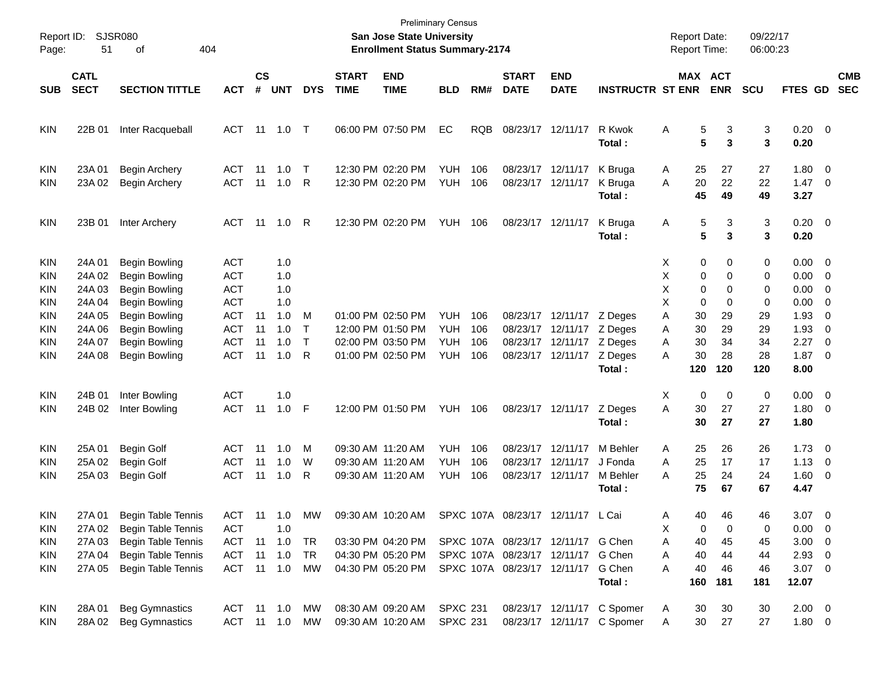Preliminary Census

**San Jose State University**

**Enrollment Status Summary-2174**

Report ID: SJSR080
Report Date: 09/22/17
Report Time: 06:00:23

| SUB | CATL SECT | SECTION TITTLE | ACT | CS # | UNT | DYS | START TIME | END TIME | BLD | RM# | START DATE | END DATE | INSTRUCTR | ST | MAX ENR | ACT ENR | SCU | FTES | GD | CMB SEC |
|---|---|---|---|---|---|---|---|---|---|---|---|---|---|---|---|---|---|---|---|---|
| KIN | 22B 01 | Inter Racqueball | ACT | 11 | 1.0 | T | 06:00 PM | 07:50 PM | EC | RQB | 08/23/17 | 12/11/17 | R Kwok | A | 5 | 3 | 3 | 0.20 | 0 | |
| | | | | | | | | | | | | | **Total :** | | **5** | **3** | **3** | **0.20** | | |
| KIN | 23A 01 | Begin Archery | ACT | 11 | 1.0 | T | 12:30 PM | 02:20 PM | YUH | 106 | 08/23/17 | 12/11/17 | K Bruga | A | 25 | 27 | 27 | 1.80 | 0 | |
| KIN | 23A 02 | Begin Archery | ACT | 11 | 1.0 | R | 12:30 PM | 02:20 PM | YUH | 106 | 08/23/17 | 12/11/17 | K Bruga | A | 20 | 22 | 22 | 1.47 | 0 | |
| | | | | | | | | | | | | | **Total :** | | **45** | **49** | **49** | **3.27** | | |
| KIN | 23B 01 | Inter Archery | ACT | 11 | 1.0 | R | 12:30 PM | 02:20 PM | YUH | 106 | 08/23/17 | 12/11/17 | K Bruga | A | 5 | 3 | 3 | 0.20 | 0 | |
| | | | | | | | | | | | | | **Total :** | | **5** | **3** | **3** | **0.20** | | |
| KIN | 24A 01 | Begin Bowling | ACT | | 1.0 | | | | | | | | | X | 0 | 0 | 0 | 0.00 | 0 | |
| KIN | 24A 02 | Begin Bowling | ACT | | 1.0 | | | | | | | | | X | 0 | 0 | 0 | 0.00 | 0 | |
| KIN | 24A 03 | Begin Bowling | ACT | | 1.0 | | | | | | | | | X | 0 | 0 | 0 | 0.00 | 0 | |
| KIN | 24A 04 | Begin Bowling | ACT | | 1.0 | | | | | | | | | X | 0 | 0 | 0 | 0.00 | 0 | |
| KIN | 24A 05 | Begin Bowling | ACT | 11 | 1.0 | M | 01:00 PM | 02:50 PM | YUH | 106 | 08/23/17 | 12/11/17 | Z Deges | A | 30 | 29 | 29 | 1.93 | 0 | |
| KIN | 24A 06 | Begin Bowling | ACT | 11 | 1.0 | T | 12:00 PM | 01:50 PM | YUH | 106 | 08/23/17 | 12/11/17 | Z Deges | A | 30 | 29 | 29 | 1.93 | 0 | |
| KIN | 24A 07 | Begin Bowling | ACT | 11 | 1.0 | T | 02:00 PM | 03:50 PM | YUH | 106 | 08/23/17 | 12/11/17 | Z Deges | A | 30 | 34 | 34 | 2.27 | 0 | |
| KIN | 24A 08 | Begin Bowling | ACT | 11 | 1.0 | R | 01:00 PM | 02:50 PM | YUH | 106 | 08/23/17 | 12/11/17 | Z Deges | A | 30 | 28 | 28 | 1.87 | 0 | |
| | | | | | | | | | | | | | **Total :** | | **120** | **120** | **120** | **8.00** | | |
| KIN | 24B 01 | Inter Bowling | ACT | | 1.0 | | | | | | | | | X | 0 | 0 | 0 | 0.00 | 0 | |
| KIN | 24B 02 | Inter Bowling | ACT | 11 | 1.0 | F | 12:00 PM | 01:50 PM | YUH | 106 | 08/23/17 | 12/11/17 | Z Deges | A | 30 | 27 | 27 | 1.80 | 0 | |
| | | | | | | | | | | | | | **Total :** | | **30** | **27** | **27** | **1.80** | | |
| KIN | 25A 01 | Begin Golf | ACT | 11 | 1.0 | M | 09:30 AM | 11:20 AM | YUH | 106 | 08/23/17 | 12/11/17 | M Behler | A | 25 | 26 | 26 | 1.73 | 0 | |
| KIN | 25A 02 | Begin Golf | ACT | 11 | 1.0 | W | 09:30 AM | 11:20 AM | YUH | 106 | 08/23/17 | 12/11/17 | J Fonda | A | 25 | 17 | 17 | 1.13 | 0 | |
| KIN | 25A 03 | Begin Golf | ACT | 11 | 1.0 | R | 09:30 AM | 11:20 AM | YUH | 106 | 08/23/17 | 12/11/17 | M Behler | A | 25 | 24 | 24 | 1.60 | 0 | |
| | | | | | | | | | | | | | **Total :** | | **75** | **67** | **67** | **4.47** | | |
| KIN | 27A 01 | Begin Table Tennis | ACT | 11 | 1.0 | MW | 09:30 AM | 10:20 AM | SPXC | 107A | 08/23/17 | 12/11/17 | L Cai | A | 40 | 46 | 46 | 3.07 | 0 | |
| KIN | 27A 02 | Begin Table Tennis | ACT | | 1.0 | | | | | | | | | X | 0 | 0 | 0 | 0.00 | 0 | |
| KIN | 27A 03 | Begin Table Tennis | ACT | 11 | 1.0 | TR | 03:30 PM | 04:20 PM | SPXC | 107A | 08/23/17 | 12/11/17 | G Chen | A | 40 | 45 | 45 | 3.00 | 0 | |
| KIN | 27A 04 | Begin Table Tennis | ACT | 11 | 1.0 | TR | 04:30 PM | 05:20 PM | SPXC | 107A | 08/23/17 | 12/11/17 | G Chen | A | 40 | 44 | 44 | 2.93 | 0 | |
| KIN | 27A 05 | Begin Table Tennis | ACT | 11 | 1.0 | MW | 04:30 PM | 05:20 PM | SPXC | 107A | 08/23/17 | 12/11/17 | G Chen | A | 40 | 46 | 46 | 3.07 | 0 | |
| | | | | | | | | | | | | | **Total :** | | **160** | **181** | **181** | **12.07** | | |
| KIN | 28A 01 | Beg Gymnastics | ACT | 11 | 1.0 | MW | 08:30 AM | 09:20 AM | SPXC | 231 | 08/23/17 | 12/11/17 | C Spomer | A | 30 | 30 | 30 | 2.00 | 0 | |
| KIN | 28A 02 | Beg Gymnastics | ACT | 11 | 1.0 | MW | 09:30 AM | 10:20 AM | SPXC | 231 | 08/23/17 | 12/11/17 | C Spomer | A | 30 | 27 | 27 | 1.80 | 0 | |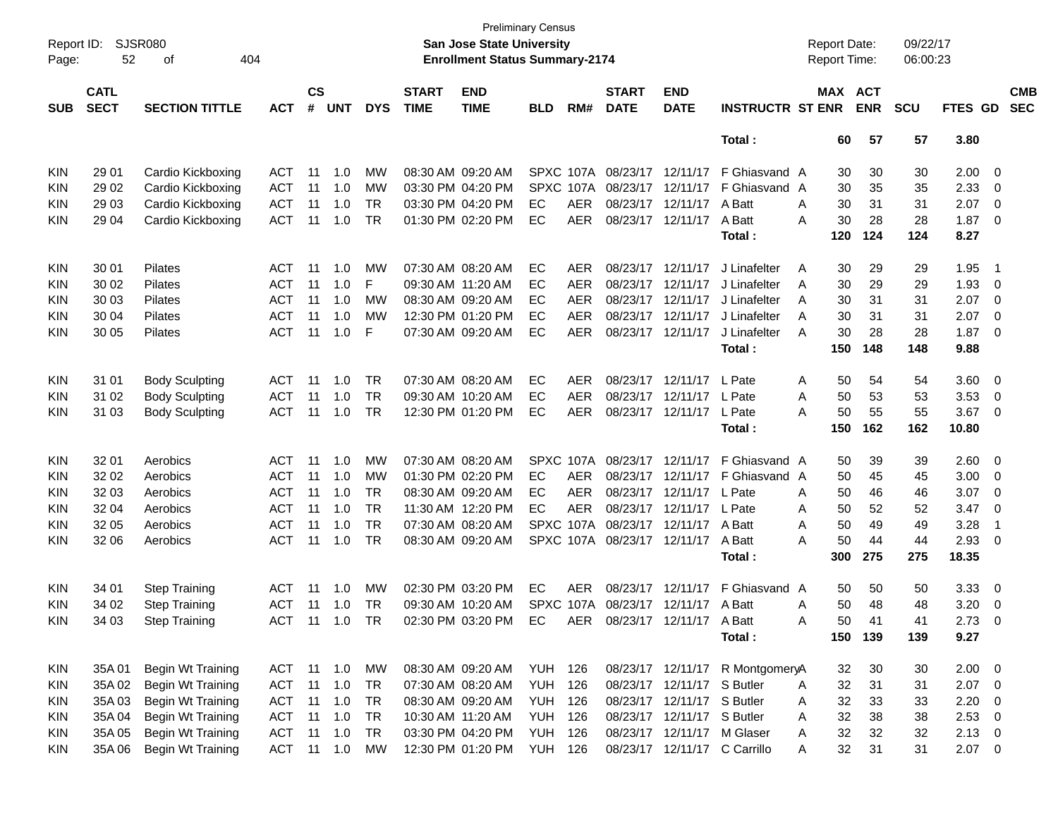Preliminary Census

Report ID: SJSR080
Page: 52 of 404

**San Jose State University**
**Enrollment Status Summary-2174**

Report Date: 09/22/17
Report Time: 06:00:23

| SUB | CATL SECT | SECTION TITTLE | ACT | CS # | UNT | DYS | START TIME | END TIME | BLD | RM# | START DATE | END DATE | INSTRUCTR | ST | MAX ENR | ACT ENR | SCU | FTES | GD | CMB SEC |
|---|---|---|---|---|---|---|---|---|---|---|---|---|---|---|---|---|---|---|---|---|
| | | | | | | | | | | | | | Total : | | 60 | 57 | 57 | 3.80 | | |
| KIN | 29 01 | Cardio Kickboxing | ACT | 11 | 1.0 | MW | 08:30 AM | 09:20 AM | SPXC | 107A | 08/23/17 | 12/11/17 | F Ghiasvand | A | 30 | 30 | 30 | 2.00 | 0 | |
| KIN | 29 02 | Cardio Kickboxing | ACT | 11 | 1.0 | MW | 03:30 PM | 04:20 PM | SPXC | 107A | 08/23/17 | 12/11/17 | F Ghiasvand | A | 30 | 35 | 35 | 2.33 | 0 | |
| KIN | 29 03 | Cardio Kickboxing | ACT | 11 | 1.0 | TR | 03:30 PM | 04:20 PM | EC | AER | 08/23/17 | 12/11/17 | A Batt | A | 30 | 31 | 31 | 2.07 | 0 | |
| KIN | 29 04 | Cardio Kickboxing | ACT | 11 | 1.0 | TR | 01:30 PM | 02:20 PM | EC | AER | 08/23/17 | 12/11/17 | A Batt | A | 30 | 28 | 28 | 1.87 | 0 | |
| | | | | | | | | | | | | | Total : | | 120 | 124 | 124 | 8.27 | | |
| KIN | 30 01 | Pilates | ACT | 11 | 1.0 | MW | 07:30 AM | 08:20 AM | EC | AER | 08/23/17 | 12/11/17 | J Linafelter | A | 30 | 29 | 29 | 1.95 | 1 | |
| KIN | 30 02 | Pilates | ACT | 11 | 1.0 | F | 09:30 AM | 11:20 AM | EC | AER | 08/23/17 | 12/11/17 | J Linafelter | A | 30 | 29 | 29 | 1.93 | 0 | |
| KIN | 30 03 | Pilates | ACT | 11 | 1.0 | MW | 08:30 AM | 09:20 AM | EC | AER | 08/23/17 | 12/11/17 | J Linafelter | A | 30 | 31 | 31 | 2.07 | 0 | |
| KIN | 30 04 | Pilates | ACT | 11 | 1.0 | MW | 12:30 PM | 01:20 PM | EC | AER | 08/23/17 | 12/11/17 | J Linafelter | A | 30 | 31 | 31 | 2.07 | 0 | |
| KIN | 30 05 | Pilates | ACT | 11 | 1.0 | F | 07:30 AM | 09:20 AM | EC | AER | 08/23/17 | 12/11/17 | J Linafelter | A | 30 | 28 | 28 | 1.87 | 0 | |
| | | | | | | | | | | | | | Total : | | 150 | 148 | 148 | 9.88 | | |
| KIN | 31 01 | Body Sculpting | ACT | 11 | 1.0 | TR | 07:30 AM | 08:20 AM | EC | AER | 08/23/17 | 12/11/17 | L Pate | A | 50 | 54 | 54 | 3.60 | 0 | |
| KIN | 31 02 | Body Sculpting | ACT | 11 | 1.0 | TR | 09:30 AM | 10:20 AM | EC | AER | 08/23/17 | 12/11/17 | L Pate | A | 50 | 53 | 53 | 3.53 | 0 | |
| KIN | 31 03 | Body Sculpting | ACT | 11 | 1.0 | TR | 12:30 PM | 01:20 PM | EC | AER | 08/23/17 | 12/11/17 | L Pate | A | 50 | 55 | 55 | 3.67 | 0 | |
| | | | | | | | | | | | | | Total : | | 150 | 162 | 162 | 10.80 | | |
| KIN | 32 01 | Aerobics | ACT | 11 | 1.0 | MW | 07:30 AM | 08:20 AM | SPXC | 107A | 08/23/17 | 12/11/17 | F Ghiasvand | A | 50 | 39 | 39 | 2.60 | 0 | |
| KIN | 32 02 | Aerobics | ACT | 11 | 1.0 | MW | 01:30 PM | 02:20 PM | EC | AER | 08/23/17 | 12/11/17 | F Ghiasvand | A | 50 | 45 | 45 | 3.00 | 0 | |
| KIN | 32 03 | Aerobics | ACT | 11 | 1.0 | TR | 08:30 AM | 09:20 AM | EC | AER | 08/23/17 | 12/11/17 | L Pate | A | 50 | 46 | 46 | 3.07 | 0 | |
| KIN | 32 04 | Aerobics | ACT | 11 | 1.0 | TR | 11:30 AM | 12:20 PM | EC | AER | 08/23/17 | 12/11/17 | L Pate | A | 50 | 52 | 52 | 3.47 | 0 | |
| KIN | 32 05 | Aerobics | ACT | 11 | 1.0 | TR | 07:30 AM | 08:20 AM | SPXC | 107A | 08/23/17 | 12/11/17 | A Batt | A | 50 | 49 | 49 | 3.28 | 1 | |
| KIN | 32 06 | Aerobics | ACT | 11 | 1.0 | TR | 08:30 AM | 09:20 AM | SPXC | 107A | 08/23/17 | 12/11/17 | A Batt | A | 50 | 44 | 44 | 2.93 | 0 | |
| | | | | | | | | | | | | | Total : | | 300 | 275 | 275 | 18.35 | | |
| KIN | 34 01 | Step Training | ACT | 11 | 1.0 | MW | 02:30 PM | 03:20 PM | EC | AER | 08/23/17 | 12/11/17 | F Ghiasvand | A | 50 | 50 | 50 | 3.33 | 0 | |
| KIN | 34 02 | Step Training | ACT | 11 | 1.0 | TR | 09:30 AM | 10:20 AM | SPXC | 107A | 08/23/17 | 12/11/17 | A Batt | A | 50 | 48 | 48 | 3.20 | 0 | |
| KIN | 34 03 | Step Training | ACT | 11 | 1.0 | TR | 02:30 PM | 03:20 PM | EC | AER | 08/23/17 | 12/11/17 | A Batt | A | 50 | 41 | 41 | 2.73 | 0 | |
| | | | | | | | | | | | | | Total : | | 150 | 139 | 139 | 9.27 | | |
| KIN | 35A 01 | Begin Wt Training | ACT | 11 | 1.0 | MW | 08:30 AM | 09:20 AM | YUH | 126 | 08/23/17 | 12/11/17 | R Montgomery | A | 32 | 30 | 30 | 2.00 | 0 | |
| KIN | 35A 02 | Begin Wt Training | ACT | 11 | 1.0 | TR | 07:30 AM | 08:20 AM | YUH | 126 | 08/23/17 | 12/11/17 | S Butler | A | 32 | 31 | 31 | 2.07 | 0 | |
| KIN | 35A 03 | Begin Wt Training | ACT | 11 | 1.0 | TR | 08:30 AM | 09:20 AM | YUH | 126 | 08/23/17 | 12/11/17 | S Butler | A | 32 | 33 | 33 | 2.20 | 0 | |
| KIN | 35A 04 | Begin Wt Training | ACT | 11 | 1.0 | TR | 10:30 AM | 11:20 AM | YUH | 126 | 08/23/17 | 12/11/17 | S Butler | A | 32 | 38 | 38 | 2.53 | 0 | |
| KIN | 35A 05 | Begin Wt Training | ACT | 11 | 1.0 | TR | 03:30 PM | 04:20 PM | YUH | 126 | 08/23/17 | 12/11/17 | M Glaser | A | 32 | 32 | 32 | 2.13 | 0 | |
| KIN | 35A 06 | Begin Wt Training | ACT | 11 | 1.0 | MW | 12:30 PM | 01:20 PM | YUH | 126 | 08/23/17 | 12/11/17 | C Carrillo | A | 32 | 31 | 31 | 2.07 | 0 | |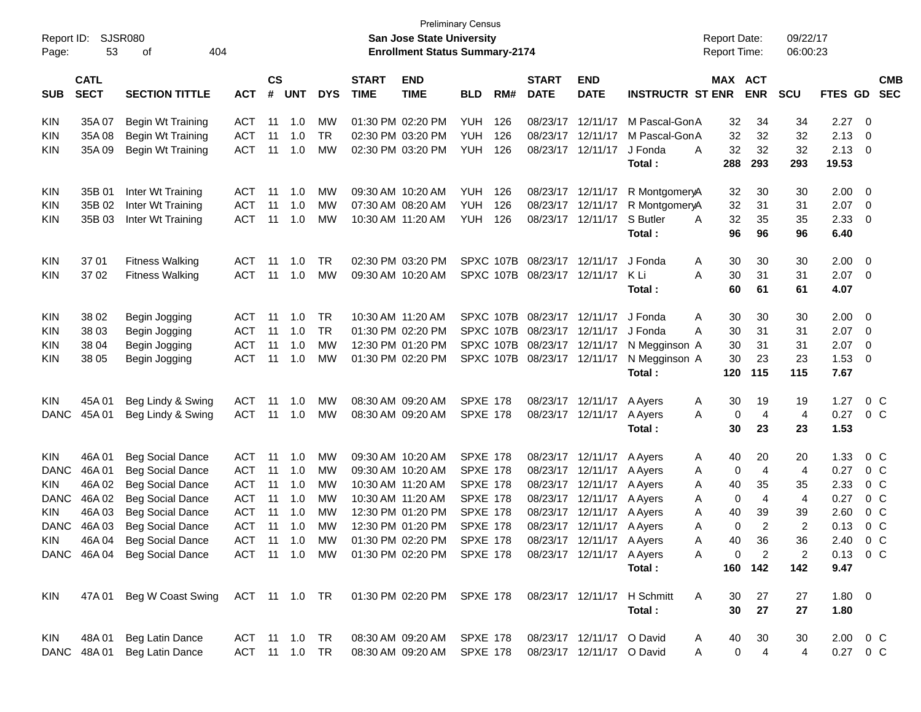Preliminary Census

Report ID: SJSR080 | San Jose State University | Report Date: 09/22/17
Page: 53 of 404 | Enrollment Status Summary-2174 | Report Time: 06:00:23

| SUB | CATL SECT | SECTION TITTLE | ACT | CS # | UNT | DYS | START TIME | END TIME | BLD | RM# | START DATE | END DATE | INSTRUCTR | ST | MAX ENR | ACT ENR | SCU | FTES | GD | CMB SEC |
|---|---|---|---|---|---|---|---|---|---|---|---|---|---|---|---|---|---|---|---|---|
| KIN | 35A 07 | Begin Wt Training | ACT | 11 | 1.0 | MW | 01:30 PM | 02:20 PM | YUH | 126 | 08/23/17 | 12/11/17 | M Pascal-Gon | A | 32 | 34 | 34 | 2.27 | 0 | |
| KIN | 35A 08 | Begin Wt Training | ACT | 11 | 1.0 | TR | 02:30 PM | 03:20 PM | YUH | 126 | 08/23/17 | 12/11/17 | M Pascal-Gon | A | 32 | 32 | 32 | 2.13 | 0 | |
| KIN | 35A 09 | Begin Wt Training | ACT | 11 | 1.0 | MW | 02:30 PM | 03:20 PM | YUH | 126 | 08/23/17 | 12/11/17 | J Fonda | A | 32 | 32 | 32 | 2.13 | 0 | |
| | | | | | | | | | | | | | **Total :** | | **288** | **293** | **293** | **19.53** | | |
| KIN | 35B 01 | Inter Wt Training | ACT | 11 | 1.0 | MW | 09:30 AM | 10:20 AM | YUH | 126 | 08/23/17 | 12/11/17 | R Montgomery | A | 32 | 30 | 30 | 2.00 | 0 | |
| KIN | 35B 02 | Inter Wt Training | ACT | 11 | 1.0 | MW | 07:30 AM | 08:20 AM | YUH | 126 | 08/23/17 | 12/11/17 | R Montgomery | A | 32 | 31 | 31 | 2.07 | 0 | |
| KIN | 35B 03 | Inter Wt Training | ACT | 11 | 1.0 | MW | 10:30 AM | 11:20 AM | YUH | 126 | 08/23/17 | 12/11/17 | S Butler | A | 32 | 35 | 35 | 2.33 | 0 | |
| | | | | | | | | | | | | | **Total :** | | **96** | **96** | **96** | **6.40** | | |
| KIN | 37 01 | Fitness Walking | ACT | 11 | 1.0 | TR | 02:30 PM | 03:20 PM | SPXC | 107B | 08/23/17 | 12/11/17 | J Fonda | A | 30 | 30 | 30 | 2.00 | 0 | |
| KIN | 37 02 | Fitness Walking | ACT | 11 | 1.0 | MW | 09:30 AM | 10:20 AM | SPXC | 107B | 08/23/17 | 12/11/17 | K Li | A | 30 | 31 | 31 | 2.07 | 0 | |
| | | | | | | | | | | | | | **Total :** | | **60** | **61** | **61** | **4.07** | | |
| KIN | 38 02 | Begin Jogging | ACT | 11 | 1.0 | TR | 10:30 AM | 11:20 AM | SPXC | 107B | 08/23/17 | 12/11/17 | J Fonda | A | 30 | 30 | 30 | 2.00 | 0 | |
| KIN | 38 03 | Begin Jogging | ACT | 11 | 1.0 | TR | 01:30 PM | 02:20 PM | SPXC | 107B | 08/23/17 | 12/11/17 | J Fonda | A | 30 | 31 | 31 | 2.07 | 0 | |
| KIN | 38 04 | Begin Jogging | ACT | 11 | 1.0 | MW | 12:30 PM | 01:20 PM | SPXC | 107B | 08/23/17 | 12/11/17 | N Megginson | A | 30 | 31 | 31 | 2.07 | 0 | |
| KIN | 38 05 | Begin Jogging | ACT | 11 | 1.0 | MW | 01:30 PM | 02:20 PM | SPXC | 107B | 08/23/17 | 12/11/17 | N Megginson | A | 30 | 23 | 23 | 1.53 | 0 | |
| | | | | | | | | | | | | | **Total :** | | **120** | **115** | **115** | **7.67** | | |
| KIN | 45A 01 | Beg Lindy & Swing | ACT | 11 | 1.0 | MW | 08:30 AM | 09:20 AM | SPXE | 178 | 08/23/17 | 12/11/17 | A Ayers | A | 30 | 19 | 19 | 1.27 | 0 | C |
| DANC | 45A 01 | Beg Lindy & Swing | ACT | 11 | 1.0 | MW | 08:30 AM | 09:20 AM | SPXE | 178 | 08/23/17 | 12/11/17 | A Ayers | A | 0 | 4 | 4 | 0.27 | 0 | C |
| | | | | | | | | | | | | | **Total :** | | **30** | **23** | **23** | **1.53** | | |
| KIN | 46A 01 | Beg Social Dance | ACT | 11 | 1.0 | MW | 09:30 AM | 10:20 AM | SPXE | 178 | 08/23/17 | 12/11/17 | A Ayers | A | 40 | 20 | 20 | 1.33 | 0 | C |
| DANC | 46A 01 | Beg Social Dance | ACT | 11 | 1.0 | MW | 09:30 AM | 10:20 AM | SPXE | 178 | 08/23/17 | 12/11/17 | A Ayers | A | 0 | 4 | 4 | 0.27 | 0 | C |
| KIN | 46A 02 | Beg Social Dance | ACT | 11 | 1.0 | MW | 10:30 AM | 11:20 AM | SPXE | 178 | 08/23/17 | 12/11/17 | A Ayers | A | 40 | 35 | 35 | 2.33 | 0 | C |
| DANC | 46A 02 | Beg Social Dance | ACT | 11 | 1.0 | MW | 10:30 AM | 11:20 AM | SPXE | 178 | 08/23/17 | 12/11/17 | A Ayers | A | 0 | 4 | 4 | 0.27 | 0 | C |
| KIN | 46A 03 | Beg Social Dance | ACT | 11 | 1.0 | MW | 12:30 PM | 01:20 PM | SPXE | 178 | 08/23/17 | 12/11/17 | A Ayers | A | 40 | 39 | 39 | 2.60 | 0 | C |
| DANC | 46A 03 | Beg Social Dance | ACT | 11 | 1.0 | MW | 12:30 PM | 01:20 PM | SPXE | 178 | 08/23/17 | 12/11/17 | A Ayers | A | 0 | 2 | 2 | 0.13 | 0 | C |
| KIN | 46A 04 | Beg Social Dance | ACT | 11 | 1.0 | MW | 01:30 PM | 02:20 PM | SPXE | 178 | 08/23/17 | 12/11/17 | A Ayers | A | 40 | 36 | 36 | 2.40 | 0 | C |
| DANC | 46A 04 | Beg Social Dance | ACT | 11 | 1.0 | MW | 01:30 PM | 02:20 PM | SPXE | 178 | 08/23/17 | 12/11/17 | A Ayers | A | 0 | 2 | 2 | 0.13 | 0 | C |
| | | | | | | | | | | | | | **Total :** | | **160** | **142** | **142** | **9.47** | | |
| KIN | 47A 01 | Beg W Coast Swing | ACT | 11 | 1.0 | TR | 01:30 PM | 02:20 PM | SPXE | 178 | 08/23/17 | 12/11/17 | H Schmitt | A | 30 | 27 | 27 | 1.80 | 0 | |
| | | | | | | | | | | | | | **Total :** | | **30** | **27** | **27** | **1.80** | | |
| KIN | 48A 01 | Beg Latin Dance | ACT | 11 | 1.0 | TR | 08:30 AM | 09:20 AM | SPXE | 178 | 08/23/17 | 12/11/17 | O David | A | 40 | 30 | 30 | 2.00 | 0 | C |
| DANC | 48A 01 | Beg Latin Dance | ACT | 11 | 1.0 | TR | 08:30 AM | 09:20 AM | SPXE | 178 | 08/23/17 | 12/11/17 | O David | A | 0 | 4 | 4 | 0.27 | 0 | C |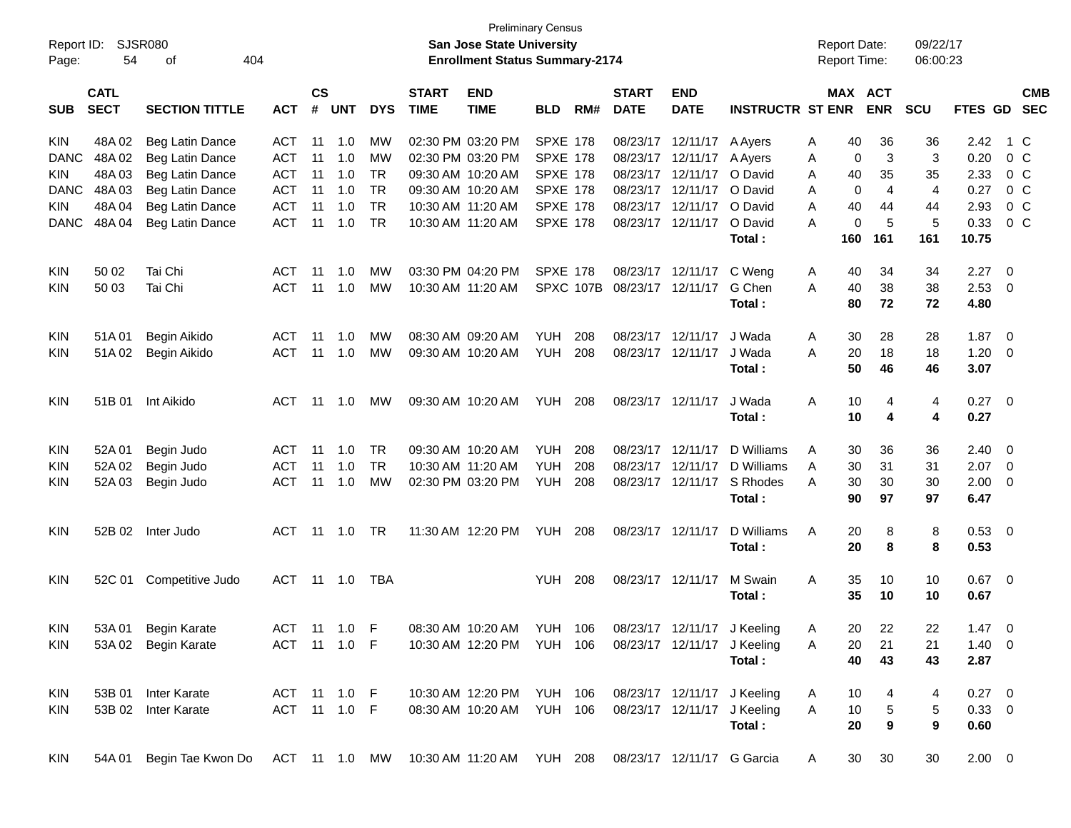Preliminary Census

Report ID: SJSR080

**San Jose State University**

**Enrollment Status Summary-2174**

Report Date: 09/22/17

Report Time: 06:00:23

| SUB | CATL SECT | SECTION TITTLE | ACT | CS # | UNT | DYS | START TIME | END TIME | BLD | RM# | START DATE | END DATE | INSTRUCTR | ST | MAX ENR | ACT ENR | SCU | FTES | GD | CMB SEC |
|---|---|---|---|---|---|---|---|---|---|---|---|---|---|---|---|---|---|---|---|---|
| KIN | 48A 02 | Beg Latin Dance | ACT | 11 | 1.0 | MW | 02:30 PM | 03:20 PM | SPXE | 178 | 08/23/17 | 12/11/17 | A Ayers | A | 40 | 36 | 36 | 2.42 | 1 | C |
| DANC | 48A 02 | Beg Latin Dance | ACT | 11 | 1.0 | MW | 02:30 PM | 03:20 PM | SPXE | 178 | 08/23/17 | 12/11/17 | A Ayers | A | 0 | 3 | 3 | 0.20 | 0 | C |
| KIN | 48A 03 | Beg Latin Dance | ACT | 11 | 1.0 | TR | 09:30 AM | 10:20 AM | SPXE | 178 | 08/23/17 | 12/11/17 | O David | A | 40 | 35 | 35 | 2.33 | 0 | C |
| DANC | 48A 03 | Beg Latin Dance | ACT | 11 | 1.0 | TR | 09:30 AM | 10:20 AM | SPXE | 178 | 08/23/17 | 12/11/17 | O David | A | 0 | 4 | 4 | 0.27 | 0 | C |
| KIN | 48A 04 | Beg Latin Dance | ACT | 11 | 1.0 | TR | 10:30 AM | 11:20 AM | SPXE | 178 | 08/23/17 | 12/11/17 | O David | A | 40 | 44 | 44 | 2.93 | 0 | C |
| DANC | 48A 04 | Beg Latin Dance | ACT | 11 | 1.0 | TR | 10:30 AM | 11:20 AM | SPXE | 178 | 08/23/17 | 12/11/17 | O David | A | 0 | 5 | 5 | 0.33 | 0 | C |
| | | | | | | | | | | | | | **Total :** | | **160** | **161** | **161** | **10.75** | | |
| KIN | 50 02 | Tai Chi | ACT | 11 | 1.0 | MW | 03:30 PM | 04:20 PM | SPXE | 178 | 08/23/17 | 12/11/17 | C Weng | A | 40 | 34 | 34 | 2.27 | 0 | |
| KIN | 50 03 | Tai Chi | ACT | 11 | 1.0 | MW | 10:30 AM | 11:20 AM | SPXC | 107B | 08/23/17 | 12/11/17 | G Chen | A | 40 | 38 | 38 | 2.53 | 0 | |
| | | | | | | | | | | | | | **Total :** | | **80** | **72** | **72** | **4.80** | | |
| KIN | 51A 01 | Begin Aikido | ACT | 11 | 1.0 | MW | 08:30 AM | 09:20 AM | YUH | 208 | 08/23/17 | 12/11/17 | J Wada | A | 30 | 28 | 28 | 1.87 | 0 | |
| KIN | 51A 02 | Begin Aikido | ACT | 11 | 1.0 | MW | 09:30 AM | 10:20 AM | YUH | 208 | 08/23/17 | 12/11/17 | J Wada | A | 20 | 18 | 18 | 1.20 | 0 | |
| | | | | | | | | | | | | | **Total :** | | **50** | **46** | **46** | **3.07** | | |
| KIN | 51B 01 | Int Aikido | ACT | 11 | 1.0 | MW | 09:30 AM | 10:20 AM | YUH | 208 | 08/23/17 | 12/11/17 | J Wada | A | 10 | 4 | 4 | 0.27 | 0 | |
| | | | | | | | | | | | | | **Total :** | | **10** | **4** | **4** | **0.27** | | |
| KIN | 52A 01 | Begin Judo | ACT | 11 | 1.0 | TR | 09:30 AM | 10:20 AM | YUH | 208 | 08/23/17 | 12/11/17 | D Williams | A | 30 | 36 | 36 | 2.40 | 0 | |
| KIN | 52A 02 | Begin Judo | ACT | 11 | 1.0 | TR | 10:30 AM | 11:20 AM | YUH | 208 | 08/23/17 | 12/11/17 | D Williams | A | 30 | 31 | 31 | 2.07 | 0 | |
| KIN | 52A 03 | Begin Judo | ACT | 11 | 1.0 | MW | 02:30 PM | 03:20 PM | YUH | 208 | 08/23/17 | 12/11/17 | S Rhodes | A | 30 | 30 | 30 | 2.00 | 0 | |
| | | | | | | | | | | | | | **Total :** | | **90** | **97** | **97** | **6.47** | | |
| KIN | 52B 02 | Inter Judo | ACT | 11 | 1.0 | TR | 11:30 AM | 12:20 PM | YUH | 208 | 08/23/17 | 12/11/17 | D Williams | A | 20 | 8 | 8 | 0.53 | 0 | |
| | | | | | | | | | | | | | **Total :** | | **20** | **8** | **8** | **0.53** | | |
| KIN | 52C 01 | Competitive Judo | ACT | 11 | 1.0 | TBA | | | YUH | 208 | 08/23/17 | 12/11/17 | M Swain | A | 35 | 10 | 10 | 0.67 | 0 | |
| | | | | | | | | | | | | | **Total :** | | **35** | **10** | **10** | **0.67** | | |
| KIN | 53A 01 | Begin Karate | ACT | 11 | 1.0 | F | 08:30 AM | 10:20 AM | YUH | 106 | 08/23/17 | 12/11/17 | J Keeling | A | 20 | 22 | 22 | 1.47 | 0 | |
| KIN | 53A 02 | Begin Karate | ACT | 11 | 1.0 | F | 10:30 AM | 12:20 PM | YUH | 106 | 08/23/17 | 12/11/17 | J Keeling | A | 20 | 21 | 21 | 1.40 | 0 | |
| | | | | | | | | | | | | | **Total :** | | **40** | **43** | **43** | **2.87** | | |
| KIN | 53B 01 | Inter Karate | ACT | 11 | 1.0 | F | 10:30 AM | 12:20 PM | YUH | 106 | 08/23/17 | 12/11/17 | J Keeling | A | 10 | 4 | 4 | 0.27 | 0 | |
| KIN | 53B 02 | Inter Karate | ACT | 11 | 1.0 | F | 08:30 AM | 10:20 AM | YUH | 106 | 08/23/17 | 12/11/17 | J Keeling | A | 10 | 5 | 5 | 0.33 | 0 | |
| | | | | | | | | | | | | | **Total :** | | **20** | **9** | **9** | **0.60** | | |
| KIN | 54A 01 | Begin Tae Kwon Do | ACT | 11 | 1.0 | MW | 10:30 AM | 11:20 AM | YUH | 208 | 08/23/17 | 12/11/17 | G Garcia | A | 30 | 30 | 30 | 2.00 | 0 | |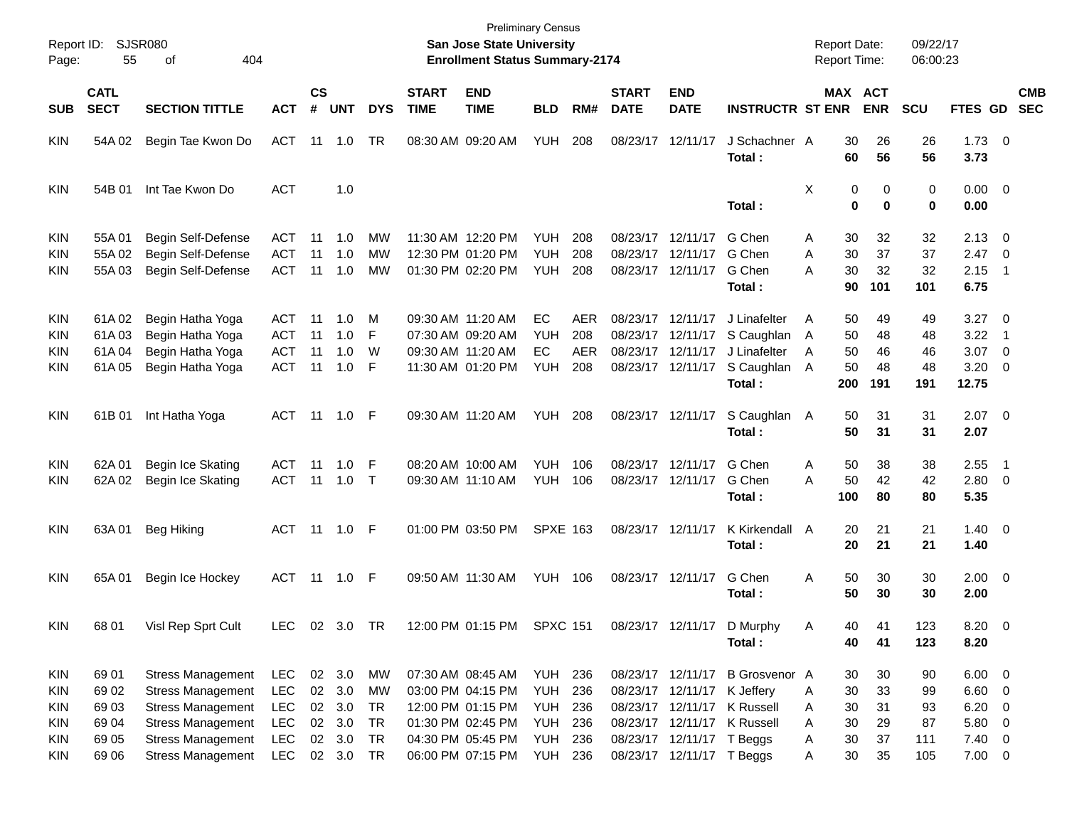Preliminary Census
**San Jose State University**
**Enrollment Status Summary-2174**

Report ID: SJSR080
Report Date: 09/22/17
Report Time: 06:00:23

| SUB | CATL SECT | SECTION TITTLE | ACT | CS # | UNT | DYS | START TIME | END TIME | BLD | RM# | START DATE | END DATE | INSTRUCTR | ST | MAX ENR | ACT ENR | SCU | FTES | GD | CMB SEC |
|---|---|---|---|---|---|---|---|---|---|---|---|---|---|---|---|---|---|---|---|---|
| KIN | 54A 02 | Begin Tae Kwon Do | ACT | 11 | 1.0 | TR | 08:30 AM | 09:20 AM | YUH | 208 | 08/23/17 | 12/11/17 | J Schachner | A | 30 | 26 | 26 | 1.73 | 0 | |
| | | | | | | | | | | | | | **Total :** | | **60** | **56** | **56** | **3.73** | | |
| KIN | 54B 01 | Int Tae Kwon Do | ACT | | 1.0 | | | | | | | | | X | 0 | 0 | 0 | 0.00 | 0 | |
| | | | | | | | | | | | | | **Total :** | | **0** | **0** | **0** | **0.00** | | |
| KIN | 55A 01 | Begin Self-Defense | ACT | 11 | 1.0 | MW | 11:30 AM | 12:20 PM | YUH | 208 | 08/23/17 | 12/11/17 | G Chen | A | 30 | 32 | 32 | 2.13 | 0 | |
| KIN | 55A 02 | Begin Self-Defense | ACT | 11 | 1.0 | MW | 12:30 PM | 01:20 PM | YUH | 208 | 08/23/17 | 12/11/17 | G Chen | A | 30 | 37 | 37 | 2.47 | 0 | |
| KIN | 55A 03 | Begin Self-Defense | ACT | 11 | 1.0 | MW | 01:30 PM | 02:20 PM | YUH | 208 | 08/23/17 | 12/11/17 | G Chen | A | 30 | 32 | 32 | 2.15 | 1 | |
| | | | | | | | | | | | | | **Total :** | | **90** | **101** | **101** | **6.75** | | |
| KIN | 61A 02 | Begin Hatha Yoga | ACT | 11 | 1.0 | M | 09:30 AM | 11:20 AM | EC | AER | 08/23/17 | 12/11/17 | J Linafelter | A | 50 | 49 | 49 | 3.27 | 0 | |
| KIN | 61A 03 | Begin Hatha Yoga | ACT | 11 | 1.0 | F | 07:30 AM | 09:20 AM | YUH | 208 | 08/23/17 | 12/11/17 | S Caughlan | A | 50 | 48 | 48 | 3.22 | 1 | |
| KIN | 61A 04 | Begin Hatha Yoga | ACT | 11 | 1.0 | W | 09:30 AM | 11:20 AM | EC | AER | 08/23/17 | 12/11/17 | J Linafelter | A | 50 | 46 | 46 | 3.07 | 0 | |
| KIN | 61A 05 | Begin Hatha Yoga | ACT | 11 | 1.0 | F | 11:30 AM | 01:20 PM | YUH | 208 | 08/23/17 | 12/11/17 | S Caughlan | A | 50 | 48 | 48 | 3.20 | 0 | |
| | | | | | | | | | | | | | **Total :** | | **200** | **191** | **191** | **12.75** | | |
| KIN | 61B 01 | Int Hatha Yoga | ACT | 11 | 1.0 | F | 09:30 AM | 11:20 AM | YUH | 208 | 08/23/17 | 12/11/17 | S Caughlan | A | 50 | 31 | 31 | 2.07 | 0 | |
| | | | | | | | | | | | | | **Total :** | | **50** | **31** | **31** | **2.07** | | |
| KIN | 62A 01 | Begin Ice Skating | ACT | 11 | 1.0 | F | 08:20 AM | 10:00 AM | YUH | 106 | 08/23/17 | 12/11/17 | G Chen | A | 50 | 38 | 38 | 2.55 | 1 | |
| KIN | 62A 02 | Begin Ice Skating | ACT | 11 | 1.0 | T | 09:30 AM | 11:10 AM | YUH | 106 | 08/23/17 | 12/11/17 | G Chen | A | 50 | 42 | 42 | 2.80 | 0 | |
| | | | | | | | | | | | | | **Total :** | | **100** | **80** | **80** | **5.35** | | |
| KIN | 63A 01 | Beg Hiking | ACT | 11 | 1.0 | F | 01:00 PM | 03:50 PM | SPXE | 163 | 08/23/17 | 12/11/17 | K Kirkendall | A | 20 | 21 | 21 | 1.40 | 0 | |
| | | | | | | | | | | | | | **Total :** | | **20** | **21** | **21** | **1.40** | | |
| KIN | 65A 01 | Begin Ice Hockey | ACT | 11 | 1.0 | F | 09:50 AM | 11:30 AM | YUH | 106 | 08/23/17 | 12/11/17 | G Chen | A | 50 | 30 | 30 | 2.00 | 0 | |
| | | | | | | | | | | | | | **Total :** | | **50** | **30** | **30** | **2.00** | | |
| KIN | 68 01 | Visl Rep Sprt Cult | LEC | 02 | 3.0 | TR | 12:00 PM | 01:15 PM | SPXC | 151 | 08/23/17 | 12/11/17 | D Murphy | A | 40 | 41 | 123 | 8.20 | 0 | |
| | | | | | | | | | | | | | **Total :** | | **40** | **41** | **123** | **8.20** | | |
| KIN | 69 01 | Stress Management | LEC | 02 | 3.0 | MW | 07:30 AM | 08:45 AM | YUH | 236 | 08/23/17 | 12/11/17 | B Grosvenor | A | 30 | 30 | 90 | 6.00 | 0 | |
| KIN | 69 02 | Stress Management | LEC | 02 | 3.0 | MW | 03:00 PM | 04:15 PM | YUH | 236 | 08/23/17 | 12/11/17 | K Jeffery | A | 30 | 33 | 99 | 6.60 | 0 | |
| KIN | 69 03 | Stress Management | LEC | 02 | 3.0 | TR | 12:00 PM | 01:15 PM | YUH | 236 | 08/23/17 | 12/11/17 | K Russell | A | 30 | 31 | 93 | 6.20 | 0 | |
| KIN | 69 04 | Stress Management | LEC | 02 | 3.0 | TR | 01:30 PM | 02:45 PM | YUH | 236 | 08/23/17 | 12/11/17 | K Russell | A | 30 | 29 | 87 | 5.80 | 0 | |
| KIN | 69 05 | Stress Management | LEC | 02 | 3.0 | TR | 04:30 PM | 05:45 PM | YUH | 236 | 08/23/17 | 12/11/17 | T Beggs | A | 30 | 37 | 111 | 7.40 | 0 | |
| KIN | 69 06 | Stress Management | LEC | 02 | 3.0 | TR | 06:00 PM | 07:15 PM | YUH | 236 | 08/23/17 | 12/11/17 | T Beggs | A | 30 | 35 | 105 | 7.00 | 0 | |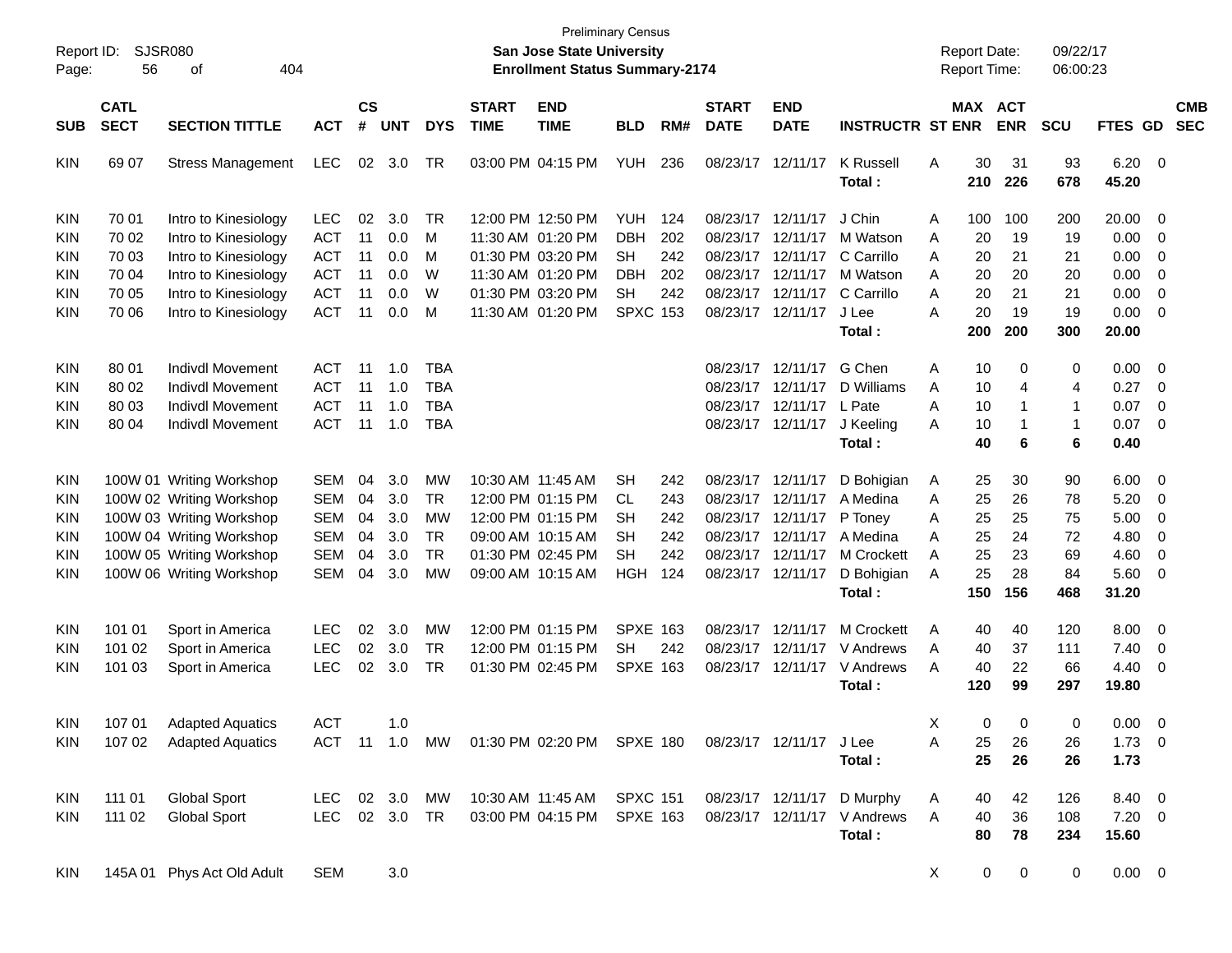Preliminary Census

Report ID: SJSR080
**San Jose State University**
**Enrollment Status Summary-2174**

Report Date: 09/22/17
Report Time: 06:00:23

| SUB | CATL SECT | SECTION TITTLE | ACT | CS # | UNT | DYS | START TIME | END TIME | BLD | RM# | START DATE | END DATE | INSTRUCTR | ST | MAX ENR | ACT ENR | SCU | FTES | GD | CMB SEC |
|---|---|---|---|---|---|---|---|---|---|---|---|---|---|---|---|---|---|---|---|---|
| KIN | 69 07 | Stress Management | LEC | 02 | 3.0 | TR | 03:00 PM | 04:15 PM | YUH | 236 | 08/23/17 | 12/11/17 | K Russell | A | 30 | 31 | 93 | 6.20 | 0 | |
| | | | | | | | | | | | | | **Total :** | | **210** | **226** | **678** | **45.20** | | |
| KIN | 70 01 | Intro to Kinesiology | LEC | 02 | 3.0 | TR | 12:00 PM | 12:50 PM | YUH | 124 | 08/23/17 | 12/11/17 | J Chin | A | 100 | 100 | 200 | 20.00 | 0 | |
| KIN | 70 02 | Intro to Kinesiology | ACT | 11 | 0.0 | M | 11:30 AM | 01:20 PM | DBH | 202 | 08/23/17 | 12/11/17 | M Watson | A | 20 | 19 | 19 | 0.00 | 0 | |
| KIN | 70 03 | Intro to Kinesiology | ACT | 11 | 0.0 | M | 01:30 PM | 03:20 PM | SH | 242 | 08/23/17 | 12/11/17 | C Carrillo | A | 20 | 21 | 21 | 0.00 | 0 | |
| KIN | 70 04 | Intro to Kinesiology | ACT | 11 | 0.0 | W | 11:30 AM | 01:20 PM | DBH | 202 | 08/23/17 | 12/11/17 | M Watson | A | 20 | 20 | 20 | 0.00 | 0 | |
| KIN | 70 05 | Intro to Kinesiology | ACT | 11 | 0.0 | W | 01:30 PM | 03:20 PM | SH | 242 | 08/23/17 | 12/11/17 | C Carrillo | A | 20 | 21 | 21 | 0.00 | 0 | |
| KIN | 70 06 | Intro to Kinesiology | ACT | 11 | 0.0 | M | 11:30 AM | 01:20 PM | SPXC | 153 | 08/23/17 | 12/11/17 | J Lee | A | 20 | 19 | 19 | 0.00 | 0 | |
| | | | | | | | | | | | | | **Total :** | | **200** | **200** | **300** | **20.00** | | |
| KIN | 80 01 | Indivdl Movement | ACT | 11 | 1.0 | TBA | | | | | 08/23/17 | 12/11/17 | G Chen | A | 10 | 0 | 0 | 0.00 | 0 | |
| KIN | 80 02 | Indivdl Movement | ACT | 11 | 1.0 | TBA | | | | | 08/23/17 | 12/11/17 | D Williams | A | 10 | 4 | 4 | 0.27 | 0 | |
| KIN | 80 03 | Indivdl Movement | ACT | 11 | 1.0 | TBA | | | | | 08/23/17 | 12/11/17 | L Pate | A | 10 | 1 | 1 | 0.07 | 0 | |
| KIN | 80 04 | Indivdl Movement | ACT | 11 | 1.0 | TBA | | | | | 08/23/17 | 12/11/17 | J Keeling | A | 10 | 1 | 1 | 0.07 | 0 | |
| | | | | | | | | | | | | | **Total :** | | **40** | **6** | **6** | **0.40** | | |
| KIN | 100W 01 | Writing Workshop | SEM | 04 | 3.0 | MW | 10:30 AM | 11:45 AM | SH | 242 | 08/23/17 | 12/11/17 | D Bohigian | A | 25 | 30 | 90 | 6.00 | 0 | |
| KIN | 100W 02 | Writing Workshop | SEM | 04 | 3.0 | TR | 12:00 PM | 01:15 PM | CL | 243 | 08/23/17 | 12/11/17 | A Medina | A | 25 | 26 | 78 | 5.20 | 0 | |
| KIN | 100W 03 | Writing Workshop | SEM | 04 | 3.0 | MW | 12:00 PM | 01:15 PM | SH | 242 | 08/23/17 | 12/11/17 | P Toney | A | 25 | 25 | 75 | 5.00 | 0 | |
| KIN | 100W 04 | Writing Workshop | SEM | 04 | 3.0 | TR | 09:00 AM | 10:15 AM | SH | 242 | 08/23/17 | 12/11/17 | A Medina | A | 25 | 24 | 72 | 4.80 | 0 | |
| KIN | 100W 05 | Writing Workshop | SEM | 04 | 3.0 | TR | 01:30 PM | 02:45 PM | SH | 242 | 08/23/17 | 12/11/17 | M Crockett | A | 25 | 23 | 69 | 4.60 | 0 | |
| KIN | 100W 06 | Writing Workshop | SEM | 04 | 3.0 | MW | 09:00 AM | 10:15 AM | HGH | 124 | 08/23/17 | 12/11/17 | D Bohigian | A | 25 | 28 | 84 | 5.60 | 0 | |
| | | | | | | | | | | | | | **Total :** | | **150** | **156** | **468** | **31.20** | | |
| KIN | 101 01 | Sport in America | LEC | 02 | 3.0 | MW | 12:00 PM | 01:15 PM | SPXE | 163 | 08/23/17 | 12/11/17 | M Crockett | A | 40 | 40 | 120 | 8.00 | 0 | |
| KIN | 101 02 | Sport in America | LEC | 02 | 3.0 | TR | 12:00 PM | 01:15 PM | SH | 242 | 08/23/17 | 12/11/17 | V Andrews | A | 40 | 37 | 111 | 7.40 | 0 | |
| KIN | 101 03 | Sport in America | LEC | 02 | 3.0 | TR | 01:30 PM | 02:45 PM | SPXE | 163 | 08/23/17 | 12/11/17 | V Andrews | A | 40 | 22 | 66 | 4.40 | 0 | |
| | | | | | | | | | | | | | **Total :** | | **120** | **99** | **297** | **19.80** | | |
| KIN | 107 01 | Adapted Aquatics | ACT | | 1.0 | | | | | | | | | X | 0 | 0 | 0 | 0.00 | 0 | |
| KIN | 107 02 | Adapted Aquatics | ACT | 11 | 1.0 | MW | 01:30 PM | 02:20 PM | SPXE | 180 | 08/23/17 | 12/11/17 | J Lee | A | 25 | 26 | 26 | 1.73 | 0 | |
| | | | | | | | | | | | | | **Total :** | | **25** | **26** | **26** | **1.73** | | |
| KIN | 111 01 | Global Sport | LEC | 02 | 3.0 | MW | 10:30 AM | 11:45 AM | SPXC | 151 | 08/23/17 | 12/11/17 | D Murphy | A | 40 | 42 | 126 | 8.40 | 0 | |
| KIN | 111 02 | Global Sport | LEC | 02 | 3.0 | TR | 03:00 PM | 04:15 PM | SPXE | 163 | 08/23/17 | 12/11/17 | V Andrews | A | 40 | 36 | 108 | 7.20 | 0 | |
| | | | | | | | | | | | | | **Total :** | | **80** | **78** | **234** | **15.60** | | |
| KIN | 145A 01 | Phys Act Old Adult | SEM | | 3.0 | | | | | | | | | X | 0 | 0 | 0 | 0.00 | 0 | |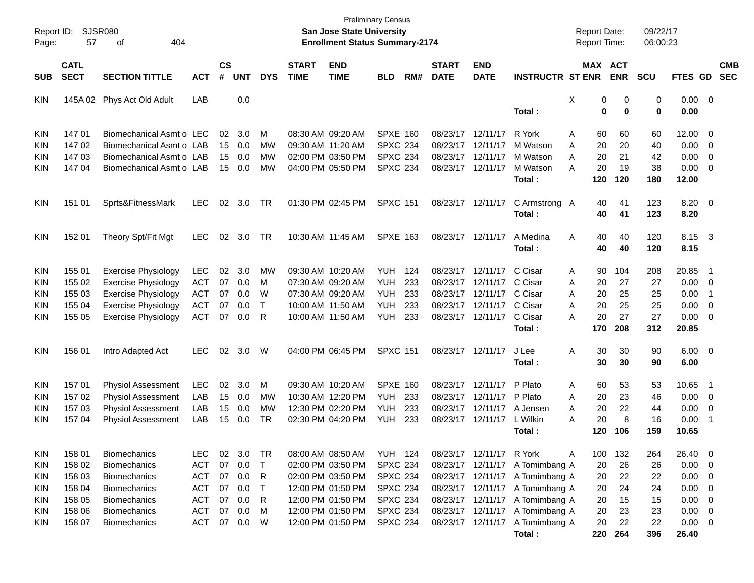Preliminary Census

Report ID: SJSR080

**San Jose State University**

**Enrollment Status Summary-2174**

Report Date: 09/22/17

Report Time: 06:00:23

| SUB | CATL SECT | SECTION TITTLE | ACT | CS # | UNT | DYS | START TIME | END TIME | BLD | RM# | START DATE | END DATE | INSTRUCTR | ST | MAX ENR | ACT ENR | SCU | FTES | GD | CMB SEC |
|---|---|---|---|---|---|---|---|---|---|---|---|---|---|---|---|---|---|---|---|---|
| KIN | 145A 02 | Phys Act Old Adult | LAB | | 0.0 | | | | | | | | | X | 0 | 0 | 0 | 0.00 | 0 | |
| | | | | | | | | | | | | | **Total :** | | **0** | **0** | **0** | **0.00** | | |
| KIN | 147 01 | Biomechanical Asmt o | LEC | 02 | 3.0 | M | 08:30 AM | 09:20 AM | SPXE | 160 | 08/23/17 | 12/11/17 | R York | A | 60 | 60 | 60 | 12.00 | 0 | |
| KIN | 147 02 | Biomechanical Asmt o | LAB | 15 | 0.0 | MW | 09:30 AM | 11:20 AM | SPXC | 234 | 08/23/17 | 12/11/17 | M Watson | A | 20 | 20 | 40 | 0.00 | 0 | |
| KIN | 147 03 | Biomechanical Asmt o | LAB | 15 | 0.0 | MW | 02:00 PM | 03:50 PM | SPXC | 234 | 08/23/17 | 12/11/17 | M Watson | A | 20 | 21 | 42 | 0.00 | 0 | |
| KIN | 147 04 | Biomechanical Asmt o | LAB | 15 | 0.0 | MW | 04:00 PM | 05:50 PM | SPXC | 234 | 08/23/17 | 12/11/17 | M Watson | A | 20 | 19 | 38 | 0.00 | 0 | |
| | | | | | | | | | | | | | **Total :** | | **120** | **120** | **180** | **12.00** | | |
| KIN | 151 01 | Sprts&FitnessMark | LEC | 02 | 3.0 | TR | 01:30 PM | 02:45 PM | SPXC | 151 | 08/23/17 | 12/11/17 | C Armstrong | A | 40 | 41 | 123 | 8.20 | 0 | |
| | | | | | | | | | | | | | **Total :** | | **40** | **41** | **123** | **8.20** | | |
| KIN | 152 01 | Theory Spt/Fit Mgt | LEC | 02 | 3.0 | TR | 10:30 AM | 11:45 AM | SPXE | 163 | 08/23/17 | 12/11/17 | A Medina | A | 40 | 40 | 120 | 8.15 | 3 | |
| | | | | | | | | | | | | | **Total :** | | **40** | **40** | **120** | **8.15** | | |
| KIN | 155 01 | Exercise Physiology | LEC | 02 | 3.0 | MW | 09:30 AM | 10:20 AM | YUH | 124 | 08/23/17 | 12/11/17 | C Cisar | A | 90 | 104 | 208 | 20.85 | 1 | |
| KIN | 155 02 | Exercise Physiology | ACT | 07 | 0.0 | M | 07:30 AM | 09:20 AM | YUH | 233 | 08/23/17 | 12/11/17 | C Cisar | A | 20 | 27 | 27 | 0.00 | 0 | |
| KIN | 155 03 | Exercise Physiology | ACT | 07 | 0.0 | W | 07:30 AM | 09:20 AM | YUH | 233 | 08/23/17 | 12/11/17 | C Cisar | A | 20 | 25 | 25 | 0.00 | 1 | |
| KIN | 155 04 | Exercise Physiology | ACT | 07 | 0.0 | T | 10:00 AM | 11:50 AM | YUH | 233 | 08/23/17 | 12/11/17 | C Cisar | A | 20 | 25 | 25 | 0.00 | 0 | |
| KIN | 155 05 | Exercise Physiology | ACT | 07 | 0.0 | R | 10:00 AM | 11:50 AM | YUH | 233 | 08/23/17 | 12/11/17 | C Cisar | A | 20 | 27 | 27 | 0.00 | 0 | |
| | | | | | | | | | | | | | **Total :** | | **170** | **208** | **312** | **20.85** | | |
| KIN | 156 01 | Intro Adapted Act | LEC | 02 | 3.0 | W | 04:00 PM | 06:45 PM | SPXC | 151 | 08/23/17 | 12/11/17 | J Lee | A | 30 | 30 | 90 | 6.00 | 0 | |
| | | | | | | | | | | | | | **Total :** | | **30** | **30** | **90** | **6.00** | | |
| KIN | 157 01 | Physiol Assessment | LEC | 02 | 3.0 | M | 09:30 AM | 10:20 AM | SPXE | 160 | 08/23/17 | 12/11/17 | P Plato | A | 60 | 53 | 53 | 10.65 | 1 | |
| KIN | 157 02 | Physiol Assessment | LAB | 15 | 0.0 | MW | 10:30 AM | 12:20 PM | YUH | 233 | 08/23/17 | 12/11/17 | P Plato | A | 20 | 23 | 46 | 0.00 | 0 | |
| KIN | 157 03 | Physiol Assessment | LAB | 15 | 0.0 | MW | 12:30 PM | 02:20 PM | YUH | 233 | 08/23/17 | 12/11/17 | A Jensen | A | 20 | 22 | 44 | 0.00 | 0 | |
| KIN | 157 04 | Physiol Assessment | LAB | 15 | 0.0 | TR | 02:30 PM | 04:20 PM | YUH | 233 | 08/23/17 | 12/11/17 | L Wilkin | A | 20 | 8 | 16 | 0.00 | 1 | |
| | | | | | | | | | | | | | **Total :** | | **120** | **106** | **159** | **10.65** | | |
| KIN | 158 01 | Biomechanics | LEC | 02 | 3.0 | TR | 08:00 AM | 08:50 AM | YUH | 124 | 08/23/17 | 12/11/17 | R York | A | 100 | 132 | 264 | 26.40 | 0 | |
| KIN | 158 02 | Biomechanics | ACT | 07 | 0.0 | T | 02:00 PM | 03:50 PM | SPXC | 234 | 08/23/17 | 12/11/17 | A Tomimbang | A | 20 | 26 | 26 | 0.00 | 0 | |
| KIN | 158 03 | Biomechanics | ACT | 07 | 0.0 | R | 02:00 PM | 03:50 PM | SPXC | 234 | 08/23/17 | 12/11/17 | A Tomimbang | A | 20 | 22 | 22 | 0.00 | 0 | |
| KIN | 158 04 | Biomechanics | ACT | 07 | 0.0 | T | 12:00 PM | 01:50 PM | SPXC | 234 | 08/23/17 | 12/11/17 | A Tomimbang | A | 20 | 24 | 24 | 0.00 | 0 | |
| KIN | 158 05 | Biomechanics | ACT | 07 | 0.0 | R | 12:00 PM | 01:50 PM | SPXC | 234 | 08/23/17 | 12/11/17 | A Tomimbang | A | 20 | 15 | 15 | 0.00 | 0 | |
| KIN | 158 06 | Biomechanics | ACT | 07 | 0.0 | M | 12:00 PM | 01:50 PM | SPXC | 234 | 08/23/17 | 12/11/17 | A Tomimbang | A | 20 | 23 | 23 | 0.00 | 0 | |
| KIN | 158 07 | Biomechanics | ACT | 07 | 0.0 | W | 12:00 PM | 01:50 PM | SPXC | 234 | 08/23/17 | 12/11/17 | A Tomimbang | A | 20 | 22 | 22 | 0.00 | 0 | |
| | | | | | | | | | | | | | **Total :** | | **220** | **264** | **396** | **26.40** | | |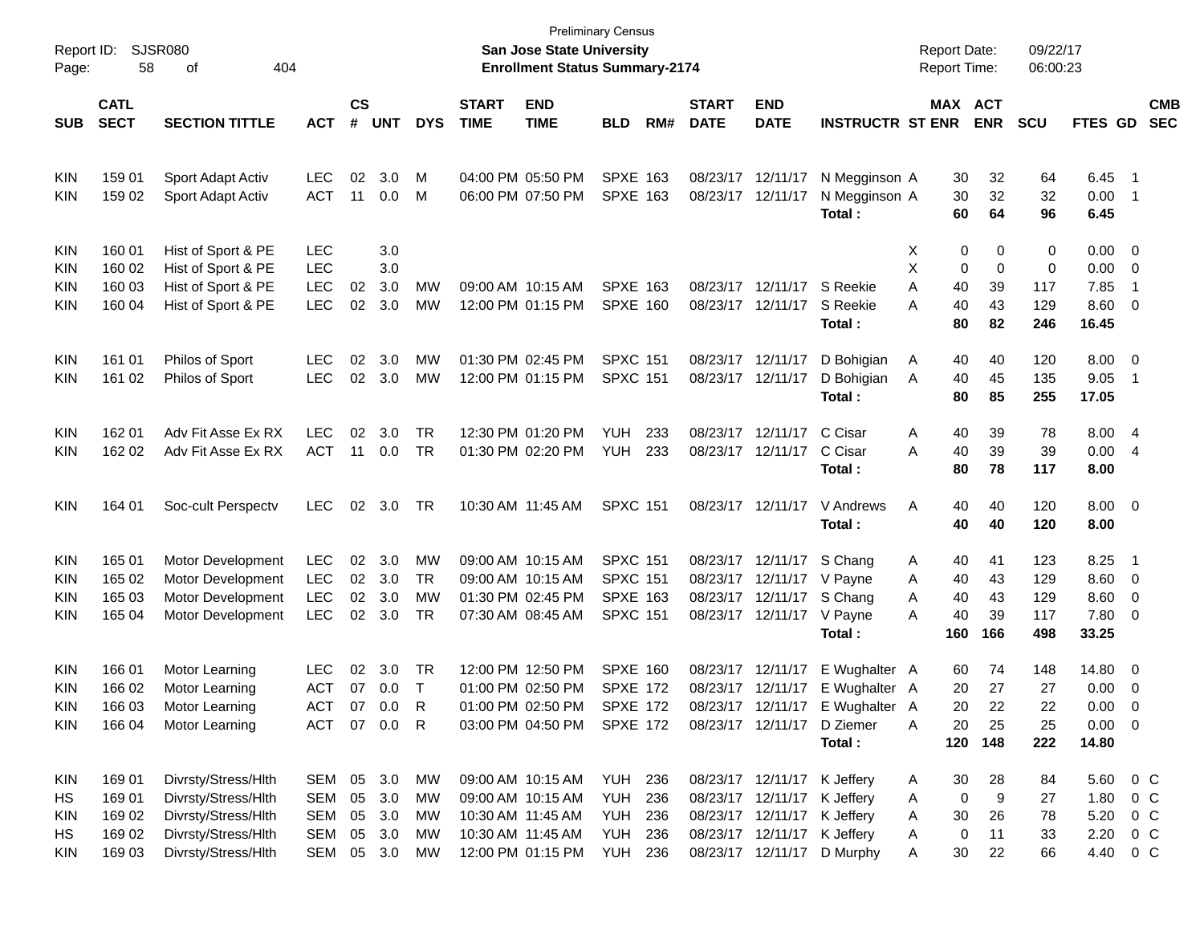Preliminary Census

**San Jose State University**

**Enrollment Status Summary-2174**

Report ID: SJSR080

Report Date: 09/22/17

Report Time: 06:00:23

| SUB | CATL SECT | SECTION TITTLE | ACT | CS # | UNT | DYS | START TIME | END TIME | BLD | RM# | START DATE | END DATE | INSTRUCTR | ST | MAX ENR | ACT ENR | SCU | FTES | GD | CMB SEC |
|---|---|---|---|---|---|---|---|---|---|---|---|---|---|---|---|---|---|---|---|---|
| KIN | 159 01 | Sport Adapt Activ | LEC | 02 | 3.0 | M | 04:00 PM | 05:50 PM | SPXE | 163 | 08/23/17 | 12/11/17 | N Megginson | A | 30 | 32 | 64 | 6.45 | 1 | |
| KIN | 159 02 | Sport Adapt Activ | ACT | 11 | 0.0 | M | 06:00 PM | 07:50 PM | SPXE | 163 | 08/23/17 | 12/11/17 | N Megginson | A | 30 | 32 | 32 | 0.00 | 1 | |
| | | | | | | | | | | | | | **Total :** | | **60** | **64** | **96** | **6.45** | | |
| KIN | 160 01 | Hist of Sport & PE | LEC | | 3.0 | | | | | | | | | X | 0 | 0 | 0 | 0.00 | 0 | |
| KIN | 160 02 | Hist of Sport & PE | LEC | | 3.0 | | | | | | | | | X | 0 | 0 | 0 | 0.00 | 0 | |
| KIN | 160 03 | Hist of Sport & PE | LEC | 02 | 3.0 | MW | 09:00 AM | 10:15 AM | SPXE | 163 | 08/23/17 | 12/11/17 | S Reekie | A | 40 | 39 | 117 | 7.85 | 1 | |
| KIN | 160 04 | Hist of Sport & PE | LEC | 02 | 3.0 | MW | 12:00 PM | 01:15 PM | SPXE | 160 | 08/23/17 | 12/11/17 | S Reekie | A | 40 | 43 | 129 | 8.60 | 0 | |
| | | | | | | | | | | | | | **Total :** | | **80** | **82** | **246** | **16.45** | | |
| KIN | 161 01 | Philos of Sport | LEC | 02 | 3.0 | MW | 01:30 PM | 02:45 PM | SPXC | 151 | 08/23/17 | 12/11/17 | D Bohigian | A | 40 | 40 | 120 | 8.00 | 0 | |
| KIN | 161 02 | Philos of Sport | LEC | 02 | 3.0 | MW | 12:00 PM | 01:15 PM | SPXC | 151 | 08/23/17 | 12/11/17 | D Bohigian | A | 40 | 45 | 135 | 9.05 | 1 | |
| | | | | | | | | | | | | | **Total :** | | **80** | **85** | **255** | **17.05** | | |
| KIN | 162 01 | Adv Fit Asse Ex RX | LEC | 02 | 3.0 | TR | 12:30 PM | 01:20 PM | YUH | 233 | 08/23/17 | 12/11/17 | C Cisar | A | 40 | 39 | 78 | 8.00 | 4 | |
| KIN | 162 02 | Adv Fit Asse Ex RX | ACT | 11 | 0.0 | TR | 01:30 PM | 02:20 PM | YUH | 233 | 08/23/17 | 12/11/17 | C Cisar | A | 40 | 39 | 39 | 0.00 | 4 | |
| | | | | | | | | | | | | | **Total :** | | **80** | **78** | **117** | **8.00** | | |
| KIN | 164 01 | Soc-cult Perspectv | LEC | 02 | 3.0 | TR | 10:30 AM | 11:45 AM | SPXC | 151 | 08/23/17 | 12/11/17 | V Andrews | A | 40 | 40 | 120 | 8.00 | 0 | |
| | | | | | | | | | | | | | **Total :** | | **40** | **40** | **120** | **8.00** | | |
| KIN | 165 01 | Motor Development | LEC | 02 | 3.0 | MW | 09:00 AM | 10:15 AM | SPXC | 151 | 08/23/17 | 12/11/17 | S Chang | A | 40 | 41 | 123 | 8.25 | 1 | |
| KIN | 165 02 | Motor Development | LEC | 02 | 3.0 | TR | 09:00 AM | 10:15 AM | SPXC | 151 | 08/23/17 | 12/11/17 | V Payne | A | 40 | 43 | 129 | 8.60 | 0 | |
| KIN | 165 03 | Motor Development | LEC | 02 | 3.0 | MW | 01:30 PM | 02:45 PM | SPXE | 163 | 08/23/17 | 12/11/17 | S Chang | A | 40 | 43 | 129 | 8.60 | 0 | |
| KIN | 165 04 | Motor Development | LEC | 02 | 3.0 | TR | 07:30 AM | 08:45 AM | SPXC | 151 | 08/23/17 | 12/11/17 | V Payne | A | 40 | 39 | 117 | 7.80 | 0 | |
| | | | | | | | | | | | | | **Total :** | | **160** | **166** | **498** | **33.25** | | |
| KIN | 166 01 | Motor Learning | LEC | 02 | 3.0 | TR | 12:00 PM | 12:50 PM | SPXE | 160 | 08/23/17 | 12/11/17 | E Wughalter | A | 60 | 74 | 148 | 14.80 | 0 | |
| KIN | 166 02 | Motor Learning | ACT | 07 | 0.0 | T | 01:00 PM | 02:50 PM | SPXE | 172 | 08/23/17 | 12/11/17 | E Wughalter | A | 20 | 27 | 27 | 0.00 | 0 | |
| KIN | 166 03 | Motor Learning | ACT | 07 | 0.0 | R | 01:00 PM | 02:50 PM | SPXE | 172 | 08/23/17 | 12/11/17 | E Wughalter | A | 20 | 22 | 22 | 0.00 | 0 | |
| KIN | 166 04 | Motor Learning | ACT | 07 | 0.0 | R | 03:00 PM | 04:50 PM | SPXE | 172 | 08/23/17 | 12/11/17 | D Ziemer | A | 20 | 25 | 25 | 0.00 | 0 | |
| | | | | | | | | | | | | | **Total :** | | **120** | **148** | **222** | **14.80** | | |
| KIN | 169 01 | Divrsty/Stress/Hlth | SEM | 05 | 3.0 | MW | 09:00 AM | 10:15 AM | YUH | 236 | 08/23/17 | 12/11/17 | K Jeffery | A | 30 | 28 | 84 | 5.60 | 0 | C |
| HS | 169 01 | Divrsty/Stress/Hlth | SEM | 05 | 3.0 | MW | 09:00 AM | 10:15 AM | YUH | 236 | 08/23/17 | 12/11/17 | K Jeffery | A | 0 | 9 | 27 | 1.80 | 0 | C |
| KIN | 169 02 | Divrsty/Stress/Hlth | SEM | 05 | 3.0 | MW | 10:30 AM | 11:45 AM | YUH | 236 | 08/23/17 | 12/11/17 | K Jeffery | A | 30 | 26 | 78 | 5.20 | 0 | C |
| HS | 169 02 | Divrsty/Stress/Hlth | SEM | 05 | 3.0 | MW | 10:30 AM | 11:45 AM | YUH | 236 | 08/23/17 | 12/11/17 | K Jeffery | A | 0 | 11 | 33 | 2.20 | 0 | C |
| KIN | 169 03 | Divrsty/Stress/Hlth | SEM | 05 | 3.0 | MW | 12:00 PM | 01:15 PM | YUH | 236 | 08/23/17 | 12/11/17 | D Murphy | A | 30 | 22 | 66 | 4.40 | 0 | C |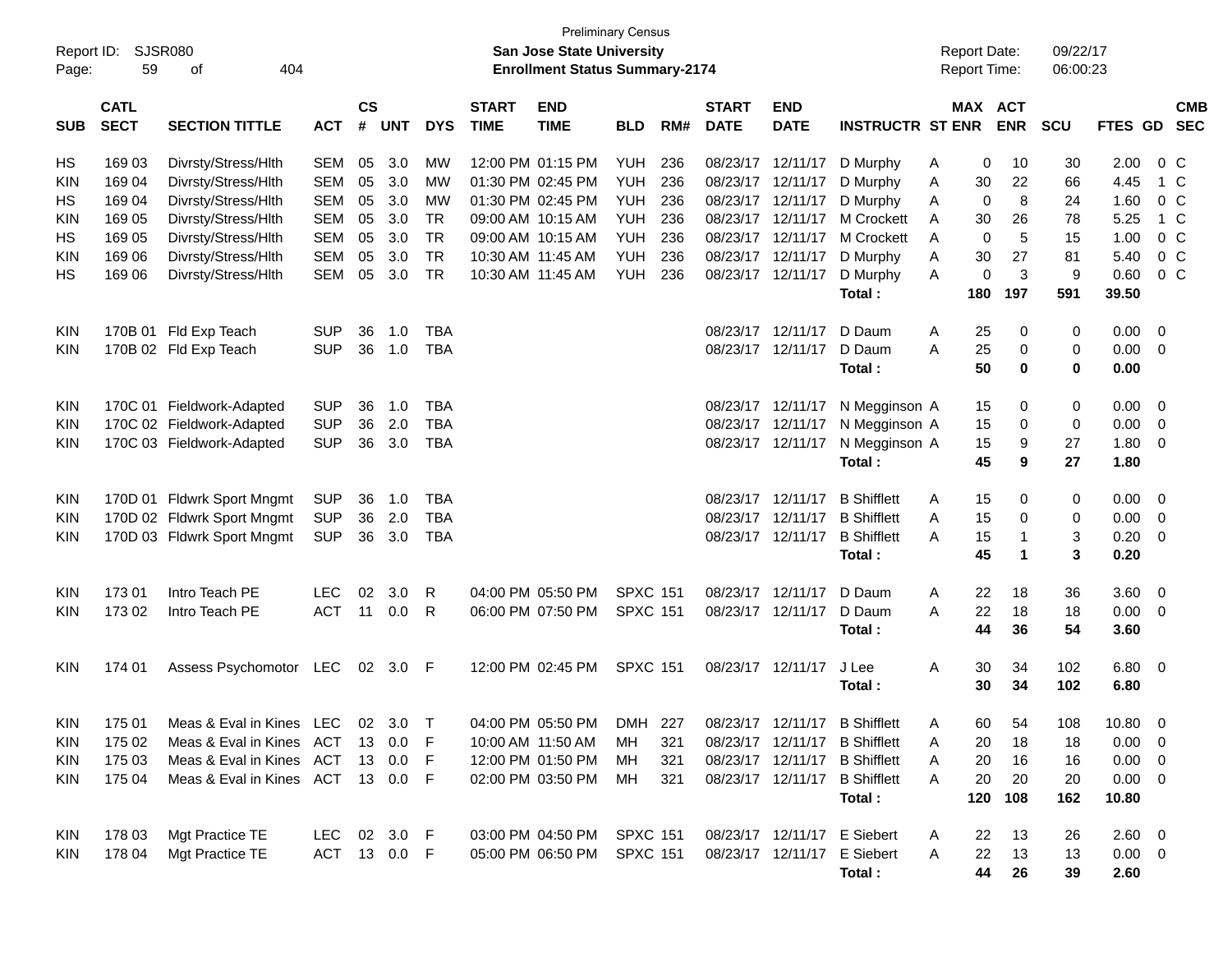Preliminary Census

**San Jose State University**

**Enrollment Status Summary-2174**

Report ID: SJSR080
Report Date: 09/22/17
Report Time: 06:00:23

| SUB | CATL SECT | SECTION TITTLE | ACT | CS # | UNT | DYS | START TIME | END TIME | BLD | RM# | START DATE | END DATE | INSTRUCTR | ST | MAX ENR | ACT ENR | SCU | FTES | GD | CMB SEC |
|---|---|---|---|---|---|---|---|---|---|---|---|---|---|---|---|---|---|---|---|---|
| HS | 169 03 | Divrsty/Stress/Hlth | SEM | 05 | 3.0 | MW | 12:00 PM | 01:15 PM | YUH | 236 | 08/23/17 | 12/11/17 | D Murphy | A | 0 | 10 | 30 | 2.00 | 0 | C |
| KIN | 169 04 | Divrsty/Stress/Hlth | SEM | 05 | 3.0 | MW | 01:30 PM | 02:45 PM | YUH | 236 | 08/23/17 | 12/11/17 | D Murphy | A | 30 | 22 | 66 | 4.45 | 1 | C |
| HS | 169 04 | Divrsty/Stress/Hlth | SEM | 05 | 3.0 | MW | 01:30 PM | 02:45 PM | YUH | 236 | 08/23/17 | 12/11/17 | D Murphy | A | 0 | 8 | 24 | 1.60 | 0 | C |
| KIN | 169 05 | Divrsty/Stress/Hlth | SEM | 05 | 3.0 | TR | 09:00 AM | 10:15 AM | YUH | 236 | 08/23/17 | 12/11/17 | M Crockett | A | 30 | 26 | 78 | 5.25 | 1 | C |
| HS | 169 05 | Divrsty/Stress/Hlth | SEM | 05 | 3.0 | TR | 09:00 AM | 10:15 AM | YUH | 236 | 08/23/17 | 12/11/17 | M Crockett | A | 0 | 5 | 15 | 1.00 | 0 | C |
| KIN | 169 06 | Divrsty/Stress/Hlth | SEM | 05 | 3.0 | TR | 10:30 AM | 11:45 AM | YUH | 236 | 08/23/17 | 12/11/17 | D Murphy | A | 30 | 27 | 81 | 5.40 | 0 | C |
| HS | 169 06 | Divrsty/Stress/Hlth | SEM | 05 | 3.0 | TR | 10:30 AM | 11:45 AM | YUH | 236 | 08/23/17 | 12/11/17 | D Murphy | A | 0 | 3 | 9 | 0.60 | 0 | C |
| | | | | | | | | | | | | | **Total :** | | **180** | **197** | **591** | **39.50** | | |
| KIN | 170B 01 | Fld Exp Teach | SUP | 36 | 1.0 | TBA | | | | | 08/23/17 | 12/11/17 | D Daum | A | 25 | 0 | 0 | 0.00 | 0 | |
| KIN | 170B 02 | Fld Exp Teach | SUP | 36 | 1.0 | TBA | | | | | 08/23/17 | 12/11/17 | D Daum | A | 25 | 0 | 0 | 0.00 | 0 | |
| | | | | | | | | | | | | | **Total :** | | **50** | **0** | **0** | **0.00** | | |
| KIN | 170C 01 | Fieldwork-Adapted | SUP | 36 | 1.0 | TBA | | | | | 08/23/17 | 12/11/17 | N Megginson | A | 15 | 0 | 0 | 0.00 | 0 | |
| KIN | 170C 02 | Fieldwork-Adapted | SUP | 36 | 2.0 | TBA | | | | | 08/23/17 | 12/11/17 | N Megginson | A | 15 | 0 | 0 | 0.00 | 0 | |
| KIN | 170C 03 | Fieldwork-Adapted | SUP | 36 | 3.0 | TBA | | | | | 08/23/17 | 12/11/17 | N Megginson | A | 15 | 9 | 27 | 1.80 | 0 | |
| | | | | | | | | | | | | | **Total :** | | **45** | **9** | **27** | **1.80** | | |
| KIN | 170D 01 | Fldwrk Sport Mngmt | SUP | 36 | 1.0 | TBA | | | | | 08/23/17 | 12/11/17 | B Shifflett | A | 15 | 0 | 0 | 0.00 | 0 | |
| KIN | 170D 02 | Fldwrk Sport Mngmt | SUP | 36 | 2.0 | TBA | | | | | 08/23/17 | 12/11/17 | B Shifflett | A | 15 | 0 | 0 | 0.00 | 0 | |
| KIN | 170D 03 | Fldwrk Sport Mngmt | SUP | 36 | 3.0 | TBA | | | | | 08/23/17 | 12/11/17 | B Shifflett | A | 15 | 1 | 3 | 0.20 | 0 | |
| | | | | | | | | | | | | | **Total :** | | **45** | **1** | **3** | **0.20** | | |
| KIN | 173 01 | Intro Teach PE | LEC | 02 | 3.0 | R | 04:00 PM | 05:50 PM | SPXC | 151 | 08/23/17 | 12/11/17 | D Daum | A | 22 | 18 | 36 | 3.60 | 0 | |
| KIN | 173 02 | Intro Teach PE | ACT | 11 | 0.0 | R | 06:00 PM | 07:50 PM | SPXC | 151 | 08/23/17 | 12/11/17 | D Daum | A | 22 | 18 | 18 | 0.00 | 0 | |
| | | | | | | | | | | | | | **Total :** | | **44** | **36** | **54** | **3.60** | | |
| KIN | 174 01 | Assess Psychomotor | LEC | 02 | 3.0 | F | 12:00 PM | 02:45 PM | SPXC | 151 | 08/23/17 | 12/11/17 | J Lee | A | 30 | 34 | 102 | 6.80 | 0 | |
| | | | | | | | | | | | | | **Total :** | | **30** | **34** | **102** | **6.80** | | |
| KIN | 175 01 | Meas & Eval in Kines | LEC | 02 | 3.0 | T | 04:00 PM | 05:50 PM | DMH | 227 | 08/23/17 | 12/11/17 | B Shifflett | A | 60 | 54 | 108 | 10.80 | 0 | |
| KIN | 175 02 | Meas & Eval in Kines | ACT | 13 | 0.0 | F | 10:00 AM | 11:50 AM | MH | 321 | 08/23/17 | 12/11/17 | B Shifflett | A | 20 | 18 | 18 | 0.00 | 0 | |
| KIN | 175 03 | Meas & Eval in Kines | ACT | 13 | 0.0 | F | 12:00 PM | 01:50 PM | MH | 321 | 08/23/17 | 12/11/17 | B Shifflett | A | 20 | 16 | 16 | 0.00 | 0 | |
| KIN | 175 04 | Meas & Eval in Kines | ACT | 13 | 0.0 | F | 02:00 PM | 03:50 PM | MH | 321 | 08/23/17 | 12/11/17 | B Shifflett | A | 20 | 20 | 20 | 0.00 | 0 | |
| | | | | | | | | | | | | | **Total :** | | **120** | **108** | **162** | **10.80** | | |
| KIN | 178 03 | Mgt Practice TE | LEC | 02 | 3.0 | F | 03:00 PM | 04:50 PM | SPXC | 151 | 08/23/17 | 12/11/17 | E Siebert | A | 22 | 13 | 26 | 2.60 | 0 | |
| KIN | 178 04 | Mgt Practice TE | ACT | 13 | 0.0 | F | 05:00 PM | 06:50 PM | SPXC | 151 | 08/23/17 | 12/11/17 | E Siebert | A | 22 | 13 | 13 | 0.00 | 0 | |
| | | | | | | | | | | | | | **Total :** | | **44** | **26** | **39** | **2.60** | | |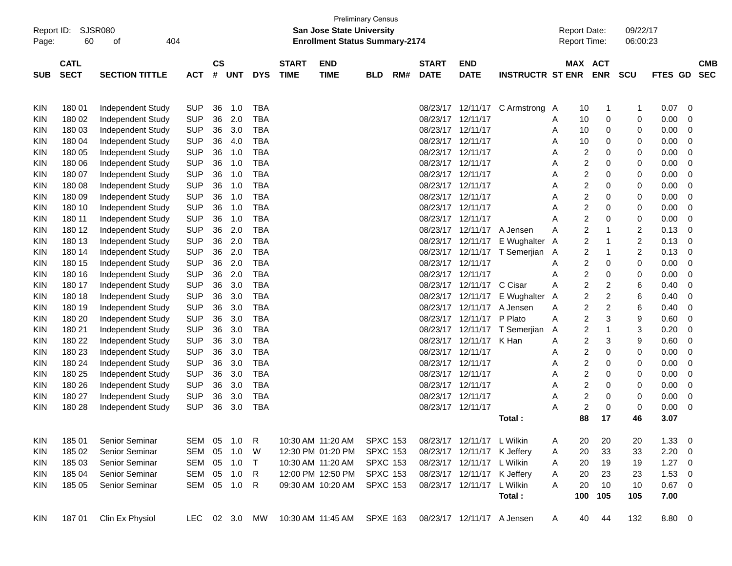Preliminary Census

Report ID: SJSR080

**San Jose State University**

**Enrollment Status Summary-2174**

Report Date: 09/22/17

Report Time: 06:00:23

| SUB | CATL SECT | SECTION TITTLE | ACT | CS # | UNT | DYS | START TIME | END TIME | BLD | RM# | START DATE | END DATE | INSTRUCTR | ST | MAX ENR | ACT ENR | SCU | FTES | GD | CMB SEC |
|---|---|---|---|---|---|---|---|---|---|---|---|---|---|---|---|---|---|---|---|---|
| KIN | 180 01 | Independent Study | SUP | 36 | 1.0 | TBA | | | | | 08/23/17 | 12/11/17 | C Armstrong | A | 10 | 1 | 1 | 0.07 | 0 | |
| KIN | 180 02 | Independent Study | SUP | 36 | 2.0 | TBA | | | | | 08/23/17 | 12/11/17 | | A | 10 | 0 | 0 | 0.00 | 0 | |
| KIN | 180 03 | Independent Study | SUP | 36 | 3.0 | TBA | | | | | 08/23/17 | 12/11/17 | | A | 10 | 0 | 0 | 0.00 | 0 | |
| KIN | 180 04 | Independent Study | SUP | 36 | 4.0 | TBA | | | | | 08/23/17 | 12/11/17 | | A | 10 | 0 | 0 | 0.00 | 0 | |
| KIN | 180 05 | Independent Study | SUP | 36 | 1.0 | TBA | | | | | 08/23/17 | 12/11/17 | | A | 2 | 0 | 0 | 0.00 | 0 | |
| KIN | 180 06 | Independent Study | SUP | 36 | 1.0 | TBA | | | | | 08/23/17 | 12/11/17 | | A | 2 | 0 | 0 | 0.00 | 0 | |
| KIN | 180 07 | Independent Study | SUP | 36 | 1.0 | TBA | | | | | 08/23/17 | 12/11/17 | | A | 2 | 0 | 0 | 0.00 | 0 | |
| KIN | 180 08 | Independent Study | SUP | 36 | 1.0 | TBA | | | | | 08/23/17 | 12/11/17 | | A | 2 | 0 | 0 | 0.00 | 0 | |
| KIN | 180 09 | Independent Study | SUP | 36 | 1.0 | TBA | | | | | 08/23/17 | 12/11/17 | | A | 2 | 0 | 0 | 0.00 | 0 | |
| KIN | 180 10 | Independent Study | SUP | 36 | 1.0 | TBA | | | | | 08/23/17 | 12/11/17 | | A | 2 | 0 | 0 | 0.00 | 0 | |
| KIN | 180 11 | Independent Study | SUP | 36 | 1.0 | TBA | | | | | 08/23/17 | 12/11/17 | | A | 2 | 0 | 0 | 0.00 | 0 | |
| KIN | 180 12 | Independent Study | SUP | 36 | 2.0 | TBA | | | | | 08/23/17 | 12/11/17 | A Jensen | A | 2 | 1 | 2 | 0.13 | 0 | |
| KIN | 180 13 | Independent Study | SUP | 36 | 2.0 | TBA | | | | | 08/23/17 | 12/11/17 | E Wughalter | A | 2 | 1 | 2 | 0.13 | 0 | |
| KIN | 180 14 | Independent Study | SUP | 36 | 2.0 | TBA | | | | | 08/23/17 | 12/11/17 | T Semerjian | A | 2 | 1 | 2 | 0.13 | 0 | |
| KIN | 180 15 | Independent Study | SUP | 36 | 2.0 | TBA | | | | | 08/23/17 | 12/11/17 | | A | 2 | 0 | 0 | 0.00 | 0 | |
| KIN | 180 16 | Independent Study | SUP | 36 | 2.0 | TBA | | | | | 08/23/17 | 12/11/17 | | A | 2 | 0 | 0 | 0.00 | 0 | |
| KIN | 180 17 | Independent Study | SUP | 36 | 3.0 | TBA | | | | | 08/23/17 | 12/11/17 | C Cisar | A | 2 | 2 | 6 | 0.40 | 0 | |
| KIN | 180 18 | Independent Study | SUP | 36 | 3.0 | TBA | | | | | 08/23/17 | 12/11/17 | E Wughalter | A | 2 | 2 | 6 | 0.40 | 0 | |
| KIN | 180 19 | Independent Study | SUP | 36 | 3.0 | TBA | | | | | 08/23/17 | 12/11/17 | A Jensen | A | 2 | 2 | 6 | 0.40 | 0 | |
| KIN | 180 20 | Independent Study | SUP | 36 | 3.0 | TBA | | | | | 08/23/17 | 12/11/17 | P Plato | A | 2 | 3 | 9 | 0.60 | 0 | |
| KIN | 180 21 | Independent Study | SUP | 36 | 3.0 | TBA | | | | | 08/23/17 | 12/11/17 | T Semerjian | A | 2 | 1 | 3 | 0.20 | 0 | |
| KIN | 180 22 | Independent Study | SUP | 36 | 3.0 | TBA | | | | | 08/23/17 | 12/11/17 | K Han | A | 2 | 3 | 9 | 0.60 | 0 | |
| KIN | 180 23 | Independent Study | SUP | 36 | 3.0 | TBA | | | | | 08/23/17 | 12/11/17 | | A | 2 | 0 | 0 | 0.00 | 0 | |
| KIN | 180 24 | Independent Study | SUP | 36 | 3.0 | TBA | | | | | 08/23/17 | 12/11/17 | | A | 2 | 0 | 0 | 0.00 | 0 | |
| KIN | 180 25 | Independent Study | SUP | 36 | 3.0 | TBA | | | | | 08/23/17 | 12/11/17 | | A | 2 | 0 | 0 | 0.00 | 0 | |
| KIN | 180 26 | Independent Study | SUP | 36 | 3.0 | TBA | | | | | 08/23/17 | 12/11/17 | | A | 2 | 0 | 0 | 0.00 | 0 | |
| KIN | 180 27 | Independent Study | SUP | 36 | 3.0 | TBA | | | | | 08/23/17 | 12/11/17 | | A | 2 | 0 | 0 | 0.00 | 0 | |
| KIN | 180 28 | Independent Study | SUP | 36 | 3.0 | TBA | | | | | 08/23/17 | 12/11/17 | | A | 2 | 0 | 0 | 0.00 | 0 | |
| | | | | | | | | | | | | | **Total :** | | **88** | **17** | **46** | **3.07** | | |
| KIN | 185 01 | Senior Seminar | SEM | 05 | 1.0 | R | 10:30 AM | 11:20 AM | SPXC | 153 | 08/23/17 | 12/11/17 | L Wilkin | A | 20 | 20 | 20 | 1.33 | 0 | |
| KIN | 185 02 | Senior Seminar | SEM | 05 | 1.0 | W | 12:30 PM | 01:20 PM | SPXC | 153 | 08/23/17 | 12/11/17 | K Jeffery | A | 20 | 33 | 33 | 2.20 | 0 | |
| KIN | 185 03 | Senior Seminar | SEM | 05 | 1.0 | T | 10:30 AM | 11:20 AM | SPXC | 153 | 08/23/17 | 12/11/17 | L Wilkin | A | 20 | 19 | 19 | 1.27 | 0 | |
| KIN | 185 04 | Senior Seminar | SEM | 05 | 1.0 | R | 12:00 PM | 12:50 PM | SPXC | 153 | 08/23/17 | 12/11/17 | K Jeffery | A | 20 | 23 | 23 | 1.53 | 0 | |
| KIN | 185 05 | Senior Seminar | SEM | 05 | 1.0 | R | 09:30 AM | 10:20 AM | SPXC | 153 | 08/23/17 | 12/11/17 | L Wilkin | A | 20 | 10 | 10 | 0.67 | 0 | |
| | | | | | | | | | | | | | **Total :** | | **100** | **105** | **105** | **7.00** | | |
| KIN | 187 01 | Clin Ex Physiol | LEC | 02 | 3.0 | MW | 10:30 AM | 11:45 AM | SPXE | 163 | 08/23/17 | 12/11/17 | A Jensen | A | 40 | 44 | 132 | 8.80 | 0 | |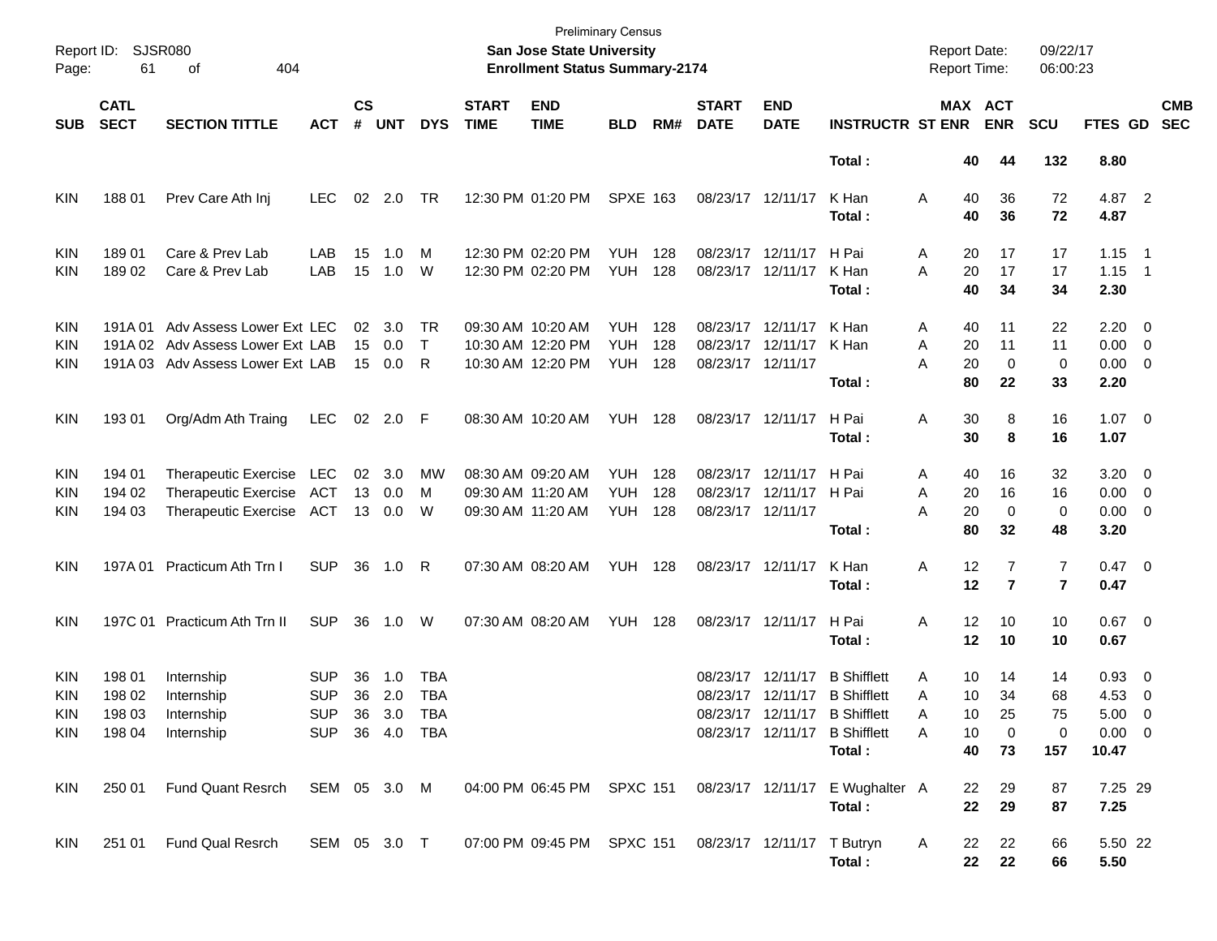Preliminary Census

Report ID: SJSR080 | San Jose State University | Report Date: 09/22/17
Page: 61 of 404 | Enrollment Status Summary-2174 | Report Time: 06:00:23

| SUB | CATL SECT | SECTION TITTLE | ACT | CS # | UNT | DYS | START TIME | END TIME | BLD | RM# | START DATE | END DATE | INSTRUCTR | ST | MAX ENR | ACT ENR | SCU | FTES | GD | CMB SEC |
|---|---|---|---|---|---|---|---|---|---|---|---|---|---|---|---|---|---|---|---|---|
| | | | | | | | | | | | | | **Total :** | | **40** | **44** | **132** | **8.80** | | |
| KIN | 188 01 | Prev Care Ath Inj | LEC | 02 | 2.0 | TR | 12:30 PM | 01:20 PM | SPXE | 163 | 08/23/17 | 12/11/17 | K Han | A | 40 | 36 | 72 | 4.87 | 2 | |
| | | | | | | | | | | | | | **Total :** | | **40** | **36** | **72** | **4.87** | | |
| KIN | 189 01 | Care & Prev Lab | LAB | 15 | 1.0 | M | 12:30 PM | 02:20 PM | YUH | 128 | 08/23/17 | 12/11/17 | H Pai | A | 20 | 17 | 17 | 1.15 | 1 | |
| KIN | 189 02 | Care & Prev Lab | LAB | 15 | 1.0 | W | 12:30 PM | 02:20 PM | YUH | 128 | 08/23/17 | 12/11/17 | K Han | A | 20 | 17 | 17 | 1.15 | 1 | |
| | | | | | | | | | | | | | **Total :** | | **40** | **34** | **34** | **2.30** | | |
| KIN | 191A 01 | Adv Assess Lower Ext | LEC | 02 | 3.0 | TR | 09:30 AM | 10:20 AM | YUH | 128 | 08/23/17 | 12/11/17 | K Han | A | 40 | 11 | 22 | 2.20 | 0 | |
| KIN | 191A 02 | Adv Assess Lower Ext | LAB | 15 | 0.0 | T | 10:30 AM | 12:20 PM | YUH | 128 | 08/23/17 | 12/11/17 | K Han | A | 20 | 11 | 11 | 0.00 | 0 | |
| KIN | 191A 03 | Adv Assess Lower Ext | LAB | 15 | 0.0 | R | 10:30 AM | 12:20 PM | YUH | 128 | 08/23/17 | 12/11/17 | | A | 20 | 0 | 0 | 0.00 | 0 | |
| | | | | | | | | | | | | | **Total :** | | **80** | **22** | **33** | **2.20** | | |
| KIN | 193 01 | Org/Adm Ath Traing | LEC | 02 | 2.0 | F | 08:30 AM | 10:20 AM | YUH | 128 | 08/23/17 | 12/11/17 | H Pai | A | 30 | 8 | 16 | 1.07 | 0 | |
| | | | | | | | | | | | | | **Total :** | | **30** | **8** | **16** | **1.07** | | |
| KIN | 194 01 | Therapeutic Exercise | LEC | 02 | 3.0 | MW | 08:30 AM | 09:20 AM | YUH | 128 | 08/23/17 | 12/11/17 | H Pai | A | 40 | 16 | 32 | 3.20 | 0 | |
| KIN | 194 02 | Therapeutic Exercise | ACT | 13 | 0.0 | M | 09:30 AM | 11:20 AM | YUH | 128 | 08/23/17 | 12/11/17 | H Pai | A | 20 | 16 | 16 | 0.00 | 0 | |
| KIN | 194 03 | Therapeutic Exercise | ACT | 13 | 0.0 | W | 09:30 AM | 11:20 AM | YUH | 128 | 08/23/17 | 12/11/17 | | A | 20 | 0 | 0 | 0.00 | 0 | |
| | | | | | | | | | | | | | **Total :** | | **80** | **32** | **48** | **3.20** | | |
| KIN | 197A 01 | Practicum Ath Trn I | SUP | 36 | 1.0 | R | 07:30 AM | 08:20 AM | YUH | 128 | 08/23/17 | 12/11/17 | K Han | A | 12 | 7 | 7 | 0.47 | 0 | |
| | | | | | | | | | | | | | **Total :** | | **12** | **7** | **7** | **0.47** | | |
| KIN | 197C 01 | Practicum Ath Trn II | SUP | 36 | 1.0 | W | 07:30 AM | 08:20 AM | YUH | 128 | 08/23/17 | 12/11/17 | H Pai | A | 12 | 10 | 10 | 0.67 | 0 | |
| | | | | | | | | | | | | | **Total :** | | **12** | **10** | **10** | **0.67** | | |
| KIN | 198 01 | Internship | SUP | 36 | 1.0 | TBA | | | | | 08/23/17 | 12/11/17 | B Shifflett | A | 10 | 14 | 14 | 0.93 | 0 | |
| KIN | 198 02 | Internship | SUP | 36 | 2.0 | TBA | | | | | 08/23/17 | 12/11/17 | B Shifflett | A | 10 | 34 | 68 | 4.53 | 0 | |
| KIN | 198 03 | Internship | SUP | 36 | 3.0 | TBA | | | | | 08/23/17 | 12/11/17 | B Shifflett | A | 10 | 25 | 75 | 5.00 | 0 | |
| KIN | 198 04 | Internship | SUP | 36 | 4.0 | TBA | | | | | 08/23/17 | 12/11/17 | B Shifflett | A | 10 | 0 | 0 | 0.00 | 0 | |
| | | | | | | | | | | | | | **Total :** | | **40** | **73** | **157** | **10.47** | | |
| KIN | 250 01 | Fund Quant Resrch | SEM | 05 | 3.0 | M | 04:00 PM | 06:45 PM | SPXC | 151 | 08/23/17 | 12/11/17 | E Wughalter | A | 22 | 29 | 87 | 7.25 | 29 | |
| | | | | | | | | | | | | | **Total :** | | **22** | **29** | **87** | **7.25** | | |
| KIN | 251 01 | Fund Qual Resrch | SEM | 05 | 3.0 | T | 07:00 PM | 09:45 PM | SPXC | 151 | 08/23/17 | 12/11/17 | T Butryn | A | 22 | 22 | 66 | 5.50 | 22 | |
| | | | | | | | | | | | | | **Total :** | | **22** | **22** | **66** | **5.50** | | |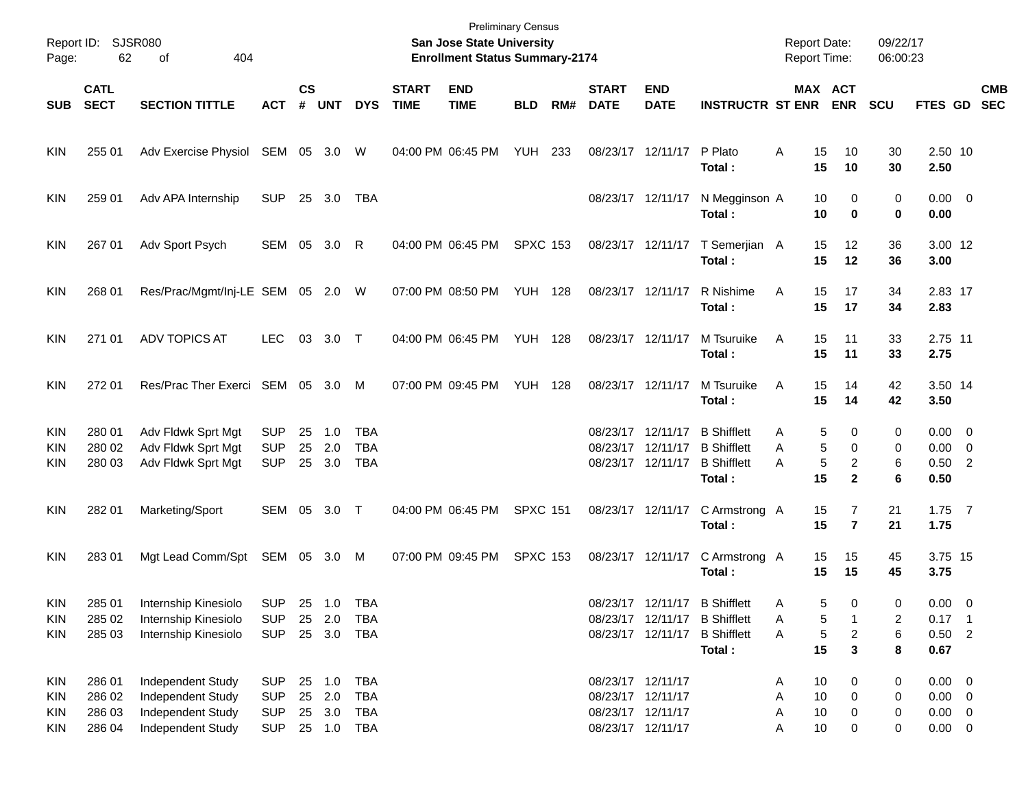Preliminary Census

Report ID: SJSR080

**San Jose State University**

**Enrollment Status Summary-2174**

Report Date: 09/22/17
Report Time: 06:00:23

| SUB | CATL SECT | SECTION TITTLE | ACT | CS # | UNT | DYS | START TIME | END TIME | BLD | RM# | START DATE | END DATE | INSTRUCTR | ST | MAX ENR | ACT ENR | SCU | FTES | GD | CMB SEC |
|---|---|---|---|---|---|---|---|---|---|---|---|---|---|---|---|---|---|---|---|---|
| KIN | 255 01 | Adv Exercise Physiol | SEM | 05 | 3.0 | W | 04:00 PM | 06:45 PM | YUH | 233 | 08/23/17 | 12/11/17 | P Plato | A | 15 | 10 | 30 | 2.50 | 10 | |
| | | | | | | | | | | | | | **Total :** | | **15** | **10** | **30** | **2.50** | | |
| KIN | 259 01 | Adv APA Internship | SUP | 25 | 3.0 | TBA | | | | | 08/23/17 | 12/11/17 | N Megginson | A | 10 | 0 | 0 | 0.00 | 0 | |
| | | | | | | | | | | | | | **Total :** | | **10** | **0** | **0** | **0.00** | | |
| KIN | 267 01 | Adv Sport Psych | SEM | 05 | 3.0 | R | 04:00 PM | 06:45 PM | SPXC | 153 | 08/23/17 | 12/11/17 | T Semerjian | A | 15 | 12 | 36 | 3.00 | 12 | |
| | | | | | | | | | | | | | **Total :** | | **15** | **12** | **36** | **3.00** | | |
| KIN | 268 01 | Res/Prac/Mgmt/Inj-LE | SEM | 05 | 2.0 | W | 07:00 PM | 08:50 PM | YUH | 128 | 08/23/17 | 12/11/17 | R Nishime | A | 15 | 17 | 34 | 2.83 | 17 | |
| | | | | | | | | | | | | | **Total :** | | **15** | **17** | **34** | **2.83** | | |
| KIN | 271 01 | ADV TOPICS AT | LEC | 03 | 3.0 | T | 04:00 PM | 06:45 PM | YUH | 128 | 08/23/17 | 12/11/17 | M Tsuruike | A | 15 | 11 | 33 | 2.75 | 11 | |
| | | | | | | | | | | | | | **Total :** | | **15** | **11** | **33** | **2.75** | | |
| KIN | 272 01 | Res/Prac Ther Exerci | SEM | 05 | 3.0 | M | 07:00 PM | 09:45 PM | YUH | 128 | 08/23/17 | 12/11/17 | M Tsuruike | A | 15 | 14 | 42 | 3.50 | 14 | |
| | | | | | | | | | | | | | **Total :** | | **15** | **14** | **42** | **3.50** | | |
| KIN | 280 01 | Adv Fldwk Sprt Mgt | SUP | 25 | 1.0 | TBA | | | | | 08/23/17 | 12/11/17 | B Shifflett | A | 5 | 0 | 0 | 0.00 | 0 | |
| KIN | 280 02 | Adv Fldwk Sprt Mgt | SUP | 25 | 2.0 | TBA | | | | | 08/23/17 | 12/11/17 | B Shifflett | A | 5 | 0 | 0 | 0.00 | 0 | |
| KIN | 280 03 | Adv Fldwk Sprt Mgt | SUP | 25 | 3.0 | TBA | | | | | 08/23/17 | 12/11/17 | B Shifflett | A | 5 | 2 | 6 | 0.50 | 2 | |
| | | | | | | | | | | | | | **Total :** | | **15** | **2** | **6** | **0.50** | | |
| KIN | 282 01 | Marketing/Sport | SEM | 05 | 3.0 | T | 04:00 PM | 06:45 PM | SPXC | 151 | 08/23/17 | 12/11/17 | C Armstrong | A | 15 | 7 | 21 | 1.75 | 7 | |
| | | | | | | | | | | | | | **Total :** | | **15** | **7** | **21** | **1.75** | | |
| KIN | 283 01 | Mgt Lead Comm/Spt | SEM | 05 | 3.0 | M | 07:00 PM | 09:45 PM | SPXC | 153 | 08/23/17 | 12/11/17 | C Armstrong | A | 15 | 15 | 45 | 3.75 | 15 | |
| | | | | | | | | | | | | | **Total :** | | **15** | **15** | **45** | **3.75** | | |
| KIN | 285 01 | Internship Kinesiolo | SUP | 25 | 1.0 | TBA | | | | | 08/23/17 | 12/11/17 | B Shifflett | A | 5 | 0 | 0 | 0.00 | 0 | |
| KIN | 285 02 | Internship Kinesiolo | SUP | 25 | 2.0 | TBA | | | | | 08/23/17 | 12/11/17 | B Shifflett | A | 5 | 1 | 2 | 0.17 | 1 | |
| KIN | 285 03 | Internship Kinesiolo | SUP | 25 | 3.0 | TBA | | | | | 08/23/17 | 12/11/17 | B Shifflett | A | 5 | 2 | 6 | 0.50 | 2 | |
| | | | | | | | | | | | | | **Total :** | | **15** | **3** | **8** | **0.67** | | |
| KIN | 286 01 | Independent Study | SUP | 25 | 1.0 | TBA | | | | | 08/23/17 | 12/11/17 | | A | 10 | 0 | 0 | 0.00 | 0 | |
| KIN | 286 02 | Independent Study | SUP | 25 | 2.0 | TBA | | | | | 08/23/17 | 12/11/17 | | A | 10 | 0 | 0 | 0.00 | 0 | |
| KIN | 286 03 | Independent Study | SUP | 25 | 3.0 | TBA | | | | | 08/23/17 | 12/11/17 | | A | 10 | 0 | 0 | 0.00 | 0 | |
| KIN | 286 04 | Independent Study | SUP | 25 | 1.0 | TBA | | | | | 08/23/17 | 12/11/17 | | A | 10 | 0 | 0 | 0.00 | 0 | |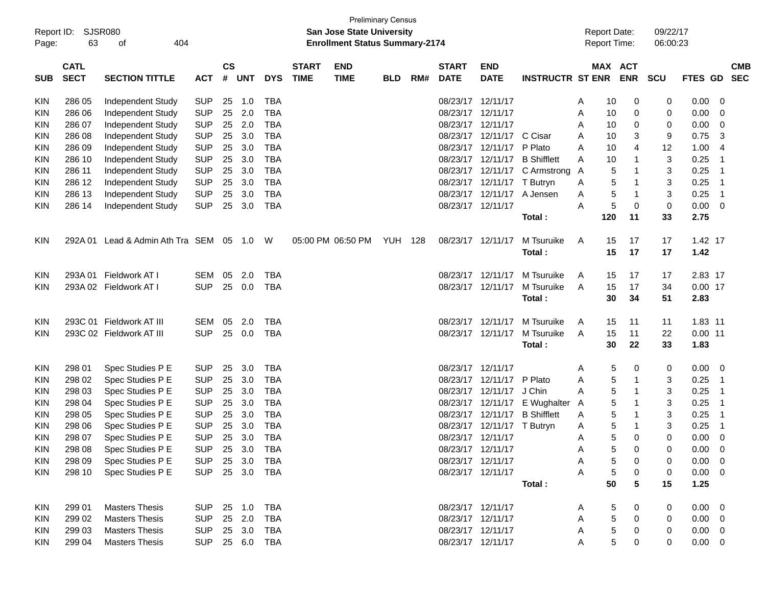Preliminary Census

Report ID: SJSR080 | **San Jose State University** | Report Date: 09/22/17
Page: 63 of 404 | **Enrollment Status Summary-2174** | Report Time: 06:00:23

| SUB | CATL SECT | SECTION TITTLE | ACT | CS # | UNT | DYS | START TIME | END TIME | BLD | RM# | START DATE | END DATE | INSTRUCTR | ST | MAX ENR | ACT ENR | SCU | FTES | GD | CMB SEC |
|---|---|---|---|---|---|---|---|---|---|---|---|---|---|---|---|---|---|---|---|---|
| KIN | 286 05 | Independent Study | SUP | 25 | 1.0 | TBA | | | | | 08/23/17 | 12/11/17 | | A | 10 | 0 | 0 | 0.00 | 0 | |
| KIN | 286 06 | Independent Study | SUP | 25 | 2.0 | TBA | | | | | 08/23/17 | 12/11/17 | | A | 10 | 0 | 0 | 0.00 | 0 | |
| KIN | 286 07 | Independent Study | SUP | 25 | 2.0 | TBA | | | | | 08/23/17 | 12/11/17 | | A | 10 | 0 | 0 | 0.00 | 0 | |
| KIN | 286 08 | Independent Study | SUP | 25 | 3.0 | TBA | | | | | 08/23/17 | 12/11/17 | C Cisar | A | 10 | 3 | 9 | 0.75 | 3 | |
| KIN | 286 09 | Independent Study | SUP | 25 | 3.0 | TBA | | | | | 08/23/17 | 12/11/17 | P Plato | A | 10 | 4 | 12 | 1.00 | 4 | |
| KIN | 286 10 | Independent Study | SUP | 25 | 3.0 | TBA | | | | | 08/23/17 | 12/11/17 | B Shifflett | A | 10 | 1 | 3 | 0.25 | 1 | |
| KIN | 286 11 | Independent Study | SUP | 25 | 3.0 | TBA | | | | | 08/23/17 | 12/11/17 | C Armstrong | A | 5 | 1 | 3 | 0.25 | 1 | |
| KIN | 286 12 | Independent Study | SUP | 25 | 3.0 | TBA | | | | | 08/23/17 | 12/11/17 | T Butryn | A | 5 | 1 | 3 | 0.25 | 1 | |
| KIN | 286 13 | Independent Study | SUP | 25 | 3.0 | TBA | | | | | 08/23/17 | 12/11/17 | A Jensen | A | 5 | 1 | 3 | 0.25 | 1 | |
| KIN | 286 14 | Independent Study | SUP | 25 | 3.0 | TBA | | | | | 08/23/17 | 12/11/17 | | A | 5 | 0 | 0 | 0.00 | 0 | |
| | | | | | | | | | | | | | **Total :** | | **120** | **11** | **33** | **2.75** | | |
| KIN | 292A 01 | Lead & Admin Ath Tra | SEM | 05 | 1.0 | W | 05:00 PM | 06:50 PM | YUH | 128 | 08/23/17 | 12/11/17 | M Tsuruike | A | 15 | 17 | 17 | 1.42 | 17 | |
| | | | | | | | | | | | | | **Total :** | | **15** | **17** | **17** | **1.42** | | |
| KIN | 293A 01 | Fieldwork AT I | SEM | 05 | 2.0 | TBA | | | | | 08/23/17 | 12/11/17 | M Tsuruike | A | 15 | 17 | 17 | 2.83 | 17 | |
| KIN | 293A 02 | Fieldwork AT I | SUP | 25 | 0.0 | TBA | | | | | 08/23/17 | 12/11/17 | M Tsuruike | A | 15 | 17 | 34 | 0.00 | 17 | |
| | | | | | | | | | | | | | **Total :** | | **30** | **34** | **51** | **2.83** | | |
| KIN | 293C 01 | Fieldwork AT III | SEM | 05 | 2.0 | TBA | | | | | 08/23/17 | 12/11/17 | M Tsuruike | A | 15 | 11 | 11 | 1.83 | 11 | |
| KIN | 293C 02 | Fieldwork AT III | SUP | 25 | 0.0 | TBA | | | | | 08/23/17 | 12/11/17 | M Tsuruike | A | 15 | 11 | 22 | 0.00 | 11 | |
| | | | | | | | | | | | | | **Total :** | | **30** | **22** | **33** | **1.83** | | |
| KIN | 298 01 | Spec Studies P E | SUP | 25 | 3.0 | TBA | | | | | 08/23/17 | 12/11/17 | | A | 5 | 0 | 0 | 0.00 | 0 | |
| KIN | 298 02 | Spec Studies P E | SUP | 25 | 3.0 | TBA | | | | | 08/23/17 | 12/11/17 | P Plato | A | 5 | 1 | 3 | 0.25 | 1 | |
| KIN | 298 03 | Spec Studies P E | SUP | 25 | 3.0 | TBA | | | | | 08/23/17 | 12/11/17 | J Chin | A | 5 | 1 | 3 | 0.25 | 1 | |
| KIN | 298 04 | Spec Studies P E | SUP | 25 | 3.0 | TBA | | | | | 08/23/17 | 12/11/17 | E Wughalter | A | 5 | 1 | 3 | 0.25 | 1 | |
| KIN | 298 05 | Spec Studies P E | SUP | 25 | 3.0 | TBA | | | | | 08/23/17 | 12/11/17 | B Shifflett | A | 5 | 1 | 3 | 0.25 | 1 | |
| KIN | 298 06 | Spec Studies P E | SUP | 25 | 3.0 | TBA | | | | | 08/23/17 | 12/11/17 | T Butryn | A | 5 | 1 | 3 | 0.25 | 1 | |
| KIN | 298 07 | Spec Studies P E | SUP | 25 | 3.0 | TBA | | | | | 08/23/17 | 12/11/17 | | A | 5 | 0 | 0 | 0.00 | 0 | |
| KIN | 298 08 | Spec Studies P E | SUP | 25 | 3.0 | TBA | | | | | 08/23/17 | 12/11/17 | | A | 5 | 0 | 0 | 0.00 | 0 | |
| KIN | 298 09 | Spec Studies P E | SUP | 25 | 3.0 | TBA | | | | | 08/23/17 | 12/11/17 | | A | 5 | 0 | 0 | 0.00 | 0 | |
| KIN | 298 10 | Spec Studies P E | SUP | 25 | 3.0 | TBA | | | | | 08/23/17 | 12/11/17 | | A | 5 | 0 | 0 | 0.00 | 0 | |
| | | | | | | | | | | | | | **Total :** | | **50** | **5** | **15** | **1.25** | | |
| KIN | 299 01 | Masters Thesis | SUP | 25 | 1.0 | TBA | | | | | 08/23/17 | 12/11/17 | | A | 5 | 0 | 0 | 0.00 | 0 | |
| KIN | 299 02 | Masters Thesis | SUP | 25 | 2.0 | TBA | | | | | 08/23/17 | 12/11/17 | | A | 5 | 0 | 0 | 0.00 | 0 | |
| KIN | 299 03 | Masters Thesis | SUP | 25 | 3.0 | TBA | | | | | 08/23/17 | 12/11/17 | | A | 5 | 0 | 0 | 0.00 | 0 | |
| KIN | 299 04 | Masters Thesis | SUP | 25 | 6.0 | TBA | | | | | 08/23/17 | 12/11/17 | | A | 5 | 0 | 0 | 0.00 | 0 | |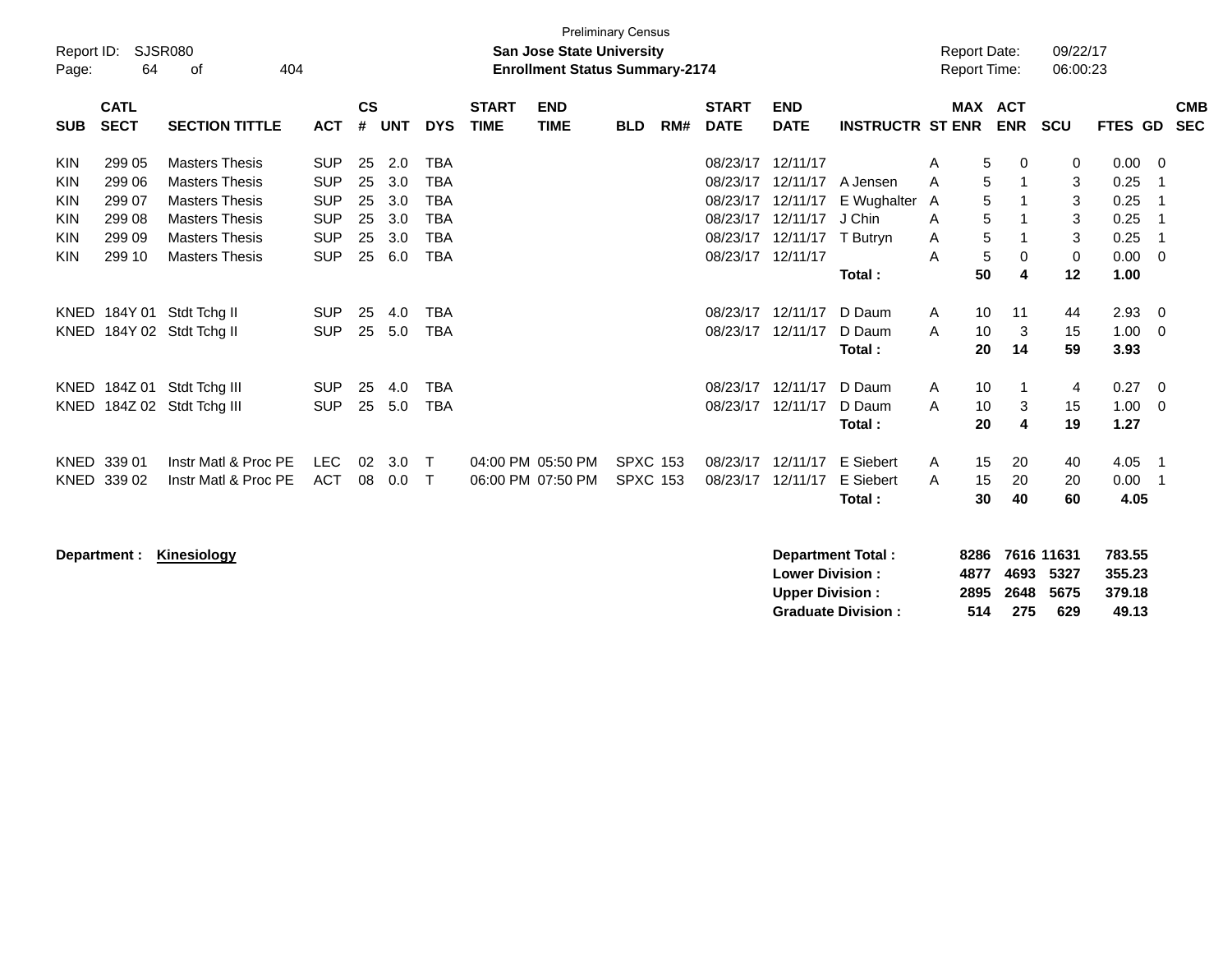Preliminary Census

**San Jose State University**
**Enrollment Status Summary-2174**

Report ID: SJSR080
Report Date: 09/22/17
Report Time: 06:00:23

| SUB | CATL SECT | SECTION TITTLE | ACT | CS # | UNT | DYS | START TIME | END TIME | BLD | RM# | START DATE | END DATE | INSTRUCTR | ST | MAX ENR | ACT ENR | SCU | FTES | GD | CMB SEC |
|---|---|---|---|---|---|---|---|---|---|---|---|---|---|---|---|---|---|---|---|---|
| KIN | 299 05 | Masters Thesis | SUP | 25 | 2.0 | TBA | | | | | 08/23/17 | 12/11/17 | | A | 5 | 0 | 0 | 0.00 | 0 | |
| KIN | 299 06 | Masters Thesis | SUP | 25 | 3.0 | TBA | | | | | 08/23/17 | 12/11/17 | A Jensen | A | 5 | 1 | 3 | 0.25 | 1 | |
| KIN | 299 07 | Masters Thesis | SUP | 25 | 3.0 | TBA | | | | | 08/23/17 | 12/11/17 | E Wughalter | A | 5 | 1 | 3 | 0.25 | 1 | |
| KIN | 299 08 | Masters Thesis | SUP | 25 | 3.0 | TBA | | | | | 08/23/17 | 12/11/17 | J Chin | A | 5 | 1 | 3 | 0.25 | 1 | |
| KIN | 299 09 | Masters Thesis | SUP | 25 | 3.0 | TBA | | | | | 08/23/17 | 12/11/17 | T Butryn | A | 5 | 1 | 3 | 0.25 | 1 | |
| KIN | 299 10 | Masters Thesis | SUP | 25 | 6.0 | TBA | | | | | 08/23/17 | 12/11/17 | | A | 5 | 0 | 0 | 0.00 | 0 | |
| | | | | | | | | | | | | | **Total :** | | **50** | **4** | **12** | **1.00** | | |
| KNED | 184Y 01 | Stdt Tchg II | SUP | 25 | 4.0 | TBA | | | | | 08/23/17 | 12/11/17 | D Daum | A | 10 | 11 | 44 | 2.93 | 0 | |
| KNED | 184Y 02 | Stdt Tchg II | SUP | 25 | 5.0 | TBA | | | | | 08/23/17 | 12/11/17 | D Daum | A | 10 | 3 | 15 | 1.00 | 0 | |
| | | | | | | | | | | | | | **Total :** | | **20** | **14** | **59** | **3.93** | | |
| KNED | 184Z 01 | Stdt Tchg III | SUP | 25 | 4.0 | TBA | | | | | 08/23/17 | 12/11/17 | D Daum | A | 10 | 1 | 4 | 0.27 | 0 | |
| KNED | 184Z 02 | Stdt Tchg III | SUP | 25 | 5.0 | TBA | | | | | 08/23/17 | 12/11/17 | D Daum | A | 10 | 3 | 15 | 1.00 | 0 | |
| | | | | | | | | | | | | | **Total :** | | **20** | **4** | **19** | **1.27** | | |
| KNED | 339 01 | Instr Matl & Proc PE | LEC | 02 | 3.0 | T | 04:00 PM | 05:50 PM | SPXC | 153 | 08/23/17 | 12/11/17 | E Siebert | A | 15 | 20 | 40 | 4.05 | 1 | |
| KNED | 339 02 | Instr Matl & Proc PE | ACT | 08 | 0.0 | T | 06:00 PM | 07:50 PM | SPXC | 153 | 08/23/17 | 12/11/17 | E Siebert | A | 15 | 20 | 20 | 0.00 | 1 | |
| | | | | | | | | | | | | | **Total :** | | **30** | **40** | **60** | **4.05** | | |

**Department :** **Kinesiology**

| | MAX ENR | ACT ENR | SCU | FTES |
|---|---|---|---|---|
| **Department Total :** | **8286** | **7616** | **11631** | **783.55** |
| **Lower Division :** | **4877** | **4693** | **5327** | **355.23** |
| **Upper Division :** | **2895** | **2648** | **5675** | **379.18** |
| **Graduate Division :** | **514** | **275** | **629** | **49.13** |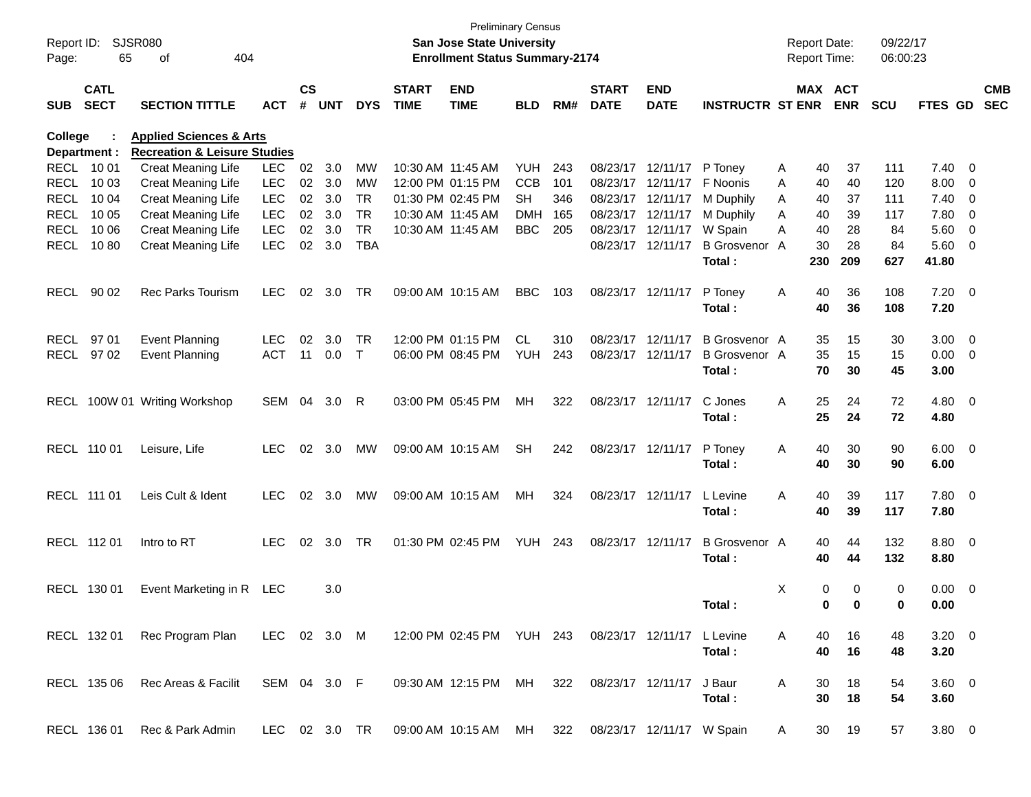Preliminary Census

Report ID: SJSR080
Page: 65 of 404

**San Jose State University**
**Enrollment Status Summary-2174**

Report Date: 09/22/17
Report Time: 06:00:23

College : **Applied Sciences & Arts**
Department : **Recreation & Leisure Studies**

| SUB | CATL SECT | SECTION TITTLE | ACT | CS # | UNT | DYS | START TIME | END TIME | BLD | RM# | START DATE | END DATE | INSTRUCTR | ST | MAX ENR | ACT ENR | SCU | FTES | GD | CMB SEC |
|---|---|---|---|---|---|---|---|---|---|---|---|---|---|---|---|---|---|---|---|---|
| RECL | 10 01 | Creat Meaning Life | LEC | 02 | 3.0 | MW | 10:30 AM | 11:45 AM | YUH | 243 | 08/23/17 | 12/11/17 | P Toney | A | 40 | 37 | 111 | 7.40 | 0 | |
| RECL | 10 03 | Creat Meaning Life | LEC | 02 | 3.0 | MW | 12:00 PM | 01:15 PM | CCB | 101 | 08/23/17 | 12/11/17 | F Noonis | A | 40 | 40 | 120 | 8.00 | 0 | |
| RECL | 10 04 | Creat Meaning Life | LEC | 02 | 3.0 | TR | 01:30 PM | 02:45 PM | SH | 346 | 08/23/17 | 12/11/17 | M Duphily | A | 40 | 37 | 111 | 7.40 | 0 | |
| RECL | 10 05 | Creat Meaning Life | LEC | 02 | 3.0 | TR | 10:30 AM | 11:45 AM | DMH | 165 | 08/23/17 | 12/11/17 | M Duphily | A | 40 | 39 | 117 | 7.80 | 0 | |
| RECL | 10 06 | Creat Meaning Life | LEC | 02 | 3.0 | TR | 10:30 AM | 11:45 AM | BBC | 205 | 08/23/17 | 12/11/17 | W Spain | A | 40 | 28 | 84 | 5.60 | 0 | |
| RECL | 10 80 | Creat Meaning Life | LEC | 02 | 3.0 | TBA | | | | | 08/23/17 | 12/11/17 | B Grosvenor | A | 30 | 28 | 84 | 5.60 | 0 | |
| | | | | | | | | | | | | | **Total :** | | **230** | **209** | **627** | **41.80** | | |
| RECL | 90 02 | Rec Parks Tourism | LEC | 02 | 3.0 | TR | 09:00 AM | 10:15 AM | BBC | 103 | 08/23/17 | 12/11/17 | P Toney | A | 40 | 36 | 108 | 7.20 | 0 | |
| | | | | | | | | | | | | | **Total :** | | **40** | **36** | **108** | **7.20** | | |
| RECL | 97 01 | Event Planning | LEC | 02 | 3.0 | TR | 12:00 PM | 01:15 PM | CL | 310 | 08/23/17 | 12/11/17 | B Grosvenor | A | 35 | 15 | 30 | 3.00 | 0 | |
| RECL | 97 02 | Event Planning | ACT | 11 | 0.0 | T | 06:00 PM | 08:45 PM | YUH | 243 | 08/23/17 | 12/11/17 | B Grosvenor | A | 35 | 15 | 15 | 0.00 | 0 | |
| | | | | | | | | | | | | | **Total :** | | **70** | **30** | **45** | **3.00** | | |
| RECL | 100W 01 | Writing Workshop | SEM | 04 | 3.0 | R | 03:00 PM | 05:45 PM | MH | 322 | 08/23/17 | 12/11/17 | C Jones | A | 25 | 24 | 72 | 4.80 | 0 | |
| | | | | | | | | | | | | | **Total :** | | **25** | **24** | **72** | **4.80** | | |
| RECL | 110 01 | Leisure, Life | LEC | 02 | 3.0 | MW | 09:00 AM | 10:15 AM | SH | 242 | 08/23/17 | 12/11/17 | P Toney | A | 40 | 30 | 90 | 6.00 | 0 | |
| | | | | | | | | | | | | | **Total :** | | **40** | **30** | **90** | **6.00** | | |
| RECL | 111 01 | Leis Cult & Ident | LEC | 02 | 3.0 | MW | 09:00 AM | 10:15 AM | MH | 324 | 08/23/17 | 12/11/17 | L Levine | A | 40 | 39 | 117 | 7.80 | 0 | |
| | | | | | | | | | | | | | **Total :** | | **40** | **39** | **117** | **7.80** | | |
| RECL | 112 01 | Intro to RT | LEC | 02 | 3.0 | TR | 01:30 PM | 02:45 PM | YUH | 243 | 08/23/17 | 12/11/17 | B Grosvenor | A | 40 | 44 | 132 | 8.80 | 0 | |
| | | | | | | | | | | | | | **Total :** | | **40** | **44** | **132** | **8.80** | | |
| RECL | 130 01 | Event Marketing in R | LEC | | 3.0 | | | | | | | | | X | 0 | 0 | 0 | 0.00 | 0 | |
| | | | | | | | | | | | | | **Total :** | | **0** | **0** | **0** | **0.00** | | |
| RECL | 132 01 | Rec Program Plan | LEC | 02 | 3.0 | M | 12:00 PM | 02:45 PM | YUH | 243 | 08/23/17 | 12/11/17 | L Levine | A | 40 | 16 | 48 | 3.20 | 0 | |
| | | | | | | | | | | | | | **Total :** | | **40** | **16** | **48** | **3.20** | | |
| RECL | 135 06 | Rec Areas & Facilit | SEM | 04 | 3.0 | F | 09:30 AM | 12:15 PM | MH | 322 | 08/23/17 | 12/11/17 | J Baur | A | 30 | 18 | 54 | 3.60 | 0 | |
| | | | | | | | | | | | | | **Total :** | | **30** | **18** | **54** | **3.60** | | |
| RECL | 136 01 | Rec & Park Admin | LEC | 02 | 3.0 | TR | 09:00 AM | 10:15 AM | MH | 322 | 08/23/17 | 12/11/17 | W Spain | A | 30 | 19 | 57 | 3.80 | 0 | |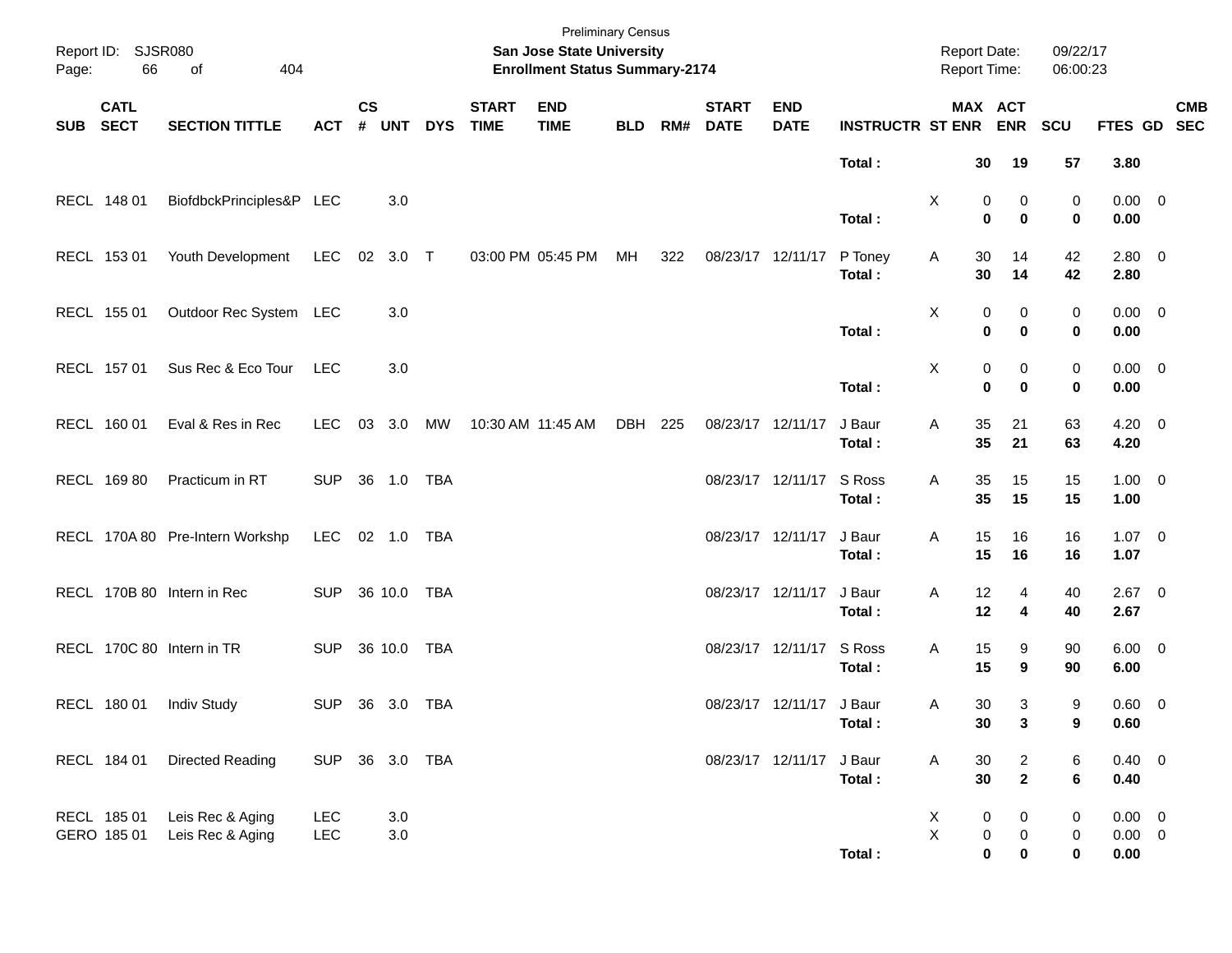Preliminary Census
**San Jose State University**
**Enrollment Status Summary-2174**

Report ID: SJSR080
Report Date: 09/22/17
Report Time: 06:00:23

| SUB | CATL SECT | SECTION TITTLE | ACT | CS # | UNT | DYS | START TIME | END TIME | BLD | RM# | START DATE | END DATE | INSTRUCTR | ST | MAX ENR | ACT ENR | SCU | FTES | GD | CMB SEC |
|---|---|---|---|---|---|---|---|---|---|---|---|---|---|---|---|---|---|---|---|---|
| | | | | | | | | | | | | | **Total :** | | **30** | **19** | **57** | **3.80** | | |
| RECL | 148 01 | BiofdbckPrinciples&P | LEC | | 3.0 | | | | | | | | | X | 0 | 0 | 0 | 0.00 | 0 | |
| | | | | | | | | | | | | | **Total :** | | **0** | **0** | **0** | **0.00** | | |
| RECL | 153 01 | Youth Development | LEC | 02 | 3.0 | T | 03:00 PM | 05:45 PM | MH | 322 | 08/23/17 | 12/11/17 | P Toney | A | 30 | 14 | 42 | 2.80 | 0 | |
| | | | | | | | | | | | | | **Total :** | | **30** | **14** | **42** | **2.80** | | |
| RECL | 155 01 | Outdoor Rec System | LEC | | 3.0 | | | | | | | | | X | 0 | 0 | 0 | 0.00 | 0 | |
| | | | | | | | | | | | | | **Total :** | | **0** | **0** | **0** | **0.00** | | |
| RECL | 157 01 | Sus Rec & Eco Tour | LEC | | 3.0 | | | | | | | | | X | 0 | 0 | 0 | 0.00 | 0 | |
| | | | | | | | | | | | | | **Total :** | | **0** | **0** | **0** | **0.00** | | |
| RECL | 160 01 | Eval & Res in Rec | LEC | 03 | 3.0 | MW | 10:30 AM | 11:45 AM | DBH | 225 | 08/23/17 | 12/11/17 | J Baur | A | 35 | 21 | 63 | 4.20 | 0 | |
| | | | | | | | | | | | | | **Total :** | | **35** | **21** | **63** | **4.20** | | |
| RECL | 169 80 | Practicum in RT | SUP | 36 | 1.0 | TBA | | | | | 08/23/17 | 12/11/17 | S Ross | A | 35 | 15 | 15 | 1.00 | 0 | |
| | | | | | | | | | | | | | **Total :** | | **35** | **15** | **15** | **1.00** | | |
| RECL | 170A 80 | Pre-Intern Workshp | LEC | 02 | 1.0 | TBA | | | | | 08/23/17 | 12/11/17 | J Baur | A | 15 | 16 | 16 | 1.07 | 0 | |
| | | | | | | | | | | | | | **Total :** | | **15** | **16** | **16** | **1.07** | | |
| RECL | 170B 80 | Intern in Rec | SUP | 36 | 10.0 | TBA | | | | | 08/23/17 | 12/11/17 | J Baur | A | 12 | 4 | 40 | 2.67 | 0 | |
| | | | | | | | | | | | | | **Total :** | | **12** | **4** | **40** | **2.67** | | |
| RECL | 170C 80 | Intern in TR | SUP | 36 | 10.0 | TBA | | | | | 08/23/17 | 12/11/17 | S Ross | A | 15 | 9 | 90 | 6.00 | 0 | |
| | | | | | | | | | | | | | **Total :** | | **15** | **9** | **90** | **6.00** | | |
| RECL | 180 01 | Indiv Study | SUP | 36 | 3.0 | TBA | | | | | 08/23/17 | 12/11/17 | J Baur | A | 30 | 3 | 9 | 0.60 | 0 | |
| | | | | | | | | | | | | | **Total :** | | **30** | **3** | **9** | **0.60** | | |
| RECL | 184 01 | Directed Reading | SUP | 36 | 3.0 | TBA | | | | | 08/23/17 | 12/11/17 | J Baur | A | 30 | 2 | 6 | 0.40 | 0 | |
| | | | | | | | | | | | | | **Total :** | | **30** | **2** | **6** | **0.40** | | |
| RECL | 185 01 | Leis Rec & Aging | LEC | | 3.0 | | | | | | | | | X | 0 | 0 | 0 | 0.00 | 0 | |
| GERO | 185 01 | Leis Rec & Aging | LEC | | 3.0 | | | | | | | | | X | 0 | 0 | 0 | 0.00 | 0 | |
| | | | | | | | | | | | | | **Total :** | | **0** | **0** | **0** | **0.00** | | |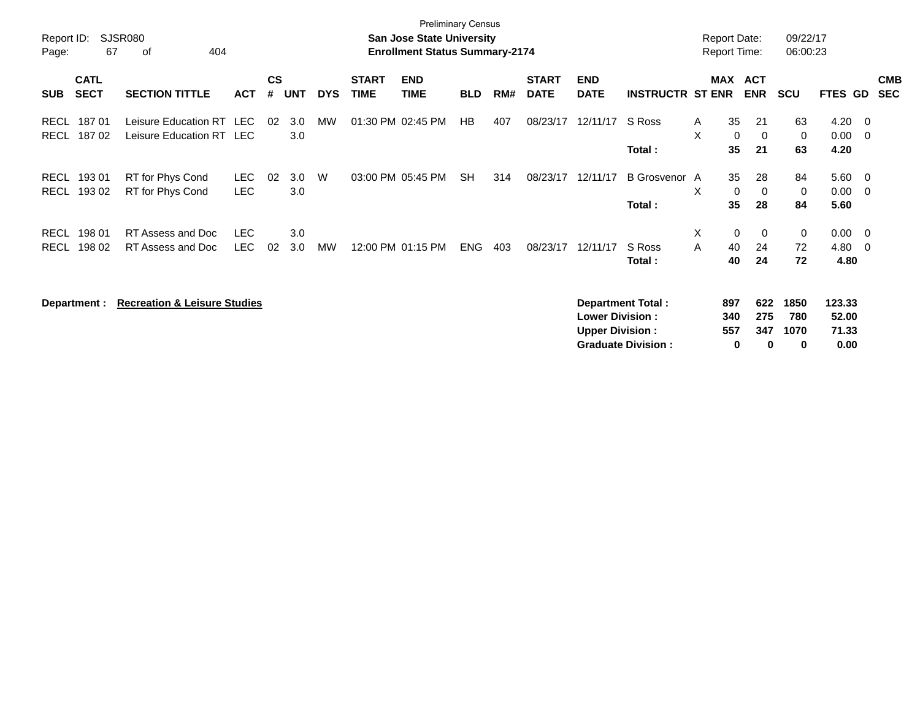Preliminary Census

**San Jose State University**

**Enrollment Status Summary-2174**

Report ID: SJSR080

Report Date: 09/22/17
Report Time: 06:00:23

| SUB | CATL SECT | SECTION TITTLE | ACT | CS # | UNT | DYS | START TIME | END TIME | BLD | RM# | START DATE | END DATE | INSTRUCTR | ST | MAX ENR | ACT ENR | SCU | FTES | GD | CMB SEC |
|---|---|---|---|---|---|---|---|---|---|---|---|---|---|---|---|---|---|---|---|---|
| RECL | 187 01 | Leisure Education RT | LEC | 02 | 3.0 | MW | 01:30 PM | 02:45 PM | HB | 407 | 08/23/17 | 12/11/17 | S Ross | A | 35 | 21 | 63 | 4.20 | 0 | |
| RECL | 187 02 | Leisure Education RT | LEC | | 3.0 | | | | | | | | | X | 0 | 0 | 0 | 0.00 | 0 | |
| | | | | | | | | | | | | | **Total :** | | **35** | **21** | **63** | **4.20** | | |
| RECL | 193 01 | RT for Phys Cond | LEC | 02 | 3.0 | W | 03:00 PM | 05:45 PM | SH | 314 | 08/23/17 | 12/11/17 | B Grosvenor | A | 35 | 28 | 84 | 5.60 | 0 | |
| RECL | 193 02 | RT for Phys Cond | LEC | | 3.0 | | | | | | | | | X | 0 | 0 | 0 | 0.00 | 0 | |
| | | | | | | | | | | | | | **Total :** | | **35** | **28** | **84** | **5.60** | | |
| RECL | 198 01 | RT Assess and Doc | LEC | | 3.0 | | | | | | | | | X | 0 | 0 | 0 | 0.00 | 0 | |
| RECL | 198 02 | RT Assess and Doc | LEC | 02 | 3.0 | MW | 12:00 PM | 01:15 PM | ENG | 403 | 08/23/17 | 12/11/17 | S Ross | A | 40 | 24 | 72 | 4.80 | 0 | |
| | | | | | | | | | | | | | **Total :** | | **40** | **24** | **72** | **4.80** | | |

**Department :** **Recreation & Leisure Studies**

| | MAX ENR | ACT ENR | SCU | FTES |
|---|---|---|---|---|
| **Department Total :** | **897** | **622** | **1850** | **123.33** |
| **Lower Division :** | **340** | **275** | **780** | **52.00** |
| **Upper Division :** | **557** | **347** | **1070** | **71.33** |
| **Graduate Division :** | **0** | **0** | **0** | **0.00** |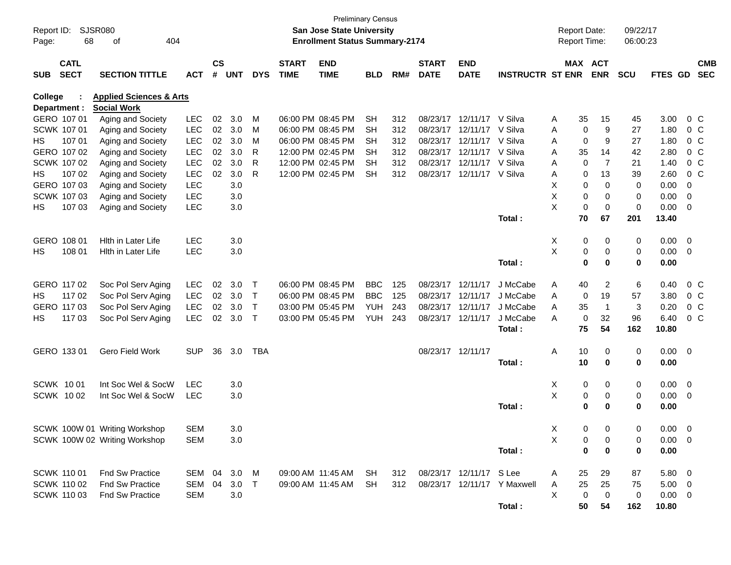Preliminary Census

Report ID: SJSR080
**San Jose State University**
**Enrollment Status Summary-2174**

Report Date: 09/22/17
Report Time: 06:00:23

| SUB | CATL SECT | SECTION TITTLE | ACT | CS # | UNT | DYS | START TIME | END TIME | BLD | RM# | START DATE | END DATE | INSTRUCTR | ST | MAX ENR | ACT ENR | SCU | FTES | GD | CMB SEC |
|---|---|---|---|---|---|---|---|---|---|---|---|---|---|---|---|---|---|---|---|---|
| **College :** | | **Applied Sciences & Arts** | | | | | | | | | | | | | | | | | | |
| **Department :** | | **Social Work** | | | | | | | | | | | | | | | | | | |
| GERO | 107 01 | Aging and Society | LEC | 02 | 3.0 | M | 06:00 PM | 08:45 PM | SH | 312 | 08/23/17 | 12/11/17 | V Silva | A | 35 | 15 | 45 | 3.00 | 0 | C |
| SCWK | 107 01 | Aging and Society | LEC | 02 | 3.0 | M | 06:00 PM | 08:45 PM | SH | 312 | 08/23/17 | 12/11/17 | V Silva | A | 0 | 9 | 27 | 1.80 | 0 | C |
| HS | 107 01 | Aging and Society | LEC | 02 | 3.0 | M | 06:00 PM | 08:45 PM | SH | 312 | 08/23/17 | 12/11/17 | V Silva | A | 0 | 9 | 27 | 1.80 | 0 | C |
| GERO | 107 02 | Aging and Society | LEC | 02 | 3.0 | R | 12:00 PM | 02:45 PM | SH | 312 | 08/23/17 | 12/11/17 | V Silva | A | 35 | 14 | 42 | 2.80 | 0 | C |
| SCWK | 107 02 | Aging and Society | LEC | 02 | 3.0 | R | 12:00 PM | 02:45 PM | SH | 312 | 08/23/17 | 12/11/17 | V Silva | A | 0 | 7 | 21 | 1.40 | 0 | C |
| HS | 107 02 | Aging and Society | LEC | 02 | 3.0 | R | 12:00 PM | 02:45 PM | SH | 312 | 08/23/17 | 12/11/17 | V Silva | A | 0 | 13 | 39 | 2.60 | 0 | C |
| GERO | 107 03 | Aging and Society | LEC | | 3.0 | | | | | | | | | X | 0 | 0 | 0 | 0.00 | 0 | |
| SCWK | 107 03 | Aging and Society | LEC | | 3.0 | | | | | | | | | X | 0 | 0 | 0 | 0.00 | 0 | |
| HS | 107 03 | Aging and Society | LEC | | 3.0 | | | | | | | | | X | 0 | 0 | 0 | 0.00 | 0 | |
| | | | | | | | | | | | | | **Total :** | | **70** | **67** | **201** | **13.40** | | |
| GERO | 108 01 | Hlth in Later Life | LEC | | 3.0 | | | | | | | | | X | 0 | 0 | 0 | 0.00 | 0 | |
| HS | 108 01 | Hlth in Later Life | LEC | | 3.0 | | | | | | | | | X | 0 | 0 | 0 | 0.00 | 0 | |
| | | | | | | | | | | | | | **Total :** | | **0** | **0** | **0** | **0.00** | | |
| GERO | 117 02 | Soc Pol Serv Aging | LEC | 02 | 3.0 | T | 06:00 PM | 08:45 PM | BBC | 125 | 08/23/17 | 12/11/17 | J McCabe | A | 40 | 2 | 6 | 0.40 | 0 | C |
| HS | 117 02 | Soc Pol Serv Aging | LEC | 02 | 3.0 | T | 06:00 PM | 08:45 PM | BBC | 125 | 08/23/17 | 12/11/17 | J McCabe | A | 0 | 19 | 57 | 3.80 | 0 | C |
| GERO | 117 03 | Soc Pol Serv Aging | LEC | 02 | 3.0 | T | 03:00 PM | 05:45 PM | YUH | 243 | 08/23/17 | 12/11/17 | J McCabe | A | 35 | 1 | 3 | 0.20 | 0 | C |
| HS | 117 03 | Soc Pol Serv Aging | LEC | 02 | 3.0 | T | 03:00 PM | 05:45 PM | YUH | 243 | 08/23/17 | 12/11/17 | J McCabe | A | 0 | 32 | 96 | 6.40 | 0 | C |
| | | | | | | | | | | | | | **Total :** | | **75** | **54** | **162** | **10.80** | | |
| GERO | 133 01 | Gero Field Work | SUP | 36 | 3.0 | TBA | | | | | 08/23/17 | 12/11/17 | | A | 10 | 0 | 0 | 0.00 | 0 | |
| | | | | | | | | | | | | | **Total :** | | **10** | **0** | **0** | **0.00** | | |
| SCWK | 10 01 | Int Soc Wel & SocW | LEC | | 3.0 | | | | | | | | | X | 0 | 0 | 0 | 0.00 | 0 | |
| SCWK | 10 02 | Int Soc Wel & SocW | LEC | | 3.0 | | | | | | | | | X | 0 | 0 | 0 | 0.00 | 0 | |
| | | | | | | | | | | | | | **Total :** | | **0** | **0** | **0** | **0.00** | | |
| SCWK | 100W 01 | Writing Workshop | SEM | | 3.0 | | | | | | | | | X | 0 | 0 | 0 | 0.00 | 0 | |
| SCWK | 100W 02 | Writing Workshop | SEM | | 3.0 | | | | | | | | | X | 0 | 0 | 0 | 0.00 | 0 | |
| | | | | | | | | | | | | | **Total :** | | **0** | **0** | **0** | **0.00** | | |
| SCWK | 110 01 | Fnd Sw Practice | SEM | 04 | 3.0 | M | 09:00 AM | 11:45 AM | SH | 312 | 08/23/17 | 12/11/17 | S Lee | A | 25 | 29 | 87 | 5.80 | 0 | |
| SCWK | 110 02 | Fnd Sw Practice | SEM | 04 | 3.0 | T | 09:00 AM | 11:45 AM | SH | 312 | 08/23/17 | 12/11/17 | Y Maxwell | A | 25 | 25 | 75 | 5.00 | 0 | |
| SCWK | 110 03 | Fnd Sw Practice | SEM | | 3.0 | | | | | | | | | X | 0 | 0 | 0 | 0.00 | 0 | |
| | | | | | | | | | | | | | **Total :** | | **50** | **54** | **162** | **10.80** | | |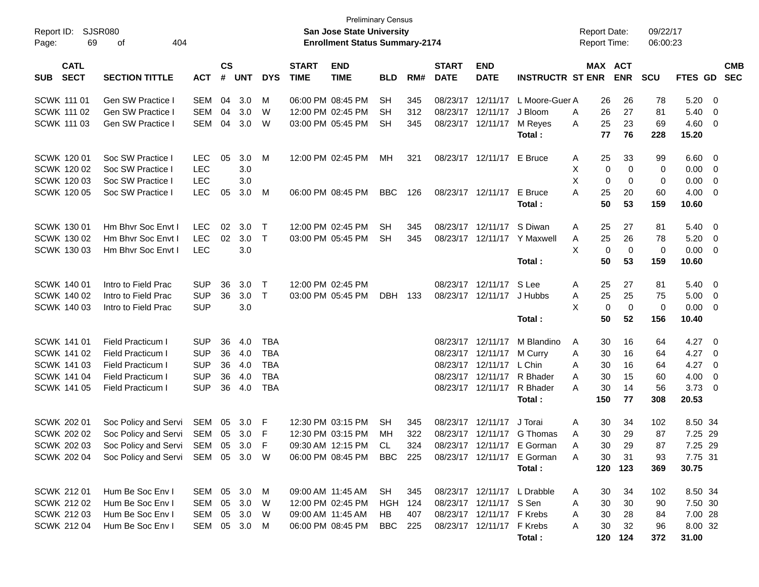Preliminary Census

Report ID: SJSR080

**San Jose State University**

**Enrollment Status Summary-2174**

Report Date: 09/22/17

Report Time: 06:00:23

| SUB | CATL SECT | SECTION TITTLE | ACT | CS # | UNT | DYS | START TIME | END TIME | BLD | RM# | START DATE | END DATE | INSTRUCTR | ST | MAX ENR | ACT ENR | SCU | FTES | GD | CMB SEC |
|---|---|---|---|---|---|---|---|---|---|---|---|---|---|---|---|---|---|---|---|---|
| SCWK | 111 01 | Gen SW Practice I | SEM | 04 | 3.0 | M | 06:00 PM | 08:45 PM | SH | 345 | 08/23/17 | 12/11/17 | L Moore-Guer | A | 26 | 26 | 78 | 5.20 | 0 | |
| SCWK | 111 02 | Gen SW Practice I | SEM | 04 | 3.0 | W | 12:00 PM | 02:45 PM | SH | 312 | 08/23/17 | 12/11/17 | J Bloom | A | 26 | 27 | 81 | 5.40 | 0 | |
| SCWK | 111 03 | Gen SW Practice I | SEM | 04 | 3.0 | W | 03:00 PM | 05:45 PM | SH | 345 | 08/23/17 | 12/11/17 | M Reyes | A | 25 | 23 | 69 | 4.60 | 0 | |
| | | | | | | | | | | | | | **Total :** | | **77** | **76** | **228** | **15.20** | | |
| SCWK | 120 01 | Soc SW Practice I | LEC | 05 | 3.0 | M | 12:00 PM | 02:45 PM | MH | 321 | 08/23/17 | 12/11/17 | E Bruce | A | 25 | 33 | 99 | 6.60 | 0 | |
| SCWK | 120 02 | Soc SW Practice I | LEC | | 3.0 | | | | | | | | | X | 0 | 0 | 0 | 0.00 | 0 | |
| SCWK | 120 03 | Soc SW Practice I | LEC | | 3.0 | | | | | | | | | X | 0 | 0 | 0 | 0.00 | 0 | |
| SCWK | 120 05 | Soc SW Practice I | LEC | 05 | 3.0 | M | 06:00 PM | 08:45 PM | BBC | 126 | 08/23/17 | 12/11/17 | E Bruce | A | 25 | 20 | 60 | 4.00 | 0 | |
| | | | | | | | | | | | | | **Total :** | | **50** | **53** | **159** | **10.60** | | |
| SCWK | 130 01 | Hm Bhvr Soc Envt I | LEC | 02 | 3.0 | T | 12:00 PM | 02:45 PM | SH | 345 | 08/23/17 | 12/11/17 | S Diwan | A | 25 | 27 | 81 | 5.40 | 0 | |
| SCWK | 130 02 | Hm Bhvr Soc Envt I | LEC | 02 | 3.0 | T | 03:00 PM | 05:45 PM | SH | 345 | 08/23/17 | 12/11/17 | Y Maxwell | A | 25 | 26 | 78 | 5.20 | 0 | |
| SCWK | 130 03 | Hm Bhvr Soc Envt I | LEC | | 3.0 | | | | | | | | | X | 0 | 0 | 0 | 0.00 | 0 | |
| | | | | | | | | | | | | | **Total :** | | **50** | **53** | **159** | **10.60** | | |
| SCWK | 140 01 | Intro to Field Prac | SUP | 36 | 3.0 | T | 12:00 PM | 02:45 PM | | | 08/23/17 | 12/11/17 | S Lee | A | 25 | 27 | 81 | 5.40 | 0 | |
| SCWK | 140 02 | Intro to Field Prac | SUP | 36 | 3.0 | T | 03:00 PM | 05:45 PM | DBH | 133 | 08/23/17 | 12/11/17 | J Hubbs | A | 25 | 25 | 75 | 5.00 | 0 | |
| SCWK | 140 03 | Intro to Field Prac | SUP | | 3.0 | | | | | | | | | X | 0 | 0 | 0 | 0.00 | 0 | |
| | | | | | | | | | | | | | **Total :** | | **50** | **52** | **156** | **10.40** | | |
| SCWK | 141 01 | Field Practicum I | SUP | 36 | 4.0 | TBA | | | | | 08/23/17 | 12/11/17 | M Blandino | A | 30 | 16 | 64 | 4.27 | 0 | |
| SCWK | 141 02 | Field Practicum I | SUP | 36 | 4.0 | TBA | | | | | 08/23/17 | 12/11/17 | M Curry | A | 30 | 16 | 64 | 4.27 | 0 | |
| SCWK | 141 03 | Field Practicum I | SUP | 36 | 4.0 | TBA | | | | | 08/23/17 | 12/11/17 | L Chin | A | 30 | 16 | 64 | 4.27 | 0 | |
| SCWK | 141 04 | Field Practicum I | SUP | 36 | 4.0 | TBA | | | | | 08/23/17 | 12/11/17 | R Bhader | A | 30 | 15 | 60 | 4.00 | 0 | |
| SCWK | 141 05 | Field Practicum I | SUP | 36 | 4.0 | TBA | | | | | 08/23/17 | 12/11/17 | R Bhader | A | 30 | 14 | 56 | 3.73 | 0 | |
| | | | | | | | | | | | | | **Total :** | | **150** | **77** | **308** | **20.53** | | |
| SCWK | 202 01 | Soc Policy and Servi | SEM | 05 | 3.0 | F | 12:30 PM | 03:15 PM | SH | 345 | 08/23/17 | 12/11/17 | J Torai | A | 30 | 34 | 102 | 8.50 | 34 | |
| SCWK | 202 02 | Soc Policy and Servi | SEM | 05 | 3.0 | F | 12:30 PM | 03:15 PM | MH | 322 | 08/23/17 | 12/11/17 | G Thomas | A | 30 | 29 | 87 | 7.25 | 29 | |
| SCWK | 202 03 | Soc Policy and Servi | SEM | 05 | 3.0 | F | 09:30 AM | 12:15 PM | CL | 324 | 08/23/17 | 12/11/17 | E Gorman | A | 30 | 29 | 87 | 7.25 | 29 | |
| SCWK | 202 04 | Soc Policy and Servi | SEM | 05 | 3.0 | W | 06:00 PM | 08:45 PM | BBC | 225 | 08/23/17 | 12/11/17 | E Gorman | A | 30 | 31 | 93 | 7.75 | 31 | |
| | | | | | | | | | | | | | **Total :** | | **120** | **123** | **369** | **30.75** | | |
| SCWK | 212 01 | Hum Be Soc Env I | SEM | 05 | 3.0 | M | 09:00 AM | 11:45 AM | SH | 345 | 08/23/17 | 12/11/17 | L Drabble | A | 30 | 34 | 102 | 8.50 | 34 | |
| SCWK | 212 02 | Hum Be Soc Env I | SEM | 05 | 3.0 | W | 12:00 PM | 02:45 PM | HGH | 124 | 08/23/17 | 12/11/17 | S Sen | A | 30 | 30 | 90 | 7.50 | 30 | |
| SCWK | 212 03 | Hum Be Soc Env I | SEM | 05 | 3.0 | W | 09:00 AM | 11:45 AM | HB | 407 | 08/23/17 | 12/11/17 | F Krebs | A | 30 | 28 | 84 | 7.00 | 28 | |
| SCWK | 212 04 | Hum Be Soc Env I | SEM | 05 | 3.0 | M | 06:00 PM | 08:45 PM | BBC | 225 | 08/23/17 | 12/11/17 | F Krebs | A | 30 | 32 | 96 | 8.00 | 32 | |
| | | | | | | | | | | | | | **Total :** | | **120** | **124** | **372** | **31.00** | | |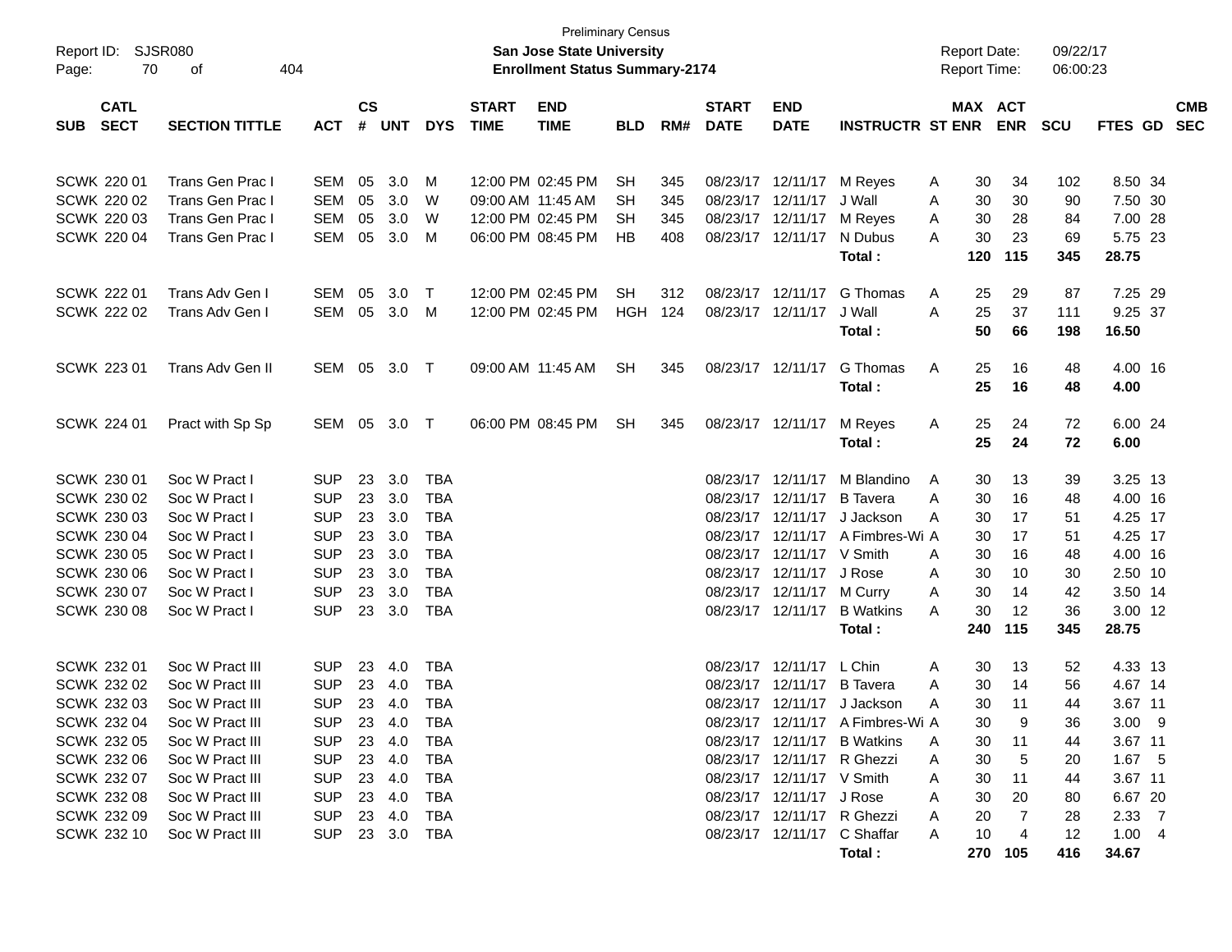Preliminary Census

**San Jose State University**

**Enrollment Status Summary-2174**

Report ID: SJSR080

Report Date: 09/22/17

Report Time: 06:00:23

| SUB | CATL SECT | SECTION TITTLE | ACT | CS # | UNT | DYS | START TIME | END TIME | BLD | RM# | START DATE | END DATE | INSTRUCTR | ST | MAX ENR | ACT ENR | SCU | FTES | GD | CMB SEC |
|---|---|---|---|---|---|---|---|---|---|---|---|---|---|---|---|---|---|---|---|---|
| SCWK | 220 01 | Trans Gen Prac I | SEM | 05 | 3.0 | M | 12:00 PM | 02:45 PM | SH | 345 | 08/23/17 | 12/11/17 | M Reyes | A | 30 | 34 | 102 | 8.50 | 34 | |
| SCWK | 220 02 | Trans Gen Prac I | SEM | 05 | 3.0 | W | 09:00 AM | 11:45 AM | SH | 345 | 08/23/17 | 12/11/17 | J Wall | A | 30 | 30 | 90 | 7.50 | 30 | |
| SCWK | 220 03 | Trans Gen Prac I | SEM | 05 | 3.0 | W | 12:00 PM | 02:45 PM | SH | 345 | 08/23/17 | 12/11/17 | M Reyes | A | 30 | 28 | 84 | 7.00 | 28 | |
| SCWK | 220 04 | Trans Gen Prac I | SEM | 05 | 3.0 | M | 06:00 PM | 08:45 PM | HB | 408 | 08/23/17 | 12/11/17 | N Dubus | A | 30 | 23 | 69 | 5.75 | 23 | |
| | | | | | | | | | | | | | **Total :** | | **120** | **115** | **345** | **28.75** | | |
| SCWK | 222 01 | Trans Adv Gen I | SEM | 05 | 3.0 | T | 12:00 PM | 02:45 PM | SH | 312 | 08/23/17 | 12/11/17 | G Thomas | A | 25 | 29 | 87 | 7.25 | 29 | |
| SCWK | 222 02 | Trans Adv Gen I | SEM | 05 | 3.0 | M | 12:00 PM | 02:45 PM | HGH | 124 | 08/23/17 | 12/11/17 | J Wall | A | 25 | 37 | 111 | 9.25 | 37 | |
| | | | | | | | | | | | | | **Total :** | | **50** | **66** | **198** | **16.50** | | |
| SCWK | 223 01 | Trans Adv Gen II | SEM | 05 | 3.0 | T | 09:00 AM | 11:45 AM | SH | 345 | 08/23/17 | 12/11/17 | G Thomas | A | 25 | 16 | 48 | 4.00 | 16 | |
| | | | | | | | | | | | | | **Total :** | | **25** | **16** | **48** | **4.00** | | |
| SCWK | 224 01 | Pract with Sp Sp | SEM | 05 | 3.0 | T | 06:00 PM | 08:45 PM | SH | 345 | 08/23/17 | 12/11/17 | M Reyes | A | 25 | 24 | 72 | 6.00 | 24 | |
| | | | | | | | | | | | | | **Total :** | | **25** | **24** | **72** | **6.00** | | |
| SCWK | 230 01 | Soc W Pract I | SUP | 23 | 3.0 | TBA | | | | | 08/23/17 | 12/11/17 | M Blandino | A | 30 | 13 | 39 | 3.25 | 13 | |
| SCWK | 230 02 | Soc W Pract I | SUP | 23 | 3.0 | TBA | | | | | 08/23/17 | 12/11/17 | B Tavera | A | 30 | 16 | 48 | 4.00 | 16 | |
| SCWK | 230 03 | Soc W Pract I | SUP | 23 | 3.0 | TBA | | | | | 08/23/17 | 12/11/17 | J Jackson | A | 30 | 17 | 51 | 4.25 | 17 | |
| SCWK | 230 04 | Soc W Pract I | SUP | 23 | 3.0 | TBA | | | | | 08/23/17 | 12/11/17 | A Fimbres-Wi | A | 30 | 17 | 51 | 4.25 | 17 | |
| SCWK | 230 05 | Soc W Pract I | SUP | 23 | 3.0 | TBA | | | | | 08/23/17 | 12/11/17 | V Smith | A | 30 | 16 | 48 | 4.00 | 16 | |
| SCWK | 230 06 | Soc W Pract I | SUP | 23 | 3.0 | TBA | | | | | 08/23/17 | 12/11/17 | J Rose | A | 30 | 10 | 30 | 2.50 | 10 | |
| SCWK | 230 07 | Soc W Pract I | SUP | 23 | 3.0 | TBA | | | | | 08/23/17 | 12/11/17 | M Curry | A | 30 | 14 | 42 | 3.50 | 14 | |
| SCWK | 230 08 | Soc W Pract I | SUP | 23 | 3.0 | TBA | | | | | 08/23/17 | 12/11/17 | B Watkins | A | 30 | 12 | 36 | 3.00 | 12 | |
| | | | | | | | | | | | | | **Total :** | | **240** | **115** | **345** | **28.75** | | |
| SCWK | 232 01 | Soc W Pract III | SUP | 23 | 4.0 | TBA | | | | | 08/23/17 | 12/11/17 | L Chin | A | 30 | 13 | 52 | 4.33 | 13 | |
| SCWK | 232 02 | Soc W Pract III | SUP | 23 | 4.0 | TBA | | | | | 08/23/17 | 12/11/17 | B Tavera | A | 30 | 14 | 56 | 4.67 | 14 | |
| SCWK | 232 03 | Soc W Pract III | SUP | 23 | 4.0 | TBA | | | | | 08/23/17 | 12/11/17 | J Jackson | A | 30 | 11 | 44 | 3.67 | 11 | |
| SCWK | 232 04 | Soc W Pract III | SUP | 23 | 4.0 | TBA | | | | | 08/23/17 | 12/11/17 | A Fimbres-Wi | A | 30 | 9 | 36 | 3.00 | 9 | |
| SCWK | 232 05 | Soc W Pract III | SUP | 23 | 4.0 | TBA | | | | | 08/23/17 | 12/11/17 | B Watkins | A | 30 | 11 | 44 | 3.67 | 11 | |
| SCWK | 232 06 | Soc W Pract III | SUP | 23 | 4.0 | TBA | | | | | 08/23/17 | 12/11/17 | R Ghezzi | A | 30 | 5 | 20 | 1.67 | 5 | |
| SCWK | 232 07 | Soc W Pract III | SUP | 23 | 4.0 | TBA | | | | | 08/23/17 | 12/11/17 | V Smith | A | 30 | 11 | 44 | 3.67 | 11 | |
| SCWK | 232 08 | Soc W Pract III | SUP | 23 | 4.0 | TBA | | | | | 08/23/17 | 12/11/17 | J Rose | A | 30 | 20 | 80 | 6.67 | 20 | |
| SCWK | 232 09 | Soc W Pract III | SUP | 23 | 4.0 | TBA | | | | | 08/23/17 | 12/11/17 | R Ghezzi | A | 20 | 7 | 28 | 2.33 | 7 | |
| SCWK | 232 10 | Soc W Pract III | SUP | 23 | 3.0 | TBA | | | | | 08/23/17 | 12/11/17 | C Shaffar | A | 10 | 4 | 12 | 1.00 | 4 | |
| | | | | | | | | | | | | | **Total :** | | **270** | **105** | **416** | **34.67** | | |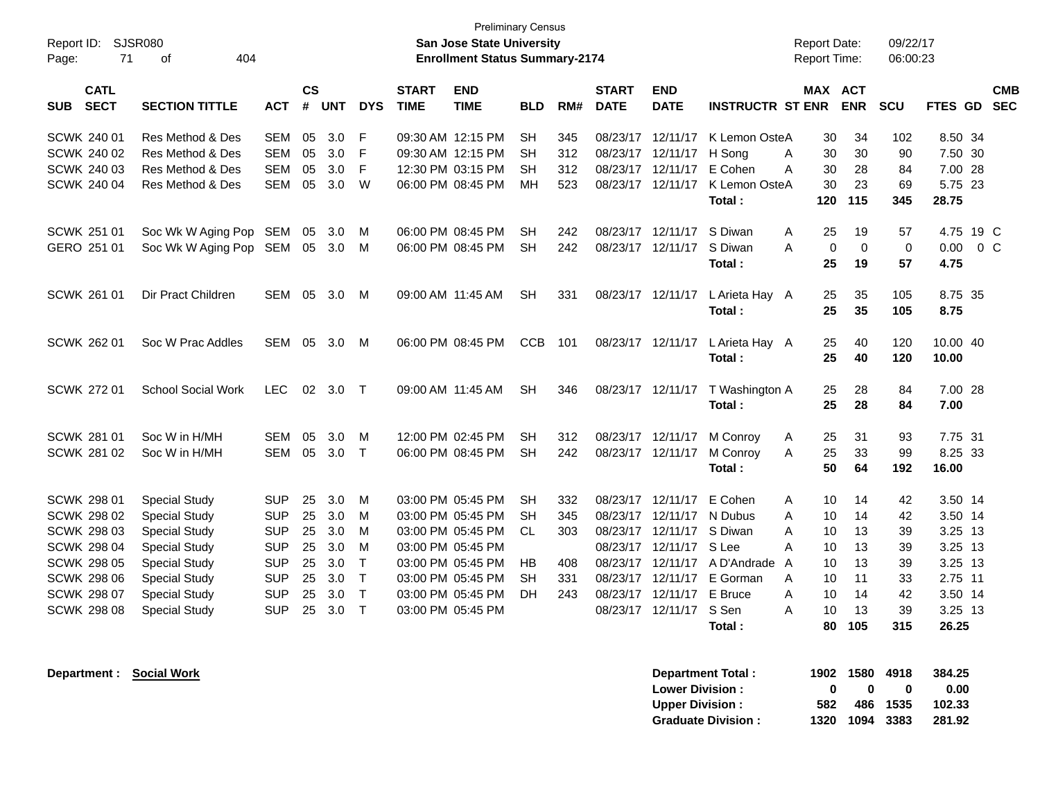Preliminary Census

Report ID: SJSR080

**San Jose State University**

**Enrollment Status Summary-2174**

Report Date: 09/22/17

Report Time: 06:00:23

| SUB | CATL SECT | SECTION TITTLE | ACT | CS # | UNT | DYS | START TIME | END TIME | BLD | RM# | START DATE | END DATE | INSTRUCTR | ST | MAX ENR | ACT ENR | SCU | FTES | GD | CMB SEC |
|---|---|---|---|---|---|---|---|---|---|---|---|---|---|---|---|---|---|---|---|---|
| SCWK | 240 01 | Res Method & Des | SEM | 05 | 3.0 | F | 09:30 AM | 12:15 PM | SH | 345 | 08/23/17 | 12/11/17 | K Lemon Oste | A | 30 | 34 | 102 | 8.50 | 34 | |
| SCWK | 240 02 | Res Method & Des | SEM | 05 | 3.0 | F | 09:30 AM | 12:15 PM | SH | 312 | 08/23/17 | 12/11/17 | H Song | A | 30 | 30 | 90 | 7.50 | 30 | |
| SCWK | 240 03 | Res Method & Des | SEM | 05 | 3.0 | F | 12:30 PM | 03:15 PM | SH | 312 | 08/23/17 | 12/11/17 | E Cohen | A | 30 | 28 | 84 | 7.00 | 28 | |
| SCWK | 240 04 | Res Method & Des | SEM | 05 | 3.0 | W | 06:00 PM | 08:45 PM | MH | 523 | 08/23/17 | 12/11/17 | K Lemon Oste | A | 30 | 23 | 69 | 5.75 | 23 | |
| | | | | | | | | | | | | | **Total :** | | **120** | **115** | **345** | **28.75** | | |
| SCWK | 251 01 | Soc Wk W Aging Pop | SEM | 05 | 3.0 | M | 06:00 PM | 08:45 PM | SH | 242 | 08/23/17 | 12/11/17 | S Diwan | A | 25 | 19 | 57 | 4.75 | 19 | C |
| GERO | 251 01 | Soc Wk W Aging Pop | SEM | 05 | 3.0 | M | 06:00 PM | 08:45 PM | SH | 242 | 08/23/17 | 12/11/17 | S Diwan | A | 0 | 0 | 0 | 0.00 | 0 | C |
| | | | | | | | | | | | | | **Total :** | | **25** | **19** | **57** | **4.75** | | |
| SCWK | 261 01 | Dir Pract Children | SEM | 05 | 3.0 | M | 09:00 AM | 11:45 AM | SH | 331 | 08/23/17 | 12/11/17 | L Arieta Hay | A | 25 | 35 | 105 | 8.75 | 35 | |
| | | | | | | | | | | | | | **Total :** | | **25** | **35** | **105** | **8.75** | | |
| SCWK | 262 01 | Soc W Prac Addles | SEM | 05 | 3.0 | M | 06:00 PM | 08:45 PM | CCB | 101 | 08/23/17 | 12/11/17 | L Arieta Hay | A | 25 | 40 | 120 | 10.00 | 40 | |
| | | | | | | | | | | | | | **Total :** | | **25** | **40** | **120** | **10.00** | | |
| SCWK | 272 01 | School Social Work | LEC | 02 | 3.0 | T | 09:00 AM | 11:45 AM | SH | 346 | 08/23/17 | 12/11/17 | T Washington | A | 25 | 28 | 84 | 7.00 | 28 | |
| | | | | | | | | | | | | | **Total :** | | **25** | **28** | **84** | **7.00** | | |
| SCWK | 281 01 | Soc W in H/MH | SEM | 05 | 3.0 | M | 12:00 PM | 02:45 PM | SH | 312 | 08/23/17 | 12/11/17 | M Conroy | A | 25 | 31 | 93 | 7.75 | 31 | |
| SCWK | 281 02 | Soc W in H/MH | SEM | 05 | 3.0 | T | 06:00 PM | 08:45 PM | SH | 242 | 08/23/17 | 12/11/17 | M Conroy | A | 25 | 33 | 99 | 8.25 | 33 | |
| | | | | | | | | | | | | | **Total :** | | **50** | **64** | **192** | **16.00** | | |
| SCWK | 298 01 | Special Study | SUP | 25 | 3.0 | M | 03:00 PM | 05:45 PM | SH | 332 | 08/23/17 | 12/11/17 | E Cohen | A | 10 | 14 | 42 | 3.50 | 14 | |
| SCWK | 298 02 | Special Study | SUP | 25 | 3.0 | M | 03:00 PM | 05:45 PM | SH | 345 | 08/23/17 | 12/11/17 | N Dubus | A | 10 | 14 | 42 | 3.50 | 14 | |
| SCWK | 298 03 | Special Study | SUP | 25 | 3.0 | M | 03:00 PM | 05:45 PM | CL | 303 | 08/23/17 | 12/11/17 | S Diwan | A | 10 | 13 | 39 | 3.25 | 13 | |
| SCWK | 298 04 | Special Study | SUP | 25 | 3.0 | M | 03:00 PM | 05:45 PM | | | 08/23/17 | 12/11/17 | S Lee | A | 10 | 13 | 39 | 3.25 | 13 | |
| SCWK | 298 05 | Special Study | SUP | 25 | 3.0 | T | 03:00 PM | 05:45 PM | HB | 408 | 08/23/17 | 12/11/17 | A D'Andrade | A | 10 | 13 | 39 | 3.25 | 13 | |
| SCWK | 298 06 | Special Study | SUP | 25 | 3.0 | T | 03:00 PM | 05:45 PM | SH | 331 | 08/23/17 | 12/11/17 | E Gorman | A | 10 | 11 | 33 | 2.75 | 11 | |
| SCWK | 298 07 | Special Study | SUP | 25 | 3.0 | T | 03:00 PM | 05:45 PM | DH | 243 | 08/23/17 | 12/11/17 | E Bruce | A | 10 | 14 | 42 | 3.50 | 14 | |
| SCWK | 298 08 | Special Study | SUP | 25 | 3.0 | T | 03:00 PM | 05:45 PM | | | 08/23/17 | 12/11/17 | S Sen | A | 10 | 13 | 39 | 3.25 | 13 | |
| | | | | | | | | | | | | | **Total :** | | **80** | **105** | **315** | **26.25** | | |

**Department : Social Work**

| | MAX ENR | ACT ENR | SCU | FTES |
|---|---|---|---|---|
| **Department Total :** | **1902** | **1580** | **4918** | **384.25** |
| **Lower Division :** | **0** | **0** | **0** | **0.00** |
| **Upper Division :** | **582** | **486** | **1535** | **102.33** |
| **Graduate Division :** | **1320** | **1094** | **3383** | **281.92** |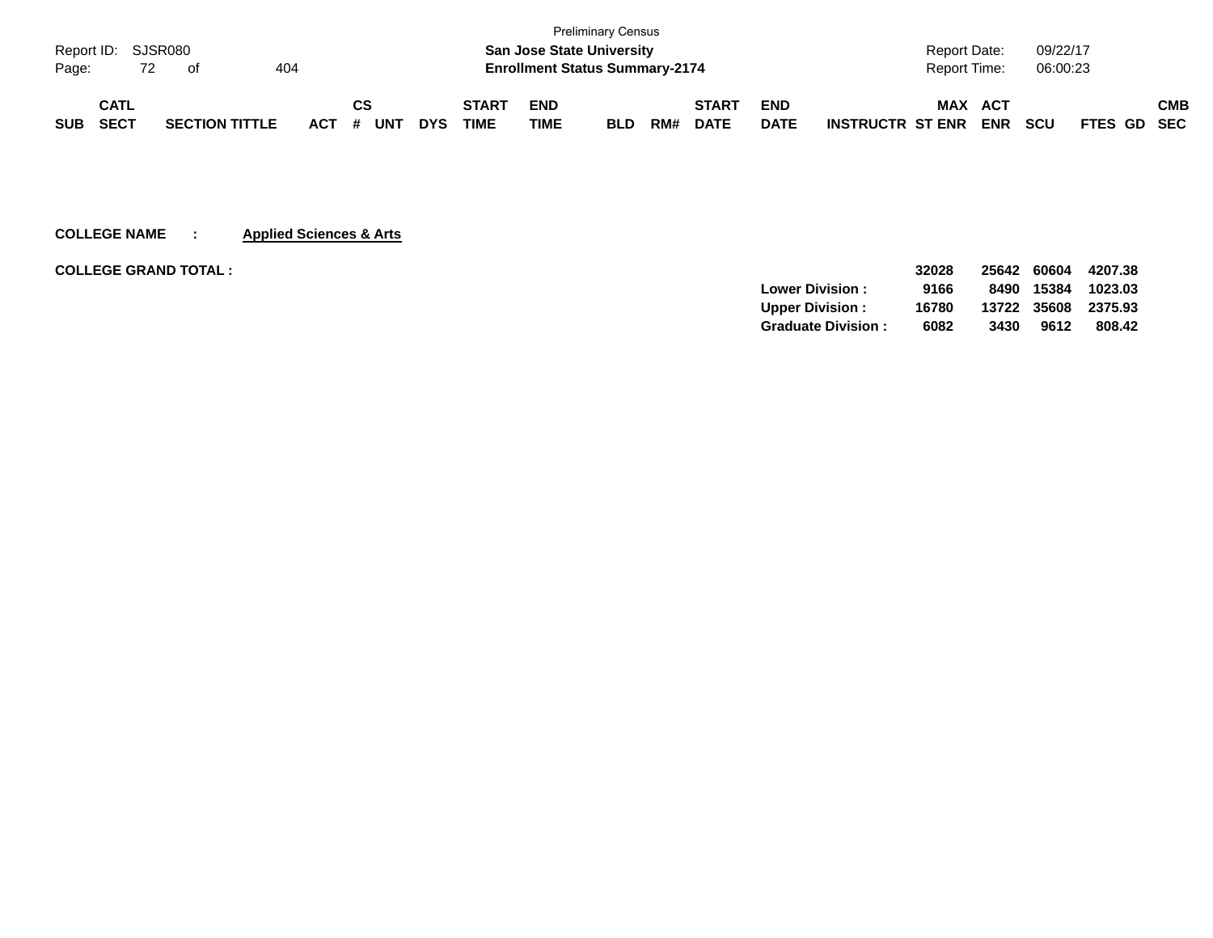Preliminary Census

**San Jose State University**

**Enrollment Status Summary-2174**

Report ID: SJSR080

Report Date: 09/22/17

Report Time: 06:00:23

| SUB | CATL SECT | SECTION TITTLE | ACT | CS # | UNT | DYS | START TIME | END TIME | BLD | RM# | START DATE | END DATE | INSTRUCTR | MAX ST ENR | ACT ENR | SCU | FTES | GD | CMB SEC |
|---|---|---|---|---|---|---|---|---|---|---|---|---|---|---|---|---|---|---|---|

**COLLEGE NAME : Applied Sciences & Arts**

| | | MAX ST ENR | ACT ENR | SCU | FTES |
|---|---|---|---|---|---|
| **COLLEGE GRAND TOTAL :** | | **32028** | **25642** | **60604** | **4207.38** |
| | **Lower Division :** | **9166** | **8490** | **15384** | **1023.03** |
| | **Upper Division :** | **16780** | **13722** | **35608** | **2375.93** |
| | **Graduate Division :** | **6082** | **3430** | **9612** | **808.42** |